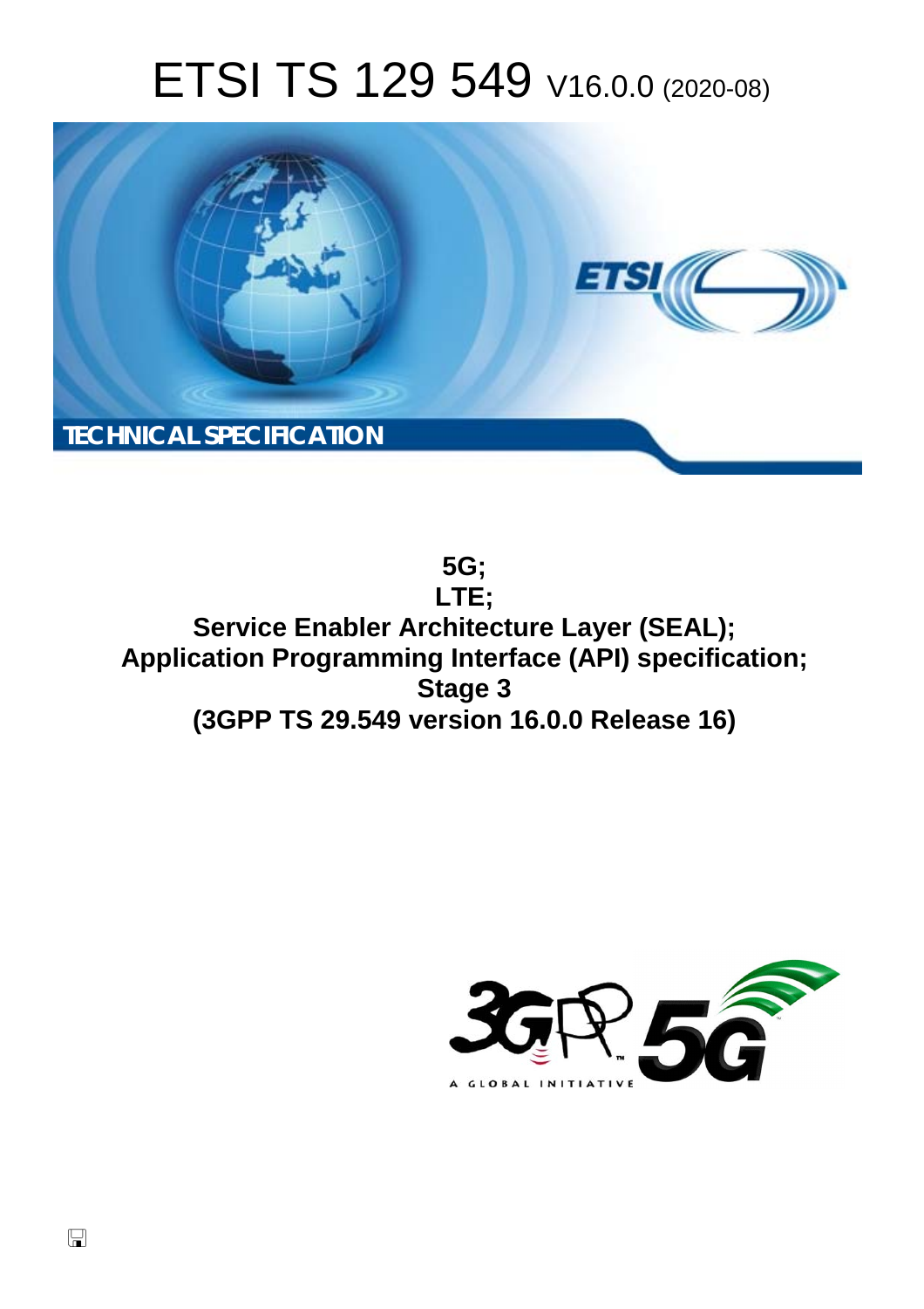# ETSI TS 129 549 V16.0.0 (2020-08)

TECHNICAL SPECIFICATION

**5G;**
**LTE;**
**Service Enabler Architecture Layer (SEAL);**
**Application Programming Interface (API) specification;**
**Stage 3**
**(3GPP TS 29.549 version 16.0.0 Release 16)**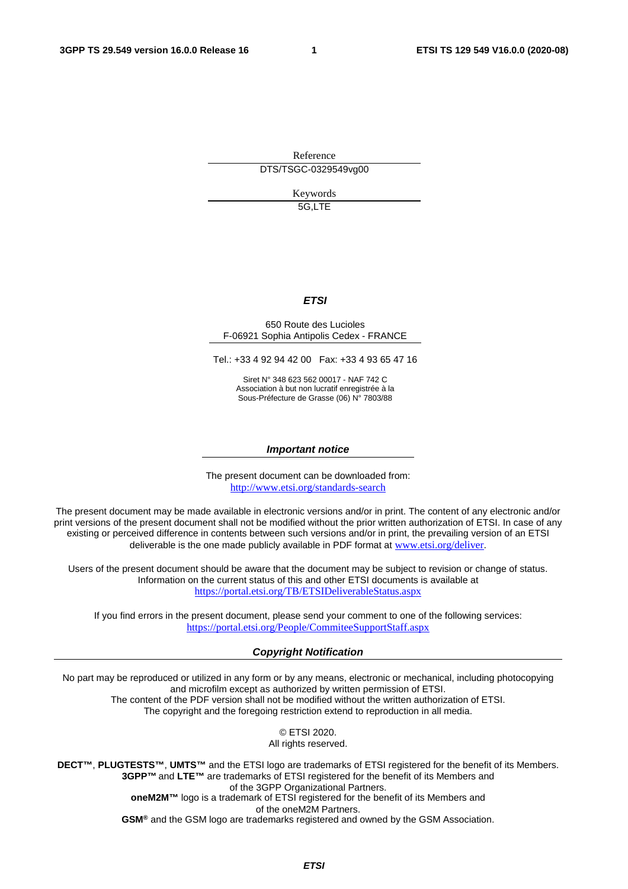Reference

DTS/TSGC-0329549vg00

Keywords

5G,LTE

***ETSI***

650 Route des Lucioles
F-06921 Sophia Antipolis Cedex - FRANCE

Tel.: +33 4 92 94 42 00   Fax: +33 4 93 65 47 16

Siret N° 348 623 562 00017 - NAF 742 C
Association à but non lucratif enregistrée à la
Sous-Préfecture de Grasse (06) N° 7803/88

***Important notice***

The present document can be downloaded from:
http://www.etsi.org/standards-search

The present document may be made available in electronic versions and/or in print. The content of any electronic and/or print versions of the present document shall not be modified without the prior written authorization of ETSI. In case of any existing or perceived difference in contents between such versions and/or in print, the prevailing version of an ETSI deliverable is the one made publicly available in PDF format at www.etsi.org/deliver.

Users of the present document should be aware that the document may be subject to revision or change of status. Information on the current status of this and other ETSI documents is available at https://portal.etsi.org/TB/ETSIDeliverableStatus.aspx

If you find errors in the present document, please send your comment to one of the following services:
https://portal.etsi.org/People/CommiteeSupportStaff.aspx

***Copyright Notification***

No part may be reproduced or utilized in any form or by any means, electronic or mechanical, including photocopying and microfilm except as authorized by written permission of ETSI.
The content of the PDF version shall not be modified without the written authorization of ETSI.
The copyright and the foregoing restriction extend to reproduction in all media.

© ETSI 2020.
All rights reserved.

**DECT™**, **PLUGTESTS™**, **UMTS™** and the ETSI logo are trademarks of ETSI registered for the benefit of its Members.
**3GPP™** and **LTE™** are trademarks of ETSI registered for the benefit of its Members and of the 3GPP Organizational Partners.
**oneM2M™** logo is a trademark of ETSI registered for the benefit of its Members and of the oneM2M Partners.
**GSM®** and the GSM logo are trademarks registered and owned by the GSM Association.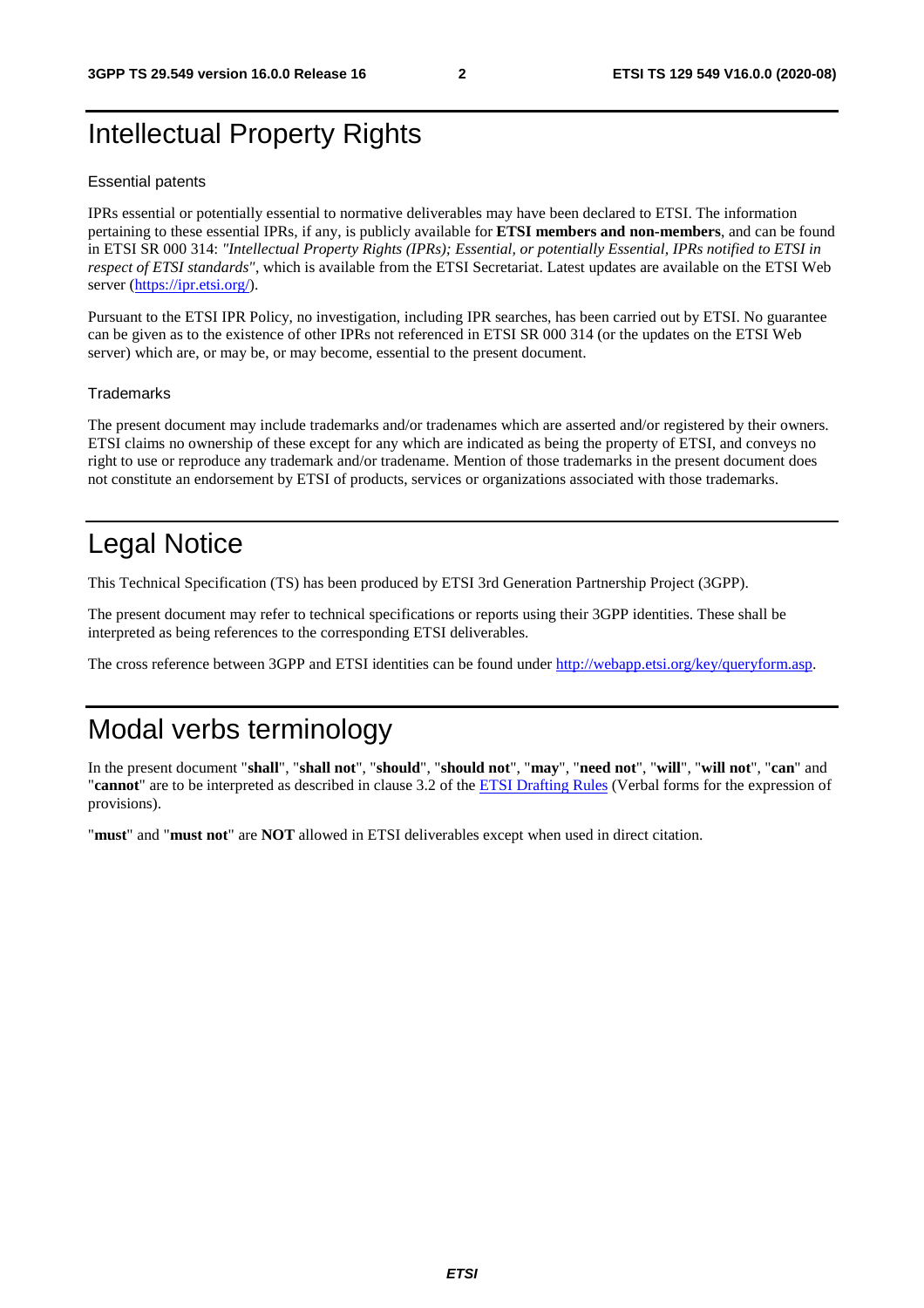# Intellectual Property Rights

## Essential patents

IPRs essential or potentially essential to normative deliverables may have been declared to ETSI. The information pertaining to these essential IPRs, if any, is publicly available for **ETSI members and non-members**, and can be found in ETSI SR 000 314: *"Intellectual Property Rights (IPRs); Essential, or potentially Essential, IPRs notified to ETSI in respect of ETSI standards"*, which is available from the ETSI Secretariat. Latest updates are available on the ETSI Web server (https://ipr.etsi.org/).

Pursuant to the ETSI IPR Policy, no investigation, including IPR searches, has been carried out by ETSI. No guarantee can be given as to the existence of other IPRs not referenced in ETSI SR 000 314 (or the updates on the ETSI Web server) which are, or may be, or may become, essential to the present document.

## Trademarks

The present document may include trademarks and/or tradenames which are asserted and/or registered by their owners. ETSI claims no ownership of these except for any which are indicated as being the property of ETSI, and conveys no right to use or reproduce any trademark and/or tradename. Mention of those trademarks in the present document does not constitute an endorsement by ETSI of products, services or organizations associated with those trademarks.

# Legal Notice

This Technical Specification (TS) has been produced by ETSI 3rd Generation Partnership Project (3GPP).

The present document may refer to technical specifications or reports using their 3GPP identities. These shall be interpreted as being references to the corresponding ETSI deliverables.

The cross reference between 3GPP and ETSI identities can be found under http://webapp.etsi.org/key/queryform.asp.

# Modal verbs terminology

In the present document "**shall**", "**shall not**", "**should**", "**should not**", "**may**", "**need not**", "**will**", "**will not**", "**can**" and "**cannot**" are to be interpreted as described in clause 3.2 of the ETSI Drafting Rules (Verbal forms for the expression of provisions).

"**must**" and "**must not**" are **NOT** allowed in ETSI deliverables except when used in direct citation.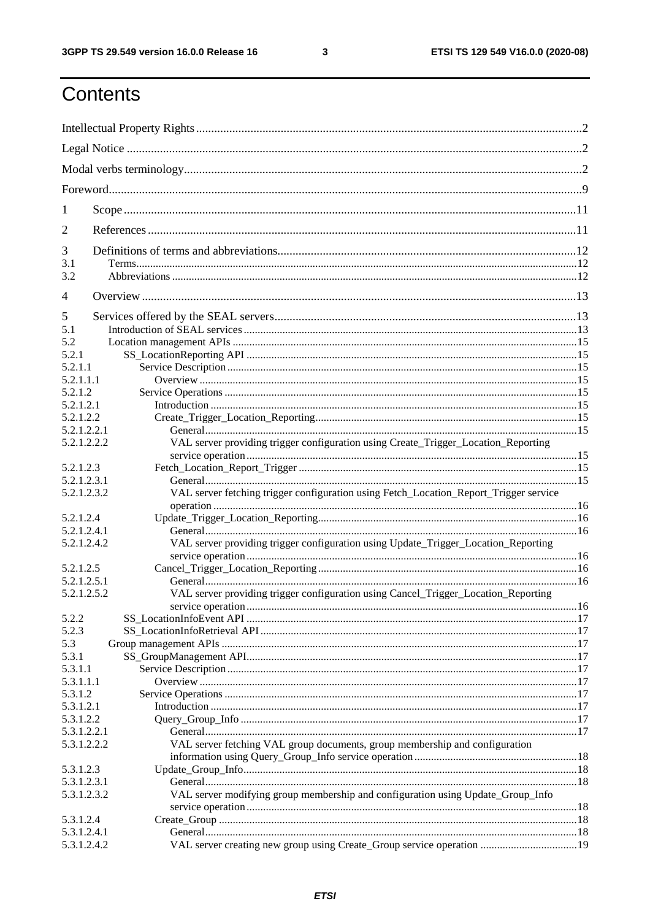# Contents

Intellectual Property Rights ........................................................................................................................ 2

Legal Notice ................................................................................................................................................. 2

Modal verbs terminology .............................................................................................................................. 2

Foreword ....................................................................................................................................................... 9

1 Scope ....................................................................................................................................................... 11

2 References ............................................................................................................................................... 11

3 Definitions of terms and abbreviations .................................................................................................... 12

3.1 Terms .................................................................................................................................................... 12

3.2 Abbreviations ....................................................................................................................................... 12

4 Overview .................................................................................................................................................. 13

5 Services offered by the SEAL servers ..................................................................................................... 13

5.1 Introduction of SEAL services ............................................................................................................ 13

5.2 Location management APIs ................................................................................................................ 15

5.2.1 SS_LocationReporting API .............................................................................................................. 15

5.2.1.1 Service Description ...................................................................................................................... 15

5.2.1.1.1 Overview .................................................................................................................................. 15

5.2.1.2 Service Operations ........................................................................................................................ 15

5.2.1.2.1 Introduction .............................................................................................................................. 15

5.2.1.2.2 Create_Trigger_Location_Reporting ........................................................................................ 15

5.2.1.2.2.1 General ................................................................................................................................. 15

5.2.1.2.2.2 VAL server providing trigger configuration using Create_Trigger_Location_Reporting service operation ................................................................................................................................. 15

5.2.1.2.3 Fetch_Location_Report_Trigger .............................................................................................. 15

5.2.1.2.3.1 General ................................................................................................................................. 15

5.2.1.2.3.2 VAL server fetching trigger configuration using Fetch_Location_Report_Trigger service operation ................................................................................................................................. 16

5.2.1.2.4 Update_Trigger_Location_Reporting ....................................................................................... 16

5.2.1.2.4.1 General ................................................................................................................................. 16

5.2.1.2.4.2 VAL server providing trigger configuration using Update_Trigger_Location_Reporting service operation ................................................................................................................................. 16

5.2.1.2.5 Cancel_Trigger_Location_Reporting ....................................................................................... 16

5.2.1.2.5.1 General ................................................................................................................................. 16

5.2.1.2.5.2 VAL server providing trigger configuration using Cancel_Trigger_Location_Reporting service operation ................................................................................................................................. 16

5.2.2 SS_LocationInfoEvent API .............................................................................................................. 17

5.2.3 SS_LocationInfoRetrieval API ......................................................................................................... 17

5.3 Group management APIs ..................................................................................................................... 17

5.3.1 SS_GroupManagement API ............................................................................................................. 17

5.3.1.1 Service Description ...................................................................................................................... 17

5.3.1.1.1 Overview .................................................................................................................................. 17

5.3.1.2 Service Operations ........................................................................................................................ 17

5.3.1.2.1 Introduction .............................................................................................................................. 17

5.3.1.2.2 Query_Group_Info ................................................................................................................... 17

5.3.1.2.2.1 General ................................................................................................................................. 17

5.3.1.2.2.2 VAL server fetching VAL group documents, group membership and configuration information using Query_Group_Info service operation ...................................................................... 18

5.3.1.2.3 Update_Group_Info .................................................................................................................. 18

5.3.1.2.3.1 General ................................................................................................................................. 18

5.3.1.2.3.2 VAL server modifying group membership and configuration using Update_Group_Info service operation ................................................................................................................................. 18

5.3.1.2.4 Create_Group ........................................................................................................................... 18

5.3.1.2.4.1 General ................................................................................................................................. 18

5.3.1.2.4.2 VAL server creating new group using Create_Group service operation .................................. 19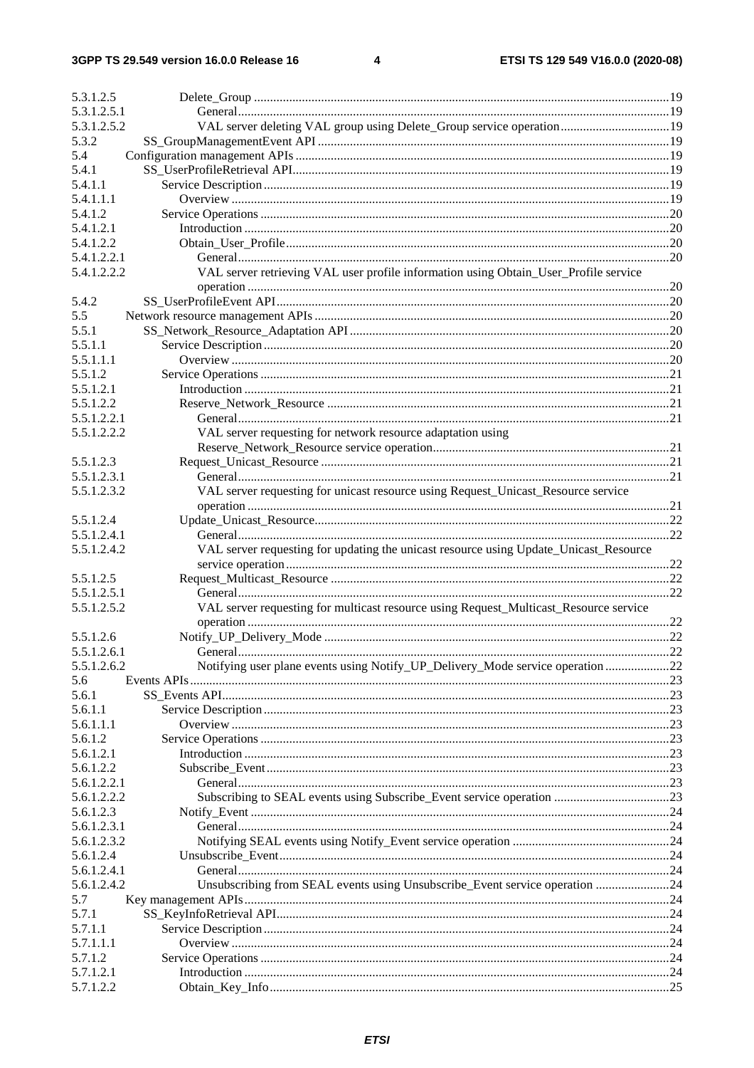5.3.1.2.5 Delete_Group ....19
5.3.1.2.5.1 General....19
5.3.1.2.5.2 VAL server deleting VAL group using Delete_Group service operation....19
5.3.2 SS_GroupManagementEvent API ....19
5.4 Configuration management APIs ....19
5.4.1 SS_UserProfileRetrieval API....19
5.4.1.1 Service Description ....19
5.4.1.1.1 Overview ....19
5.4.1.2 Service Operations ....20
5.4.1.2.1 Introduction ....20
5.4.1.2.2 Obtain_User_Profile....20
5.4.1.2.2.1 General....20
5.4.1.2.2.2 VAL server retrieving VAL user profile information using Obtain_User_Profile service operation ....20
5.4.2 SS_UserProfileEvent API....20
5.5 Network resource management APIs ....20
5.5.1 SS_Network_Resource_Adaptation API ....20
5.5.1.1 Service Description ....20
5.5.1.1.1 Overview ....20
5.5.1.2 Service Operations ....21
5.5.1.2.1 Introduction ....21
5.5.1.2.2 Reserve_Network_Resource ....21
5.5.1.2.2.1 General....21
5.5.1.2.2.2 VAL server requesting for network resource adaptation using Reserve_Network_Resource service operation....21
5.5.1.2.3 Request_Unicast_Resource ....21
5.5.1.2.3.1 General....21
5.5.1.2.3.2 VAL server requesting for unicast resource using Request_Unicast_Resource service operation ....21
5.5.1.2.4 Update_Unicast_Resource....22
5.5.1.2.4.1 General....22
5.5.1.2.4.2 VAL server requesting for updating the unicast resource using Update_Unicast_Resource service operation....22
5.5.1.2.5 Request_Multicast_Resource ....22
5.5.1.2.5.1 General....22
5.5.1.2.5.2 VAL server requesting for multicast resource using Request_Multicast_Resource service operation ....22
5.5.1.2.6 Notify_UP_Delivery_Mode ....22
5.5.1.2.6.1 General....22
5.5.1.2.6.2 Notifying user plane events using Notify_UP_Delivery_Mode service operation ....22
5.6 Events APIs....23
5.6.1 SS_Events API....23
5.6.1.1 Service Description ....23
5.6.1.1.1 Overview ....23
5.6.1.2 Service Operations ....23
5.6.1.2.1 Introduction ....23
5.6.1.2.2 Subscribe_Event....23
5.6.1.2.2.1 General....23
5.6.1.2.2.2 Subscribing to SEAL events using Subscribe_Event service operation ....23
5.6.1.2.3 Notify_Event ....24
5.6.1.2.3.1 General....24
5.6.1.2.3.2 Notifying SEAL events using Notify_Event service operation ....24
5.6.1.2.4 Unsubscribe_Event....24
5.6.1.2.4.1 General....24
5.6.1.2.4.2 Unsubscribing from SEAL events using Unsubscribe_Event service operation ....24
5.7 Key management APIs....24
5.7.1 SS_KeyInfoRetrieval API....24
5.7.1.1 Service Description ....24
5.7.1.1.1 Overview ....24
5.7.1.2 Service Operations ....24
5.7.1.2.1 Introduction ....24
5.7.1.2.2 Obtain_Key_Info....25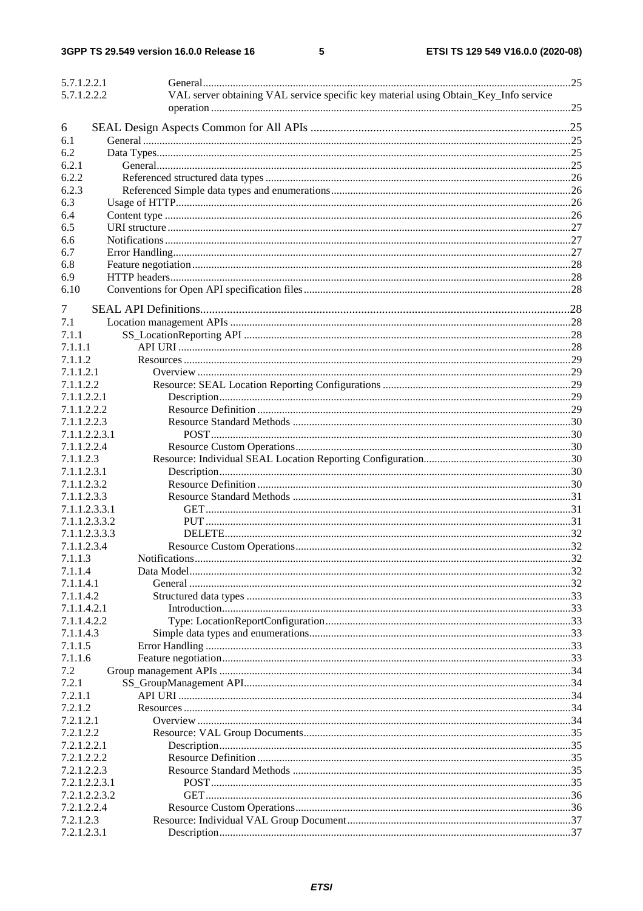5.7.1.2.2.1 General ........................................................................................................................25
5.7.1.2.2.2 VAL server obtaining VAL service specific key material using Obtain_Key_Info service operation ...................................................................................................................25

6 SEAL Design Aspects Common for All APIs .........................................................................................25
6.1 General ..................................................................................................................................................25
6.2 Data Types.............................................................................................................................................25
6.2.1 General............................................................................................................................................25
6.2.2 Referenced structured data types ....................................................................................................26
6.2.3 Referenced Simple data types and enumerations............................................................................26
6.3 Usage of HTTP......................................................................................................................................26
6.4 Content type ..........................................................................................................................................26
6.5 URI structure .........................................................................................................................................27
6.6 Notifications ..........................................................................................................................................27
6.7 Error Handling.......................................................................................................................................27
6.8 Feature negotiation ................................................................................................................................28
6.9 HTTP headers........................................................................................................................................28
6.10 Conventions for Open API specification files .......................................................................................28

7 SEAL API Definitions..............................................................................................................................28
7.1 Location management APIs ..................................................................................................................28
7.1.1 SS_LocationReporting API ............................................................................................................28
7.1.1.1 API URI ....................................................................................................................................28
7.1.1.2 Resources ..................................................................................................................................29
7.1.1.2.1 Overview ..............................................................................................................................29
7.1.1.2.2 Resource: SEAL Location Reporting Configurations ..........................................................29
7.1.1.2.2.1 Description......................................................................................................................29
7.1.1.2.2.2 Resource Definition ........................................................................................................29
7.1.1.2.2.3 Resource Standard Methods ...........................................................................................30
7.1.1.2.2.3.1 POST..........................................................................................................................30
7.1.1.2.2.4 Resource Custom Operations..........................................................................................30
7.1.1.2.3 Resource: Individual SEAL Location Reporting Configuration............................................30
7.1.1.2.3.1 Description......................................................................................................................30
7.1.1.2.3.2 Resource Definition ........................................................................................................30
7.1.1.2.3.3 Resource Standard Methods ...........................................................................................31
7.1.1.2.3.3.1 GET............................................................................................................................31
7.1.1.2.3.3.2 PUT............................................................................................................................31
7.1.1.2.3.3.3 DELETE.....................................................................................................................32
7.1.1.2.3.4 Resource Custom Operations..........................................................................................32
7.1.1.3 Notifications...............................................................................................................................32
7.1.1.4 Data Model.................................................................................................................................32
7.1.1.4.1 General .................................................................................................................................32
7.1.1.4.2 Structured data types ............................................................................................................33
7.1.1.4.2.1 Introduction.....................................................................................................................33
7.1.1.4.2.2 Type: LocationReportConfiguration...............................................................................33
7.1.1.4.3 Simple data types and enumerations.....................................................................................33
7.1.1.5 Error Handling ...........................................................................................................................33
7.1.1.6 Feature negotiation.....................................................................................................................33
7.2 Group management APIs ......................................................................................................................34
7.2.1 SS_GroupManagement API.............................................................................................................34
7.2.1.1 API URI .....................................................................................................................................34
7.2.1.2 Resources ...................................................................................................................................34
7.2.1.2.1 Overview ..............................................................................................................................34
7.2.1.2.2 Resource: VAL Group Documents........................................................................................35
7.2.1.2.2.1 Description.......................................................................................................................35
7.2.1.2.2.2 Resource Definition .........................................................................................................35
7.2.1.2.2.3 Resource Standard Methods ............................................................................................35
7.2.1.2.2.3.1 POST..........................................................................................................................35
7.2.1.2.2.3.2 GET............................................................................................................................36
7.2.1.2.2.4 Resource Custom Operations...........................................................................................36
7.2.1.2.3 Resource: Individual VAL Group Document.........................................................................37
7.2.1.2.3.1 Description.......................................................................................................................37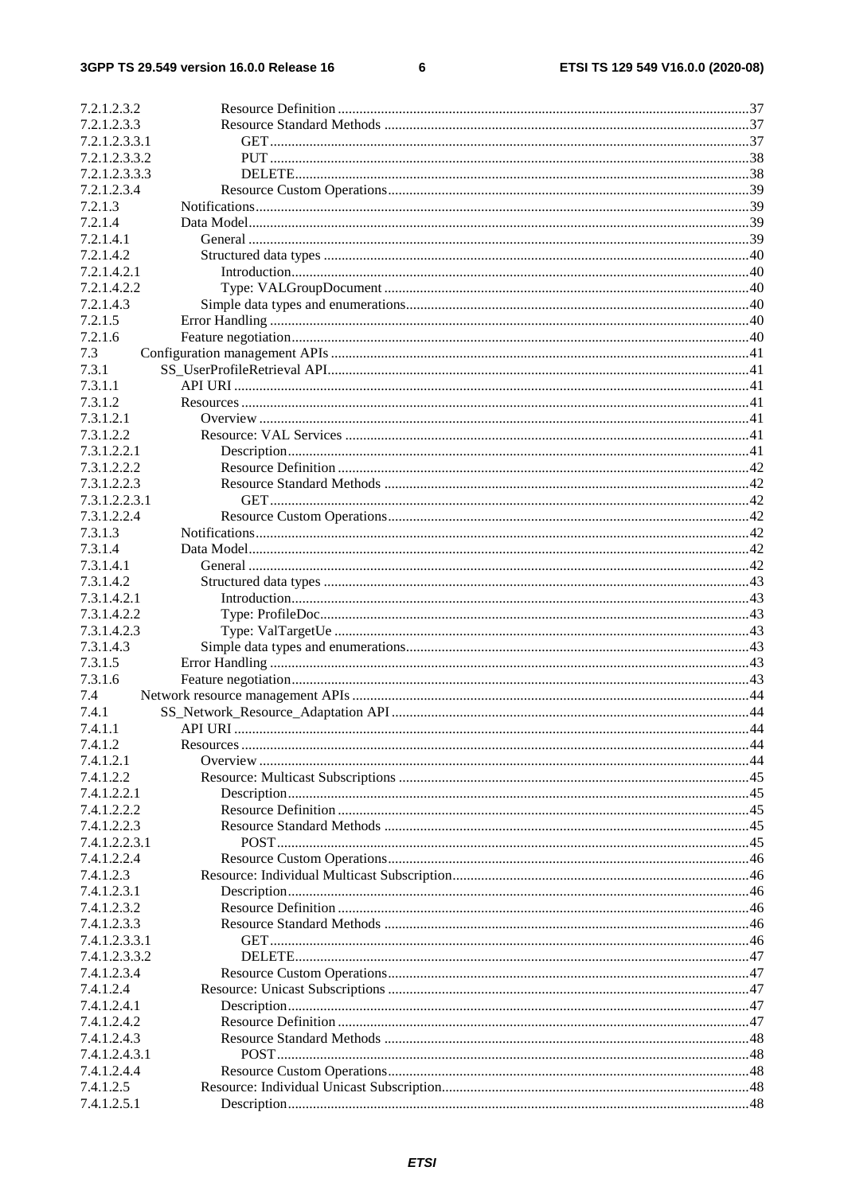7.2.1.2.3.2 Resource Definition ....................................................................................................37
7.2.1.2.3.3 Resource Standard Methods .......................................................................................37
7.2.1.2.3.3.1 GET.......................................................................................................................37
7.2.1.2.3.3.2 PUT.......................................................................................................................38
7.2.1.2.3.3.3 DELETE.................................................................................................................38
7.2.1.2.3.4 Resource Custom Operations......................................................................................39
7.2.1.3 Notifications.........................................................................................................................39
7.2.1.4 Data Model...........................................................................................................................39
7.2.1.4.1 General ............................................................................................................................39
7.2.1.4.2 Structured data types .......................................................................................................40
7.2.1.4.2.1 Introduction................................................................................................................40
7.2.1.4.2.2 Type: VALGroupDocument .......................................................................................40
7.2.1.4.3 Simple data types and enumerations................................................................................40
7.2.1.5 Error Handling .....................................................................................................................40
7.2.1.6 Feature negotiation...............................................................................................................40
7.3 Configuration management APIs .....................................................................................................41
7.3.1 SS_UserProfileRetrieval API.......................................................................................................41
7.3.1.1 API URI ...............................................................................................................................41
7.3.1.2 Resources .............................................................................................................................41
7.3.1.2.1 Overview .........................................................................................................................41
7.3.1.2.2 Resource: VAL Services .................................................................................................41
7.3.1.2.2.1 Description..................................................................................................................41
7.3.1.2.2.2 Resource Definition ....................................................................................................42
7.3.1.2.2.3 Resource Standard Methods .......................................................................................42
7.3.1.2.2.3.1 GET.......................................................................................................................42
7.3.1.2.2.4 Resource Custom Operations......................................................................................42
7.3.1.3 Notifications.........................................................................................................................42
7.3.1.4 Data Model...........................................................................................................................42
7.3.1.4.1 General ............................................................................................................................42
7.3.1.4.2 Structured data types .......................................................................................................43
7.3.1.4.2.1 Introduction................................................................................................................43
7.3.1.4.2.2 Type: ProfileDoc.........................................................................................................43
7.3.1.4.2.3 Type: ValTargetUe .....................................................................................................43
7.3.1.4.3 Simple data types and enumerations................................................................................43
7.3.1.5 Error Handling .....................................................................................................................43
7.3.1.6 Feature negotiation...............................................................................................................43
7.4 Network resource management APIs ...............................................................................................44
7.4.1 SS_Network_Resource_Adaptation API ....................................................................................44
7.4.1.1 API URI ...............................................................................................................................44
7.4.1.2 Resources .............................................................................................................................44
7.4.1.2.1 Overview .........................................................................................................................44
7.4.1.2.2 Resource: Multicast Subscriptions ..................................................................................45
7.4.1.2.2.1 Description..................................................................................................................45
7.4.1.2.2.2 Resource Definition ....................................................................................................45
7.4.1.2.2.3 Resource Standard Methods .......................................................................................45
7.4.1.2.2.3.1 POST.....................................................................................................................45
7.4.1.2.2.4 Resource Custom Operations......................................................................................46
7.4.1.2.3 Resource: Individual Multicast Subscription...................................................................46
7.4.1.2.3.1 Description..................................................................................................................46
7.4.1.2.3.2 Resource Definition ....................................................................................................46
7.4.1.2.3.3 Resource Standard Methods .......................................................................................46
7.4.1.2.3.3.1 GET.......................................................................................................................46
7.4.1.2.3.3.2 DELETE.................................................................................................................47
7.4.1.2.3.4 Resource Custom Operations......................................................................................47
7.4.1.2.4 Resource: Unicast Subscriptions .....................................................................................47
7.4.1.2.4.1 Description..................................................................................................................47
7.4.1.2.4.2 Resource Definition ....................................................................................................47
7.4.1.2.4.3 Resource Standard Methods .......................................................................................48
7.4.1.2.4.3.1 POST.....................................................................................................................48
7.4.1.2.4.4 Resource Custom Operations......................................................................................48
7.4.1.2.5 Resource: Individual Unicast Subscription......................................................................48
7.4.1.2.5.1 Description..................................................................................................................48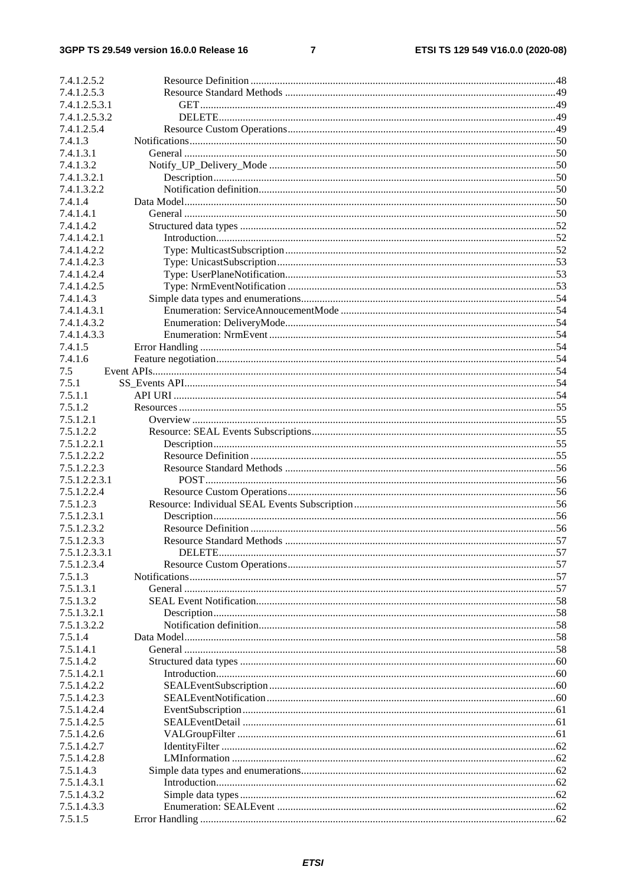7.4.1.2.5.2 Resource Definition ... 48
7.4.1.2.5.3 Resource Standard Methods ... 49
7.4.1.2.5.3.1 GET ... 49
7.4.1.2.5.3.2 DELETE ... 49
7.4.1.2.5.4 Resource Custom Operations ... 49
7.4.1.3 Notifications ... 50
7.4.1.3.1 General ... 50
7.4.1.3.2 Notify_UP_Delivery_Mode ... 50
7.4.1.3.2.1 Description ... 50
7.4.1.3.2.2 Notification definition ... 50
7.4.1.4 Data Model ... 50
7.4.1.4.1 General ... 50
7.4.1.4.2 Structured data types ... 52
7.4.1.4.2.1 Introduction ... 52
7.4.1.4.2.2 Type: MulticastSubscription ... 52
7.4.1.4.2.3 Type: UnicastSubscription ... 53
7.4.1.4.2.4 Type: UserPlaneNotification ... 53
7.4.1.4.2.5 Type: NrmEventNotification ... 53
7.4.1.4.3 Simple data types and enumerations ... 54
7.4.1.4.3.1 Enumeration: ServiceAnnoucementMode ... 54
7.4.1.4.3.2 Enumeration: DeliveryMode ... 54
7.4.1.4.3.3 Enumeration: NrmEvent ... 54
7.4.1.5 Error Handling ... 54
7.4.1.6 Feature negotiation ... 54
7.5 Event APIs ... 54
7.5.1 SS_Events API ... 54
7.5.1.1 API URI ... 54
7.5.1.2 Resources ... 55
7.5.1.2.1 Overview ... 55
7.5.1.2.2 Resource: SEAL Events Subscriptions ... 55
7.5.1.2.2.1 Description ... 55
7.5.1.2.2.2 Resource Definition ... 55
7.5.1.2.2.3 Resource Standard Methods ... 56
7.5.1.2.2.3.1 POST ... 56
7.5.1.2.2.4 Resource Custom Operations ... 56
7.5.1.2.3 Resource: Individual SEAL Events Subscription ... 56
7.5.1.2.3.1 Description ... 56
7.5.1.2.3.2 Resource Definition ... 56
7.5.1.2.3.3 Resource Standard Methods ... 57
7.5.1.2.3.3.1 DELETE ... 57
7.5.1.2.3.4 Resource Custom Operations ... 57
7.5.1.3 Notifications ... 57
7.5.1.3.1 General ... 57
7.5.1.3.2 SEAL Event Notification ... 58
7.5.1.3.2.1 Description ... 58
7.5.1.3.2.2 Notification definition ... 58
7.5.1.4 Data Model ... 58
7.5.1.4.1 General ... 58
7.5.1.4.2 Structured data types ... 60
7.5.1.4.2.1 Introduction ... 60
7.5.1.4.2.2 SEALEventSubscription ... 60
7.5.1.4.2.3 SEALEventNotification ... 60
7.5.1.4.2.4 EventSubscription ... 61
7.5.1.4.2.5 SEALEventDetail ... 61
7.5.1.4.2.6 VALGroupFilter ... 61
7.5.1.4.2.7 IdentityFilter ... 62
7.5.1.4.2.8 LMInformation ... 62
7.5.1.4.3 Simple data types and enumerations ... 62
7.5.1.4.3.1 Introduction ... 62
7.5.1.4.3.2 Simple data types ... 62
7.5.1.4.3.3 Enumeration: SEALEvent ... 62
7.5.1.5 Error Handling ... 62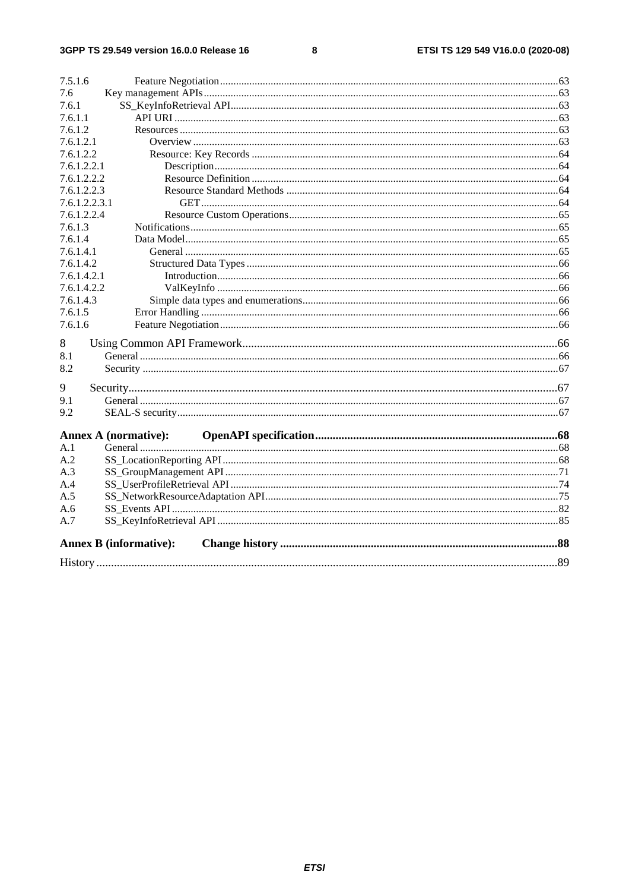7.5.1.6 Feature Negotiation .....63
7.6 Key management APIs .....63
7.6.1 SS_KeyInfoRetrieval API .....63
7.6.1.1 API URI .....63
7.6.1.2 Resources .....63
7.6.1.2.1 Overview .....63
7.6.1.2.2 Resource: Key Records .....64
7.6.1.2.2.1 Description .....64
7.6.1.2.2.2 Resource Definition .....64
7.6.1.2.2.3 Resource Standard Methods .....64
7.6.1.2.2.3.1 GET .....64
7.6.1.2.2.4 Resource Custom Operations .....65
7.6.1.3 Notifications .....65
7.6.1.4 Data Model .....65
7.6.1.4.1 General .....65
7.6.1.4.2 Structured Data Types .....66
7.6.1.4.2.1 Introduction .....66
7.6.1.4.2.2 ValKeyInfo .....66
7.6.1.4.3 Simple data types and enumerations .....66
7.6.1.5 Error Handling .....66
7.6.1.6 Feature Negotiation .....66

8 Using Common API Framework .....66
8.1 General .....66
8.2 Security .....67

9 Security .....67
9.1 General .....67
9.2 SEAL-S security .....67

**Annex A (normative): OpenAPI specification .....68**
A.1 General .....68
A.2 SS_LocationReporting API .....68
A.3 SS_GroupManagement API .....71
A.4 SS_UserProfileRetrieval API .....74
A.5 SS_NetworkResourceAdaptation API .....75
A.6 SS_Events API .....82
A.7 SS_KeyInfoRetrieval API .....85

**Annex B (informative): Change history .....88**

History .....89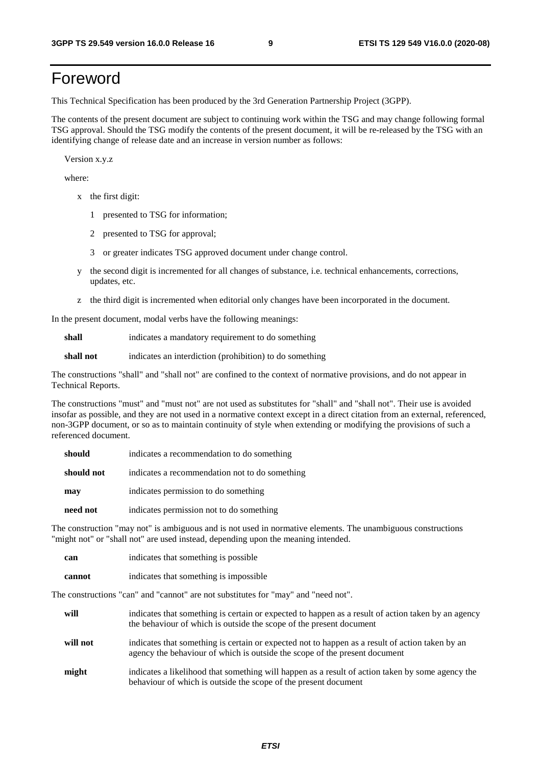# Foreword

This Technical Specification has been produced by the 3rd Generation Partnership Project (3GPP).

The contents of the present document are subject to continuing work within the TSG and may change following formal TSG approval. Should the TSG modify the contents of the present document, it will be re-released by the TSG with an identifying change of release date and an increase in version number as follows:

Version x.y.z

where:

- x the first digit:
  - 1 presented to TSG for information;
  - 2 presented to TSG for approval;
  - 3 or greater indicates TSG approved document under change control.
- y the second digit is incremented for all changes of substance, i.e. technical enhancements, corrections, updates, etc.
- z the third digit is incremented when editorial only changes have been incorporated in the document.

In the present document, modal verbs have the following meanings:

**shall** indicates a mandatory requirement to do something

**shall not** indicates an interdiction (prohibition) to do something

The constructions "shall" and "shall not" are confined to the context of normative provisions, and do not appear in Technical Reports.

The constructions "must" and "must not" are not used as substitutes for "shall" and "shall not". Their use is avoided insofar as possible, and they are not used in a normative context except in a direct citation from an external, referenced, non-3GPP document, or so as to maintain continuity of style when extending or modifying the provisions of such a referenced document.

**should** indicates a recommendation to do something

**should not** indicates a recommendation not to do something

**may** indicates permission to do something

**need not** indicates permission not to do something

The construction "may not" is ambiguous and is not used in normative elements. The unambiguous constructions "might not" or "shall not" are used instead, depending upon the meaning intended.

**can** indicates that something is possible

**cannot** indicates that something is impossible

The constructions "can" and "cannot" are not substitutes for "may" and "need not".

**will** indicates that something is certain or expected to happen as a result of action taken by an agency the behaviour of which is outside the scope of the present document

**will not** indicates that something is certain or expected not to happen as a result of action taken by an agency the behaviour of which is outside the scope of the present document

**might** indicates a likelihood that something will happen as a result of action taken by some agency the behaviour of which is outside the scope of the present document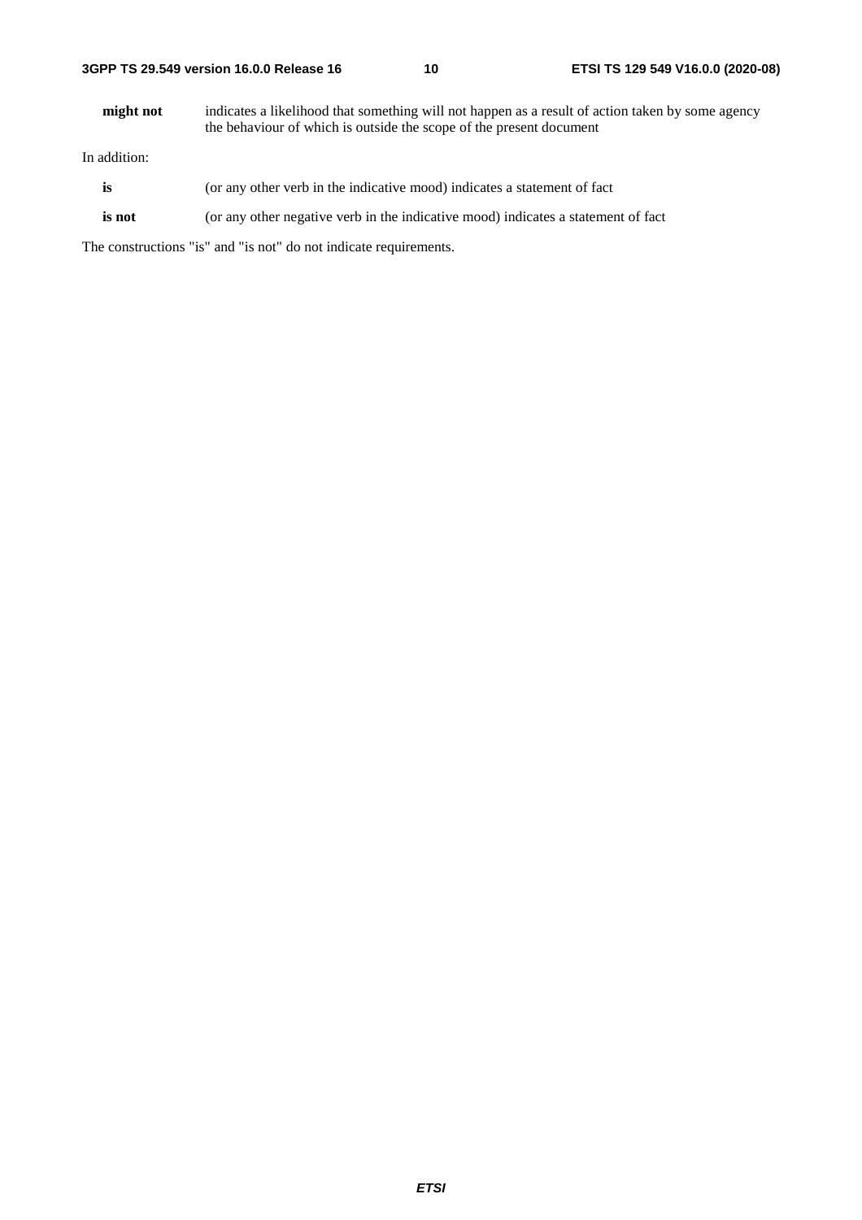**might not** indicates a likelihood that something will not happen as a result of action taken by some agency the behaviour of which is outside the scope of the present document

In addition:

**is** (or any other verb in the indicative mood) indicates a statement of fact

**is not** (or any other negative verb in the indicative mood) indicates a statement of fact

The constructions "is" and "is not" do not indicate requirements.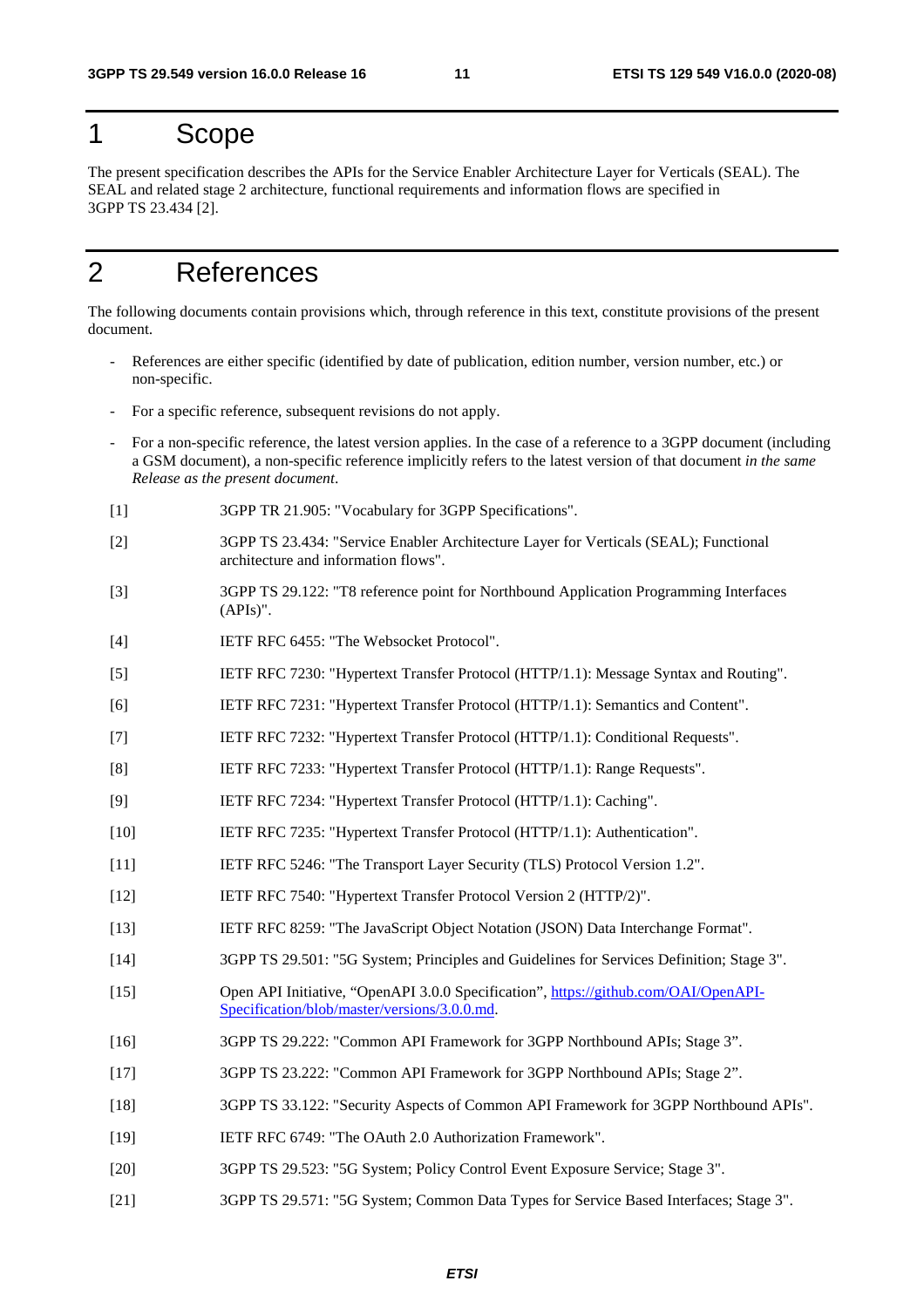# 1 Scope

The present specification describes the APIs for the Service Enabler Architecture Layer for Verticals (SEAL). The SEAL and related stage 2 architecture, functional requirements and information flows are specified in 3GPP TS 23.434 [2].

# 2 References

The following documents contain provisions which, through reference in this text, constitute provisions of the present document.

- References are either specific (identified by date of publication, edition number, version number, etc.) or non-specific.
- For a specific reference, subsequent revisions do not apply.
- For a non-specific reference, the latest version applies. In the case of a reference to a 3GPP document (including a GSM document), a non-specific reference implicitly refers to the latest version of that document *in the same Release as the present document*.

[1] 3GPP TR 21.905: "Vocabulary for 3GPP Specifications".

[2] 3GPP TS 23.434: "Service Enabler Architecture Layer for Verticals (SEAL); Functional architecture and information flows".

[3] 3GPP TS 29.122: "T8 reference point for Northbound Application Programming Interfaces (APIs)".

[4] IETF RFC 6455: "The Websocket Protocol".

[5] IETF RFC 7230: "Hypertext Transfer Protocol (HTTP/1.1): Message Syntax and Routing".

[6] IETF RFC 7231: "Hypertext Transfer Protocol (HTTP/1.1): Semantics and Content".

[7] IETF RFC 7232: "Hypertext Transfer Protocol (HTTP/1.1): Conditional Requests".

[8] IETF RFC 7233: "Hypertext Transfer Protocol (HTTP/1.1): Range Requests".

[9] IETF RFC 7234: "Hypertext Transfer Protocol (HTTP/1.1): Caching".

[10] IETF RFC 7235: "Hypertext Transfer Protocol (HTTP/1.1): Authentication".

[11] IETF RFC 5246: "The Transport Layer Security (TLS) Protocol Version 1.2".

[12] IETF RFC 7540: "Hypertext Transfer Protocol Version 2 (HTTP/2)".

[13] IETF RFC 8259: "The JavaScript Object Notation (JSON) Data Interchange Format".

[14] 3GPP TS 29.501: "5G System; Principles and Guidelines for Services Definition; Stage 3".

[15] Open API Initiative, "OpenAPI 3.0.0 Specification", [https://github.com/OAI/OpenAPI-Specification/blob/master/versions/3.0.0.md](https://github.com/OAI/OpenAPI-Specification/blob/master/versions/3.0.0.md).

[16] 3GPP TS 29.222: "Common API Framework for 3GPP Northbound APIs; Stage 3".

[17] 3GPP TS 23.222: "Common API Framework for 3GPP Northbound APIs; Stage 2".

[18] 3GPP TS 33.122: "Security Aspects of Common API Framework for 3GPP Northbound APIs".

[19] IETF RFC 6749: "The OAuth 2.0 Authorization Framework".

[20] 3GPP TS 29.523: "5G System; Policy Control Event Exposure Service; Stage 3".

[21] 3GPP TS 29.571: "5G System; Common Data Types for Service Based Interfaces; Stage 3".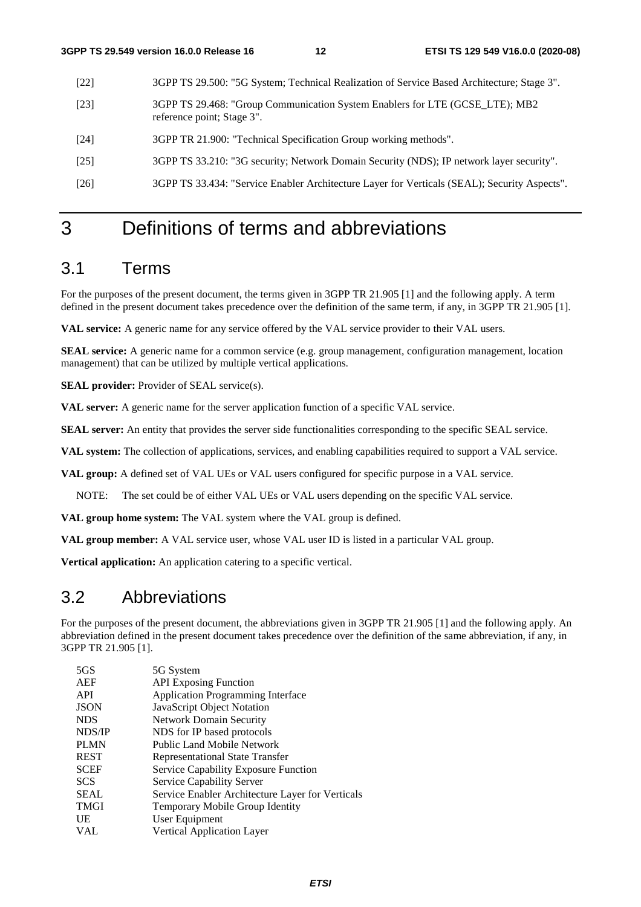[22] 3GPP TS 29.500: "5G System; Technical Realization of Service Based Architecture; Stage 3".

[23] 3GPP TS 29.468: "Group Communication System Enablers for LTE (GCSE_LTE); MB2 reference point; Stage 3".

[24] 3GPP TR 21.900: "Technical Specification Group working methods".

[25] 3GPP TS 33.210: "3G security; Network Domain Security (NDS); IP network layer security".

[26] 3GPP TS 33.434: "Service Enabler Architecture Layer for Verticals (SEAL); Security Aspects".

# 3 Definitions of terms and abbreviations

## 3.1 Terms

For the purposes of the present document, the terms given in 3GPP TR 21.905 [1] and the following apply. A term defined in the present document takes precedence over the definition of the same term, if any, in 3GPP TR 21.905 [1].

**VAL service:** A generic name for any service offered by the VAL service provider to their VAL users.

**SEAL service:** A generic name for a common service (e.g. group management, configuration management, location management) that can be utilized by multiple vertical applications.

**SEAL provider:** Provider of SEAL service(s).

**VAL server:** A generic name for the server application function of a specific VAL service.

**SEAL server:** An entity that provides the server side functionalities corresponding to the specific SEAL service.

**VAL system:** The collection of applications, services, and enabling capabilities required to support a VAL service.

**VAL group:** A defined set of VAL UEs or VAL users configured for specific purpose in a VAL service.

NOTE: The set could be of either VAL UEs or VAL users depending on the specific VAL service.

**VAL group home system:** The VAL system where the VAL group is defined.

**VAL group member:** A VAL service user, whose VAL user ID is listed in a particular VAL group.

**Vertical application:** An application catering to a specific vertical.

## 3.2 Abbreviations

For the purposes of the present document, the abbreviations given in 3GPP TR 21.905 [1] and the following apply. An abbreviation defined in the present document takes precedence over the definition of the same abbreviation, if any, in 3GPP TR 21.905 [1].

| | |
|---|---|
| 5GS | 5G System |
| AEF | API Exposing Function |
| API | Application Programming Interface |
| JSON | JavaScript Object Notation |
| NDS | Network Domain Security |
| NDS/IP | NDS for IP based protocols |
| PLMN | Public Land Mobile Network |
| REST | Representational State Transfer |
| SCEF | Service Capability Exposure Function |
| SCS | Service Capability Server |
| SEAL | Service Enabler Architecture Layer for Verticals |
| TMGI | Temporary Mobile Group Identity |
| UE | User Equipment |
| VAL | Vertical Application Layer |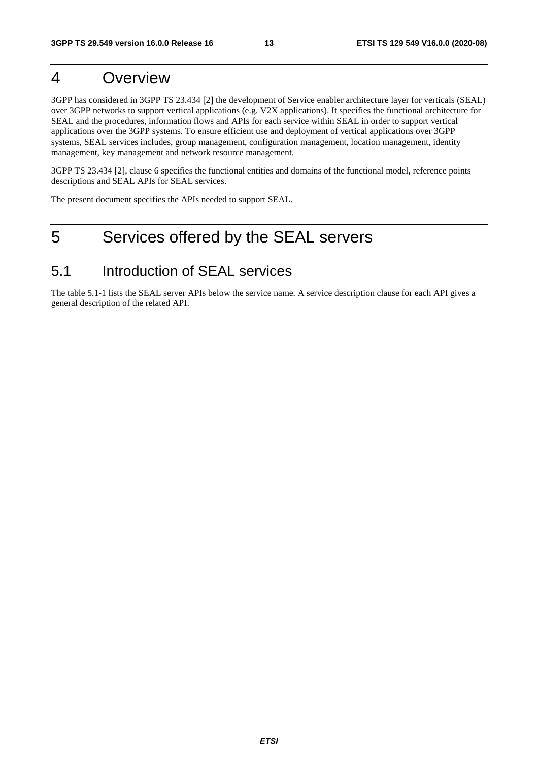# 4 Overview

3GPP has considered in 3GPP TS 23.434 [2] the development of Service enabler architecture layer for verticals (SEAL) over 3GPP networks to support vertical applications (e.g. V2X applications). It specifies the functional architecture for SEAL and the procedures, information flows and APIs for each service within SEAL in order to support vertical applications over the 3GPP systems. To ensure efficient use and deployment of vertical applications over 3GPP systems, SEAL services includes, group management, configuration management, location management, identity management, key management and network resource management.

3GPP TS 23.434 [2], clause 6 specifies the functional entities and domains of the functional model, reference points descriptions and SEAL APIs for SEAL services.

The present document specifies the APIs needed to support SEAL.

# 5 Services offered by the SEAL servers

## 5.1 Introduction of SEAL services

The table 5.1-1 lists the SEAL server APIs below the service name. A service description clause for each API gives a general description of the related API.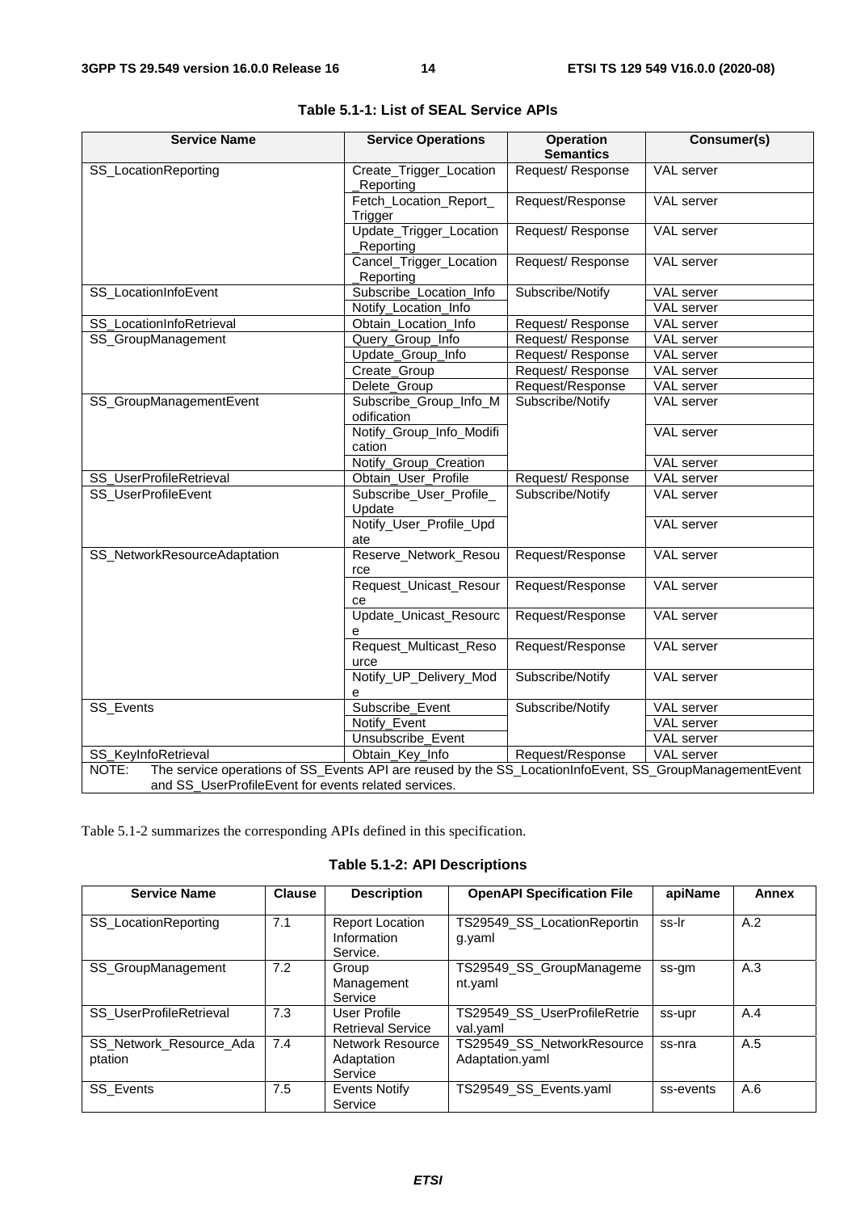**Table 5.1-1: List of SEAL Service APIs**

| Service Name | Service Operations | Operation Semantics | Consumer(s) |
|---|---|---|---|
| SS_LocationReporting | Create_Trigger_Location_Reporting | Request/ Response | VAL server |
| | Fetch_Location_Report_Trigger | Request/Response | VAL server |
| | Update_Trigger_Location_Reporting | Request/ Response | VAL server |
| | Cancel_Trigger_Location_Reporting | Request/ Response | VAL server |
| SS_LocationInfoEvent | Subscribe_Location_Info | Subscribe/Notify | VAL server |
| | Notify_Location_Info | | VAL server |
| SS_LocationInfoRetrieval | Obtain_Location_Info | Request/ Response | VAL server |
| SS_GroupManagement | Query_Group_Info | Request/ Response | VAL server |
| | Update_Group_Info | Request/ Response | VAL server |
| | Create_Group | Request/ Response | VAL server |
| | Delete_Group | Request/Response | VAL server |
| SS_GroupManagementEvent | Subscribe_Group_Info_Modification | Subscribe/Notify | VAL server |
| | Notify_Group_Info_Modification | | VAL server |
| | Notify_Group_Creation | | VAL server |
| SS_UserProfileRetrieval | Obtain_User_Profile | Request/ Response | VAL server |
| SS_UserProfileEvent | Subscribe_User_Profile_Update | Subscribe/Notify | VAL server |
| | Notify_User_Profile_Update | | VAL server |
| SS_NetworkResourceAdaptation | Reserve_Network_Resource | Request/Response | VAL server |
| | Request_Unicast_Resource | Request/Response | VAL server |
| | Update_Unicast_Resource | Request/Response | VAL server |
| | Request_Multicast_Resource | Request/Response | VAL server |
| | Notify_UP_Delivery_Mode | Subscribe/Notify | VAL server |
| SS_Events | Subscribe_Event | Subscribe/Notify | VAL server |
| | Notify_Event | | VAL server |
| | Unsubscribe_Event | | VAL server |
| SS_KeyInfoRetrieval | Obtain_Key_Info | Request/Response | VAL server |
| NOTE: The service operations of SS_Events API are reused by the SS_LocationInfoEvent, SS_GroupManagementEvent and SS_UserProfileEvent for events related services. | | | |

Table 5.1-2 summarizes the corresponding APIs defined in this specification.

**Table 5.1-2: API Descriptions**

| Service Name | Clause | Description | OpenAPI Specification File | apiName | Annex |
|---|---|---|---|---|---|
| SS_LocationReporting | 7.1 | Report Location Information Service. | TS29549_SS_LocationReporting.yaml | ss-lr | A.2 |
| SS_GroupManagement | 7.2 | Group Management Service | TS29549_SS_GroupManagement.yaml | ss-gm | A.3 |
| SS_UserProfileRetrieval | 7.3 | User Profile Retrieval Service | TS29549_SS_UserProfileRetrieval.yaml | ss-upr | A.4 |
| SS_Network_Resource_Adaptation | 7.4 | Network Resource Adaptation Service | TS29549_SS_NetworkResourceAdaptation.yaml | ss-nra | A.5 |
| SS_Events | 7.5 | Events Notify Service | TS29549_SS_Events.yaml | ss-events | A.6 |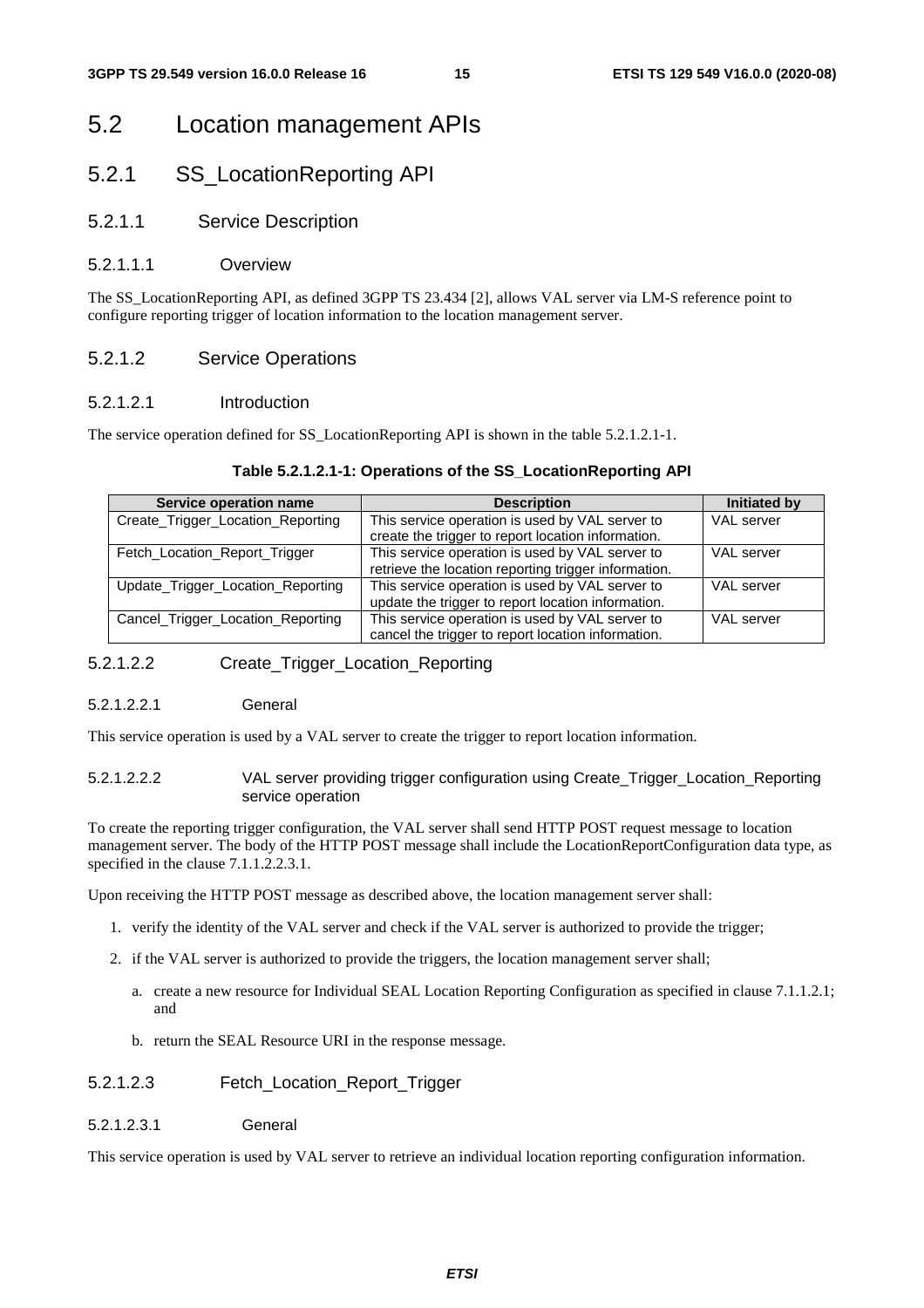# 5.2 Location management APIs

## 5.2.1 SS_LocationReporting API

### 5.2.1.1 Service Description

#### 5.2.1.1.1 Overview

The SS_LocationReporting API, as defined 3GPP TS 23.434 [2], allows VAL server via LM-S reference point to configure reporting trigger of location information to the location management server.

### 5.2.1.2 Service Operations

#### 5.2.1.2.1 Introduction

The service operation defined for SS_LocationReporting API is shown in the table 5.2.1.2.1-1.

**Table 5.2.1.2.1-1: Operations of the SS_LocationReporting API**

| Service operation name | Description | Initiated by |
| --- | --- | --- |
| Create_Trigger_Location_Reporting | This service operation is used by VAL server to create the trigger to report location information. | VAL server |
| Fetch_Location_Report_Trigger | This service operation is used by VAL server to retrieve the location reporting trigger information. | VAL server |
| Update_Trigger_Location_Reporting | This service operation is used by VAL server to update the trigger to report location information. | VAL server |
| Cancel_Trigger_Location_Reporting | This service operation is used by VAL server to cancel the trigger to report location information. | VAL server |

#### 5.2.1.2.2 Create_Trigger_Location_Reporting

##### 5.2.1.2.2.1 General

This service operation is used by a VAL server to create the trigger to report location information.

##### 5.2.1.2.2.2 VAL server providing trigger configuration using Create_Trigger_Location_Reporting service operation

To create the reporting trigger configuration, the VAL server shall send HTTP POST request message to location management server. The body of the HTTP POST message shall include the LocationReportConfiguration data type, as specified in the clause 7.1.1.2.2.3.1.

Upon receiving the HTTP POST message as described above, the location management server shall:

1. verify the identity of the VAL server and check if the VAL server is authorized to provide the trigger;
2. if the VAL server is authorized to provide the triggers, the location management server shall;
   a. create a new resource for Individual SEAL Location Reporting Configuration as specified in clause 7.1.1.2.1; and
   b. return the SEAL Resource URI in the response message.

#### 5.2.1.2.3 Fetch_Location_Report_Trigger

##### 5.2.1.2.3.1 General

This service operation is used by VAL server to retrieve an individual location reporting configuration information.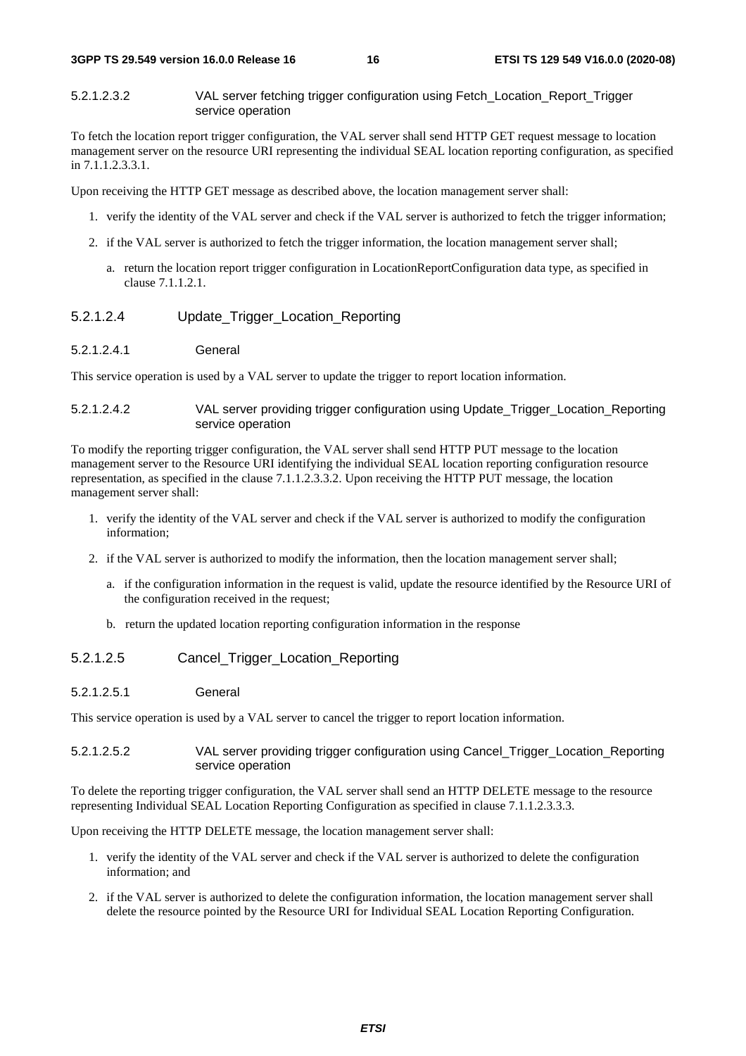##### 5.2.1.2.3.2 VAL server fetching trigger configuration using Fetch_Location_Report_Trigger service operation

To fetch the location report trigger configuration, the VAL server shall send HTTP GET request message to location management server on the resource URI representing the individual SEAL location reporting configuration, as specified in 7.1.1.2.3.3.1.

Upon receiving the HTTP GET message as described above, the location management server shall:

1. verify the identity of the VAL server and check if the VAL server is authorized to fetch the trigger information;
2. if the VAL server is authorized to fetch the trigger information, the location management server shall;
   a. return the location report trigger configuration in LocationReportConfiguration data type, as specified in clause 7.1.1.2.1.

#### 5.2.1.2.4 Update_Trigger_Location_Reporting

##### 5.2.1.2.4.1 General

This service operation is used by a VAL server to update the trigger to report location information.

##### 5.2.1.2.4.2 VAL server providing trigger configuration using Update_Trigger_Location_Reporting service operation

To modify the reporting trigger configuration, the VAL server shall send HTTP PUT message to the location management server to the Resource URI identifying the individual SEAL location reporting configuration resource representation, as specified in the clause 7.1.1.2.3.3.2. Upon receiving the HTTP PUT message, the location management server shall:

1. verify the identity of the VAL server and check if the VAL server is authorized to modify the configuration information;
2. if the VAL server is authorized to modify the information, then the location management server shall;
   a. if the configuration information in the request is valid, update the resource identified by the Resource URI of the configuration received in the request;
   b. return the updated location reporting configuration information in the response

#### 5.2.1.2.5 Cancel_Trigger_Location_Reporting

##### 5.2.1.2.5.1 General

This service operation is used by a VAL server to cancel the trigger to report location information.

##### 5.2.1.2.5.2 VAL server providing trigger configuration using Cancel_Trigger_Location_Reporting service operation

To delete the reporting trigger configuration, the VAL server shall send an HTTP DELETE message to the resource representing Individual SEAL Location Reporting Configuration as specified in clause 7.1.1.2.3.3.3.

Upon receiving the HTTP DELETE message, the location management server shall:

1. verify the identity of the VAL server and check if the VAL server is authorized to delete the configuration information; and
2. if the VAL server is authorized to delete the configuration information, the location management server shall delete the resource pointed by the Resource URI for Individual SEAL Location Reporting Configuration.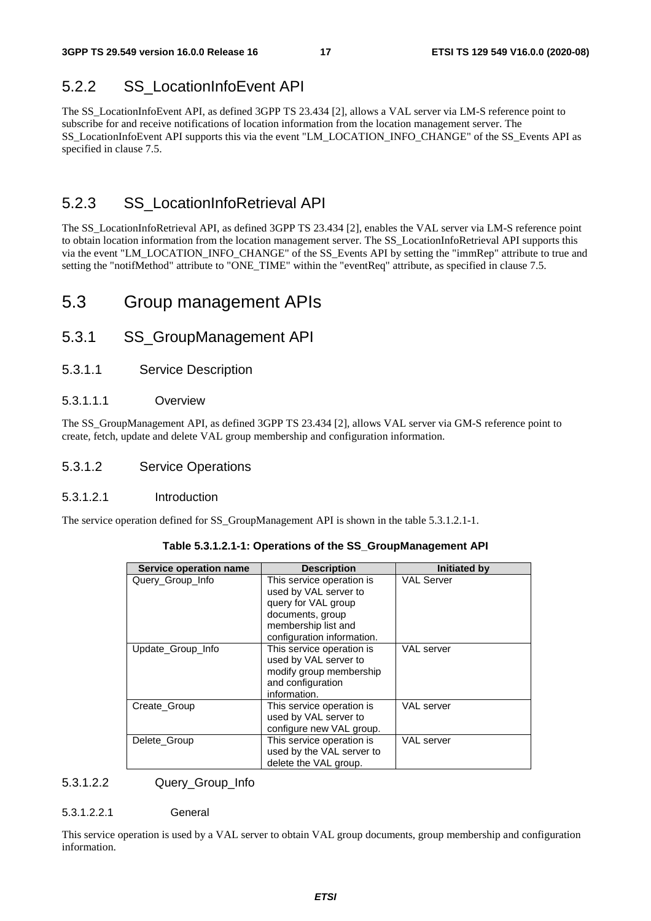### 5.2.2 SS_LocationInfoEvent API

The SS_LocationInfoEvent API, as defined 3GPP TS 23.434 [2], allows a VAL server via LM-S reference point to subscribe for and receive notifications of location information from the location management server. The SS_LocationInfoEvent API supports this via the event "LM_LOCATION_INFO_CHANGE" of the SS_Events API as specified in clause 7.5.

### 5.2.3 SS_LocationInfoRetrieval API

The SS_LocationInfoRetrieval API, as defined 3GPP TS 23.434 [2], enables the VAL server via LM-S reference point to obtain location information from the location management server. The SS_LocationInfoRetrieval API supports this via the event "LM_LOCATION_INFO_CHANGE" of the SS_Events API by setting the "immRep" attribute to true and setting the "notifMethod" attribute to "ONE_TIME" within the "eventReq" attribute, as specified in clause 7.5.

## 5.3 Group management APIs

### 5.3.1 SS_GroupManagement API

#### 5.3.1.1 Service Description

##### 5.3.1.1.1 Overview

The SS_GroupManagement API, as defined 3GPP TS 23.434 [2], allows VAL server via GM-S reference point to create, fetch, update and delete VAL group membership and configuration information.

#### 5.3.1.2 Service Operations

##### 5.3.1.2.1 Introduction

The service operation defined for SS_GroupManagement API is shown in the table 5.3.1.2.1-1.

**Table 5.3.1.2.1-1: Operations of the SS_GroupManagement API**

| Service operation name | Description | Initiated by |
|---|---|---|
| Query_Group_Info | This service operation is used by VAL server to query for VAL group documents, group membership list and configuration information. | VAL Server |
| Update_Group_Info | This service operation is used by VAL server to modify group membership and configuration information. | VAL server |
| Create_Group | This service operation is used by VAL server to configure new VAL group. | VAL server |
| Delete_Group | This service operation is used by the VAL server to delete the VAL group. | VAL server |

##### 5.3.1.2.2 Query_Group_Info

###### 5.3.1.2.2.1 General

This service operation is used by a VAL server to obtain VAL group documents, group membership and configuration information.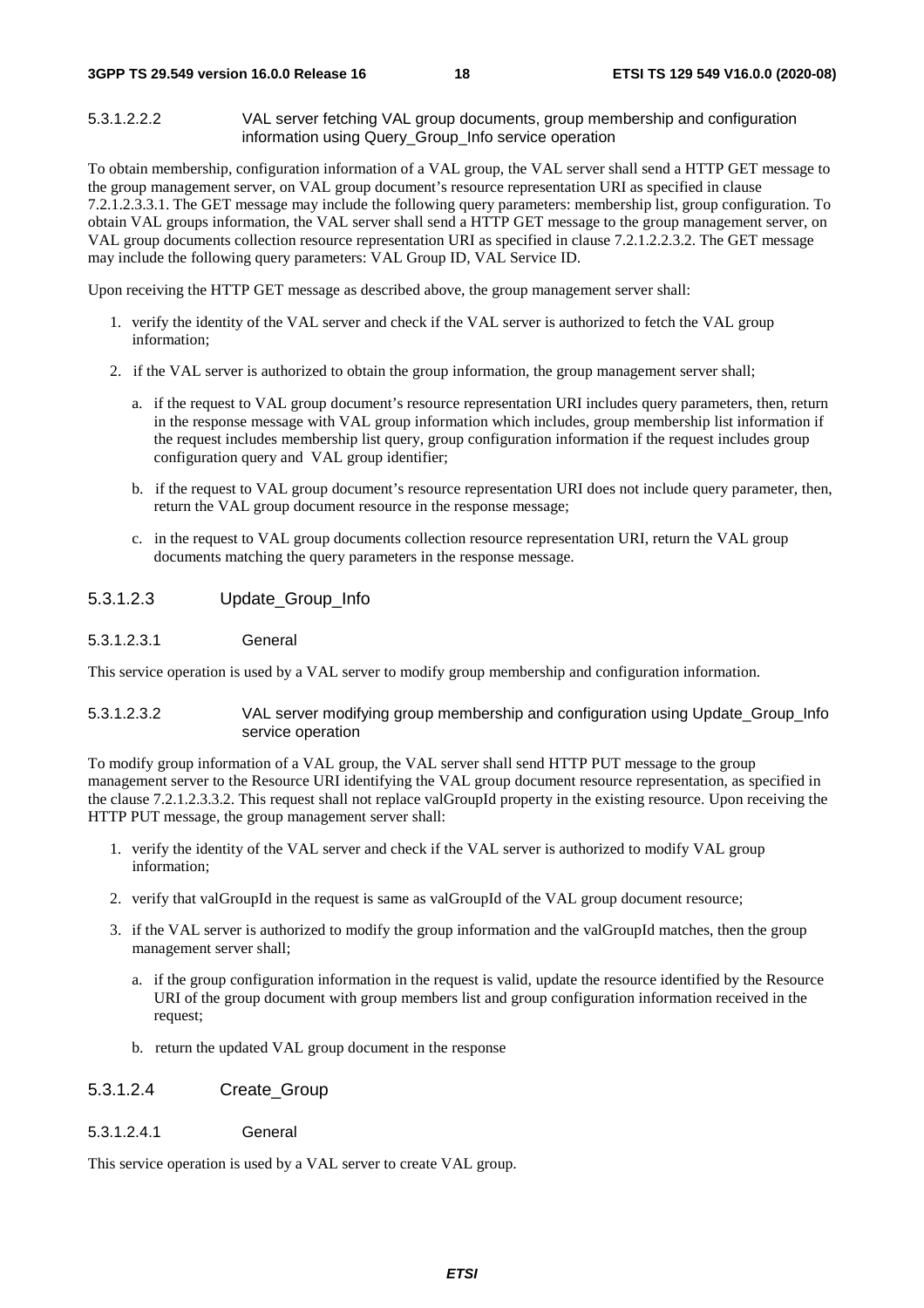##### 5.3.1.2.2.2 VAL server fetching VAL group documents, group membership and configuration information using Query_Group_Info service operation

To obtain membership, configuration information of a VAL group, the VAL server shall send a HTTP GET message to the group management server, on VAL group document's resource representation URI as specified in clause 7.2.1.2.3.3.1. The GET message may include the following query parameters: membership list, group configuration. To obtain VAL groups information, the VAL server shall send a HTTP GET message to the group management server, on VAL group documents collection resource representation URI as specified in clause 7.2.1.2.2.3.2. The GET message may include the following query parameters: VAL Group ID, VAL Service ID.

Upon receiving the HTTP GET message as described above, the group management server shall:

1. verify the identity of the VAL server and check if the VAL server is authorized to fetch the VAL group information;
2. if the VAL server is authorized to obtain the group information, the group management server shall;
   a. if the request to VAL group document's resource representation URI includes query parameters, then, return in the response message with VAL group information which includes, group membership list information if the request includes membership list query, group configuration information if the request includes group configuration query and VAL group identifier;
   b. if the request to VAL group document's resource representation URI does not include query parameter, then, return the VAL group document resource in the response message;
   c. in the request to VAL group documents collection resource representation URI, return the VAL group documents matching the query parameters in the response message.

#### 5.3.1.2.3 Update_Group_Info

##### 5.3.1.2.3.1 General

This service operation is used by a VAL server to modify group membership and configuration information.

##### 5.3.1.2.3.2 VAL server modifying group membership and configuration using Update_Group_Info service operation

To modify group information of a VAL group, the VAL server shall send HTTP PUT message to the group management server to the Resource URI identifying the VAL group document resource representation, as specified in the clause 7.2.1.2.3.3.2. This request shall not replace valGroupId property in the existing resource. Upon receiving the HTTP PUT message, the group management server shall:

1. verify the identity of the VAL server and check if the VAL server is authorized to modify VAL group information;
2. verify that valGroupId in the request is same as valGroupId of the VAL group document resource;
3. if the VAL server is authorized to modify the group information and the valGroupId matches, then the group management server shall;
   a. if the group configuration information in the request is valid, update the resource identified by the Resource URI of the group document with group members list and group configuration information received in the request;
   b. return the updated VAL group document in the response

#### 5.3.1.2.4 Create_Group

##### 5.3.1.2.4.1 General

This service operation is used by a VAL server to create VAL group.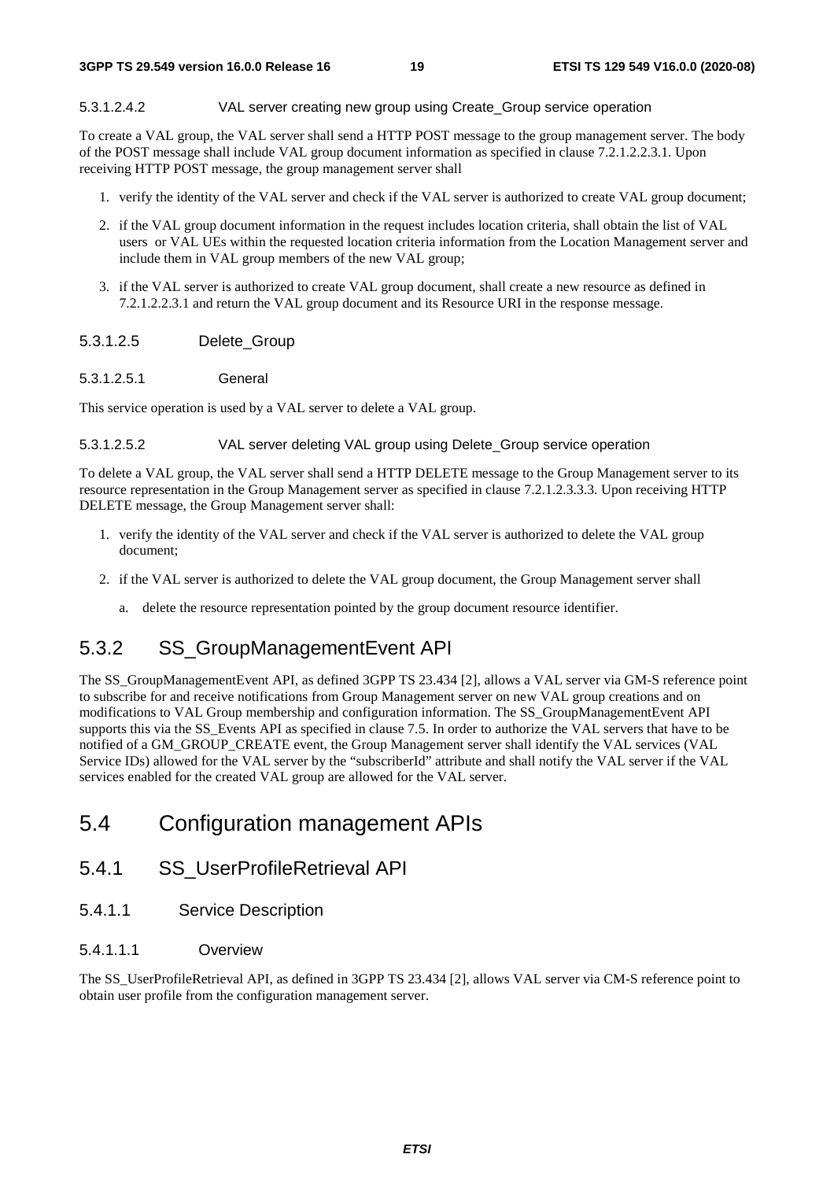##### 5.3.1.2.4.2 VAL server creating new group using Create_Group service operation

To create a VAL group, the VAL server shall send a HTTP POST message to the group management server. The body of the POST message shall include VAL group document information as specified in clause 7.2.1.2.2.3.1. Upon receiving HTTP POST message, the group management server shall

1. verify the identity of the VAL server and check if the VAL server is authorized to create VAL group document;
2. if the VAL group document information in the request includes location criteria, shall obtain the list of VAL users or VAL UEs within the requested location criteria information from the Location Management server and include them in VAL group members of the new VAL group;
3. if the VAL server is authorized to create VAL group document, shall create a new resource as defined in 7.2.1.2.2.3.1 and return the VAL group document and its Resource URI in the response message.

#### 5.3.1.2.5 Delete_Group

##### 5.3.1.2.5.1 General

This service operation is used by a VAL server to delete a VAL group.

##### 5.3.1.2.5.2 VAL server deleting VAL group using Delete_Group service operation

To delete a VAL group, the VAL server shall send a HTTP DELETE message to the Group Management server to its resource representation in the Group Management server as specified in clause 7.2.1.2.3.3.3. Upon receiving HTTP DELETE message, the Group Management server shall:

1. verify the identity of the VAL server and check if the VAL server is authorized to delete the VAL group document;
2. if the VAL server is authorized to delete the VAL group document, the Group Management server shall
   a. delete the resource representation pointed by the group document resource identifier.

## 5.3.2 SS_GroupManagementEvent API

The SS_GroupManagementEvent API, as defined 3GPP TS 23.434 [2], allows a VAL server via GM-S reference point to subscribe for and receive notifications from Group Management server on new VAL group creations and on modifications to VAL Group membership and configuration information. The SS_GroupManagementEvent API supports this via the SS_Events API as specified in clause 7.5. In order to authorize the VAL servers that have to be notified of a GM_GROUP_CREATE event, the Group Management server shall identify the VAL services (VAL Service IDs) allowed for the VAL server by the "subscriberId" attribute and shall notify the VAL server if the VAL services enabled for the created VAL group are allowed for the VAL server.

# 5.4 Configuration management APIs

## 5.4.1 SS_UserProfileRetrieval API

### 5.4.1.1 Service Description

#### 5.4.1.1.1 Overview

The SS_UserProfileRetrieval API, as defined in 3GPP TS 23.434 [2], allows VAL server via CM-S reference point to obtain user profile from the configuration management server.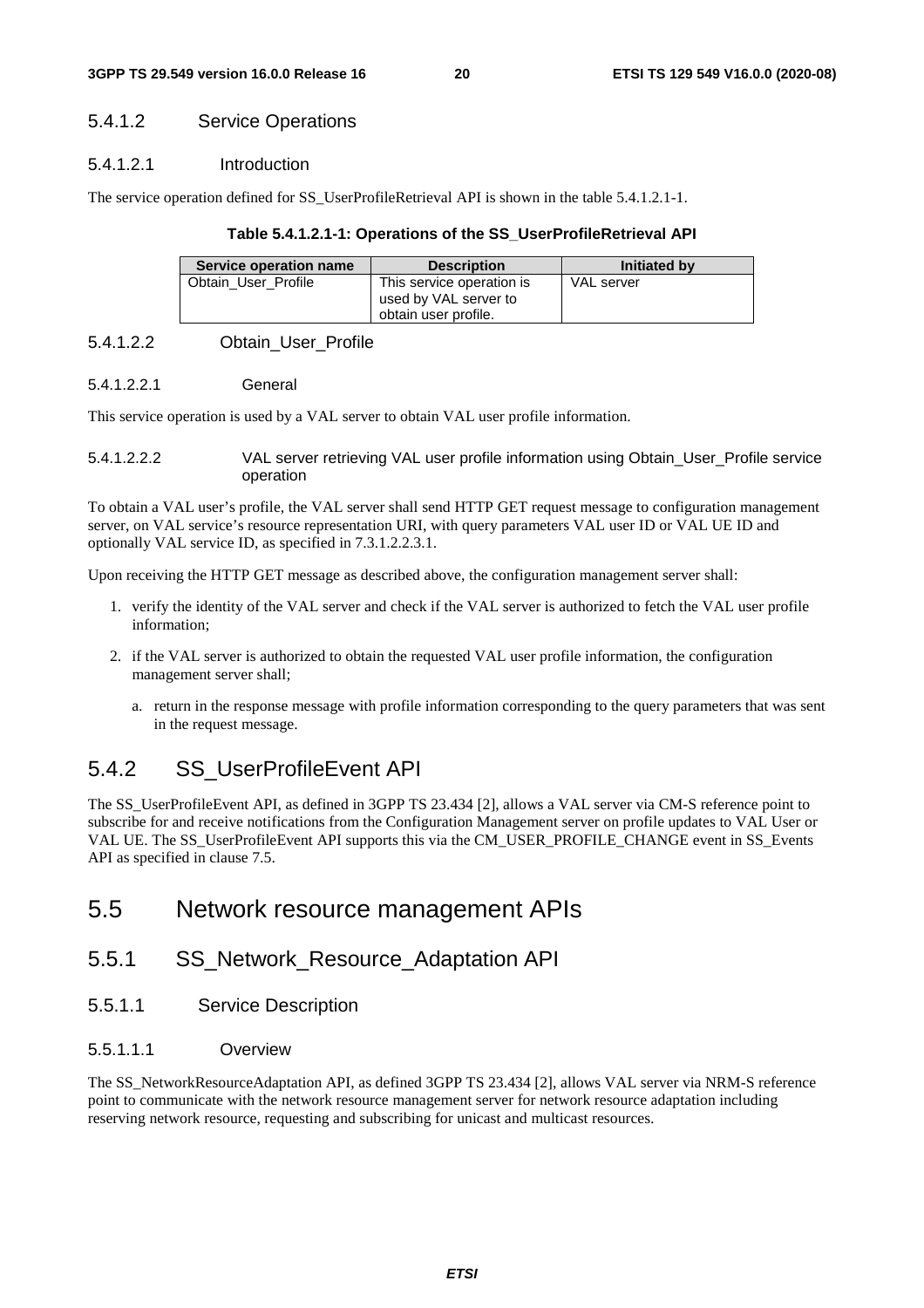#### 5.4.1.2 Service Operations

##### 5.4.1.2.1 Introduction

The service operation defined for SS_UserProfileRetrieval API is shown in the table 5.4.1.2.1-1.

**Table 5.4.1.2.1-1: Operations of the SS_UserProfileRetrieval API**

| Service operation name | Description | Initiated by |
| --- | --- | --- |
| Obtain_User_Profile | This service operation is used by VAL server to obtain user profile. | VAL server |

##### 5.4.1.2.2 Obtain_User_Profile

###### 5.4.1.2.2.1 General

This service operation is used by a VAL server to obtain VAL user profile information.

###### 5.4.1.2.2.2 VAL server retrieving VAL user profile information using Obtain_User_Profile service operation

To obtain a VAL user's profile, the VAL server shall send HTTP GET request message to configuration management server, on VAL service's resource representation URI, with query parameters VAL user ID or VAL UE ID and optionally VAL service ID, as specified in 7.3.1.2.2.3.1.

Upon receiving the HTTP GET message as described above, the configuration management server shall:

1. verify the identity of the VAL server and check if the VAL server is authorized to fetch the VAL user profile information;
2. if the VAL server is authorized to obtain the requested VAL user profile information, the configuration management server shall;
   a. return in the response message with profile information corresponding to the query parameters that was sent in the request message.

### 5.4.2 SS_UserProfileEvent API

The SS_UserProfileEvent API, as defined in 3GPP TS 23.434 [2], allows a VAL server via CM-S reference point to subscribe for and receive notifications from the Configuration Management server on profile updates to VAL User or VAL UE. The SS_UserProfileEvent API supports this via the CM_USER_PROFILE_CHANGE event in SS_Events API as specified in clause 7.5.

## 5.5 Network resource management APIs

### 5.5.1 SS_Network_Resource_Adaptation API

#### 5.5.1.1 Service Description

##### 5.5.1.1.1 Overview

The SS_NetworkResourceAdaptation API, as defined 3GPP TS 23.434 [2], allows VAL server via NRM-S reference point to communicate with the network resource management server for network resource adaptation including reserving network resource, requesting and subscribing for unicast and multicast resources.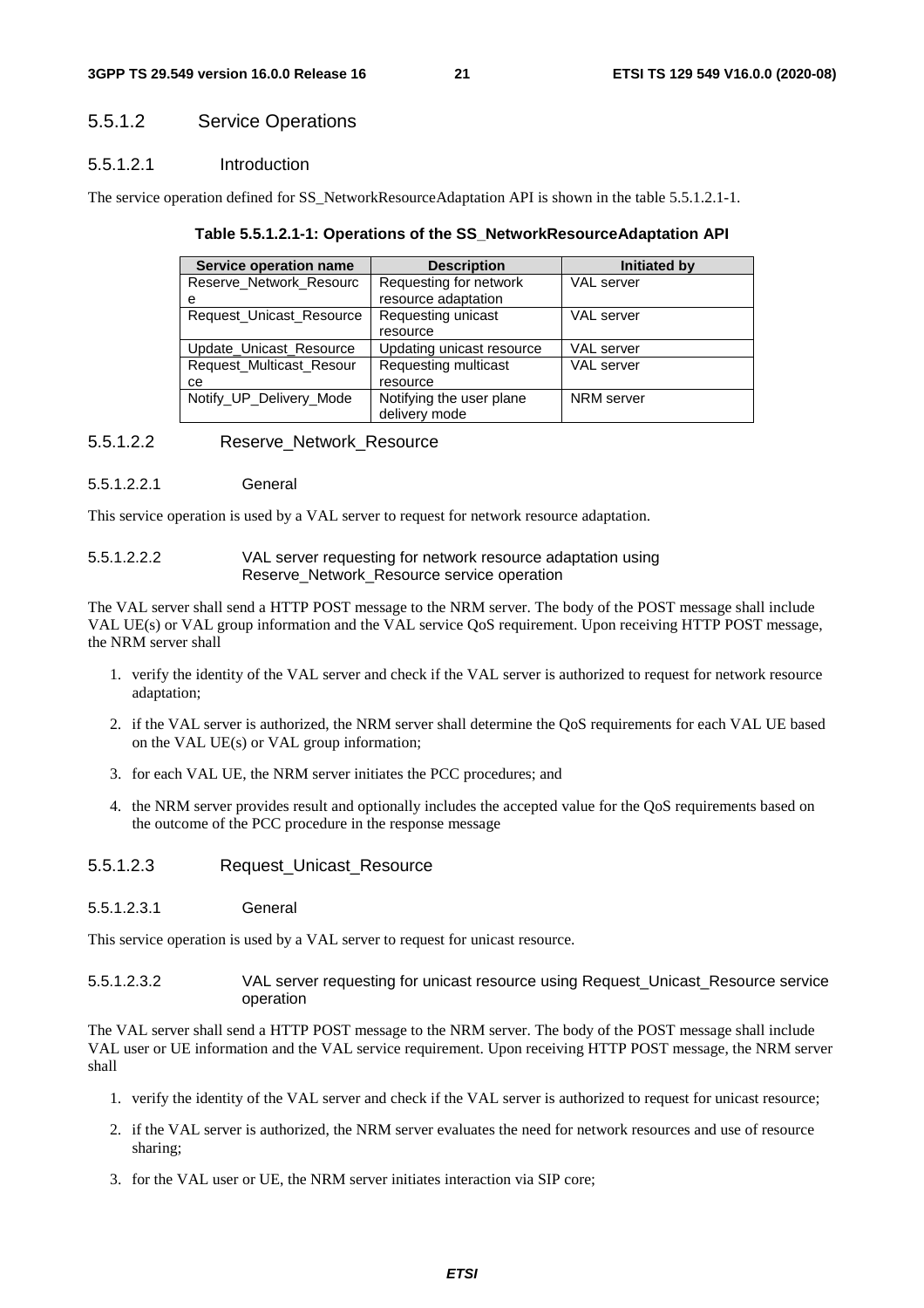#### 5.5.1.2 Service Operations

##### 5.5.1.2.1 Introduction

The service operation defined for SS_NetworkResourceAdaptation API is shown in the table 5.5.1.2.1-1.

**Table 5.5.1.2.1-1: Operations of the SS_NetworkResourceAdaptation API**

| Service operation name | Description | Initiated by |
|---|---|---|
| Reserve_Network_Resource | Requesting for network resource adaptation | VAL server |
| Request_Unicast_Resource | Requesting unicast resource | VAL server |
| Update_Unicast_Resource | Updating unicast resource | VAL server |
| Request_Multicast_Resource | Requesting multicast resource | VAL server |
| Notify_UP_Delivery_Mode | Notifying the user plane delivery mode | NRM server |

##### 5.5.1.2.2 Reserve_Network_Resource

###### 5.5.1.2.2.1 General

This service operation is used by a VAL server to request for network resource adaptation.

###### 5.5.1.2.2.2 VAL server requesting for network resource adaptation using Reserve_Network_Resource service operation

The VAL server shall send a HTTP POST message to the NRM server. The body of the POST message shall include VAL UE(s) or VAL group information and the VAL service QoS requirement. Upon receiving HTTP POST message, the NRM server shall

1. verify the identity of the VAL server and check if the VAL server is authorized to request for network resource adaptation;
2. if the VAL server is authorized, the NRM server shall determine the QoS requirements for each VAL UE based on the VAL UE(s) or VAL group information;
3. for each VAL UE, the NRM server initiates the PCC procedures; and
4. the NRM server provides result and optionally includes the accepted value for the QoS requirements based on the outcome of the PCC procedure in the response message

##### 5.5.1.2.3 Request_Unicast_Resource

###### 5.5.1.2.3.1 General

This service operation is used by a VAL server to request for unicast resource.

###### 5.5.1.2.3.2 VAL server requesting for unicast resource using Request_Unicast_Resource service operation

The VAL server shall send a HTTP POST message to the NRM server. The body of the POST message shall include VAL user or UE information and the VAL service requirement. Upon receiving HTTP POST message, the NRM server shall

1. verify the identity of the VAL server and check if the VAL server is authorized to request for unicast resource;
2. if the VAL server is authorized, the NRM server evaluates the need for network resources and use of resource sharing;
3. for the VAL user or UE, the NRM server initiates interaction via SIP core;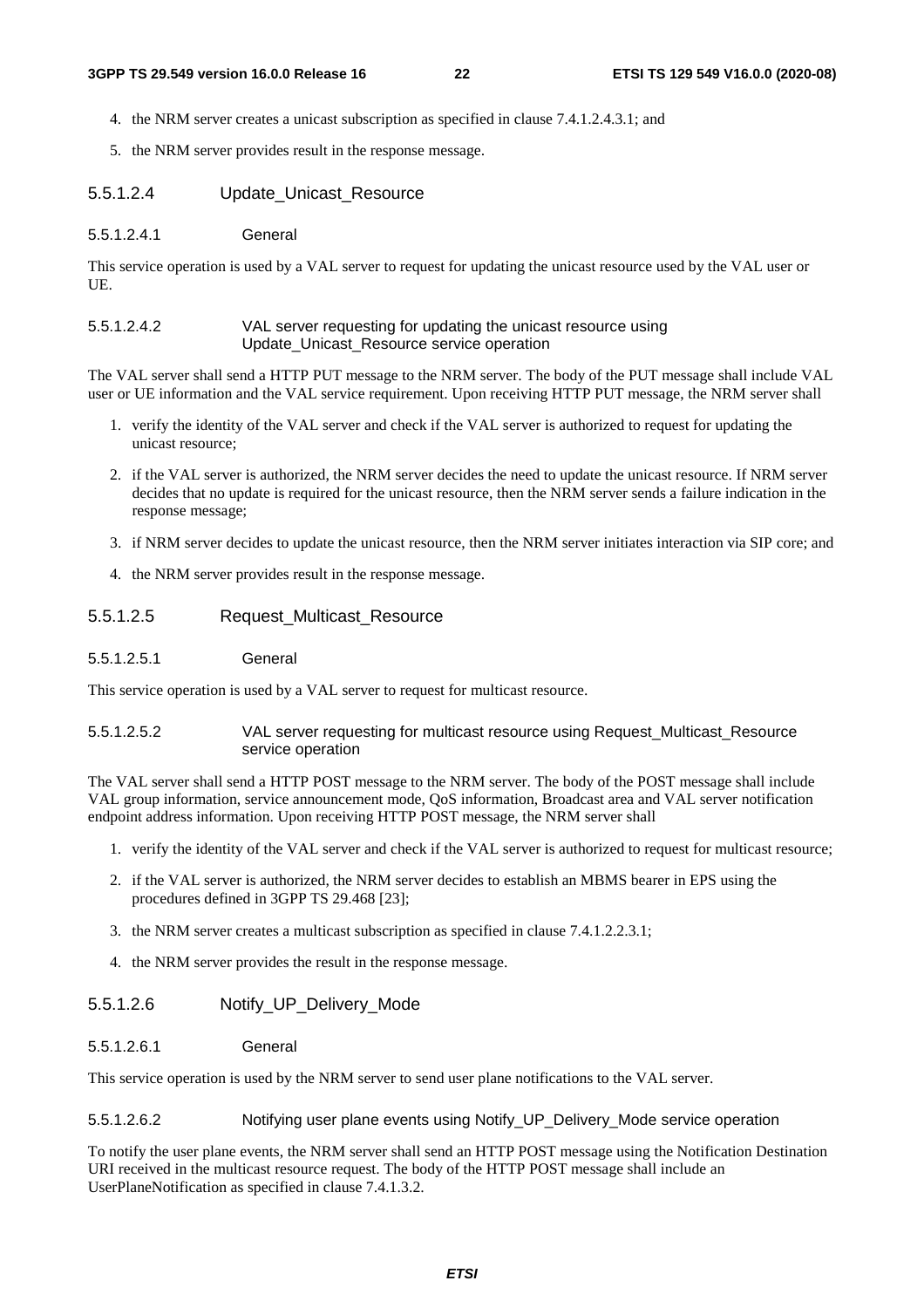4. the NRM server creates a unicast subscription as specified in clause 7.4.1.2.4.3.1; and
5. the NRM server provides result in the response message.

##### 5.5.1.2.4 Update_Unicast_Resource

###### 5.5.1.2.4.1 General

This service operation is used by a VAL server to request for updating the unicast resource used by the VAL user or UE.

###### 5.5.1.2.4.2 VAL server requesting for updating the unicast resource using Update_Unicast_Resource service operation

The VAL server shall send a HTTP PUT message to the NRM server. The body of the PUT message shall include VAL user or UE information and the VAL service requirement. Upon receiving HTTP PUT message, the NRM server shall

1. verify the identity of the VAL server and check if the VAL server is authorized to request for updating the unicast resource;
2. if the VAL server is authorized, the NRM server decides the need to update the unicast resource. If NRM server decides that no update is required for the unicast resource, then the NRM server sends a failure indication in the response message;
3. if NRM server decides to update the unicast resource, then the NRM server initiates interaction via SIP core; and
4. the NRM server provides result in the response message.

##### 5.5.1.2.5 Request_Multicast_Resource

###### 5.5.1.2.5.1 General

This service operation is used by a VAL server to request for multicast resource.

###### 5.5.1.2.5.2 VAL server requesting for multicast resource using Request_Multicast_Resource service operation

The VAL server shall send a HTTP POST message to the NRM server. The body of the POST message shall include VAL group information, service announcement mode, QoS information, Broadcast area and VAL server notification endpoint address information. Upon receiving HTTP POST message, the NRM server shall

1. verify the identity of the VAL server and check if the VAL server is authorized to request for multicast resource;
2. if the VAL server is authorized, the NRM server decides to establish an MBMS bearer in EPS using the procedures defined in 3GPP TS 29.468 [23];
3. the NRM server creates a multicast subscription as specified in clause 7.4.1.2.2.3.1;
4. the NRM server provides the result in the response message.

##### 5.5.1.2.6 Notify_UP_Delivery_Mode

###### 5.5.1.2.6.1 General

This service operation is used by the NRM server to send user plane notifications to the VAL server.

###### 5.5.1.2.6.2 Notifying user plane events using Notify_UP_Delivery_Mode service operation

To notify the user plane events, the NRM server shall send an HTTP POST message using the Notification Destination URI received in the multicast resource request. The body of the HTTP POST message shall include an UserPlaneNotification as specified in clause 7.4.1.3.2.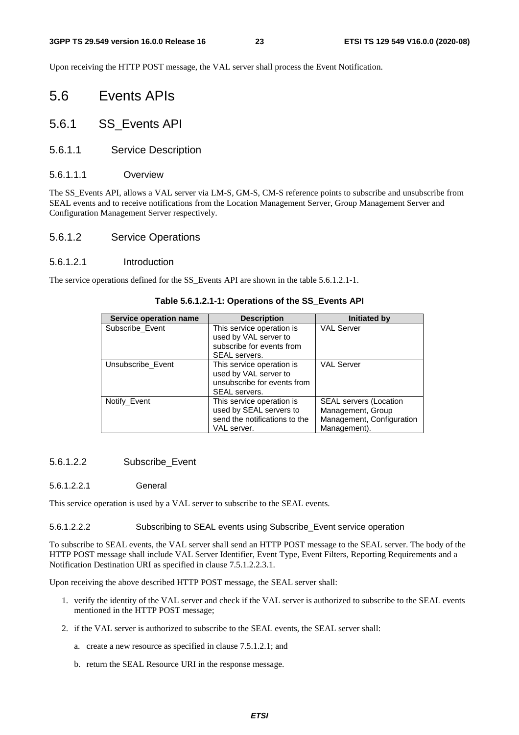Upon receiving the HTTP POST message, the VAL server shall process the Event Notification.

# 5.6 Events APIs

## 5.6.1 SS_Events API

### 5.6.1.1 Service Description

#### 5.6.1.1.1 Overview

The SS_Events API, allows a VAL server via LM-S, GM-S, CM-S reference points to subscribe and unsubscribe from SEAL events and to receive notifications from the Location Management Server, Group Management Server and Configuration Management Server respectively.

### 5.6.1.2 Service Operations

#### 5.6.1.2.1 Introduction

The service operations defined for the SS_Events API are shown in the table 5.6.1.2.1-1.

**Table 5.6.1.2.1-1: Operations of the SS_Events API**

| Service operation name | Description | Initiated by |
|---|---|---|
| Subscribe_Event | This service operation is used by VAL server to subscribe for events from SEAL servers. | VAL Server |
| Unsubscribe_Event | This service operation is used by VAL server to unsubscribe for events from SEAL servers. | VAL Server |
| Notify_Event | This service operation is used by SEAL servers to send the notifications to the VAL server. | SEAL servers (Location Management, Group Management, Configuration Management). |

#### 5.6.1.2.2 Subscribe_Event

##### 5.6.1.2.2.1 General

This service operation is used by a VAL server to subscribe to the SEAL events.

##### 5.6.1.2.2.2 Subscribing to SEAL events using Subscribe_Event service operation

To subscribe to SEAL events, the VAL server shall send an HTTP POST message to the SEAL server. The body of the HTTP POST message shall include VAL Server Identifier, Event Type, Event Filters, Reporting Requirements and a Notification Destination URI as specified in clause 7.5.1.2.2.3.1.

Upon receiving the above described HTTP POST message, the SEAL server shall:

1. verify the identity of the VAL server and check if the VAL server is authorized to subscribe to the SEAL events mentioned in the HTTP POST message;
2. if the VAL server is authorized to subscribe to the SEAL events, the SEAL server shall:
   a. create a new resource as specified in clause 7.5.1.2.1; and
   b. return the SEAL Resource URI in the response message.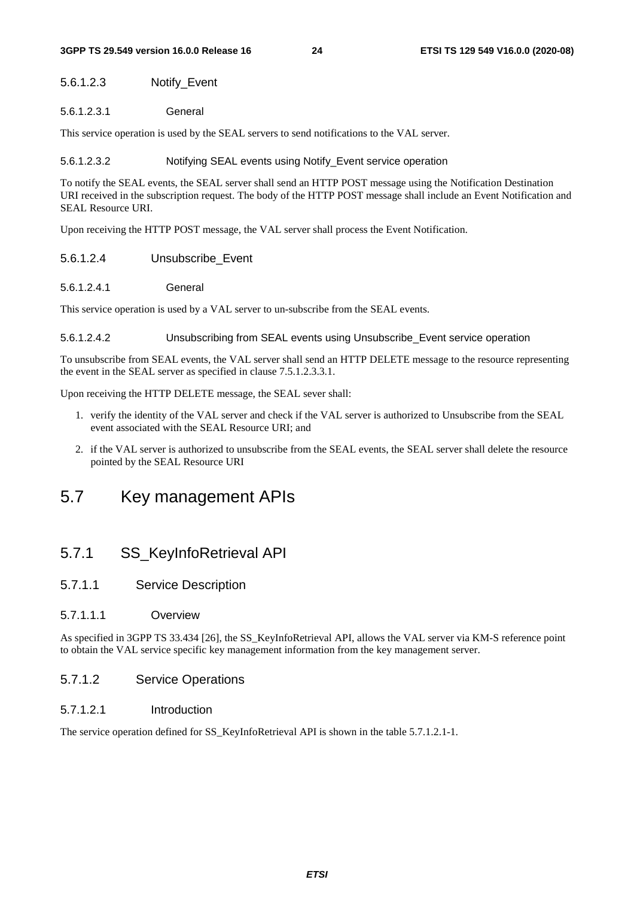#### 5.6.1.2.3 Notify_Event

##### 5.6.1.2.3.1 General

This service operation is used by the SEAL servers to send notifications to the VAL server.

##### 5.6.1.2.3.2 Notifying SEAL events using Notify_Event service operation

To notify the SEAL events, the SEAL server shall send an HTTP POST message using the Notification Destination URI received in the subscription request. The body of the HTTP POST message shall include an Event Notification and SEAL Resource URI.

Upon receiving the HTTP POST message, the VAL server shall process the Event Notification.

#### 5.6.1.2.4 Unsubscribe_Event

##### 5.6.1.2.4.1 General

This service operation is used by a VAL server to un-subscribe from the SEAL events.

##### 5.6.1.2.4.2 Unsubscribing from SEAL events using Unsubscribe_Event service operation

To unsubscribe from SEAL events, the VAL server shall send an HTTP DELETE message to the resource representing the event in the SEAL server as specified in clause 7.5.1.2.3.3.1.

Upon receiving the HTTP DELETE message, the SEAL sever shall:

1. verify the identity of the VAL server and check if the VAL server is authorized to Unsubscribe from the SEAL event associated with the SEAL Resource URI; and
2. if the VAL server is authorized to unsubscribe from the SEAL events, the SEAL server shall delete the resource pointed by the SEAL Resource URI

# 5.7 Key management APIs

## 5.7.1 SS_KeyInfoRetrieval API

### 5.7.1.1 Service Description

#### 5.7.1.1.1 Overview

As specified in 3GPP TS 33.434 [26], the SS_KeyInfoRetrieval API, allows the VAL server via KM-S reference point to obtain the VAL service specific key management information from the key management server.

### 5.7.1.2 Service Operations

#### 5.7.1.2.1 Introduction

The service operation defined for SS_KeyInfoRetrieval API is shown in the table 5.7.1.2.1-1.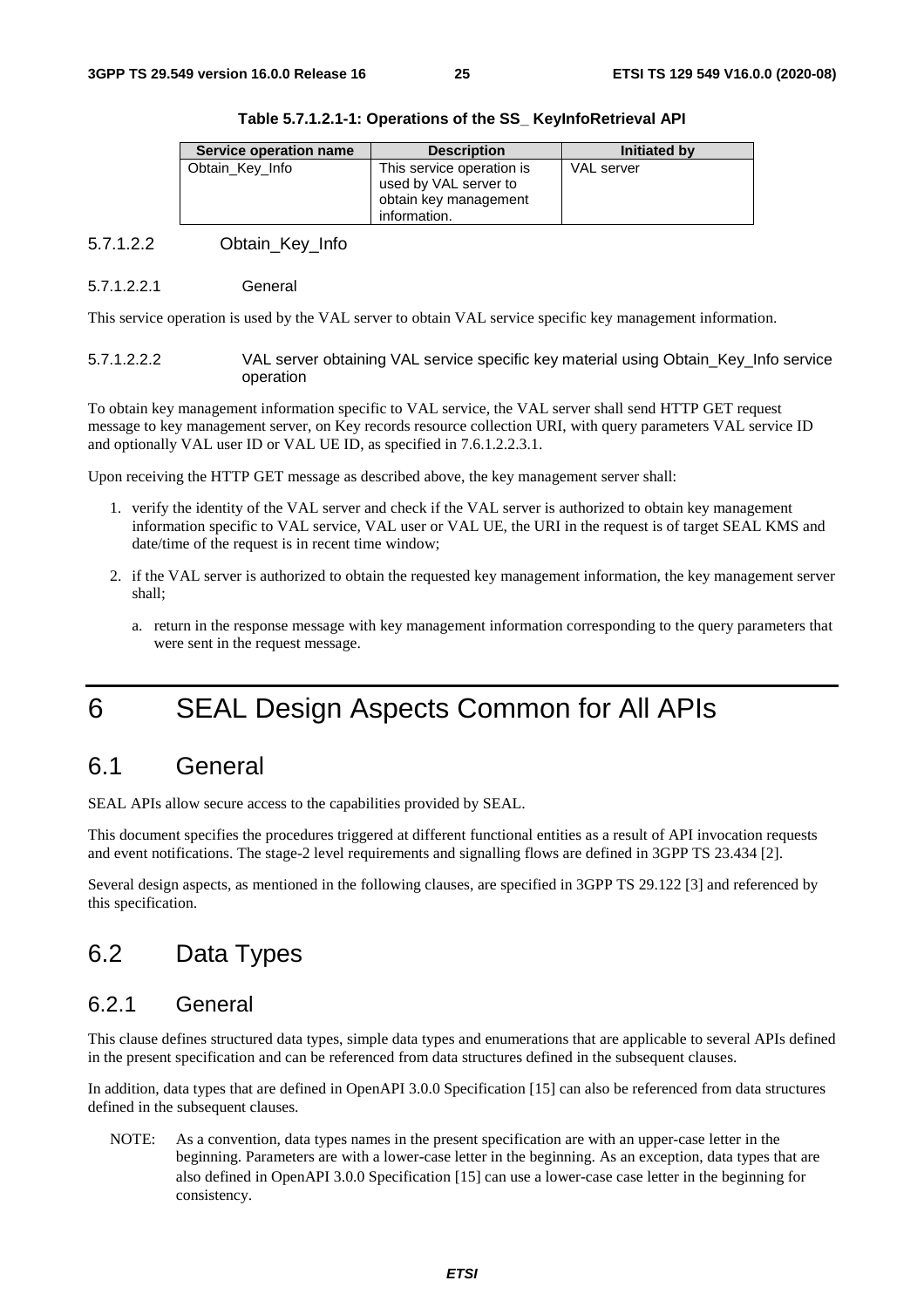**Table 5.7.1.2.1-1: Operations of the SS_ KeyInfoRetrieval API**

| Service operation name | Description | Initiated by |
| --- | --- | --- |
| Obtain_Key_Info | This service operation is used by VAL server to obtain key management information. | VAL server |

#### 5.7.1.2.2 Obtain_Key_Info

##### 5.7.1.2.2.1 General

This service operation is used by the VAL server to obtain VAL service specific key management information.

##### 5.7.1.2.2.2 VAL server obtaining VAL service specific key material using Obtain_Key_Info service operation

To obtain key management information specific to VAL service, the VAL server shall send HTTP GET request message to key management server, on Key records resource collection URI, with query parameters VAL service ID and optionally VAL user ID or VAL UE ID, as specified in 7.6.1.2.2.3.1.

Upon receiving the HTTP GET message as described above, the key management server shall:

1. verify the identity of the VAL server and check if the VAL server is authorized to obtain key management information specific to VAL service, VAL user or VAL UE, the URI in the request is of target SEAL KMS and date/time of the request is in recent time window;
2. if the VAL server is authorized to obtain the requested key management information, the key management server shall;
   a. return in the response message with key management information corresponding to the query parameters that were sent in the request message.

# 6 SEAL Design Aspects Common for All APIs

## 6.1 General

SEAL APIs allow secure access to the capabilities provided by SEAL.

This document specifies the procedures triggered at different functional entities as a result of API invocation requests and event notifications. The stage-2 level requirements and signalling flows are defined in 3GPP TS 23.434 [2].

Several design aspects, as mentioned in the following clauses, are specified in 3GPP TS 29.122 [3] and referenced by this specification.

## 6.2 Data Types

### 6.2.1 General

This clause defines structured data types, simple data types and enumerations that are applicable to several APIs defined in the present specification and can be referenced from data structures defined in the subsequent clauses.

In addition, data types that are defined in OpenAPI 3.0.0 Specification [15] can also be referenced from data structures defined in the subsequent clauses.

NOTE: As a convention, data types names in the present specification are with an upper-case letter in the beginning. Parameters are with a lower-case letter in the beginning. As an exception, data types that are also defined in OpenAPI 3.0.0 Specification [15] can use a lower-case case letter in the beginning for consistency.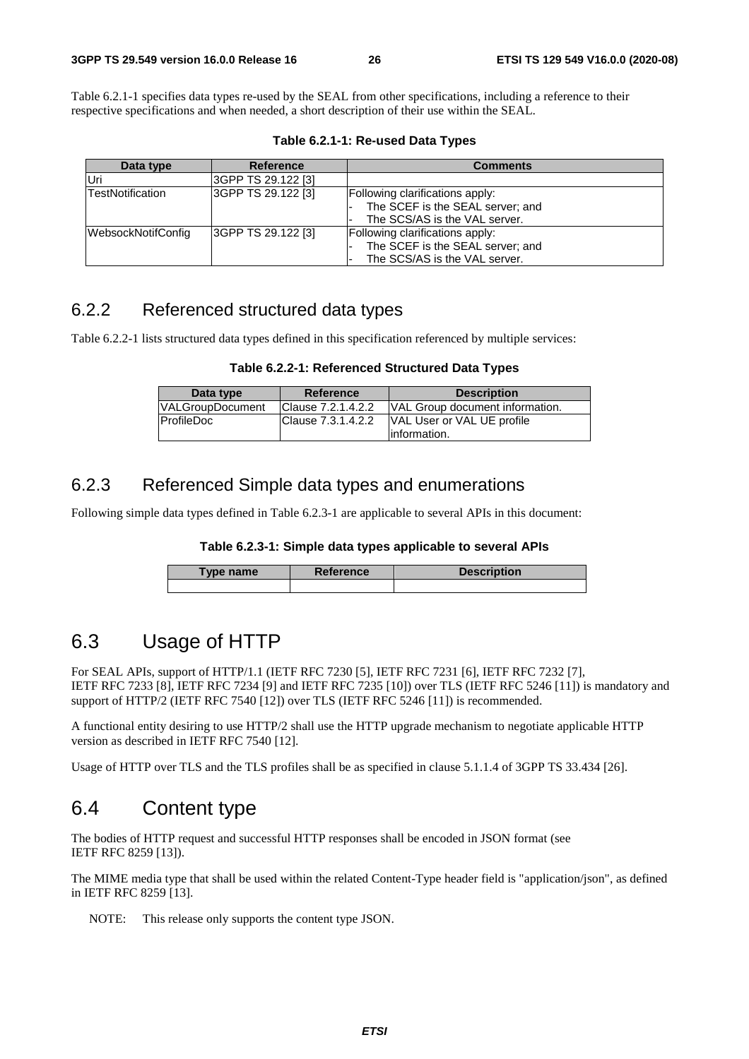Table 6.2.1-1 specifies data types re-used by the SEAL from other specifications, including a reference to their respective specifications and when needed, a short description of their use within the SEAL.

**Table 6.2.1-1: Re-used Data Types**

| Data type | Reference | Comments |
|---|---|---|
| Uri | 3GPP TS 29.122 [3] | |
| TestNotification | 3GPP TS 29.122 [3] | Following clarifications apply:<br>- The SCEF is the SEAL server; and<br>- The SCS/AS is the VAL server. |
| WebsockNotifConfig | 3GPP TS 29.122 [3] | Following clarifications apply:<br>- The SCEF is the SEAL server; and<br>- The SCS/AS is the VAL server. |

## 6.2.2 Referenced structured data types

Table 6.2.2-1 lists structured data types defined in this specification referenced by multiple services:

**Table 6.2.2-1: Referenced Structured Data Types**

| Data type | Reference | Description |
|---|---|---|
| VALGroupDocument | Clause 7.2.1.4.2.2 | VAL Group document information. |
| ProfileDoc | Clause 7.3.1.4.2.2 | VAL User or VAL UE profile information. |

## 6.2.3 Referenced Simple data types and enumerations

Following simple data types defined in Table 6.2.3-1 are applicable to several APIs in this document:

**Table 6.2.3-1: Simple data types applicable to several APIs**

| Type name | Reference | Description |
|---|---|---|
| | | |

# 6.3 Usage of HTTP

For SEAL APIs, support of HTTP/1.1 (IETF RFC 7230 [5], IETF RFC 7231 [6], IETF RFC 7232 [7], IETF RFC 7233 [8], IETF RFC 7234 [9] and IETF RFC 7235 [10]) over TLS (IETF RFC 5246 [11]) is mandatory and support of HTTP/2 (IETF RFC 7540 [12]) over TLS (IETF RFC 5246 [11]) is recommended.

A functional entity desiring to use HTTP/2 shall use the HTTP upgrade mechanism to negotiate applicable HTTP version as described in IETF RFC 7540 [12].

Usage of HTTP over TLS and the TLS profiles shall be as specified in clause 5.1.1.4 of 3GPP TS 33.434 [26].

# 6.4 Content type

The bodies of HTTP request and successful HTTP responses shall be encoded in JSON format (see IETF RFC 8259 [13]).

The MIME media type that shall be used within the related Content-Type header field is "application/json", as defined in IETF RFC 8259 [13].

NOTE: This release only supports the content type JSON.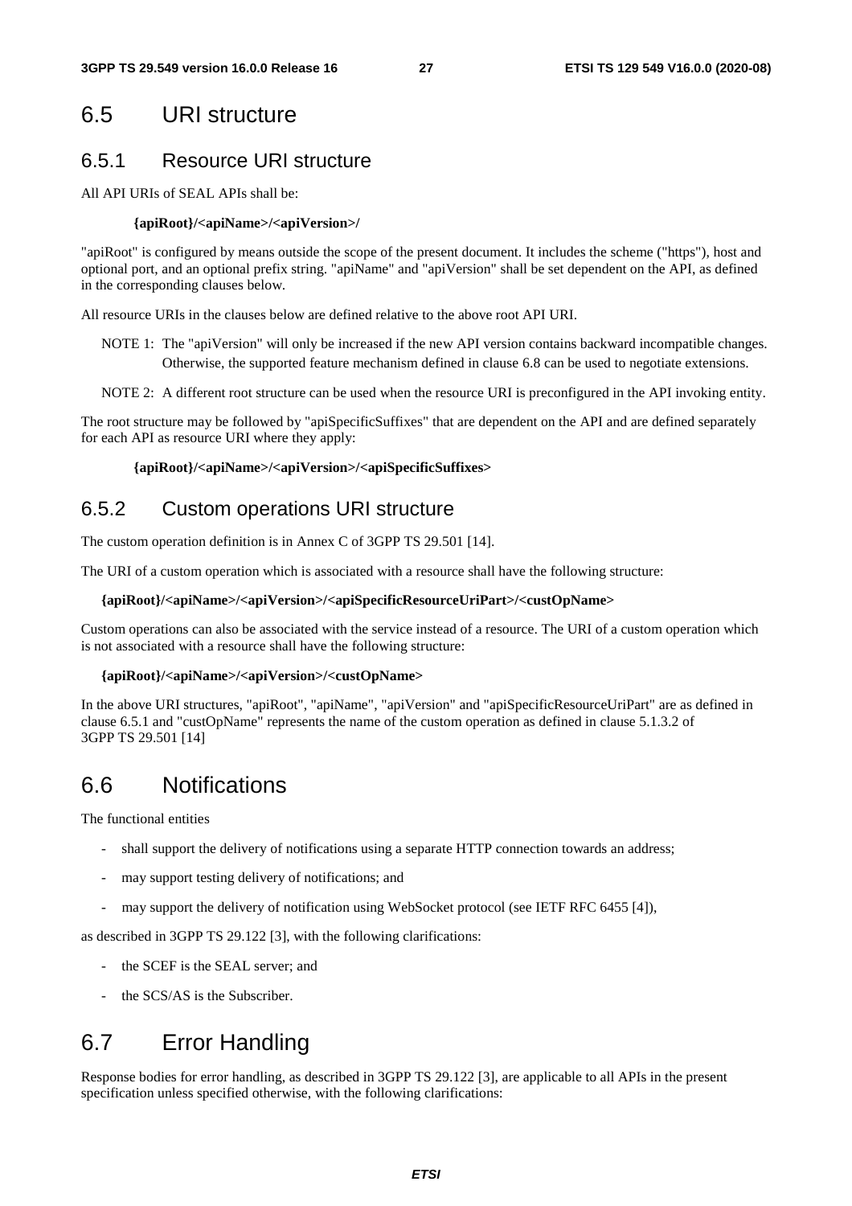## 6.5 URI structure

### 6.5.1 Resource URI structure

All API URIs of SEAL APIs shall be:

**{apiRoot}/<apiName>/<apiVersion>/**

"apiRoot" is configured by means outside the scope of the present document. It includes the scheme ("https"), host and optional port, and an optional prefix string. "apiName" and "apiVersion" shall be set dependent on the API, as defined in the corresponding clauses below.

All resource URIs in the clauses below are defined relative to the above root API URI.

NOTE 1: The "apiVersion" will only be increased if the new API version contains backward incompatible changes. Otherwise, the supported feature mechanism defined in clause 6.8 can be used to negotiate extensions.

NOTE 2: A different root structure can be used when the resource URI is preconfigured in the API invoking entity.

The root structure may be followed by "apiSpecificSuffixes" that are dependent on the API and are defined separately for each API as resource URI where they apply:

**{apiRoot}/<apiName>/<apiVersion>/<apiSpecificSuffixes>**

### 6.5.2 Custom operations URI structure

The custom operation definition is in Annex C of 3GPP TS 29.501 [14].

The URI of a custom operation which is associated with a resource shall have the following structure:

**{apiRoot}/<apiName>/<apiVersion>/<apiSpecificResourceUriPart>/<custOpName>**

Custom operations can also be associated with the service instead of a resource. The URI of a custom operation which is not associated with a resource shall have the following structure:

**{apiRoot}/<apiName>/<apiVersion>/<custOpName>**

In the above URI structures, "apiRoot", "apiName", "apiVersion" and "apiSpecificResourceUriPart" are as defined in clause 6.5.1 and "custOpName" represents the name of the custom operation as defined in clause 5.1.3.2 of 3GPP TS 29.501 [14]

## 6.6 Notifications

The functional entities

- shall support the delivery of notifications using a separate HTTP connection towards an address;
- may support testing delivery of notifications; and
- may support the delivery of notification using WebSocket protocol (see IETF RFC 6455 [4]),

as described in 3GPP TS 29.122 [3], with the following clarifications:

- the SCEF is the SEAL server; and
- the SCS/AS is the Subscriber.

## 6.7 Error Handling

Response bodies for error handling, as described in 3GPP TS 29.122 [3], are applicable to all APIs in the present specification unless specified otherwise, with the following clarifications: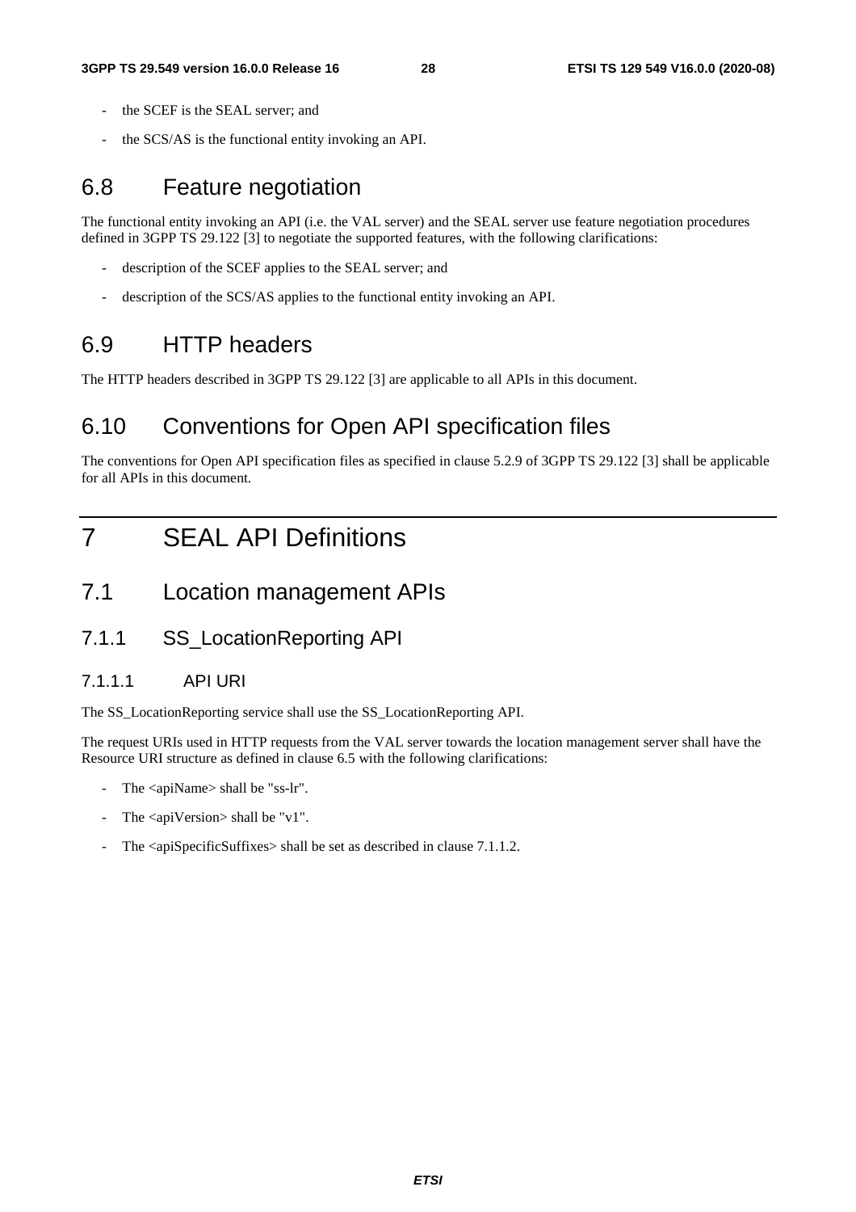- the SCEF is the SEAL server; and
- the SCS/AS is the functional entity invoking an API.

## 6.8 Feature negotiation

The functional entity invoking an API (i.e. the VAL server) and the SEAL server use feature negotiation procedures defined in 3GPP TS 29.122 [3] to negotiate the supported features, with the following clarifications:

- description of the SCEF applies to the SEAL server; and
- description of the SCS/AS applies to the functional entity invoking an API.

## 6.9 HTTP headers

The HTTP headers described in 3GPP TS 29.122 [3] are applicable to all APIs in this document.

## 6.10 Conventions for Open API specification files

The conventions for Open API specification files as specified in clause 5.2.9 of 3GPP TS 29.122 [3] shall be applicable for all APIs in this document.

# 7 SEAL API Definitions

## 7.1 Location management APIs

### 7.1.1 SS_LocationReporting API

#### 7.1.1.1 API URI

The SS_LocationReporting service shall use the SS_LocationReporting API.

The request URIs used in HTTP requests from the VAL server towards the location management server shall have the Resource URI structure as defined in clause 6.5 with the following clarifications:

- The <apiName> shall be "ss-lr".
- The <apiVersion> shall be "v1".
- The <apiSpecificSuffixes> shall be set as described in clause 7.1.1.2.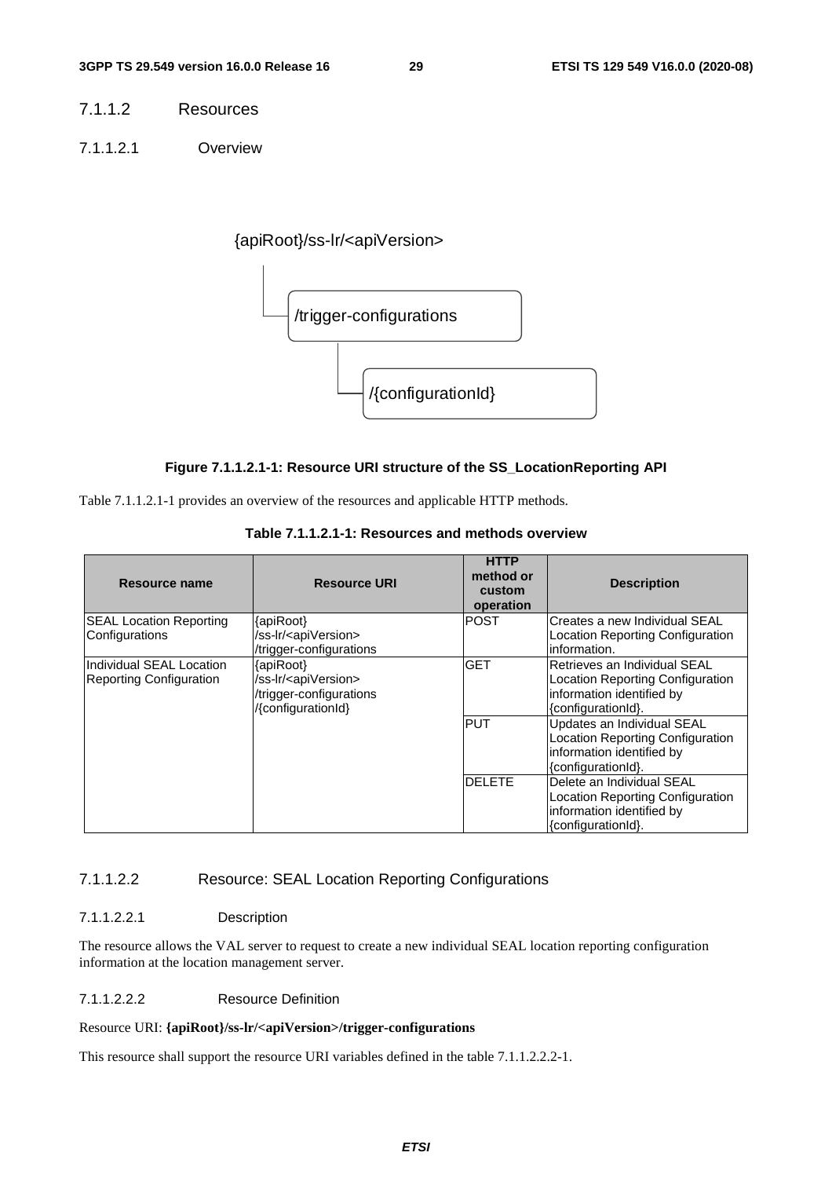#### 7.1.1.2 Resources

##### 7.1.1.2.1 Overview

{apiRoot}/ss-lr/<apiVersion>

/trigger-configurations

/{configurationId}

**Figure 7.1.1.2.1-1: Resource URI structure of the SS_LocationReporting API**

Table 7.1.1.2.1-1 provides an overview of the resources and applicable HTTP methods.

**Table 7.1.1.2.1-1: Resources and methods overview**

| Resource name | Resource URI | HTTP method or custom operation | Description |
|---|---|---|---|
| SEAL Location Reporting Configurations | {apiRoot}/ss-lr/<apiVersion>/trigger-configurations | POST | Creates a new Individual SEAL Location Reporting Configuration information. |
| Individual SEAL Location Reporting Configuration | {apiRoot}/ss-lr/<apiVersion>/trigger-configurations/{configurationId} | GET | Retrieves an Individual SEAL Location Reporting Configuration information identified by {configurationId}. |
| | | PUT | Updates an Individual SEAL Location Reporting Configuration information identified by {configurationId}. |
| | | DELETE | Delete an Individual SEAL Location Reporting Configuration information identified by {configurationId}. |

##### 7.1.1.2.2 Resource: SEAL Location Reporting Configurations

###### 7.1.1.2.2.1 Description

The resource allows the VAL server to request to create a new individual SEAL location reporting configuration information at the location management server.

###### 7.1.1.2.2.2 Resource Definition

Resource URI: **{apiRoot}/ss-lr/<apiVersion>/trigger-configurations**

This resource shall support the resource URI variables defined in the table 7.1.1.2.2.2-1.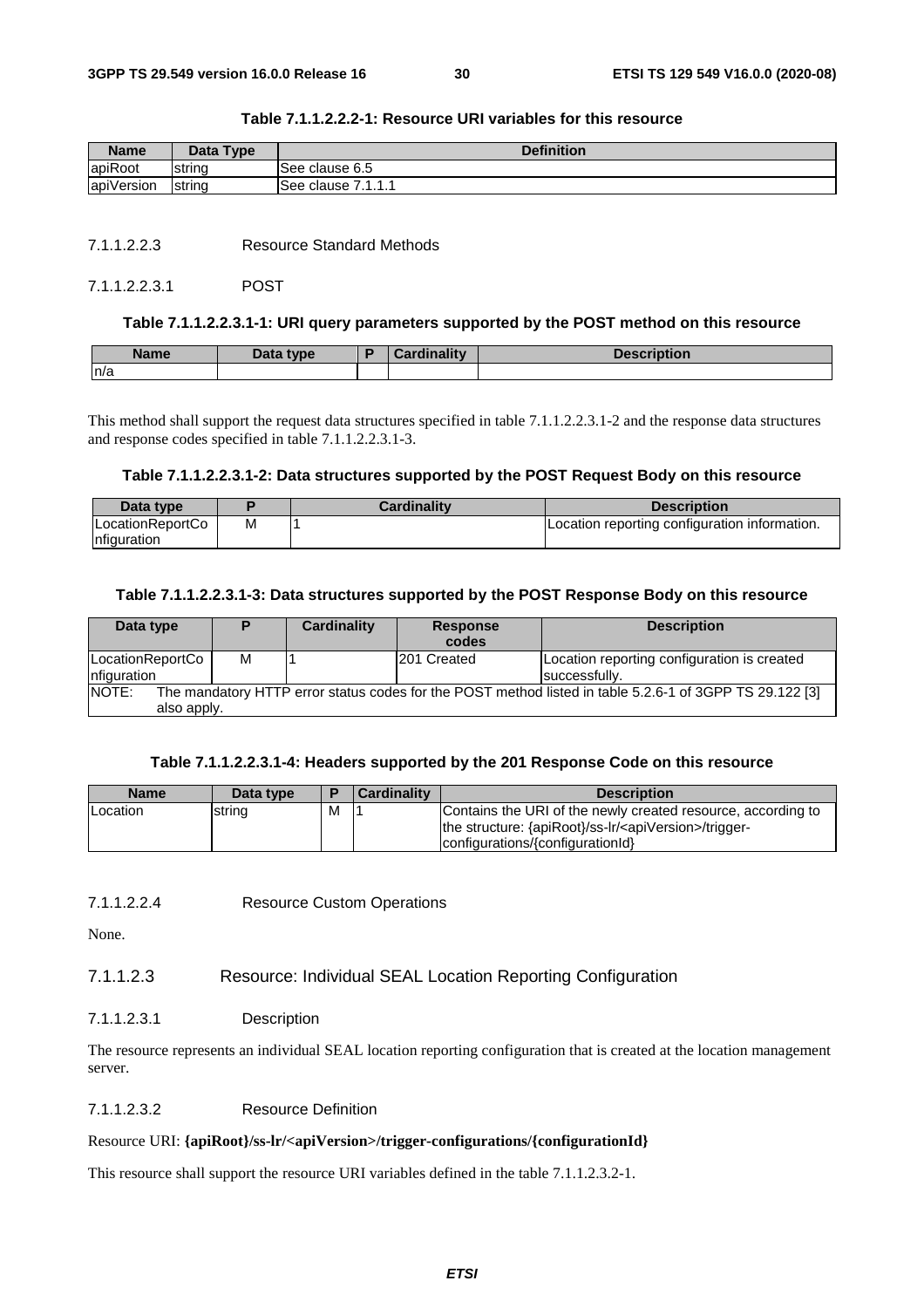**Table 7.1.1.2.2.2-1: Resource URI variables for this resource**

| Name | Data Type | Definition |
| --- | --- | --- |
| apiRoot | string | See clause 6.5 |
| apiVersion | string | See clause 7.1.1.1 |

##### 7.1.1.2.2.3 Resource Standard Methods

###### 7.1.1.2.2.3.1 POST

**Table 7.1.1.2.2.3.1-1: URI query parameters supported by the POST method on this resource**

| Name | Data type | P | Cardinality | Description |
| --- | --- | --- | --- | --- |
| n/a | | | | |

This method shall support the request data structures specified in table 7.1.1.2.2.3.1-2 and the response data structures and response codes specified in table 7.1.1.2.2.3.1-3.

**Table 7.1.1.2.2.3.1-2: Data structures supported by the POST Request Body on this resource**

| Data type | P | Cardinality | Description |
| --- | --- | --- | --- |
| LocationReportConfiguration | M | 1 | Location reporting configuration information. |

**Table 7.1.1.2.2.3.1-3: Data structures supported by the POST Response Body on this resource**

| Data type | P | Cardinality | Response codes | Description |
| --- | --- | --- | --- | --- |
| LocationReportConfiguration | M | 1 | 201 Created | Location reporting configuration is created successfully. |
| NOTE: The mandatory HTTP error status codes for the POST method listed in table 5.2.6-1 of 3GPP TS 29.122 [3] also apply. | | | | |

**Table 7.1.1.2.2.3.1-4: Headers supported by the 201 Response Code on this resource**

| Name | Data type | P | Cardinality | Description |
| --- | --- | --- | --- | --- |
| Location | string | M | 1 | Contains the URI of the newly created resource, according to the structure: {apiRoot}/ss-lr/<apiVersion>/trigger-configurations/{configurationId} |

##### 7.1.1.2.2.4 Resource Custom Operations

None.

#### 7.1.1.2.3 Resource: Individual SEAL Location Reporting Configuration

##### 7.1.1.2.3.1 Description

The resource represents an individual SEAL location reporting configuration that is created at the location management server.

##### 7.1.1.2.3.2 Resource Definition

Resource URI: **{apiRoot}/ss-lr/<apiVersion>/trigger-configurations/{configurationId}**

This resource shall support the resource URI variables defined in the table 7.1.1.2.3.2-1.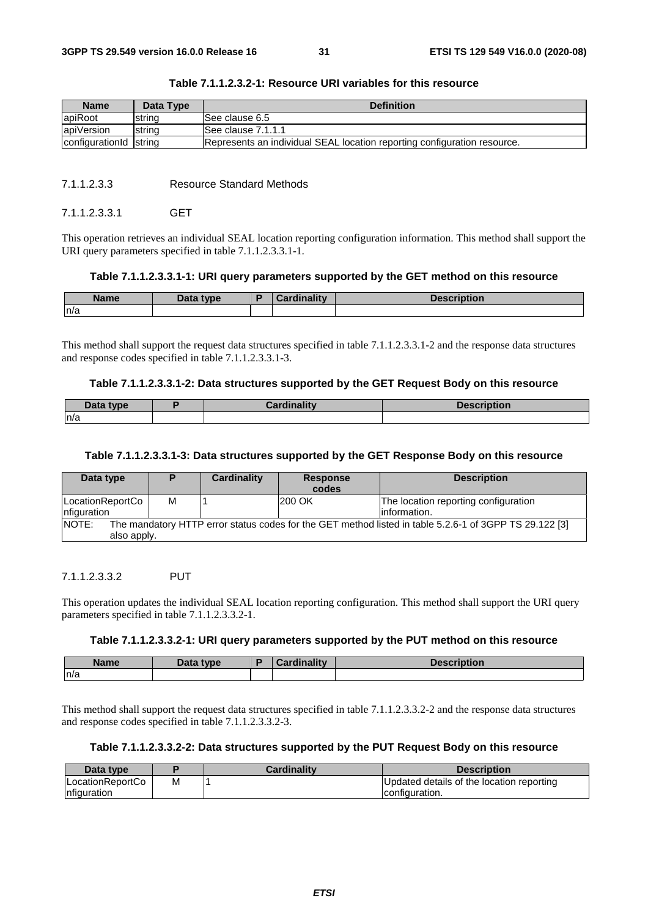**Table 7.1.1.2.3.2-1: Resource URI variables for this resource**

| Name | Data Type | Definition |
| --- | --- | --- |
| apiRoot | string | See clause 6.5 |
| apiVersion | string | See clause 7.1.1.1 |
| configurationId | string | Represents an individual SEAL location reporting configuration resource. |

#### 7.1.1.2.3.3 Resource Standard Methods

##### 7.1.1.2.3.3.1 GET

This operation retrieves an individual SEAL location reporting configuration information. This method shall support the URI query parameters specified in table 7.1.1.2.3.3.1-1.

**Table 7.1.1.2.3.3.1-1: URI query parameters supported by the GET method on this resource**

| Name | Data type | P | Cardinality | Description |
| --- | --- | --- | --- | --- |
| n/a | | | | |

This method shall support the request data structures specified in table 7.1.1.2.3.3.1-2 and the response data structures and response codes specified in table 7.1.1.2.3.3.1-3.

**Table 7.1.1.2.3.3.1-2: Data structures supported by the GET Request Body on this resource**

| Data type | P | Cardinality | Description |
| --- | --- | --- | --- |
| n/a | | | |

**Table 7.1.1.2.3.3.1-3: Data structures supported by the GET Response Body on this resource**

| Data type | P | Cardinality | Response codes | Description |
| --- | --- | --- | --- | --- |
| LocationReportConfiguration | M | 1 | 200 OK | The location reporting configuration information. |
| NOTE: The mandatory HTTP error status codes for the GET method listed in table 5.2.6-1 of 3GPP TS 29.122 [3] also apply. | | | | |

##### 7.1.1.2.3.3.2 PUT

This operation updates the individual SEAL location reporting configuration. This method shall support the URI query parameters specified in table 7.1.1.2.3.3.2-1.

**Table 7.1.1.2.3.3.2-1: URI query parameters supported by the PUT method on this resource**

| Name | Data type | P | Cardinality | Description |
| --- | --- | --- | --- | --- |
| n/a | | | | |

This method shall support the request data structures specified in table 7.1.1.2.3.3.2-2 and the response data structures and response codes specified in table 7.1.1.2.3.3.2-3.

**Table 7.1.1.2.3.3.2-2: Data structures supported by the PUT Request Body on this resource**

| Data type | P | Cardinality | Description |
| --- | --- | --- | --- |
| LocationReportConfiguration | M | 1 | Updated details of the location reporting configuration. |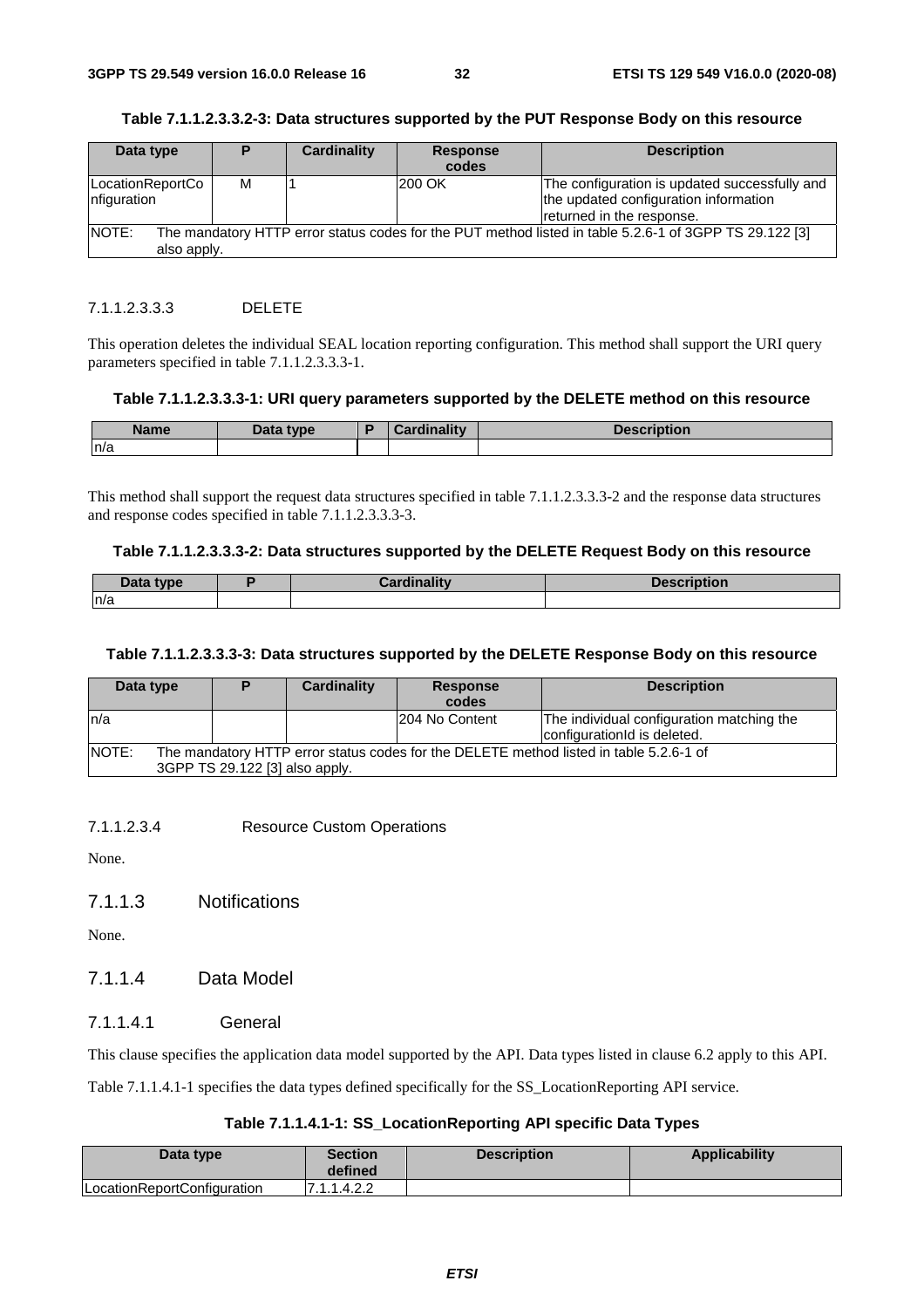**Table 7.1.1.2.3.3.2-3: Data structures supported by the PUT Response Body on this resource**

| Data type | P | Cardinality | Response codes | Description |
|---|---|---|---|---|
| LocationReportConfiguration | M | 1 | 200 OK | The configuration is updated successfully and the updated configuration information returned in the response. |
| NOTE: The mandatory HTTP error status codes for the PUT method listed in table 5.2.6-1 of 3GPP TS 29.122 [3] also apply. | | | | |

##### 7.1.1.2.3.3.3 DELETE

This operation deletes the individual SEAL location reporting configuration. This method shall support the URI query parameters specified in table 7.1.1.2.3.3.3-1.

**Table 7.1.1.2.3.3.3-1: URI query parameters supported by the DELETE method on this resource**

| Name | Data type | P | Cardinality | Description |
|---|---|---|---|---|
| n/a | | | | |

This method shall support the request data structures specified in table 7.1.1.2.3.3.3-2 and the response data structures and response codes specified in table 7.1.1.2.3.3.3-3.

**Table 7.1.1.2.3.3.3-2: Data structures supported by the DELETE Request Body on this resource**

| Data type | P | Cardinality | Description |
|---|---|---|---|
| n/a | | | |

**Table 7.1.1.2.3.3.3-3: Data structures supported by the DELETE Response Body on this resource**

| Data type | P | Cardinality | Response codes | Description |
|---|---|---|---|---|
| n/a | | | 204 No Content | The individual configuration matching the configurationId is deleted. |
| NOTE: The mandatory HTTP error status codes for the DELETE method listed in table 5.2.6-1 of 3GPP TS 29.122 [3] also apply. | | | | |

##### 7.1.1.2.3.4 Resource Custom Operations

None.

### 7.1.1.3 Notifications

None.

### 7.1.1.4 Data Model

#### 7.1.1.4.1 General

This clause specifies the application data model supported by the API. Data types listed in clause 6.2 apply to this API.

Table 7.1.1.4.1-1 specifies the data types defined specifically for the SS_LocationReporting API service.

**Table 7.1.1.4.1-1: SS_LocationReporting API specific Data Types**

| Data type | Section defined | Description | Applicability |
|---|---|---|---|
| LocationReportConfiguration | 7.1.1.4.2.2 | | |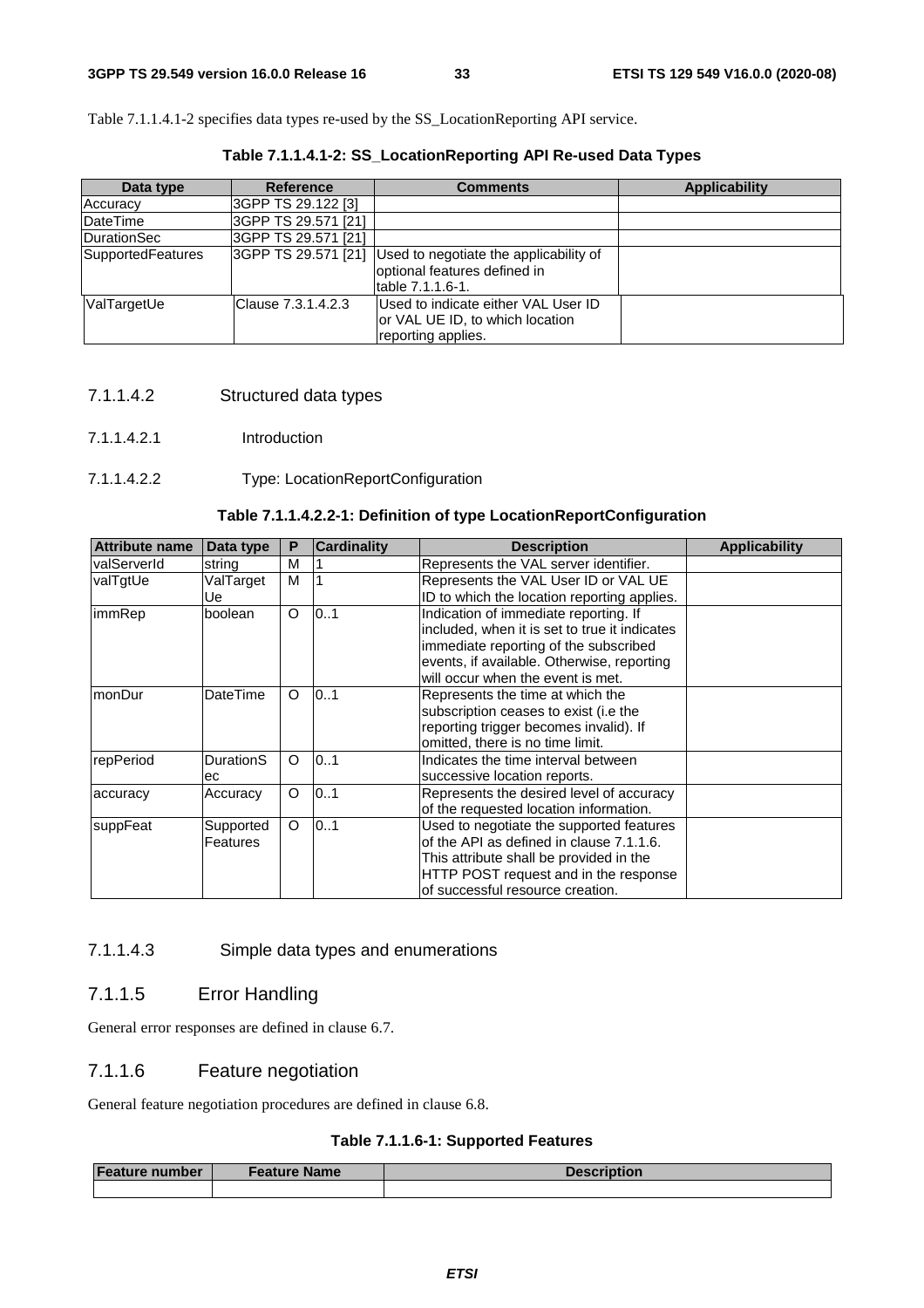Table 7.1.1.4.1-2 specifies data types re-used by the SS_LocationReporting API service.

**Table 7.1.1.4.1-2: SS_LocationReporting API Re-used Data Types**

| Data type | Reference | Comments | Applicability |
|---|---|---|---|
| Accuracy | 3GPP TS 29.122 [3] | | |
| DateTime | 3GPP TS 29.571 [21] | | |
| DurationSec | 3GPP TS 29.571 [21] | | |
| SupportedFeatures | 3GPP TS 29.571 [21] | Used to negotiate the applicability of optional features defined in table 7.1.1.6-1. | |
| ValTargetUe | Clause 7.3.1.4.2.3 | Used to indicate either VAL User ID or VAL UE ID, to which location reporting applies. | |

#### 7.1.1.4.2 Structured data types

##### 7.1.1.4.2.1 Introduction

##### 7.1.1.4.2.2 Type: LocationReportConfiguration

**Table 7.1.1.4.2.2-1: Definition of type LocationReportConfiguration**

| Attribute name | Data type | P | Cardinality | Description | Applicability |
|---|---|---|---|---|---|
| valServerId | string | M | 1 | Represents the VAL server identifier. | |
| valTgtUe | ValTargetUe | M | 1 | Represents the VAL User ID or VAL UE ID to which the location reporting applies. | |
| immRep | boolean | O | 0..1 | Indication of immediate reporting. If included, when it is set to true it indicates immediate reporting of the subscribed events, if available. Otherwise, reporting will occur when the event is met. | |
| monDur | DateTime | O | 0..1 | Represents the time at which the subscription ceases to exist (i.e the reporting trigger becomes invalid). If omitted, there is no time limit. | |
| repPeriod | DurationSec | O | 0..1 | Indicates the time interval between successive location reports. | |
| accuracy | Accuracy | O | 0..1 | Represents the desired level of accuracy of the requested location information. | |
| suppFeat | SupportedFeatures | O | 0..1 | Used to negotiate the supported features of the API as defined in clause 7.1.1.6. This attribute shall be provided in the HTTP POST request and in the response of successful resource creation. | |

#### 7.1.1.4.3 Simple data types and enumerations

### 7.1.1.5 Error Handling

General error responses are defined in clause 6.7.

### 7.1.1.6 Feature negotiation

General feature negotiation procedures are defined in clause 6.8.

**Table 7.1.1.6-1: Supported Features**

| Feature number | Feature Name | Description |
|---|---|---|
| | | |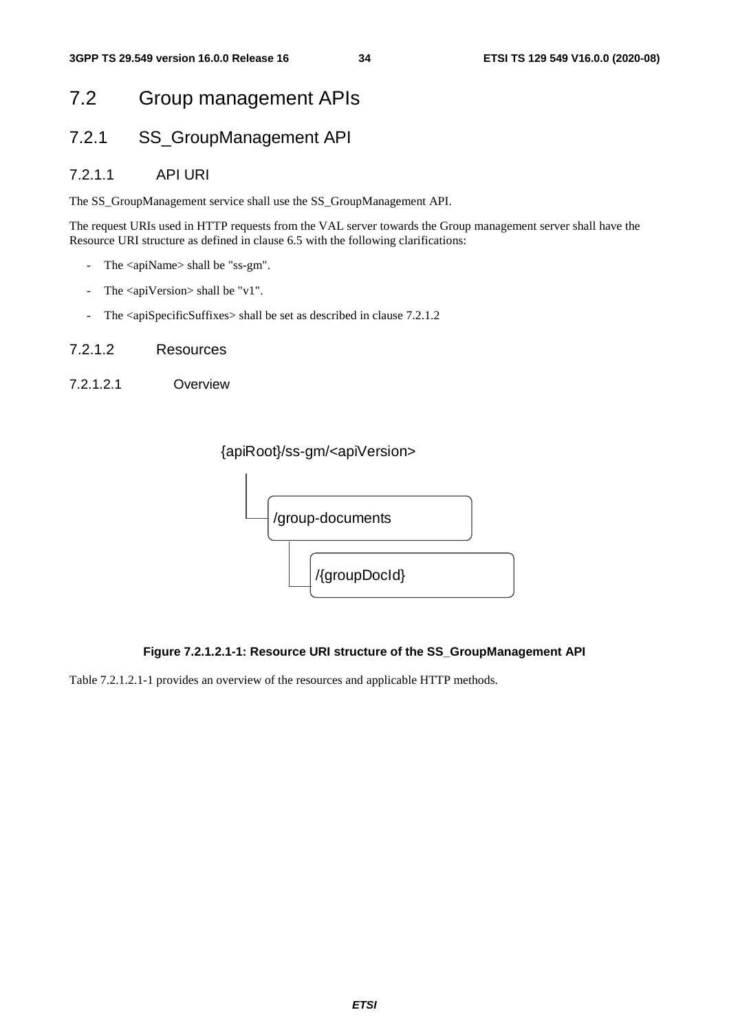# 7.2 Group management APIs

## 7.2.1 SS_GroupManagement API

### 7.2.1.1 API URI

The SS_GroupManagement service shall use the SS_GroupManagement API.

The request URIs used in HTTP requests from the VAL server towards the Group management server shall have the Resource URI structure as defined in clause 6.5 with the following clarifications:

- The <apiName> shall be "ss-gm".
- The <apiVersion> shall be "v1".
- The <apiSpecificSuffixes> shall be set as described in clause 7.2.1.2

### 7.2.1.2 Resources

#### 7.2.1.2.1 Overview

```
{apiRoot}/ss-gm/<apiVersion>
    └── /group-documents
            └── /{groupDocId}
```

**Figure 7.2.1.2.1-1: Resource URI structure of the SS_GroupManagement API**

Table 7.2.1.2.1-1 provides an overview of the resources and applicable HTTP methods.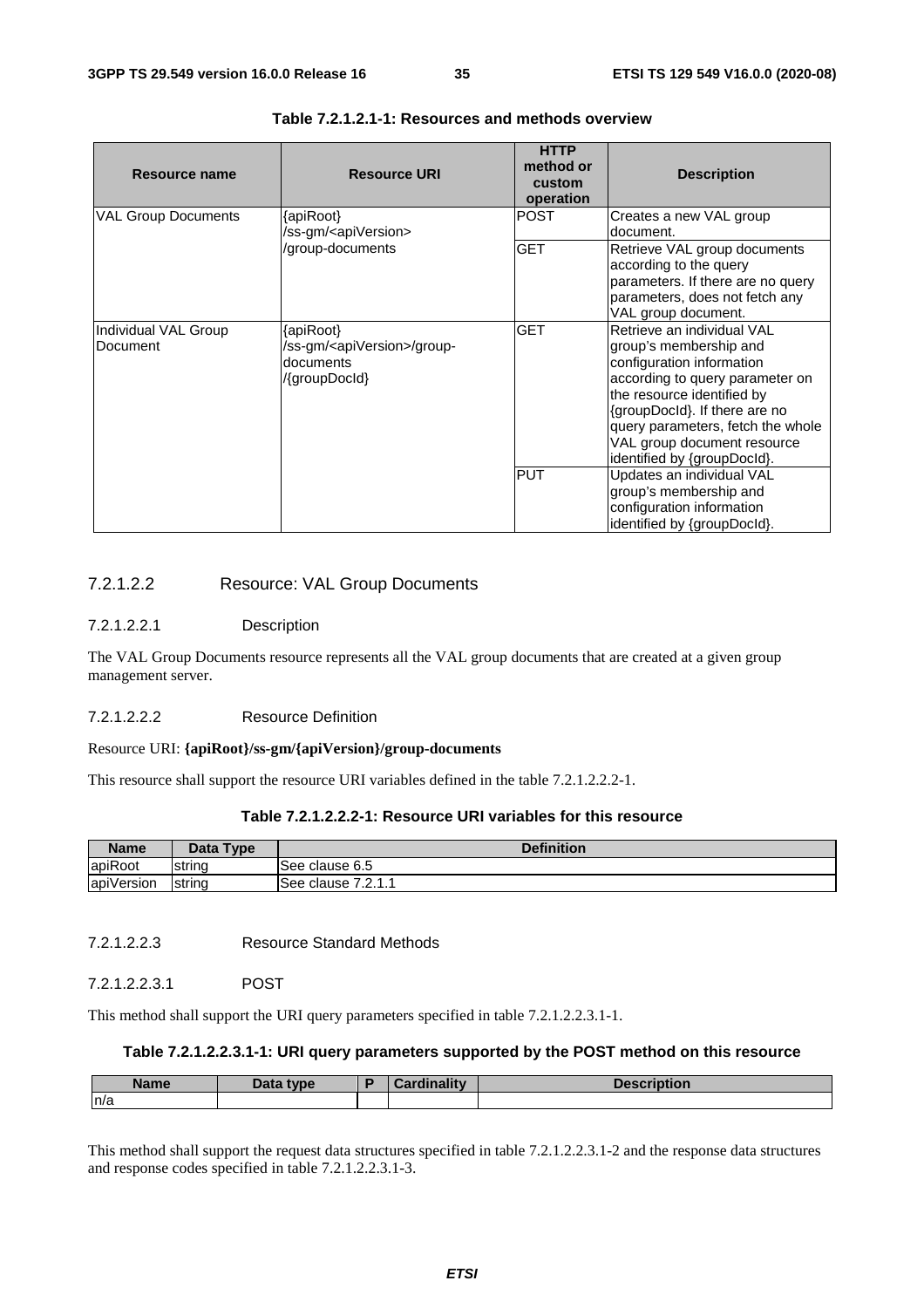**Table 7.2.1.2.1-1: Resources and methods overview**

| Resource name | Resource URI | HTTP method or custom operation | Description |
| --- | --- | --- | --- |
| VAL Group Documents | {apiRoot}/ss-gm/<apiVersion>/group-documents | POST | Creates a new VAL group document. |
| | | GET | Retrieve VAL group documents according to the query parameters. If there are no query parameters, does not fetch any VAL group document. |
| Individual VAL Group Document | {apiRoot}/ss-gm/<apiVersion>/group-documents/{groupDocId} | GET | Retrieve an individual VAL group's membership and configuration information according to query parameter on the resource identified by {groupDocId}. If there are no query parameters, fetch the whole VAL group document resource identified by {groupDocId}. |
| | | PUT | Updates an individual VAL group's membership and configuration information identified by {groupDocId}. |

#### 7.2.1.2.2 Resource: VAL Group Documents

##### 7.2.1.2.2.1 Description

The VAL Group Documents resource represents all the VAL group documents that are created at a given group management server.

##### 7.2.1.2.2.2 Resource Definition

Resource URI: **{apiRoot}/ss-gm/{apiVersion}/group-documents**

This resource shall support the resource URI variables defined in the table 7.2.1.2.2.2-1.

**Table 7.2.1.2.2.2-1: Resource URI variables for this resource**

| Name | Data Type | Definition |
| --- | --- | --- |
| apiRoot | string | See clause 6.5 |
| apiVersion | string | See clause 7.2.1.1 |

##### 7.2.1.2.2.3 Resource Standard Methods

###### 7.2.1.2.2.3.1 POST

This method shall support the URI query parameters specified in table 7.2.1.2.2.3.1-1.

**Table 7.2.1.2.2.3.1-1: URI query parameters supported by the POST method on this resource**

| Name | Data type | P | Cardinality | Description |
| --- | --- | --- | --- | --- |
| n/a | | | | |

This method shall support the request data structures specified in table 7.2.1.2.2.3.1-2 and the response data structures and response codes specified in table 7.2.1.2.2.3.1-3.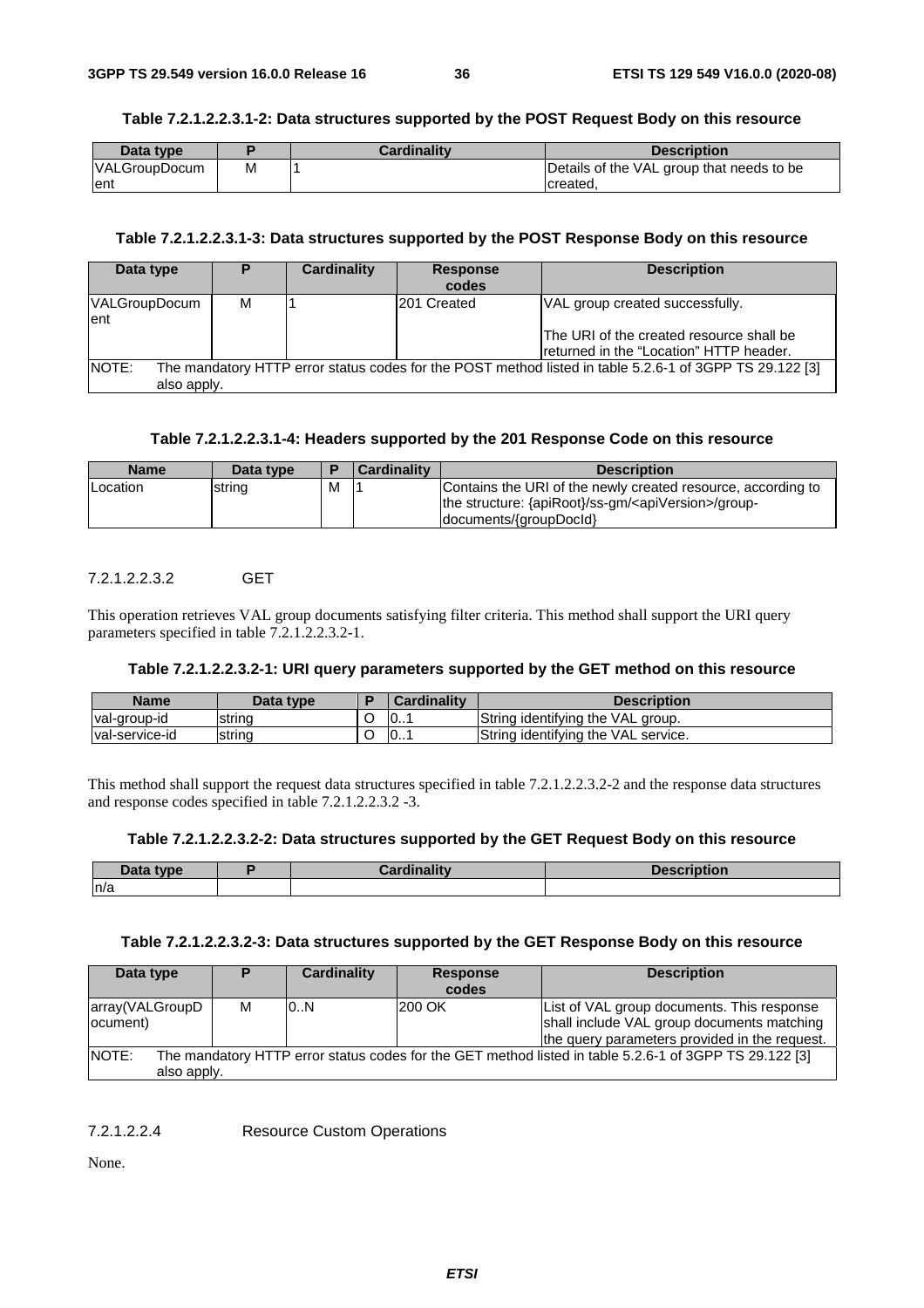**Table 7.2.1.2.2.3.1-2: Data structures supported by the POST Request Body on this resource**

| Data type | P | Cardinality | Description |
| --- | --- | --- | --- |
| VALGroupDocument | M | 1 | Details of the VAL group that needs to be created, |

**Table 7.2.1.2.2.3.1-3: Data structures supported by the POST Response Body on this resource**

| Data type | P | Cardinality | Response codes | Description |
| --- | --- | --- | --- | --- |
| VALGroupDocument | M | 1 | 201 Created | VAL group created successfully.<br><br>The URI of the created resource shall be returned in the "Location" HTTP header. |
| NOTE: The mandatory HTTP error status codes for the POST method listed in table 5.2.6-1 of 3GPP TS 29.122 [3] also apply. | | | | |

**Table 7.2.1.2.2.3.1-4: Headers supported by the 201 Response Code on this resource**

| Name | Data type | P | Cardinality | Description |
| --- | --- | --- | --- | --- |
| Location | string | M | 1 | Contains the URI of the newly created resource, according to the structure: {apiRoot}/ss-gm/<apiVersion>/group-documents/{groupDocId} |

#### 7.2.1.2.2.3.2 GET

This operation retrieves VAL group documents satisfying filter criteria. This method shall support the URI query parameters specified in table 7.2.1.2.2.3.2-1.

**Table 7.2.1.2.2.3.2-1: URI query parameters supported by the GET method on this resource**

| Name | Data type | P | Cardinality | Description |
| --- | --- | --- | --- | --- |
| val-group-id | string | O | 0..1 | String identifying the VAL group. |
| val-service-id | string | O | 0..1 | String identifying the VAL service. |

This method shall support the request data structures specified in table 7.2.1.2.2.3.2-2 and the response data structures and response codes specified in table 7.2.1.2.2.3.2 -3.

**Table 7.2.1.2.2.3.2-2: Data structures supported by the GET Request Body on this resource**

| Data type | P | Cardinality | Description |
| --- | --- | --- | --- |
| n/a | | | |

**Table 7.2.1.2.2.3.2-3: Data structures supported by the GET Response Body on this resource**

| Data type | P | Cardinality | Response codes | Description |
| --- | --- | --- | --- | --- |
| array(VALGroupDocument) | M | 0..N | 200 OK | List of VAL group documents. This response shall include VAL group documents matching the query parameters provided in the request. |
| NOTE: The mandatory HTTP error status codes for the GET method listed in table 5.2.6-1 of 3GPP TS 29.122 [3] also apply. | | | | |

#### 7.2.1.2.2.4 Resource Custom Operations

None.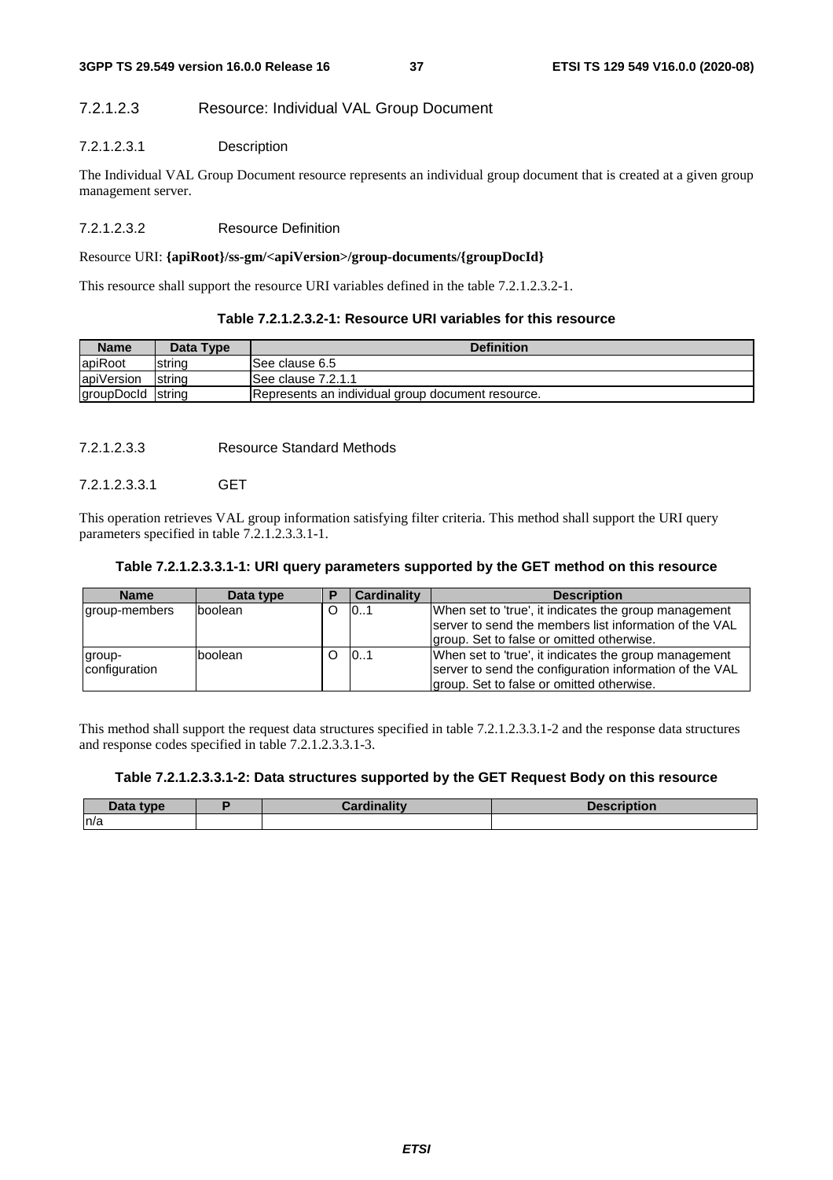#### 7.2.1.2.3 Resource: Individual VAL Group Document

##### 7.2.1.2.3.1 Description

The Individual VAL Group Document resource represents an individual group document that is created at a given group management server.

##### 7.2.1.2.3.2 Resource Definition

Resource URI: **{apiRoot}/ss-gm/<apiVersion>/group-documents/{groupDocId}**

This resource shall support the resource URI variables defined in the table 7.2.1.2.3.2-1.

**Table 7.2.1.2.3.2-1: Resource URI variables for this resource**

| Name | Data Type | Definition |
|---|---|---|
| apiRoot | string | See clause 6.5 |
| apiVersion | string | See clause 7.2.1.1 |
| groupDocId | string | Represents an individual group document resource. |

##### 7.2.1.2.3.3 Resource Standard Methods

###### 7.2.1.2.3.3.1 GET

This operation retrieves VAL group information satisfying filter criteria. This method shall support the URI query parameters specified in table 7.2.1.2.3.3.1-1.

**Table 7.2.1.2.3.3.1-1: URI query parameters supported by the GET method on this resource**

| Name | Data type | P | Cardinality | Description |
|---|---|---|---|---|
| group-members | boolean | O | 0..1 | When set to 'true', it indicates the group management server to send the members list information of the VAL group. Set to false or omitted otherwise. |
| group-configuration | boolean | O | 0..1 | When set to 'true', it indicates the group management server to send the configuration information of the VAL group. Set to false or omitted otherwise. |

This method shall support the request data structures specified in table 7.2.1.2.3.3.1-2 and the response data structures and response codes specified in table 7.2.1.2.3.3.1-3.

**Table 7.2.1.2.3.3.1-2: Data structures supported by the GET Request Body on this resource**

| Data type | P | Cardinality | Description |
|---|---|---|---|
| n/a | | | |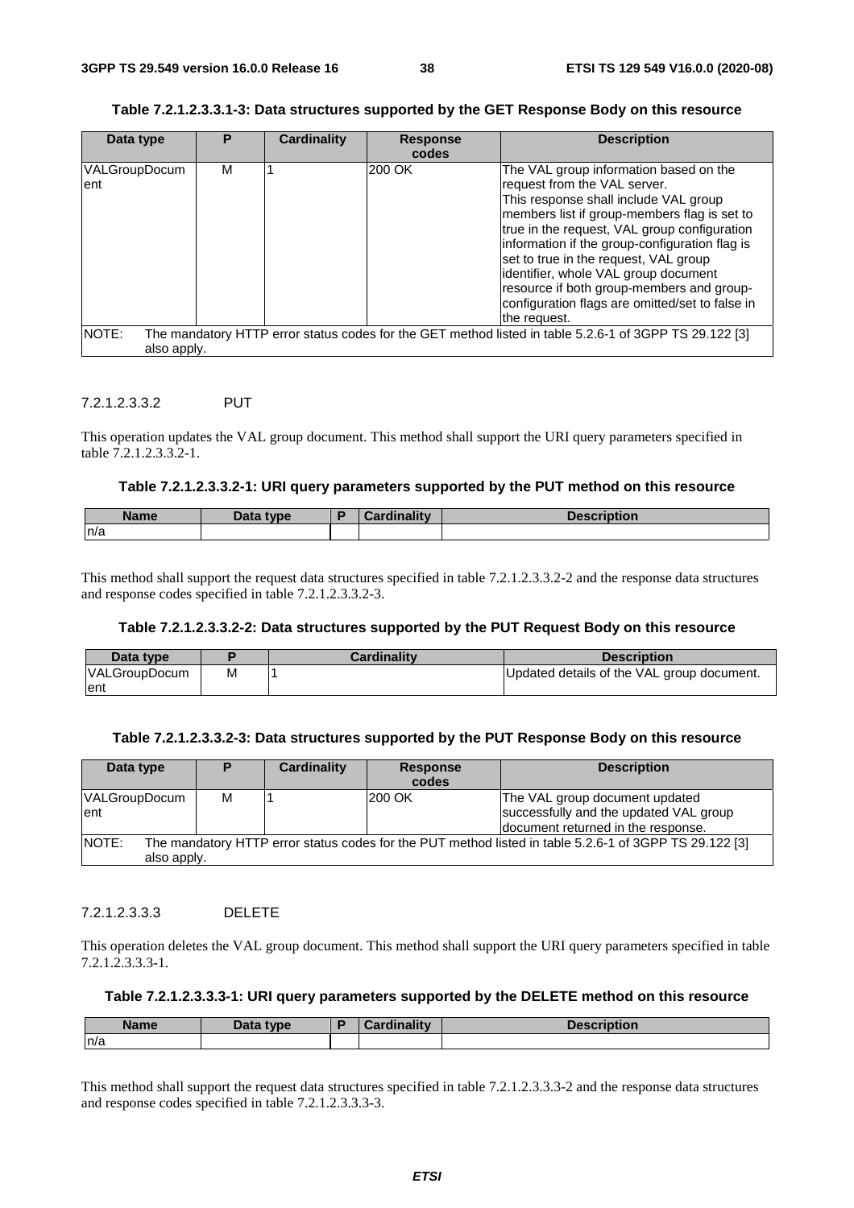**Table 7.2.1.2.3.3.1-3: Data structures supported by the GET Response Body on this resource**

| Data type | P | Cardinality | Response codes | Description |
|---|---|---|---|---|
| VALGroupDocument | M | 1 | 200 OK | The VAL group information based on the request from the VAL server. This response shall include VAL group members list if group-members flag is set to true in the request, VAL group configuration information if the group-configuration flag is set to true in the request, VAL group identifier, whole VAL group document resource if both group-members and group-configuration flags are omitted/set to false in the request. |
| NOTE: The mandatory HTTP error status codes for the GET method listed in table 5.2.6-1 of 3GPP TS 29.122 [3] also apply. | | | | |

#### 7.2.1.2.3.3.2 PUT

This operation updates the VAL group document. This method shall support the URI query parameters specified in table 7.2.1.2.3.3.2-1.

**Table 7.2.1.2.3.3.2-1: URI query parameters supported by the PUT method on this resource**

| Name | Data type | P | Cardinality | Description |
|---|---|---|---|---|
| n/a | | | | |

This method shall support the request data structures specified in table 7.2.1.2.3.3.2-2 and the response data structures and response codes specified in table 7.2.1.2.3.3.2-3.

**Table 7.2.1.2.3.3.2-2: Data structures supported by the PUT Request Body on this resource**

| Data type | P | Cardinality | Description |
|---|---|---|---|
| VALGroupDocument | M | 1 | Updated details of the VAL group document. |

**Table 7.2.1.2.3.3.2-3: Data structures supported by the PUT Response Body on this resource**

| Data type | P | Cardinality | Response codes | Description |
|---|---|---|---|---|
| VALGroupDocument | M | 1 | 200 OK | The VAL group document updated successfully and the updated VAL group document returned in the response. |
| NOTE: The mandatory HTTP error status codes for the PUT method listed in table 5.2.6-1 of 3GPP TS 29.122 [3] also apply. | | | | |

#### 7.2.1.2.3.3.3 DELETE

This operation deletes the VAL group document. This method shall support the URI query parameters specified in table 7.2.1.2.3.3.3-1.

**Table 7.2.1.2.3.3.3-1: URI query parameters supported by the DELETE method on this resource**

| Name | Data type | P | Cardinality | Description |
|---|---|---|---|---|
| n/a | | | | |

This method shall support the request data structures specified in table 7.2.1.2.3.3.3-2 and the response data structures and response codes specified in table 7.2.1.2.3.3.3-3.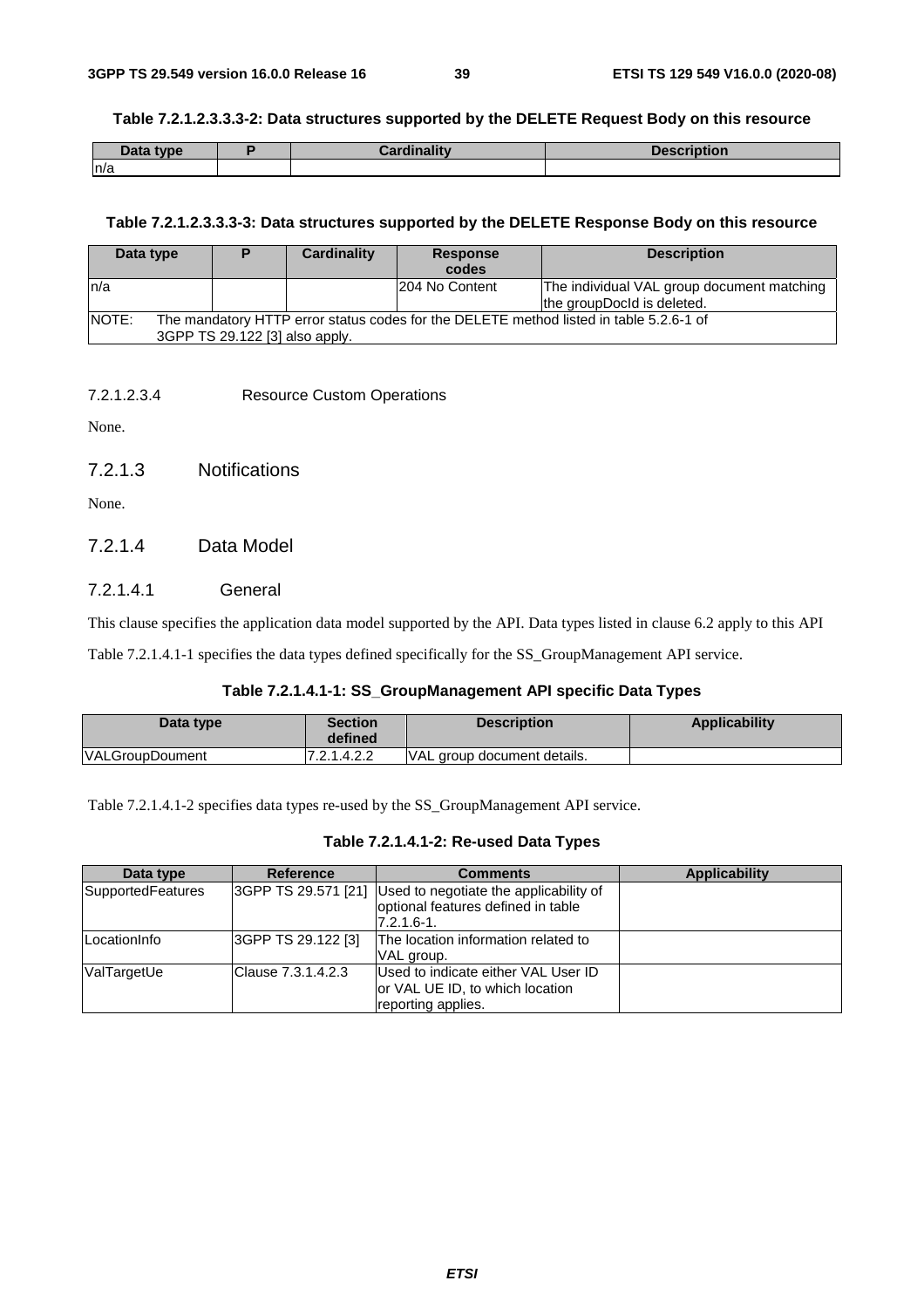**Table 7.2.1.2.3.3.3-2: Data structures supported by the DELETE Request Body on this resource**

| Data type | P | Cardinality | Description |
|---|---|---|---|
| n/a | | | |

**Table 7.2.1.2.3.3.3-3: Data structures supported by the DELETE Response Body on this resource**

| Data type | P | Cardinality | Response codes | Description |
|---|---|---|---|---|
| n/a | | | 204 No Content | The individual VAL group document matching the groupDocId is deleted. |
| NOTE: The mandatory HTTP error status codes for the DELETE method listed in table 5.2.6-1 of 3GPP TS 29.122 [3] also apply. | | | | |

#### 7.2.1.2.3.4 Resource Custom Operations

None.

### 7.2.1.3 Notifications

None.

### 7.2.1.4 Data Model

#### 7.2.1.4.1 General

This clause specifies the application data model supported by the API. Data types listed in clause 6.2 apply to this API

Table 7.2.1.4.1-1 specifies the data types defined specifically for the SS_GroupManagement API service.

**Table 7.2.1.4.1-1: SS_GroupManagement API specific Data Types**

| Data type | Section defined | Description | Applicability |
|---|---|---|---|
| VALGroupDoument | 7.2.1.4.2.2 | VAL group document details. | |

Table 7.2.1.4.1-2 specifies data types re-used by the SS_GroupManagement API service.

**Table 7.2.1.4.1-2: Re-used Data Types**

| Data type | Reference | Comments | Applicability |
|---|---|---|---|
| SupportedFeatures | 3GPP TS 29.571 [21] | Used to negotiate the applicability of optional features defined in table 7.2.1.6-1. | |
| LocationInfo | 3GPP TS 29.122 [3] | The location information related to VAL group. | |
| ValTargetUe | Clause 7.3.1.4.2.3 | Used to indicate either VAL User ID or VAL UE ID, to which location reporting applies. | |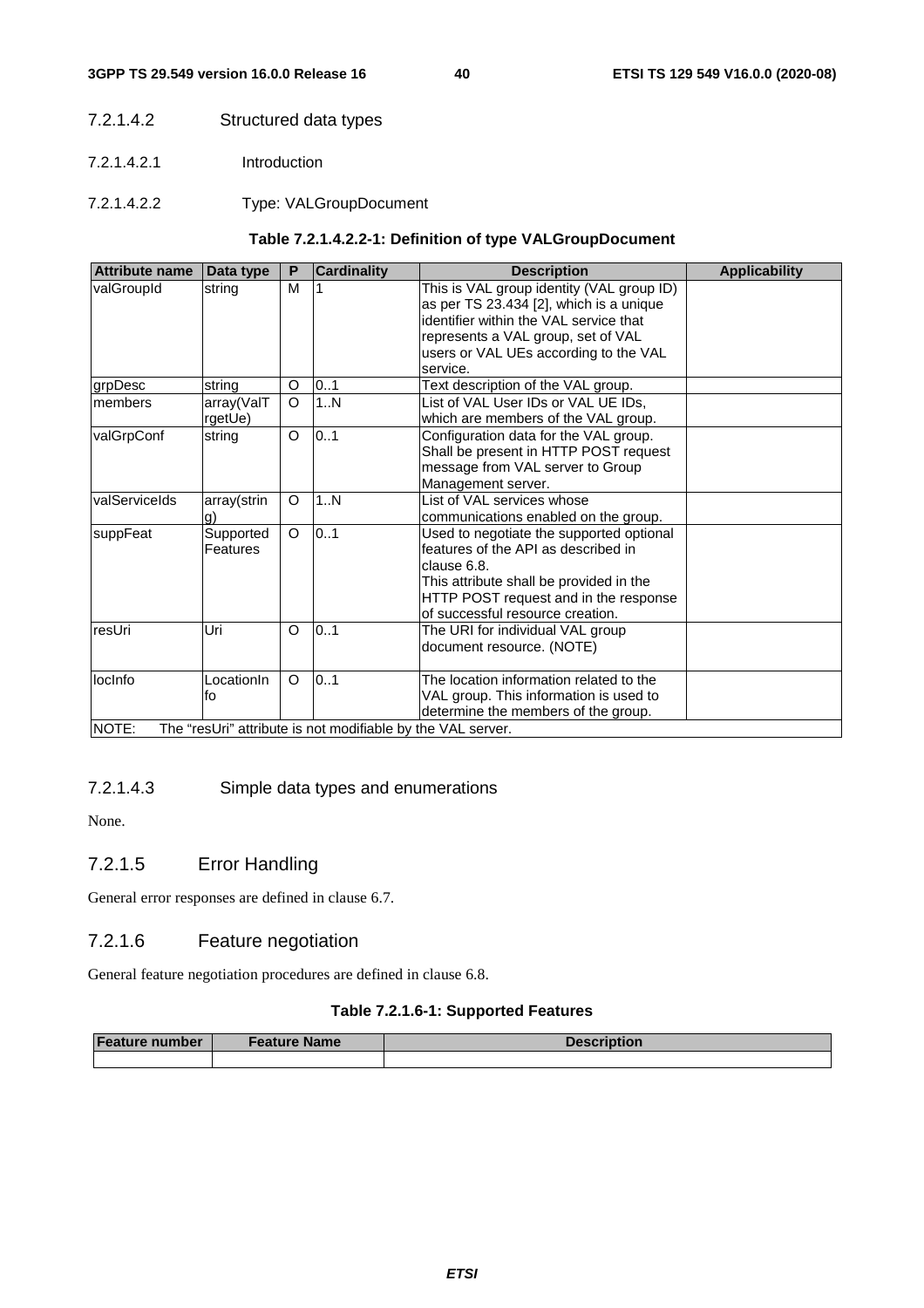#### 7.2.1.4.2 Structured data types

##### 7.2.1.4.2.1 Introduction

##### 7.2.1.4.2.2 Type: VALGroupDocument

**Table 7.2.1.4.2.2-1: Definition of type VALGroupDocument**

| Attribute name | Data type | P | Cardinality | Description | Applicability |
|---|---|---|---|---|---|
| valGroupId | string | M | 1 | This is VAL group identity (VAL group ID) as per TS 23.434 [2], which is a unique identifier within the VAL service that represents a VAL group, set of VAL users or VAL UEs according to the VAL service. | |
| grpDesc | string | O | 0..1 | Text description of the VAL group. | |
| members | array(ValTrgetUe) | O | 1..N | List of VAL User IDs or VAL UE IDs, which are members of the VAL group. | |
| valGrpConf | string | O | 0..1 | Configuration data for the VAL group. Shall be present in HTTP POST request message from VAL server to Group Management server. | |
| valServiceIds | array(string) | O | 1..N | List of VAL services whose communications enabled on the group. | |
| suppFeat | SupportedFeatures | O | 0..1 | Used to negotiate the supported optional features of the API as described in clause 6.8.<br>This attribute shall be provided in the HTTP POST request and in the response of successful resource creation. | |
| resUri | Uri | O | 0..1 | The URI for individual VAL group document resource. (NOTE) | |
| locInfo | LocationInfo | O | 0..1 | The location information related to the VAL group. This information is used to determine the members of the group. | |
| NOTE: The "resUri" attribute is not modifiable by the VAL server. | | | | | |

#### 7.2.1.4.3 Simple data types and enumerations

None.

### 7.2.1.5 Error Handling

General error responses are defined in clause 6.7.

### 7.2.1.6 Feature negotiation

General feature negotiation procedures are defined in clause 6.8.

**Table 7.2.1.6-1: Supported Features**

| Feature number | Feature Name | Description |
|---|---|---|
| | | |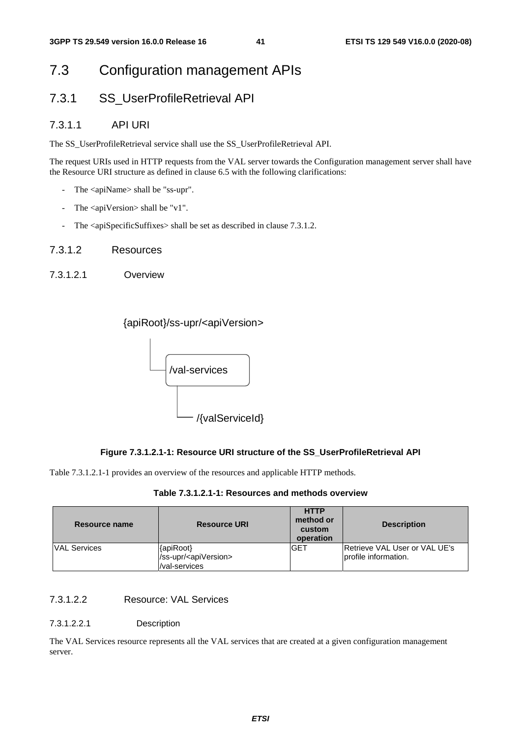# 7.3 Configuration management APIs

## 7.3.1 SS_UserProfileRetrieval API

### 7.3.1.1 API URI

The SS_UserProfileRetrieval service shall use the SS_UserProfileRetrieval API.

The request URIs used in HTTP requests from the VAL server towards the Configuration management server shall have the Resource URI structure as defined in clause 6.5 with the following clarifications:

- The <apiName> shall be "ss-upr".
- The <apiVersion> shall be "v1".
- The <apiSpecificSuffixes> shall be set as described in clause 7.3.1.2.

### 7.3.1.2 Resources

#### 7.3.1.2.1 Overview

```
{apiRoot}/ss-upr/<apiVersion>
    |
    └── /val-services
            |
            └── /{valServiceId}
```

**Figure 7.3.1.2.1-1: Resource URI structure of the SS_UserProfileRetrieval API**

Table 7.3.1.2.1-1 provides an overview of the resources and applicable HTTP methods.

**Table 7.3.1.2.1-1: Resources and methods overview**

| Resource name | Resource URI | HTTP method or custom operation | Description |
| --- | --- | --- | --- |
| VAL Services | {apiRoot}/ss-upr/<apiVersion>/val-services | GET | Retrieve VAL User or VAL UE's profile information. |

#### 7.3.1.2.2 Resource: VAL Services

##### 7.3.1.2.2.1 Description

The VAL Services resource represents all the VAL services that are created at a given configuration management server.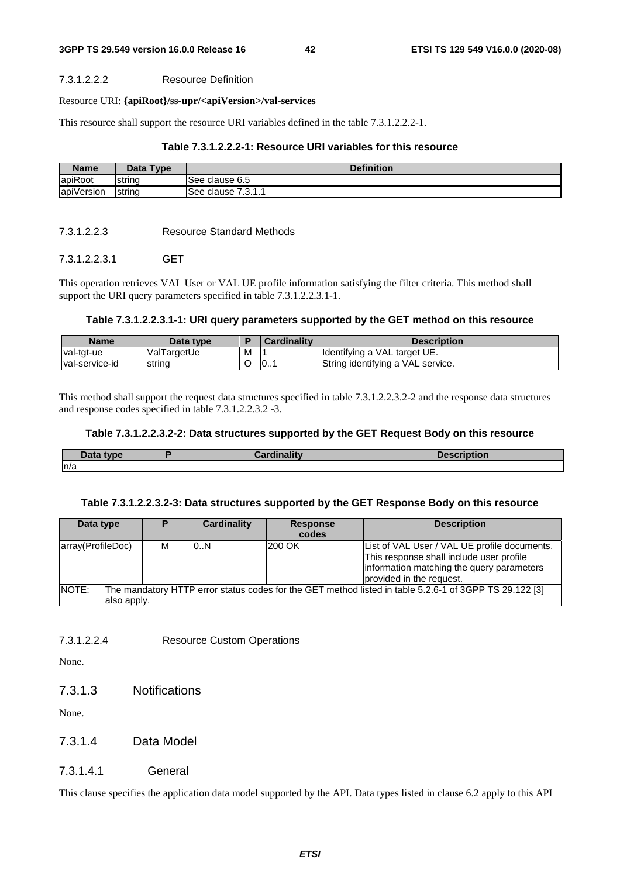#### 7.3.1.2.2.2 Resource Definition

Resource URI: **{apiRoot}/ss-upr/<apiVersion>/val-services**

This resource shall support the resource URI variables defined in the table 7.3.1.2.2.2-1.

**Table 7.3.1.2.2.2-1: Resource URI variables for this resource**

| Name | Data Type | Definition |
| --- | --- | --- |
| apiRoot | string | See clause 6.5 |
| apiVersion | string | See clause 7.3.1.1 |

#### 7.3.1.2.2.3 Resource Standard Methods

##### 7.3.1.2.2.3.1 GET

This operation retrieves VAL User or VAL UE profile information satisfying the filter criteria. This method shall support the URI query parameters specified in table 7.3.1.2.2.3.1-1.

**Table 7.3.1.2.2.3.1-1: URI query parameters supported by the GET method on this resource**

| Name | Data type | P | Cardinality | Description |
| --- | --- | --- | --- | --- |
| val-tgt-ue | ValTargetUe | M | 1 | Identifying a VAL target UE. |
| val-service-id | string | O | 0..1 | String identifying a VAL service. |

This method shall support the request data structures specified in table 7.3.1.2.2.3.2-2 and the response data structures and response codes specified in table 7.3.1.2.2.3.2 -3.

**Table 7.3.1.2.2.3.2-2: Data structures supported by the GET Request Body on this resource**

| Data type | P | Cardinality | Description |
| --- | --- | --- | --- |
| n/a | | | |

**Table 7.3.1.2.2.3.2-3: Data structures supported by the GET Response Body on this resource**

| Data type | P | Cardinality | Response codes | Description |
| --- | --- | --- | --- | --- |
| array(ProfileDoc) | M | 0..N | 200 OK | List of VAL User / VAL UE profile documents. This response shall include user profile information matching the query parameters provided in the request. |
| NOTE: The mandatory HTTP error status codes for the GET method listed in table 5.2.6-1 of 3GPP TS 29.122 [3] also apply. | | | | |

#### 7.3.1.2.2.4 Resource Custom Operations

None.

### 7.3.1.3 Notifications

None.

### 7.3.1.4 Data Model

#### 7.3.1.4.1 General

This clause specifies the application data model supported by the API. Data types listed in clause 6.2 apply to this API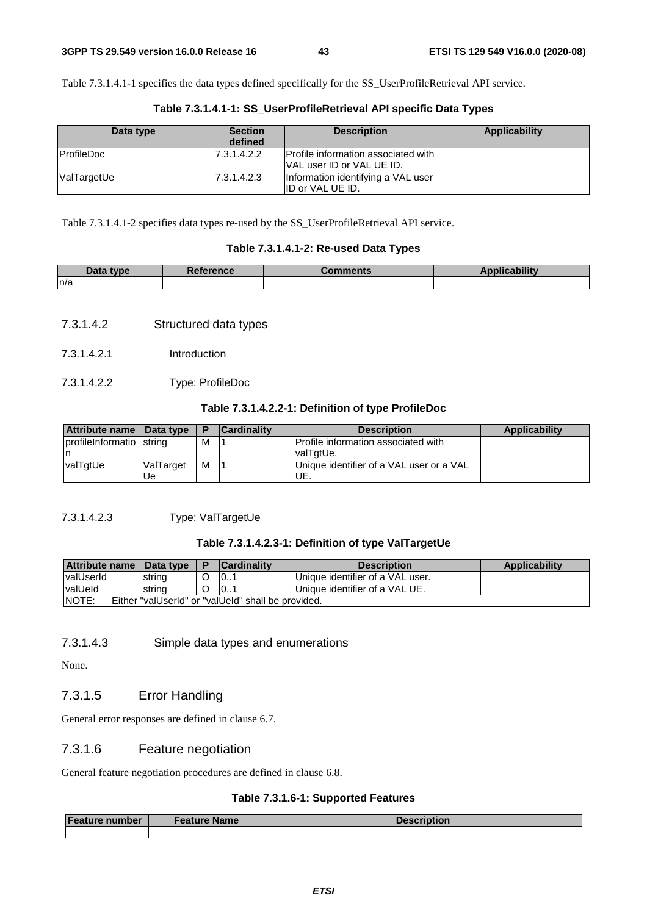Table 7.3.1.4.1-1 specifies the data types defined specifically for the SS_UserProfileRetrieval API service.

**Table 7.3.1.4.1-1: SS_UserProfileRetrieval API specific Data Types**

| Data type | Section defined | Description | Applicability |
|---|---|---|---|
| ProfileDoc | 7.3.1.4.2.2 | Profile information associated with VAL user ID or VAL UE ID. | |
| ValTargetUe | 7.3.1.4.2.3 | Information identifying a VAL user ID or VAL UE ID. | |

Table 7.3.1.4.1-2 specifies data types re-used by the SS_UserProfileRetrieval API service.

**Table 7.3.1.4.1-2: Re-used Data Types**

| Data type | Reference | Comments | Applicability |
|---|---|---|---|
| n/a | | | |

#### 7.3.1.4.2 Structured data types

##### 7.3.1.4.2.1 Introduction

##### 7.3.1.4.2.2 Type: ProfileDoc

**Table 7.3.1.4.2.2-1: Definition of type ProfileDoc**

| Attribute name | Data type | P | Cardinality | Description | Applicability |
|---|---|---|---|---|---|
| profileInformation | string | M | 1 | Profile information associated with valTgtUe. | |
| valTgtUe | ValTargetUe | M | 1 | Unique identifier of a VAL user or a VAL UE. | |

##### 7.3.1.4.2.3 Type: ValTargetUe

**Table 7.3.1.4.2.3-1: Definition of type ValTargetUe**

| Attribute name | Data type | P | Cardinality | Description | Applicability |
|---|---|---|---|---|---|
| valUserId | string | O | 0..1 | Unique identifier of a VAL user. | |
| valUeId | string | O | 0..1 | Unique identifier of a VAL UE. | |
| NOTE: Either "valUserId" or "valUeId" shall be provided. | | | | | |

#### 7.3.1.4.3 Simple data types and enumerations

None.

### 7.3.1.5 Error Handling

General error responses are defined in clause 6.7.

### 7.3.1.6 Feature negotiation

General feature negotiation procedures are defined in clause 6.8.

**Table 7.3.1.6-1: Supported Features**

| Feature number | Feature Name | Description |
|---|---|---|
| | | |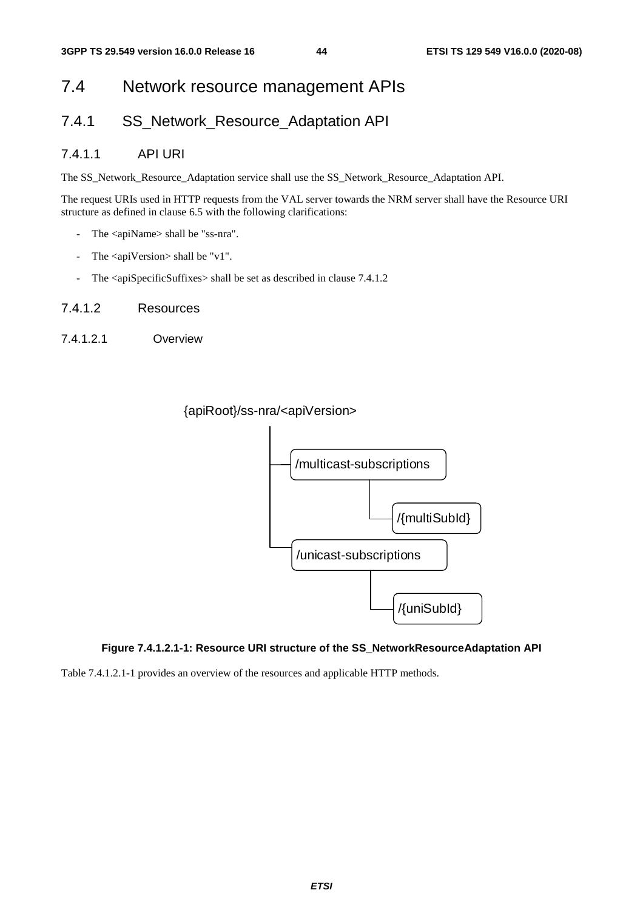# 7.4 Network resource management APIs

## 7.4.1 SS_Network_Resource_Adaptation API

### 7.4.1.1 API URI

The SS_Network_Resource_Adaptation service shall use the SS_Network_Resource_Adaptation API.

The request URIs used in HTTP requests from the VAL server towards the NRM server shall have the Resource URI structure as defined in clause 6.5 with the following clarifications:

- The <apiName> shall be "ss-nra".
- The <apiVersion> shall be "v1".
- The <apiSpecificSuffixes> shall be set as described in clause 7.4.1.2

### 7.4.1.2 Resources

#### 7.4.1.2.1 Overview

```
{apiRoot}/ss-nra/<apiVersion>
 ├── /multicast-subscriptions
 │     └── /{multiSubId}
 └── /unicast-subscriptions
       └── /{uniSubId}
```

**Figure 7.4.1.2.1-1: Resource URI structure of the SS_NetworkResourceAdaptation API**

Table 7.4.1.2.1-1 provides an overview of the resources and applicable HTTP methods.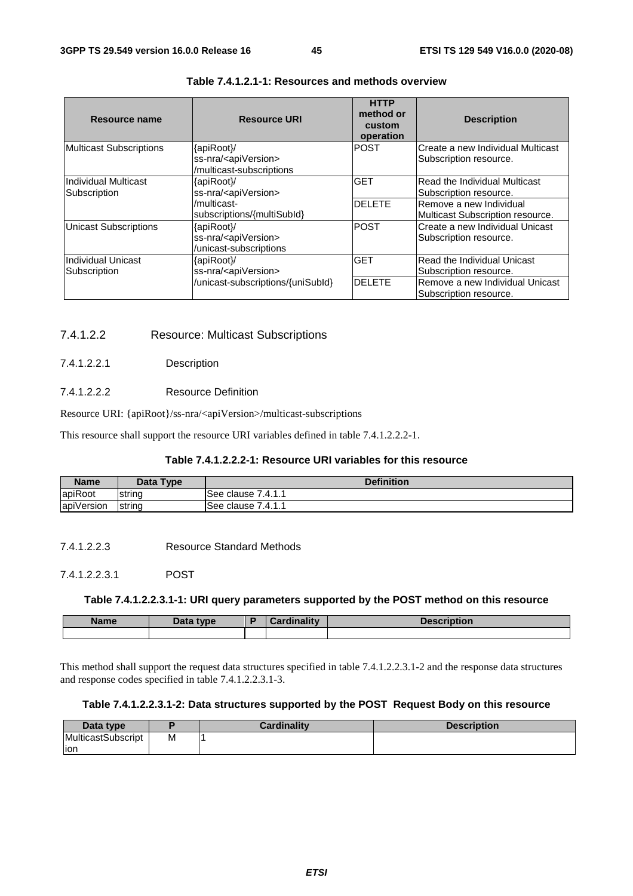**Table 7.4.1.2.1-1: Resources and methods overview**

| Resource name | Resource URI | HTTP method or custom operation | Description |
|---|---|---|---|
| Multicast Subscriptions | {apiRoot}/ss-nra/<apiVersion>/multicast-subscriptions | POST | Create a new Individual Multicast Subscription resource. |
| Individual Multicast Subscription | {apiRoot}/ss-nra/<apiVersion>/multicast-subscriptions/{multiSubId} | GET | Read the Individual Multicast Subscription resource. |
| | | DELETE | Remove a new Individual Multicast Subscription resource. |
| Unicast Subscriptions | {apiRoot}/ss-nra/<apiVersion>/unicast-subscriptions | POST | Create a new Individual Unicast Subscription resource. |
| Individual Unicast Subscription | {apiRoot}/ss-nra/<apiVersion>/unicast-subscriptions/{uniSubId} | GET | Read the Individual Unicast Subscription resource. |
| | | DELETE | Remove a new Individual Unicast Subscription resource. |

#### 7.4.1.2.2 Resource: Multicast Subscriptions

##### 7.4.1.2.2.1 Description

##### 7.4.1.2.2.2 Resource Definition

Resource URI: {apiRoot}/ss-nra/<apiVersion>/multicast-subscriptions

This resource shall support the resource URI variables defined in table 7.4.1.2.2.2-1.

**Table 7.4.1.2.2.2-1: Resource URI variables for this resource**

| Name | Data Type | Definition |
|---|---|---|
| apiRoot | string | See clause 7.4.1.1 |
| apiVersion | string | See clause 7.4.1.1 |

##### 7.4.1.2.2.3 Resource Standard Methods

###### 7.4.1.2.2.3.1 POST

**Table 7.4.1.2.2.3.1-1: URI query parameters supported by the POST method on this resource**

| Name | Data type | P | Cardinality | Description |
|---|---|---|---|---|
| | | | | |

This method shall support the request data structures specified in table 7.4.1.2.2.3.1-2 and the response data structures and response codes specified in table 7.4.1.2.2.3.1-3.

**Table 7.4.1.2.2.3.1-2: Data structures supported by the POST Request Body on this resource**

| Data type | P | Cardinality | Description |
|---|---|---|---|
| MulticastSubscription | M | 1 | |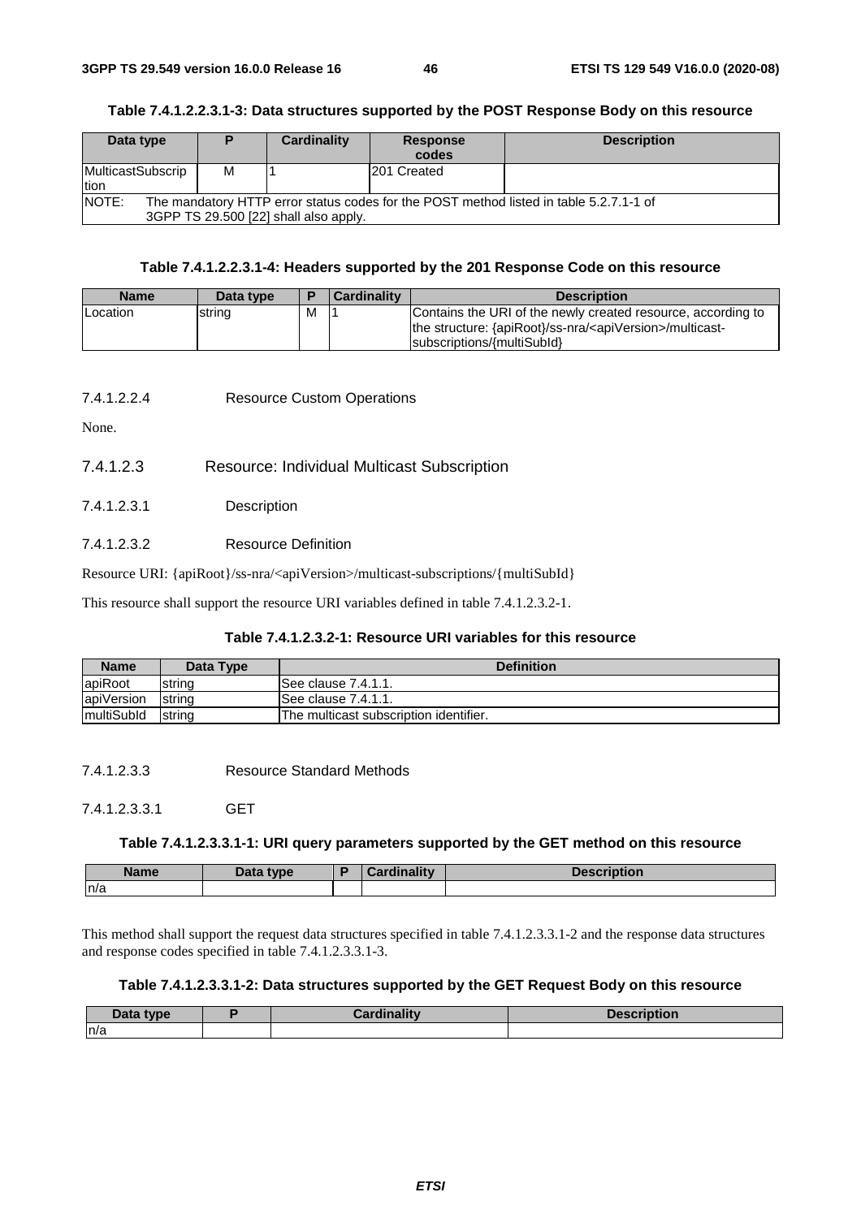**Table 7.4.1.2.2.3.1-3: Data structures supported by the POST Response Body on this resource**

| Data type | P | Cardinality | Response codes | Description |
|---|---|---|---|---|
| MulticastSubscription | M | 1 | 201 Created | |
| NOTE: The mandatory HTTP error status codes for the POST method listed in table 5.2.7.1-1 of 3GPP TS 29.500 [22] shall also apply. | | | | |

**Table 7.4.1.2.2.3.1-4: Headers supported by the 201 Response Code on this resource**

| Name | Data type | P | Cardinality | Description |
|---|---|---|---|---|
| Location | string | M | 1 | Contains the URI of the newly created resource, according to the structure: {apiRoot}/ss-nra/<apiVersion>/multicast-subscriptions/{multiSubId} |

#### 7.4.1.2.2.4 Resource Custom Operations

None.

### 7.4.1.2.3 Resource: Individual Multicast Subscription

#### 7.4.1.2.3.1 Description

#### 7.4.1.2.3.2 Resource Definition

Resource URI: {apiRoot}/ss-nra/<apiVersion>/multicast-subscriptions/{multiSubId}

This resource shall support the resource URI variables defined in table 7.4.1.2.3.2-1.

**Table 7.4.1.2.3.2-1: Resource URI variables for this resource**

| Name | Data Type | Definition |
|---|---|---|
| apiRoot | string | See clause 7.4.1.1. |
| apiVersion | string | See clause 7.4.1.1. |
| multiSubId | string | The multicast subscription identifier. |

#### 7.4.1.2.3.3 Resource Standard Methods

##### 7.4.1.2.3.3.1 GET

**Table 7.4.1.2.3.3.1-1: URI query parameters supported by the GET method on this resource**

| Name | Data type | P | Cardinality | Description |
|---|---|---|---|---|
| n/a | | | | |

This method shall support the request data structures specified in table 7.4.1.2.3.3.1-2 and the response data structures and response codes specified in table 7.4.1.2.3.3.1-3.

**Table 7.4.1.2.3.3.1-2: Data structures supported by the GET Request Body on this resource**

| Data type | P | Cardinality | Description |
|---|---|---|---|
| n/a | | | |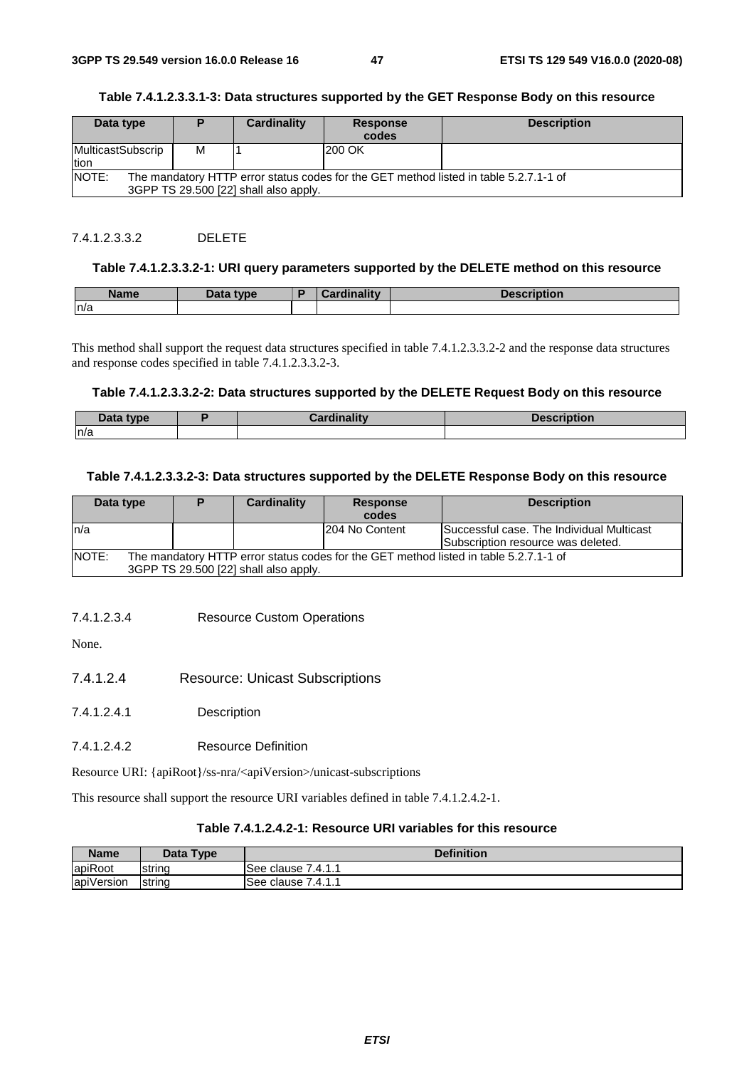**Table 7.4.1.2.3.3.1-3: Data structures supported by the GET Response Body on this resource**

| Data type | P | Cardinality | Response codes | Description |
|---|---|---|---|---|
| MulticastSubscription | M | 1 | 200 OK | |
| NOTE: The mandatory HTTP error status codes for the GET method listed in table 5.2.7.1-1 of 3GPP TS 29.500 [22] shall also apply. | | | | |

7.4.1.2.3.3.2 DELETE

**Table 7.4.1.2.3.3.2-1: URI query parameters supported by the DELETE method on this resource**

| Name | Data type | P | Cardinality | Description |
|---|---|---|---|---|
| n/a | | | | |

This method shall support the request data structures specified in table 7.4.1.2.3.3.2-2 and the response data structures and response codes specified in table 7.4.1.2.3.3.2-3.

**Table 7.4.1.2.3.3.2-2: Data structures supported by the DELETE Request Body on this resource**

| Data type | P | Cardinality | Description |
|---|---|---|---|
| n/a | | | |

**Table 7.4.1.2.3.3.2-3: Data structures supported by the DELETE Response Body on this resource**

| Data type | P | Cardinality | Response codes | Description |
|---|---|---|---|---|
| n/a | | | 204 No Content | Successful case. The Individual Multicast Subscription resource was deleted. |
| NOTE: The mandatory HTTP error status codes for the GET method listed in table 5.2.7.1-1 of 3GPP TS 29.500 [22] shall also apply. | | | | |

7.4.1.2.3.4 Resource Custom Operations

None.

#### 7.4.1.2.4 Resource: Unicast Subscriptions

7.4.1.2.4.1 Description

7.4.1.2.4.2 Resource Definition

Resource URI: {apiRoot}/ss-nra/<apiVersion>/unicast-subscriptions

This resource shall support the resource URI variables defined in table 7.4.1.2.4.2-1.

**Table 7.4.1.2.4.2-1: Resource URI variables for this resource**

| Name | Data Type | Definition |
|---|---|---|
| apiRoot | string | See clause 7.4.1.1 |
| apiVersion | string | See clause 7.4.1.1 |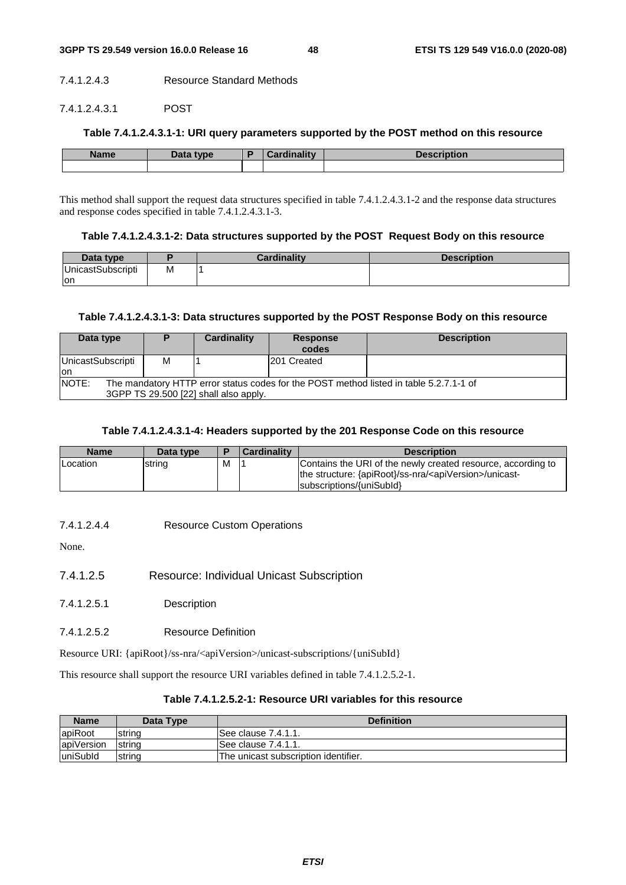#### 7.4.1.2.4.3 Resource Standard Methods

##### 7.4.1.2.4.3.1 POST

**Table 7.4.1.2.4.3.1-1: URI query parameters supported by the POST method on this resource**

| Name | Data type | P | Cardinality | Description |
|---|---|---|---|---|
| | | | | |

This method shall support the request data structures specified in table 7.4.1.2.4.3.1-2 and the response data structures and response codes specified in table 7.4.1.2.4.3.1-3.

**Table 7.4.1.2.4.3.1-2: Data structures supported by the POST Request Body on this resource**

| Data type | P | Cardinality | Description |
|---|---|---|---|
| UnicastSubscription | M | 1 | |

**Table 7.4.1.2.4.3.1-3: Data structures supported by the POST Response Body on this resource**

| Data type | P | Cardinality | Response codes | Description |
|---|---|---|---|---|
| UnicastSubscription | M | 1 | 201 Created | |
| NOTE: The mandatory HTTP error status codes for the POST method listed in table 5.2.7.1-1 of 3GPP TS 29.500 [22] shall also apply. | | | | |

**Table 7.4.1.2.4.3.1-4: Headers supported by the 201 Response Code on this resource**

| Name | Data type | P | Cardinality | Description |
|---|---|---|---|---|
| Location | string | M | 1 | Contains the URI of the newly created resource, according to the structure: {apiRoot}/ss-nra/<apiVersion>/unicast-subscriptions/{uniSubId} |

#### 7.4.1.2.4.4 Resource Custom Operations

None.

### 7.4.1.2.5 Resource: Individual Unicast Subscription

#### 7.4.1.2.5.1 Description

#### 7.4.1.2.5.2 Resource Definition

Resource URI: {apiRoot}/ss-nra/<apiVersion>/unicast-subscriptions/{uniSubId}

This resource shall support the resource URI variables defined in table 7.4.1.2.5.2-1.

**Table 7.4.1.2.5.2-1: Resource URI variables for this resource**

| Name | Data Type | Definition |
|---|---|---|
| apiRoot | string | See clause 7.4.1.1. |
| apiVersion | string | See clause 7.4.1.1. |
| uniSubId | string | The unicast subscription identifier. |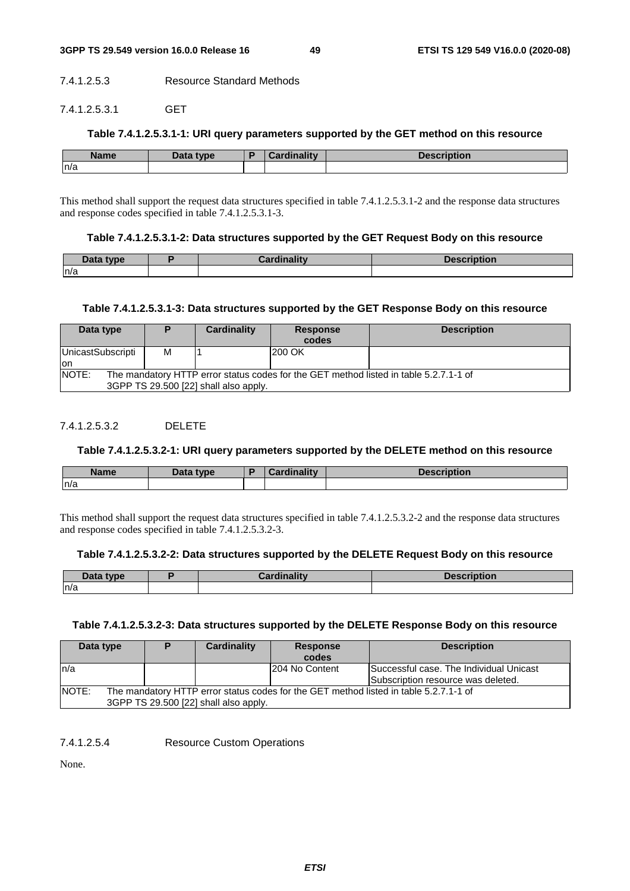#### 7.4.1.2.5.3 Resource Standard Methods

##### 7.4.1.2.5.3.1 GET

**Table 7.4.1.2.5.3.1-1: URI query parameters supported by the GET method on this resource**

| Name | Data type | P | Cardinality | Description |
|---|---|---|---|---|
| n/a | | | | |

This method shall support the request data structures specified in table 7.4.1.2.5.3.1-2 and the response data structures and response codes specified in table 7.4.1.2.5.3.1-3.

**Table 7.4.1.2.5.3.1-2: Data structures supported by the GET Request Body on this resource**

| Data type | P | Cardinality | Description |
|---|---|---|---|
| n/a | | | |

**Table 7.4.1.2.5.3.1-3: Data structures supported by the GET Response Body on this resource**

| Data type | P | Cardinality | Response codes | Description |
|---|---|---|---|---|
| UnicastSubscription | M | 1 | 200 OK | |
| NOTE: The mandatory HTTP error status codes for the GET method listed in table 5.2.7.1-1 of 3GPP TS 29.500 [22] shall also apply. | | | | |

##### 7.4.1.2.5.3.2 DELETE

**Table 7.4.1.2.5.3.2-1: URI query parameters supported by the DELETE method on this resource**

| Name | Data type | P | Cardinality | Description |
|---|---|---|---|---|
| n/a | | | | |

This method shall support the request data structures specified in table 7.4.1.2.5.3.2-2 and the response data structures and response codes specified in table 7.4.1.2.5.3.2-3.

**Table 7.4.1.2.5.3.2-2: Data structures supported by the DELETE Request Body on this resource**

| Data type | P | Cardinality | Description |
|---|---|---|---|
| n/a | | | |

**Table 7.4.1.2.5.3.2-3: Data structures supported by the DELETE Response Body on this resource**

| Data type | P | Cardinality | Response codes | Description |
|---|---|---|---|---|
| n/a | | | 204 No Content | Successful case. The Individual Unicast Subscription resource was deleted. |
| NOTE: The mandatory HTTP error status codes for the GET method listed in table 5.2.7.1-1 of 3GPP TS 29.500 [22] shall also apply. | | | | |

#### 7.4.1.2.5.4 Resource Custom Operations

None.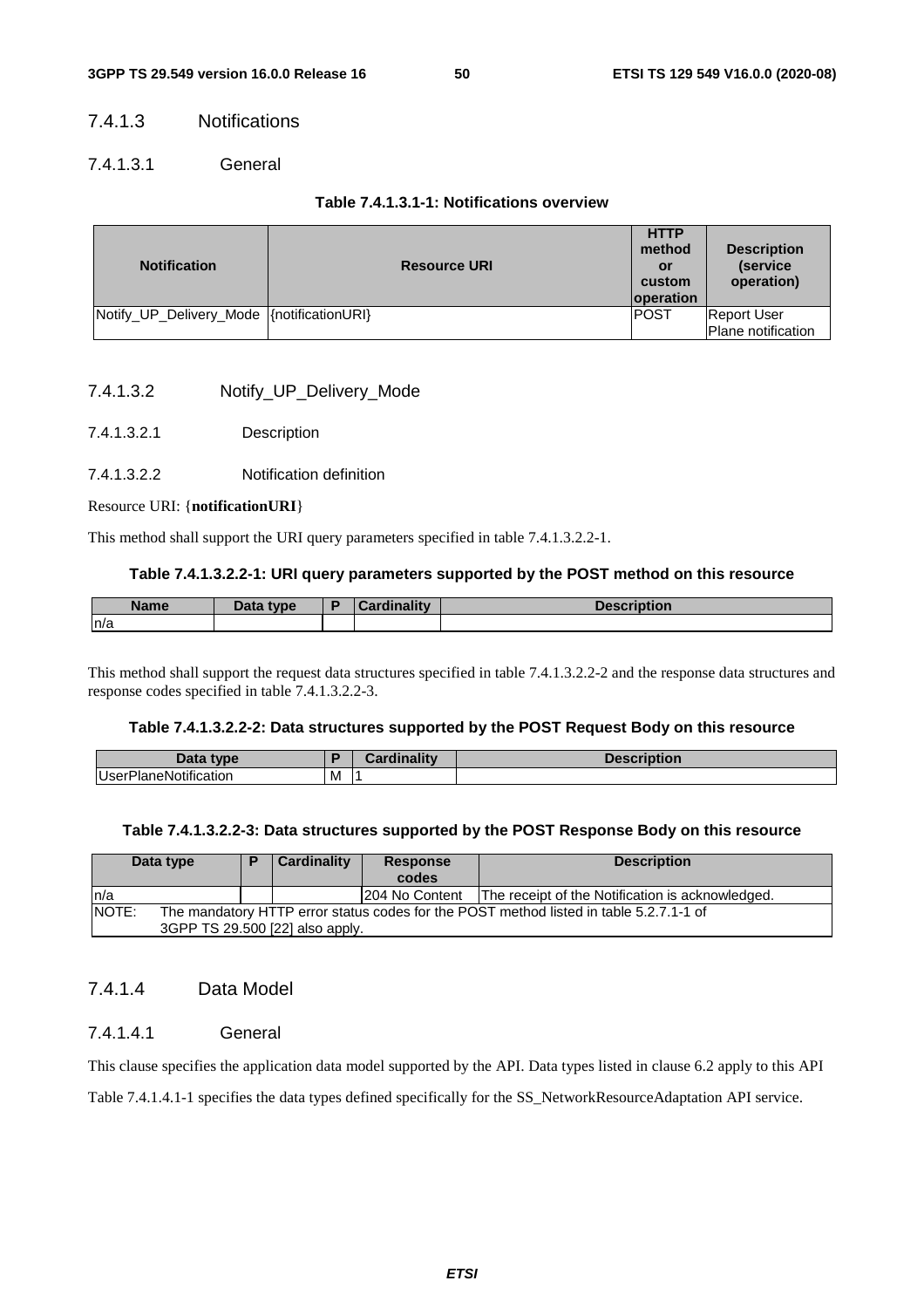#### 7.4.1.3 Notifications

##### 7.4.1.3.1 General

**Table 7.4.1.3.1-1: Notifications overview**

| Notification | Resource URI | HTTP method or custom operation | Description (service operation) |
|---|---|---|---|
| Notify_UP_Delivery_Mode | {notificationURI} | POST | Report User Plane notification |

##### 7.4.1.3.2 Notify_UP_Delivery_Mode

###### 7.4.1.3.2.1 Description

###### 7.4.1.3.2.2 Notification definition

Resource URI: {**notificationURI**}

This method shall support the URI query parameters specified in table 7.4.1.3.2.2-1.

**Table 7.4.1.3.2.2-1: URI query parameters supported by the POST method on this resource**

| Name | Data type | P | Cardinality | Description |
|---|---|---|---|---|
| n/a | | | | |

This method shall support the request data structures specified in table 7.4.1.3.2.2-2 and the response data structures and response codes specified in table 7.4.1.3.2.2-3.

**Table 7.4.1.3.2.2-2: Data structures supported by the POST Request Body on this resource**

| Data type | P | Cardinality | Description |
|---|---|---|---|
| UserPlaneNotification | M | 1 | |

**Table 7.4.1.3.2.2-3: Data structures supported by the POST Response Body on this resource**

| Data type | P | Cardinality | Response codes | Description |
|---|---|---|---|---|
| n/a | | | 204 No Content | The receipt of the Notification is acknowledged. |
| NOTE: The mandatory HTTP error status codes for the POST method listed in table 5.2.7.1-1 of 3GPP TS 29.500 [22] also apply. | | | | |

#### 7.4.1.4 Data Model

##### 7.4.1.4.1 General

This clause specifies the application data model supported by the API. Data types listed in clause 6.2 apply to this API

Table 7.4.1.4.1-1 specifies the data types defined specifically for the SS_NetworkResourceAdaptation API service.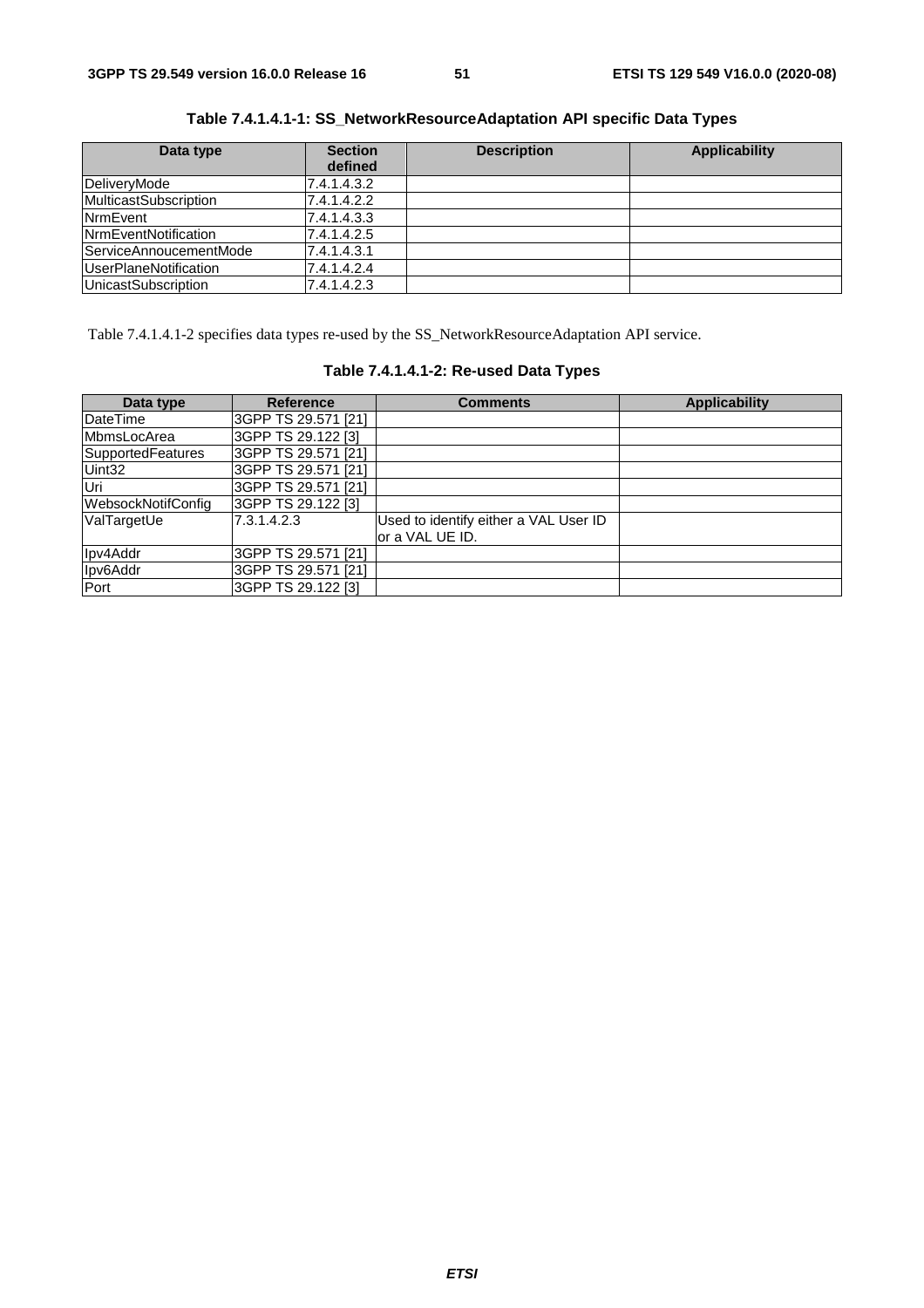**Table 7.4.1.4.1-1: SS_NetworkResourceAdaptation API specific Data Types**

| Data type | Section defined | Description | Applicability |
|---|---|---|---|
| DeliveryMode | 7.4.1.4.3.2 | | |
| MulticastSubscription | 7.4.1.4.2.2 | | |
| NrmEvent | 7.4.1.4.3.3 | | |
| NrmEventNotification | 7.4.1.4.2.5 | | |
| ServiceAnnoucementMode | 7.4.1.4.3.1 | | |
| UserPlaneNotification | 7.4.1.4.2.4 | | |
| UnicastSubscription | 7.4.1.4.2.3 | | |

Table 7.4.1.4.1-2 specifies data types re-used by the SS_NetworkResourceAdaptation API service.

**Table 7.4.1.4.1-2: Re-used Data Types**

| Data type | Reference | Comments | Applicability |
|---|---|---|---|
| DateTime | 3GPP TS 29.571 [21] | | |
| MbmsLocArea | 3GPP TS 29.122 [3] | | |
| SupportedFeatures | 3GPP TS 29.571 [21] | | |
| Uint32 | 3GPP TS 29.571 [21] | | |
| Uri | 3GPP TS 29.571 [21] | | |
| WebsockNotifConfig | 3GPP TS 29.122 [3] | | |
| ValTargetUe | 7.3.1.4.2.3 | Used to identify either a VAL User ID or a VAL UE ID. | |
| Ipv4Addr | 3GPP TS 29.571 [21] | | |
| Ipv6Addr | 3GPP TS 29.571 [21] | | |
| Port | 3GPP TS 29.122 [3] | | |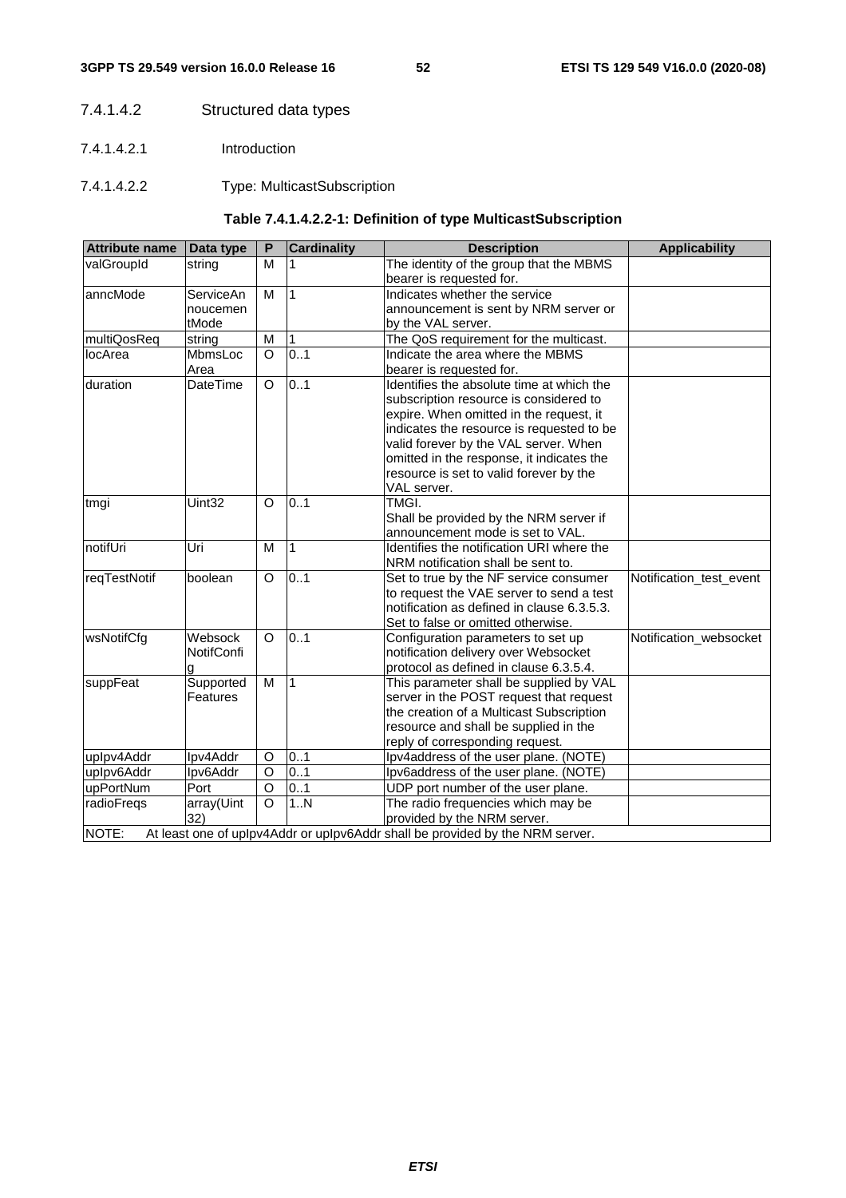#### 7.4.1.4.2 Structured data types

##### 7.4.1.4.2.1 Introduction

##### 7.4.1.4.2.2 Type: MulticastSubscription

**Table 7.4.1.4.2.2-1: Definition of type MulticastSubscription**

| Attribute name | Data type | P | Cardinality | Description | Applicability |
|---|---|---|---|---|---|
| valGroupId | string | M | 1 | The identity of the group that the MBMS bearer is requested for. | |
| anncMode | ServiceAnnoucementMode | M | 1 | Indicates whether the service announcement is sent by NRM server or by the VAL server. | |
| multiQosReq | string | M | 1 | The QoS requirement for the multicast. | |
| locArea | MbmsLocArea | O | 0..1 | Indicate the area where the MBMS bearer is requested for. | |
| duration | DateTime | O | 0..1 | Identifies the absolute time at which the subscription resource is considered to expire. When omitted in the request, it indicates the resource is requested to be valid forever by the VAL server. When omitted in the response, it indicates the resource is set to valid forever by the VAL server. | |
| tmgi | Uint32 | O | 0..1 | TMGI.<br>Shall be provided by the NRM server if announcement mode is set to VAL. | |
| notifUri | Uri | M | 1 | Identifies the notification URI where the NRM notification shall be sent to. | |
| reqTestNotif | boolean | O | 0..1 | Set to true by the NF service consumer to request the VAE server to send a test notification as defined in clause 6.3.5.3. Set to false or omitted otherwise. | Notification_test_event |
| wsNotifCfg | WebsockNotifConfig | O | 0..1 | Configuration parameters to set up notification delivery over Websocket protocol as defined in clause 6.3.5.4. | Notification_websocket |
| suppFeat | SupportedFeatures | M | 1 | This parameter shall be supplied by VAL server in the POST request that request the creation of a Multicast Subscription resource and shall be supplied in the reply of corresponding request. | |
| upIpv4Addr | Ipv4Addr | O | 0..1 | Ipv4address of the user plane. (NOTE) | |
| upIpv6Addr | Ipv6Addr | O | 0..1 | Ipv6address of the user plane. (NOTE) | |
| upPortNum | Port | O | 0..1 | UDP port number of the user plane. | |
| radioFreqs | array(Uint32) | O | 1..N | The radio frequencies which may be provided by the NRM server. | |
| NOTE: At least one of upIpv4Addr or upIpv6Addr shall be provided by the NRM server. | | | | | |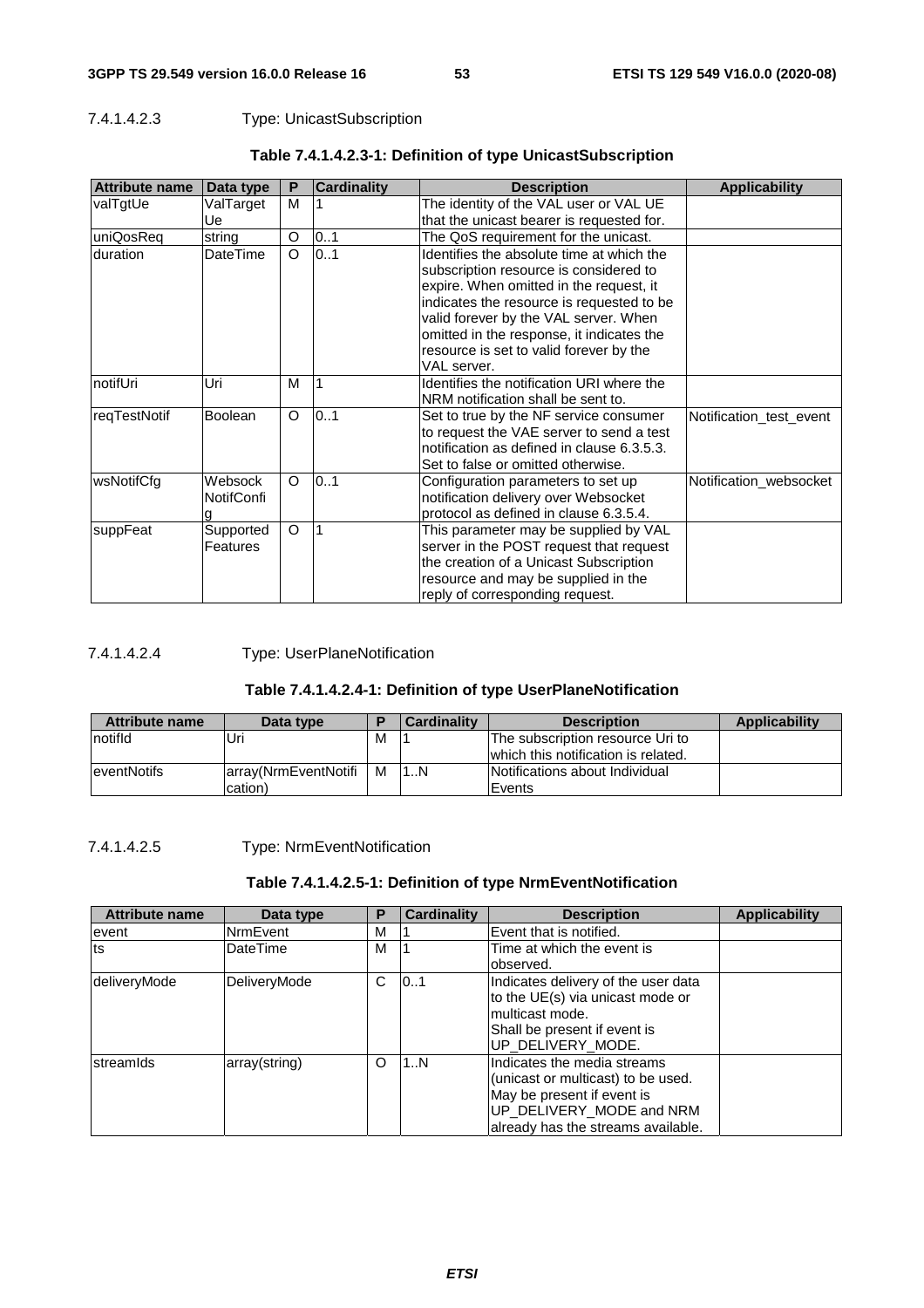#### 7.4.1.4.2.3 Type: UnicastSubscription

**Table 7.4.1.4.2.3-1: Definition of type UnicastSubscription**

| Attribute name | Data type | P | Cardinality | Description | Applicability |
|---|---|---|---|---|---|
| valTgtUe | ValTargetUe | M | 1 | The identity of the VAL user or VAL UE that the unicast bearer is requested for. | |
| uniQosReq | string | O | 0..1 | The QoS requirement for the unicast. | |
| duration | DateTime | O | 0..1 | Identifies the absolute time at which the subscription resource is considered to expire. When omitted in the request, it indicates the resource is requested to be valid forever by the VAL server. When omitted in the response, it indicates the resource is set to valid forever by the VAL server. | |
| notifUri | Uri | M | 1 | Identifies the notification URI where the NRM notification shall be sent to. | |
| reqTestNotif | Boolean | O | 0..1 | Set to true by the NF service consumer to request the VAE server to send a test notification as defined in clause 6.3.5.3. Set to false or omitted otherwise. | Notification_test_event |
| wsNotifCfg | WebsockNotifConfig | O | 0..1 | Configuration parameters to set up notification delivery over Websocket protocol as defined in clause 6.3.5.4. | Notification_websocket |
| suppFeat | SupportedFeatures | O | 1 | This parameter may be supplied by VAL server in the POST request that request the creation of a Unicast Subscription resource and may be supplied in the reply of corresponding request. | |

#### 7.4.1.4.2.4 Type: UserPlaneNotification

**Table 7.4.1.4.2.4-1: Definition of type UserPlaneNotification**

| Attribute name | Data type | P | Cardinality | Description | Applicability |
|---|---|---|---|---|---|
| notifId | Uri | M | 1 | The subscription resource Uri to which this notification is related. | |
| eventNotifs | array(NrmEventNotification) | M | 1..N | Notifications about Individual Events | |

#### 7.4.1.4.2.5 Type: NrmEventNotification

**Table 7.4.1.4.2.5-1: Definition of type NrmEventNotification**

| Attribute name | Data type | P | Cardinality | Description | Applicability |
|---|---|---|---|---|---|
| event | NrmEvent | M | 1 | Event that is notified. | |
| ts | DateTime | M | 1 | Time at which the event is observed. | |
| deliveryMode | DeliveryMode | C | 0..1 | Indicates delivery of the user data to the UE(s) via unicast mode or multicast mode.<br>Shall be present if event is UP_DELIVERY_MODE. | |
| streamIds | array(string) | O | 1..N | Indicates the media streams (unicast or multicast) to be used. May be present if event is UP_DELIVERY_MODE and NRM already has the streams available. | |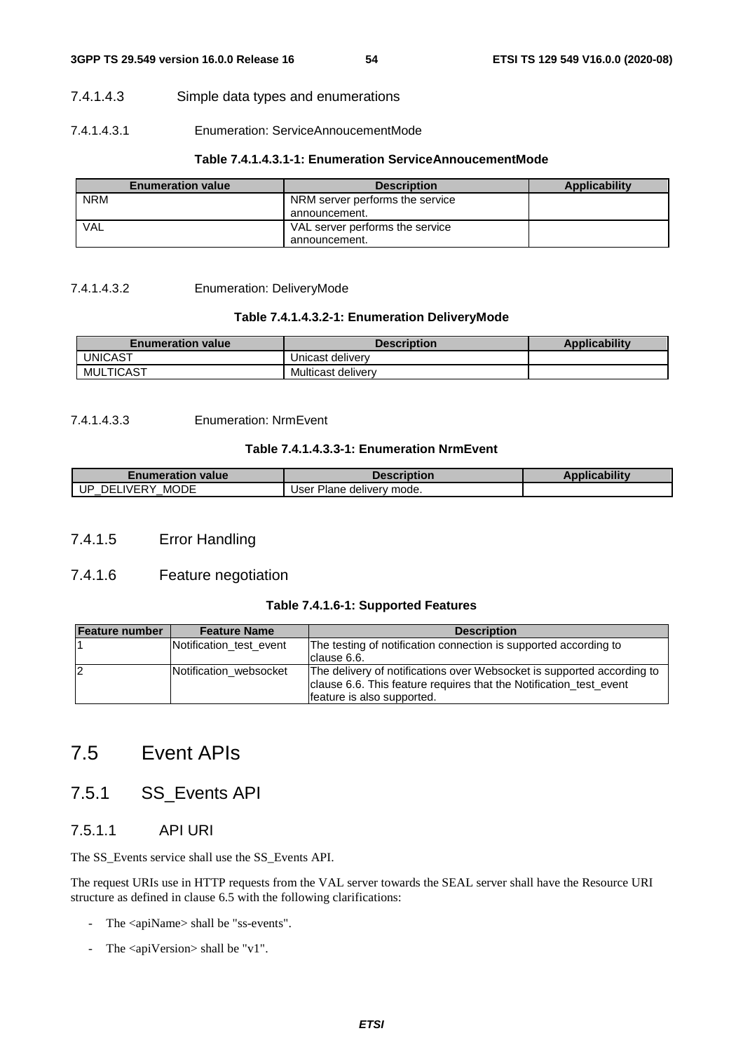#### 7.4.1.4.3 Simple data types and enumerations

##### 7.4.1.4.3.1 Enumeration: ServiceAnnoucementMode

**Table 7.4.1.4.3.1-1: Enumeration ServiceAnnoucementMode**

| Enumeration value | Description | Applicability |
|---|---|---|
| NRM | NRM server performs the service announcement. | |
| VAL | VAL server performs the service announcement. | |

##### 7.4.1.4.3.2 Enumeration: DeliveryMode

**Table 7.4.1.4.3.2-1: Enumeration DeliveryMode**

| Enumeration value | Description | Applicability |
|---|---|---|
| UNICAST | Unicast delivery | |
| MULTICAST | Multicast delivery | |

##### 7.4.1.4.3.3 Enumeration: NrmEvent

**Table 7.4.1.4.3.3-1: Enumeration NrmEvent**

| Enumeration value | Description | Applicability |
|---|---|---|
| UP_DELIVERY_MODE | User Plane delivery mode. | |

### 7.4.1.5 Error Handling

### 7.4.1.6 Feature negotiation

**Table 7.4.1.6-1: Supported Features**

| Feature number | Feature Name | Description |
|---|---|---|
| 1 | Notification_test_event | The testing of notification connection is supported according to clause 6.6. |
| 2 | Notification_websocket | The delivery of notifications over Websocket is supported according to clause 6.6. This feature requires that the Notification_test_event feature is also supported. |

# 7.5 Event APIs

## 7.5.1 SS_Events API

### 7.5.1.1 API URI

The SS_Events service shall use the SS_Events API.

The request URIs use in HTTP requests from the VAL server towards the SEAL server shall have the Resource URI structure as defined in clause 6.5 with the following clarifications:

- The <apiName> shall be "ss-events".
- The <apiVersion> shall be "v1".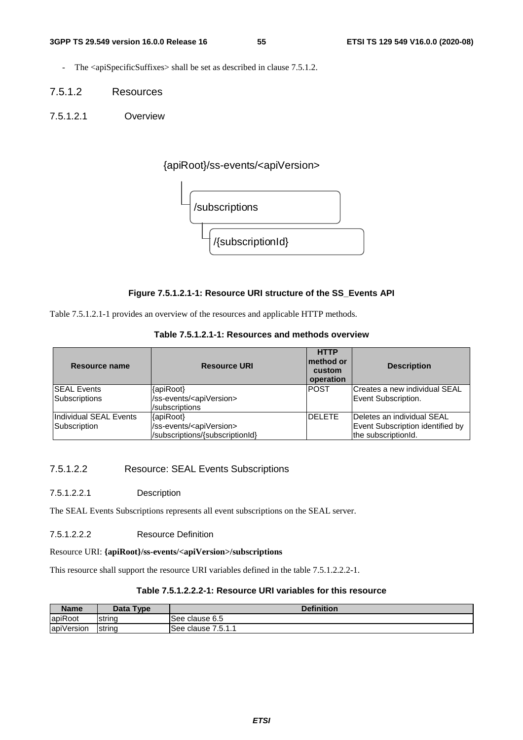- The <apiSpecificSuffixes> shall be set as described in clause 7.5.1.2.

### 7.5.1.2 Resources

#### 7.5.1.2.1 Overview

```
{apiRoot}/ss-events/<apiVersion>
  └ /subscriptions
      └ /{subscriptionId}
```

**Figure 7.5.1.2.1-1: Resource URI structure of the SS_Events API**

Table 7.5.1.2.1-1 provides an overview of the resources and applicable HTTP methods.

**Table 7.5.1.2.1-1: Resources and methods overview**

| Resource name | Resource URI | HTTP method or custom operation | Description |
|---|---|---|---|
| SEAL Events Subscriptions | {apiRoot}/ss-events/<apiVersion>/subscriptions | POST | Creates a new individual SEAL Event Subscription. |
| Individual SEAL Events Subscription | {apiRoot}/ss-events/<apiVersion>/subscriptions/{subscriptionId} | DELETE | Deletes an individual SEAL Event Subscription identified by the subscriptionId. |

#### 7.5.1.2.2 Resource: SEAL Events Subscriptions

##### 7.5.1.2.2.1 Description

The SEAL Events Subscriptions represents all event subscriptions on the SEAL server.

##### 7.5.1.2.2.2 Resource Definition

Resource URI: **{apiRoot}/ss-events/<apiVersion>/subscriptions**

This resource shall support the resource URI variables defined in the table 7.5.1.2.2.2-1.

**Table 7.5.1.2.2.2-1: Resource URI variables for this resource**

| Name | Data Type | Definition |
|---|---|---|
| apiRoot | string | See clause 6.5 |
| apiVersion | string | See clause 7.5.1.1 |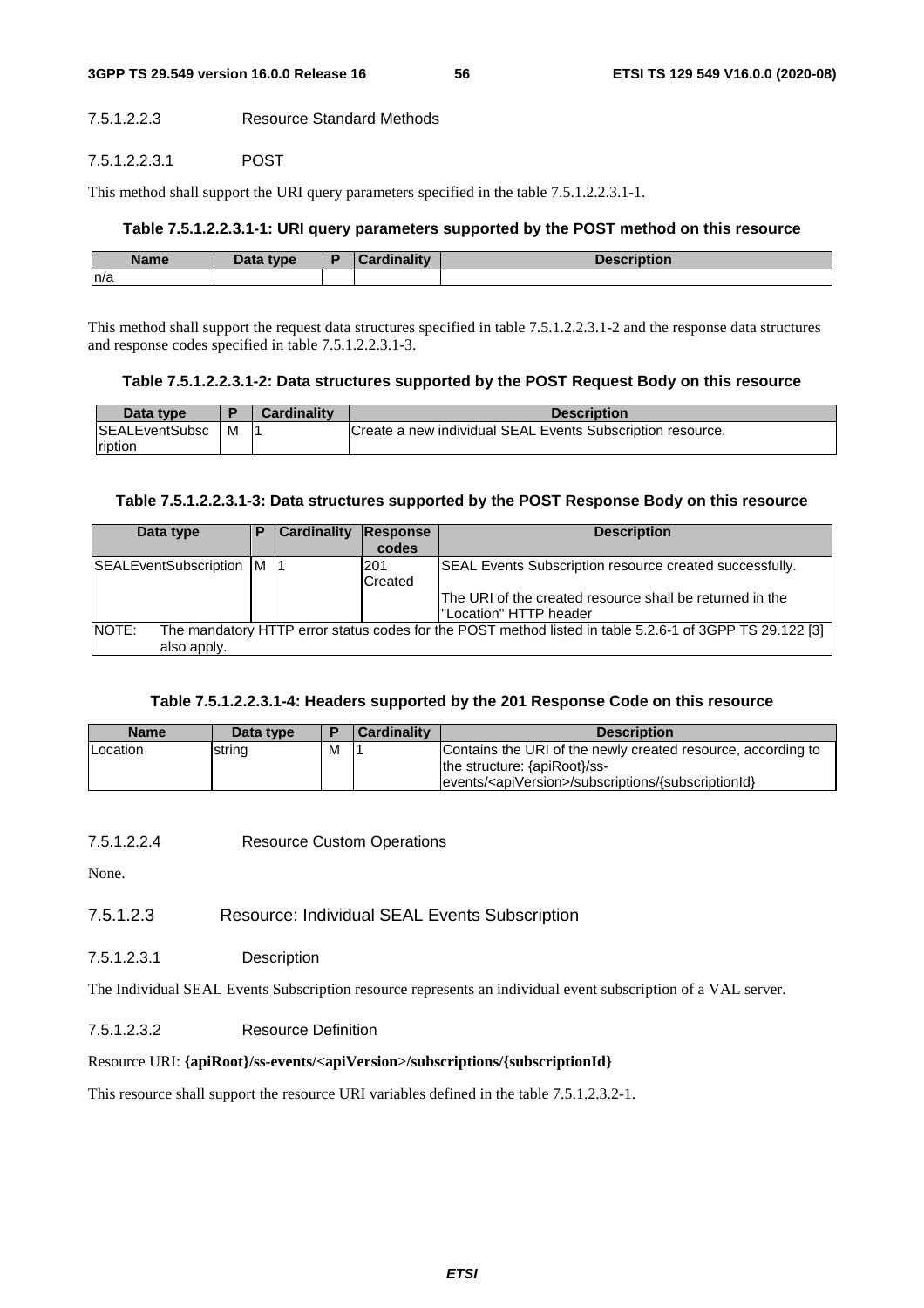#### 7.5.1.2.2.3 Resource Standard Methods

##### 7.5.1.2.2.3.1 POST

This method shall support the URI query parameters specified in the table 7.5.1.2.2.3.1-1.

**Table 7.5.1.2.2.3.1-1: URI query parameters supported by the POST method on this resource**

| Name | Data type | P | Cardinality | Description |
|---|---|---|---|---|
| n/a | | | | |

This method shall support the request data structures specified in table 7.5.1.2.2.3.1-2 and the response data structures and response codes specified in table 7.5.1.2.2.3.1-3.

**Table 7.5.1.2.2.3.1-2: Data structures supported by the POST Request Body on this resource**

| Data type | P | Cardinality | Description |
|---|---|---|---|
| SEALEventSubscription | M | 1 | Create a new individual SEAL Events Subscription resource. |

**Table 7.5.1.2.2.3.1-3: Data structures supported by the POST Response Body on this resource**

| Data type | P | Cardinality | Response codes | Description |
|---|---|---|---|---|
| SEALEventSubscription | M | 1 | 201 Created | SEAL Events Subscription resource created successfully.<br><br>The URI of the created resource shall be returned in the "Location" HTTP header |
| NOTE: The mandatory HTTP error status codes for the POST method listed in table 5.2.6-1 of 3GPP TS 29.122 [3] also apply. | | | | |

**Table 7.5.1.2.2.3.1-4: Headers supported by the 201 Response Code on this resource**

| Name | Data type | P | Cardinality | Description |
|---|---|---|---|---|
| Location | string | M | 1 | Contains the URI of the newly created resource, according to the structure: {apiRoot}/ss-events/<apiVersion>/subscriptions/{subscriptionId} |

#### 7.5.1.2.2.4 Resource Custom Operations

None.

### 7.5.1.2.3 Resource: Individual SEAL Events Subscription

#### 7.5.1.2.3.1 Description

The Individual SEAL Events Subscription resource represents an individual event subscription of a VAL server.

#### 7.5.1.2.3.2 Resource Definition

Resource URI: **{apiRoot}/ss-events/<apiVersion>/subscriptions/{subscriptionId}**

This resource shall support the resource URI variables defined in the table 7.5.1.2.3.2-1.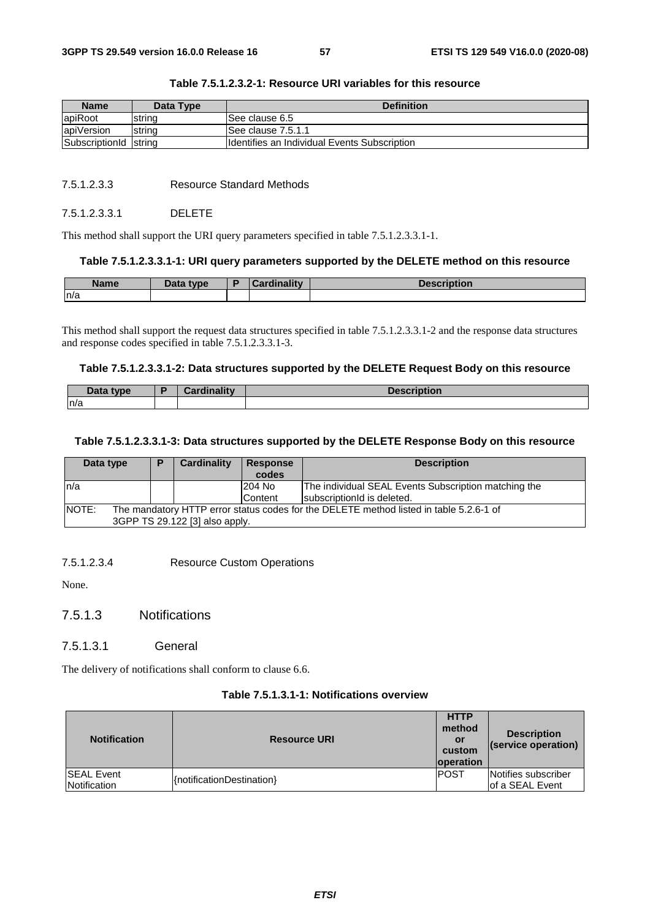**Table 7.5.1.2.3.2-1: Resource URI variables for this resource**

| Name | Data Type | Definition |
|---|---|---|
| apiRoot | string | See clause 6.5 |
| apiVersion | string | See clause 7.5.1.1 |
| SubscriptionId | string | Identifies an Individual Events Subscription |

#### 7.5.1.2.3.3 Resource Standard Methods

##### 7.5.1.2.3.3.1 DELETE

This method shall support the URI query parameters specified in table 7.5.1.2.3.3.1-1.

**Table 7.5.1.2.3.3.1-1: URI query parameters supported by the DELETE method on this resource**

| Name | Data type | P | Cardinality | Description |
|---|---|---|---|---|
| n/a | | | | |

This method shall support the request data structures specified in table 7.5.1.2.3.3.1-2 and the response data structures and response codes specified in table 7.5.1.2.3.3.1-3.

**Table 7.5.1.2.3.3.1-2: Data structures supported by the DELETE Request Body on this resource**

| Data type | P | Cardinality | Description |
|---|---|---|---|
| n/a | | | |

**Table 7.5.1.2.3.3.1-3: Data structures supported by the DELETE Response Body on this resource**

| Data type | P | Cardinality | Response codes | Description |
|---|---|---|---|---|
| n/a | | | 204 No Content | The individual SEAL Events Subscription matching the subscriptionId is deleted. |
| NOTE: The mandatory HTTP error status codes for the DELETE method listed in table 5.2.6-1 of 3GPP TS 29.122 [3] also apply. | | | | |

#### 7.5.1.2.3.4 Resource Custom Operations

None.

### 7.5.1.3 Notifications

#### 7.5.1.3.1 General

The delivery of notifications shall conform to clause 6.6.

**Table 7.5.1.3.1-1: Notifications overview**

| Notification | Resource URI | HTTP method or custom operation | Description (service operation) |
|---|---|---|---|
| SEAL Event Notification | {notificationDestination} | POST | Notifies subscriber of a SEAL Event |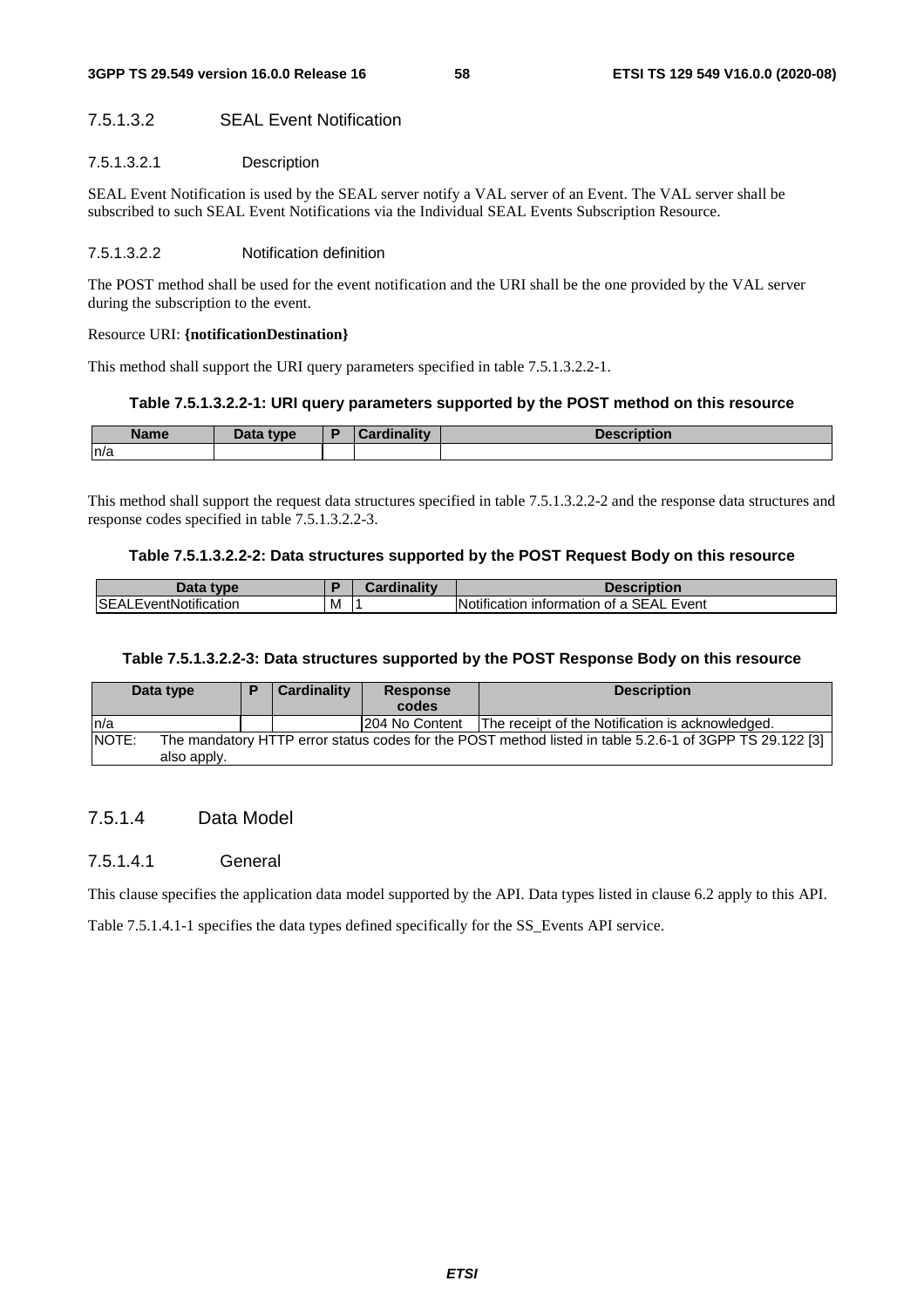#### 7.5.1.3.2 SEAL Event Notification

##### 7.5.1.3.2.1 Description

SEAL Event Notification is used by the SEAL server notify a VAL server of an Event. The VAL server shall be subscribed to such SEAL Event Notifications via the Individual SEAL Events Subscription Resource.

##### 7.5.1.3.2.2 Notification definition

The POST method shall be used for the event notification and the URI shall be the one provided by the VAL server during the subscription to the event.

Resource URI: **{notificationDestination}**

This method shall support the URI query parameters specified in table 7.5.1.3.2.2-1.

**Table 7.5.1.3.2.2-1: URI query parameters supported by the POST method on this resource**

| Name | Data type | P | Cardinality | Description |
|---|---|---|---|---|
| n/a | | | | |

This method shall support the request data structures specified in table 7.5.1.3.2.2-2 and the response data structures and response codes specified in table 7.5.1.3.2.2-3.

**Table 7.5.1.3.2.2-2: Data structures supported by the POST Request Body on this resource**

| Data type | P | Cardinality | Description |
|---|---|---|---|
| SEALEventNotification | M | 1 | Notification information of a SEAL Event |

**Table 7.5.1.3.2.2-3: Data structures supported by the POST Response Body on this resource**

| Data type | P | Cardinality | Response codes | Description |
|---|---|---|---|---|
| n/a | | | 204 No Content | The receipt of the Notification is acknowledged. |
| NOTE: The mandatory HTTP error status codes for the POST method listed in table 5.2.6-1 of 3GPP TS 29.122 [3] also apply. | | | | |

### 7.5.1.4 Data Model

#### 7.5.1.4.1 General

This clause specifies the application data model supported by the API. Data types listed in clause 6.2 apply to this API.

Table 7.5.1.4.1-1 specifies the data types defined specifically for the SS_Events API service.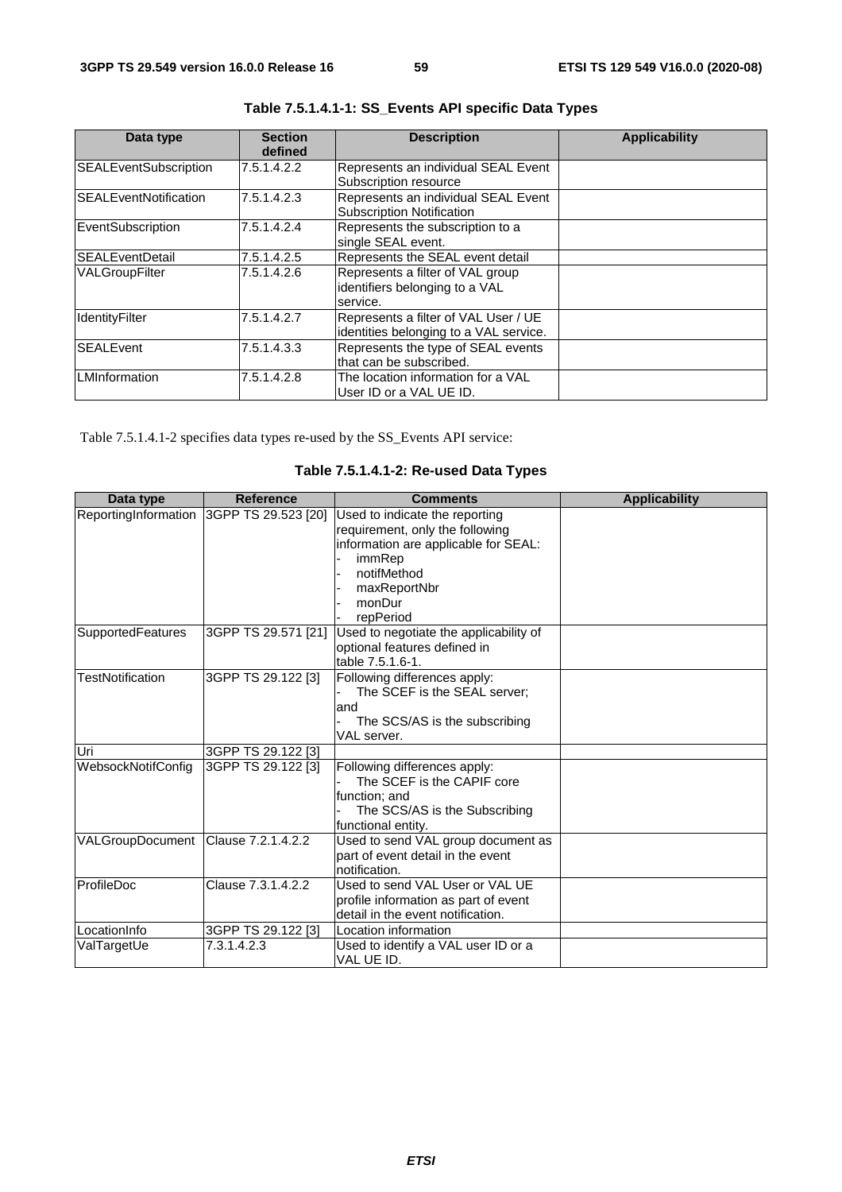**Table 7.5.1.4.1-1: SS_Events API specific Data Types**

| Data type | Section defined | Description | Applicability |
|---|---|---|---|
| SEALEventSubscription | 7.5.1.4.2.2 | Represents an individual SEAL Event Subscription resource | |
| SEALEventNotification | 7.5.1.4.2.3 | Represents an individual SEAL Event Subscription Notification | |
| EventSubscription | 7.5.1.4.2.4 | Represents the subscription to a single SEAL event. | |
| SEALEventDetail | 7.5.1.4.2.5 | Represents the SEAL event detail | |
| VALGroupFilter | 7.5.1.4.2.6 | Represents a filter of VAL group identifiers belonging to a VAL service. | |
| IdentityFilter | 7.5.1.4.2.7 | Represents a filter of VAL User / UE identities belonging to a VAL service. | |
| SEALEvent | 7.5.1.4.3.3 | Represents the type of SEAL events that can be subscribed. | |
| LMInformation | 7.5.1.4.2.8 | The location information for a VAL User ID or a VAL UE ID. | |

Table 7.5.1.4.1-2 specifies data types re-used by the SS_Events API service:

**Table 7.5.1.4.1-2: Re-used Data Types**

| Data type | Reference | Comments | Applicability |
|---|---|---|---|
| ReportingInformation | 3GPP TS 29.523 [20] | Used to indicate the reporting requirement, only the following information are applicable for SEAL:<br>- immRep<br>- notifMethod<br>- maxReportNbr<br>- monDur<br>- repPeriod | |
| SupportedFeatures | 3GPP TS 29.571 [21] | Used to negotiate the applicability of optional features defined in table 7.5.1.6-1. | |
| TestNotification | 3GPP TS 29.122 [3] | Following differences apply:<br>- The SCEF is the SEAL server; and<br>- The SCS/AS is the subscribing VAL server. | |
| Uri | 3GPP TS 29.122 [3] | | |
| WebsockNotifConfig | 3GPP TS 29.122 [3] | Following differences apply:<br>- The SCEF is the CAPIF core function; and<br>- The SCS/AS is the Subscribing functional entity. | |
| VALGroupDocument | Clause 7.2.1.4.2.2 | Used to send VAL group document as part of event detail in the event notification. | |
| ProfileDoc | Clause 7.3.1.4.2.2 | Used to send VAL User or VAL UE profile information as part of event detail in the event notification. | |
| LocationInfo | 3GPP TS 29.122 [3] | Location information | |
| ValTargetUe | 7.3.1.4.2.3 | Used to identify a VAL user ID or a VAL UE ID. | |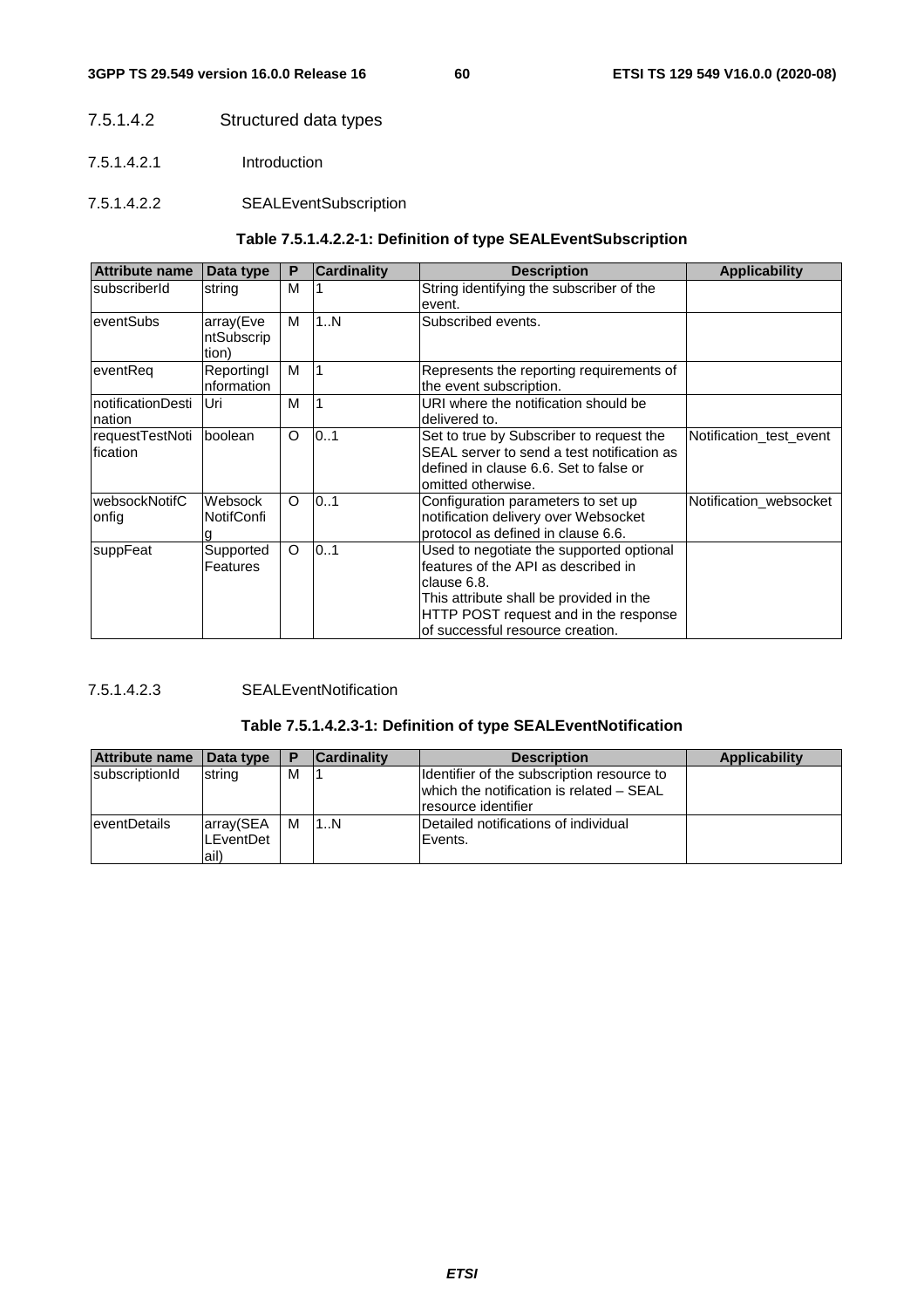#### 7.5.1.4.2 Structured data types

##### 7.5.1.4.2.1 Introduction

##### 7.5.1.4.2.2 SEALEventSubscription

**Table 7.5.1.4.2.2-1: Definition of type SEALEventSubscription**

| Attribute name | Data type | P | Cardinality | Description | Applicability |
|---|---|---|---|---|---|
| subscriberId | string | M | 1 | String identifying the subscriber of the event. | |
| eventSubs | array(EventSubscription) | M | 1..N | Subscribed events. | |
| eventReq | ReportingInformation | M | 1 | Represents the reporting requirements of the event subscription. | |
| notificationDestination | Uri | M | 1 | URI where the notification should be delivered to. | |
| requestTestNotification | boolean | O | 0..1 | Set to true by Subscriber to request the SEAL server to send a test notification as defined in clause 6.6. Set to false or omitted otherwise. | Notification_test_event |
| websockNotifConfig | WebsockNotifConfig | O | 0..1 | Configuration parameters to set up notification delivery over Websocket protocol as defined in clause 6.6. | Notification_websocket |
| suppFeat | SupportedFeatures | O | 0..1 | Used to negotiate the supported optional features of the API as described in clause 6.8.<br>This attribute shall be provided in the HTTP POST request and in the response of successful resource creation. | |

##### 7.5.1.4.2.3 SEALEventNotification

**Table 7.5.1.4.2.3-1: Definition of type SEALEventNotification**

| Attribute name | Data type | P | Cardinality | Description | Applicability |
|---|---|---|---|---|---|
| subscriptionId | string | M | 1 | Identifier of the subscription resource to which the notification is related – SEAL resource identifier | |
| eventDetails | array(SEALEventDetail) | M | 1..N | Detailed notifications of individual Events. | |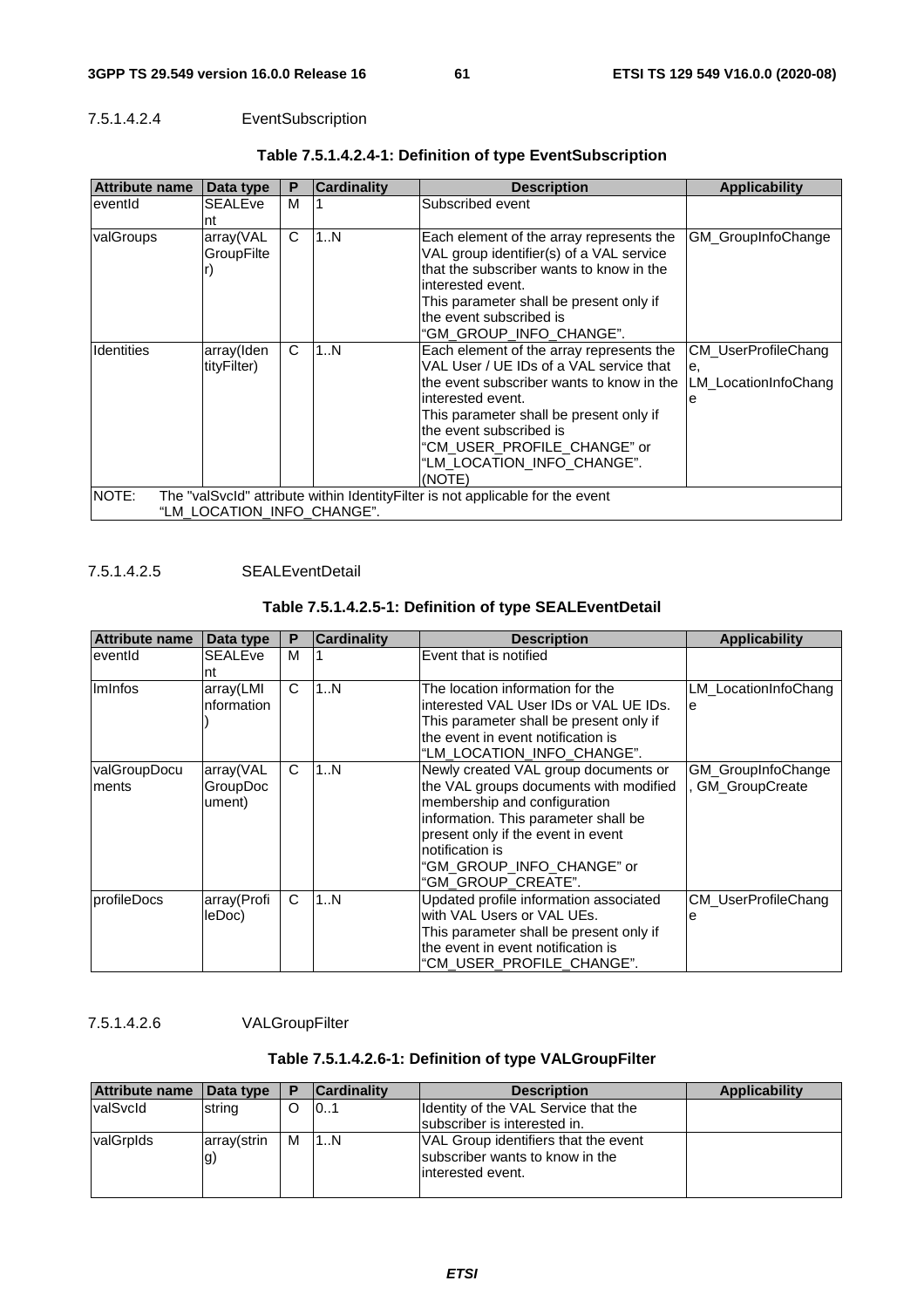#### 7.5.1.4.2.4 EventSubscription

**Table 7.5.1.4.2.4-1: Definition of type EventSubscription**

| Attribute name | Data type | P | Cardinality | Description | Applicability |
|---|---|---|---|---|---|
| eventId | SEALEvent | M | 1 | Subscribed event | |
| valGroups | array(VALGroupFilter) | C | 1..N | Each element of the array represents the VAL group identifier(s) of a VAL service that the subscriber wants to know in the interested event.<br>This parameter shall be present only if the event subscribed is "GM_GROUP_INFO_CHANGE". | GM_GroupInfoChange |
| Identities | array(IdentityFilter) | C | 1..N | Each element of the array represents the VAL User / UE IDs of a VAL service that the event subscriber wants to know in the interested event.<br>This parameter shall be present only if the event subscribed is "CM_USER_PROFILE_CHANGE" or "LM_LOCATION_INFO_CHANGE". (NOTE) | CM_UserProfileChange, LM_LocationInfoChange |
| NOTE: The "valSvcId" attribute within IdentityFilter is not applicable for the event "LM_LOCATION_INFO_CHANGE". | | | | | |

#### 7.5.1.4.2.5 SEALEventDetail

**Table 7.5.1.4.2.5-1: Definition of type SEALEventDetail**

| Attribute name | Data type | P | Cardinality | Description | Applicability |
|---|---|---|---|---|---|
| eventId | SEALEvent | M | 1 | Event that is notified | |
| lmInfos | array(LMInformation) | C | 1..N | The location information for the interested VAL User IDs or VAL UE IDs.<br>This parameter shall be present only if the event in event notification is "LM_LOCATION_INFO_CHANGE". | LM_LocationInfoChange |
| valGroupDocuments | array(VALGroupDocument) | C | 1..N | Newly created VAL group documents or the VAL groups documents with modified membership and configuration information. This parameter shall be present only if the event in event notification is "GM_GROUP_INFO_CHANGE" or "GM_GROUP_CREATE". | GM_GroupInfoChange, GM_GroupCreate |
| profileDocs | array(ProfileDoc) | C | 1..N | Updated profile information associated with VAL Users or VAL UEs.<br>This parameter shall be present only if the event in event notification is "CM_USER_PROFILE_CHANGE". | CM_UserProfileChange |

#### 7.5.1.4.2.6 VALGroupFilter

**Table 7.5.1.4.2.6-1: Definition of type VALGroupFilter**

| Attribute name | Data type | P | Cardinality | Description | Applicability |
|---|---|---|---|---|---|
| valSvcId | string | O | 0..1 | Identity of the VAL Service that the subscriber is interested in. | |
| valGrpIds | array(string) | M | 1..N | VAL Group identifiers that the event subscriber wants to know in the interested event. | |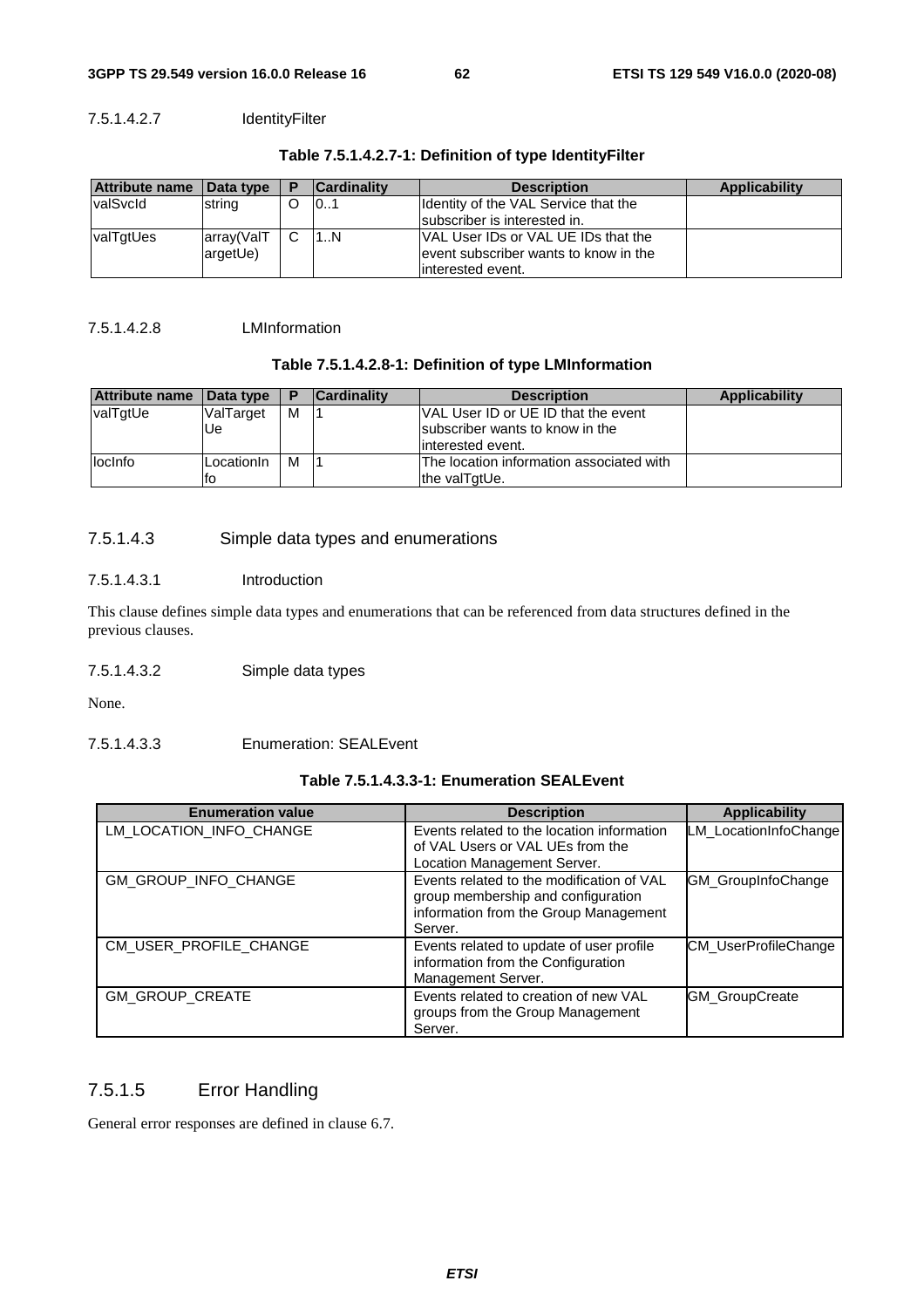##### 7.5.1.4.2.7 IdentityFilter

**Table 7.5.1.4.2.7-1: Definition of type IdentityFilter**

| Attribute name | Data type | P | Cardinality | Description | Applicability |
|---|---|---|---|---|---|
| valSvcId | string | O | 0..1 | Identity of the VAL Service that the subscriber is interested in. | |
| valTgtUes | array(ValTargetUe) | C | 1..N | VAL User IDs or VAL UE IDs that the event subscriber wants to know in the interested event. | |

##### 7.5.1.4.2.8 LMInformation

**Table 7.5.1.4.2.8-1: Definition of type LMInformation**

| Attribute name | Data type | P | Cardinality | Description | Applicability |
|---|---|---|---|---|---|
| valTgtUe | ValTargetUe | M | 1 | VAL User ID or UE ID that the event subscriber wants to know in the interested event. | |
| locInfo | LocationInfo | M | 1 | The location information associated with the valTgtUe. | |

#### 7.5.1.4.3 Simple data types and enumerations

##### 7.5.1.4.3.1 Introduction

This clause defines simple data types and enumerations that can be referenced from data structures defined in the previous clauses.

##### 7.5.1.4.3.2 Simple data types

None.

##### 7.5.1.4.3.3 Enumeration: SEALEvent

**Table 7.5.1.4.3.3-1: Enumeration SEALEvent**

| Enumeration value | Description | Applicability |
|---|---|---|
| LM_LOCATION_INFO_CHANGE | Events related to the location information of VAL Users or VAL UEs from the Location Management Server. | LM_LocationInfoChange |
| GM_GROUP_INFO_CHANGE | Events related to the modification of VAL group membership and configuration information from the Group Management Server. | GM_GroupInfoChange |
| CM_USER_PROFILE_CHANGE | Events related to update of user profile information from the Configuration Management Server. | CM_UserProfileChange |
| GM_GROUP_CREATE | Events related to creation of new VAL groups from the Group Management Server. | GM_GroupCreate |

### 7.5.1.5 Error Handling

General error responses are defined in clause 6.7.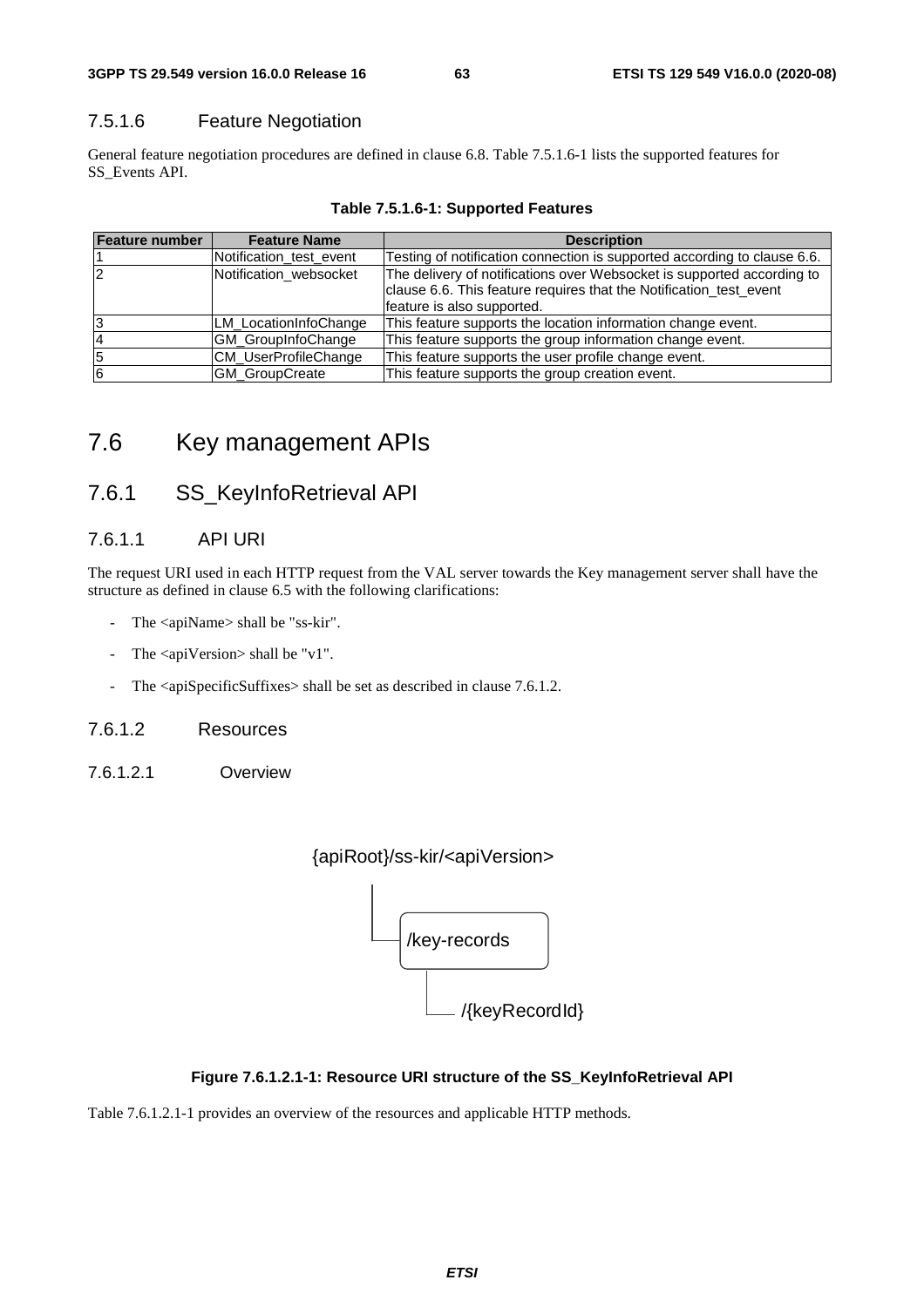#### 7.5.1.6 Feature Negotiation

General feature negotiation procedures are defined in clause 6.8. Table 7.5.1.6-1 lists the supported features for SS_Events API.

**Table 7.5.1.6-1: Supported Features**

| Feature number | Feature Name | Description |
| --- | --- | --- |
| 1 | Notification_test_event | Testing of notification connection is supported according to clause 6.6. |
| 2 | Notification_websocket | The delivery of notifications over Websocket is supported according to clause 6.6. This feature requires that the Notification_test_event feature is also supported. |
| 3 | LM_LocationInfoChange | This feature supports the location information change event. |
| 4 | GM_GroupInfoChange | This feature supports the group information change event. |
| 5 | CM_UserProfileChange | This feature supports the user profile change event. |
| 6 | GM_GroupCreate | This feature supports the group creation event. |

## 7.6 Key management APIs

### 7.6.1 SS_KeyInfoRetrieval API

#### 7.6.1.1 API URI

The request URI used in each HTTP request from the VAL server towards the Key management server shall have the structure as defined in clause 6.5 with the following clarifications:

- The <apiName> shall be "ss-kir".
- The <apiVersion> shall be "v1".
- The <apiSpecificSuffixes> shall be set as described in clause 7.6.1.2.

#### 7.6.1.2 Resources

##### 7.6.1.2.1 Overview

```
{apiRoot}/ss-kir/<apiVersion>
    |
    +-- /key-records
            |
            +-- /{keyRecordId}
```

**Figure 7.6.1.2.1-1: Resource URI structure of the SS_KeyInfoRetrieval API**

Table 7.6.1.2.1-1 provides an overview of the resources and applicable HTTP methods.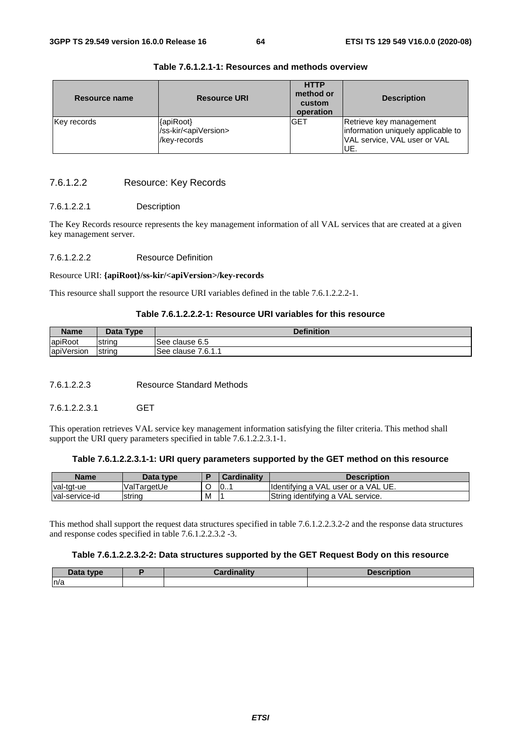**Table 7.6.1.2.1-1: Resources and methods overview**

| Resource name | Resource URI | HTTP method or custom operation | Description |
|---|---|---|---|
| Key records | {apiRoot}/ss-kir/<apiVersion>/key-records | GET | Retrieve key management information uniquely applicable to VAL service, VAL user or VAL UE. |

#### 7.6.1.2.2 Resource: Key Records

##### 7.6.1.2.2.1 Description

The Key Records resource represents the key management information of all VAL services that are created at a given key management server.

##### 7.6.1.2.2.2 Resource Definition

Resource URI: **{apiRoot}/ss-kir/<apiVersion>/key-records**

This resource shall support the resource URI variables defined in the table 7.6.1.2.2.2-1.

**Table 7.6.1.2.2.2-1: Resource URI variables for this resource**

| Name | Data Type | Definition |
|---|---|---|
| apiRoot | string | See clause 6.5 |
| apiVersion | string | See clause 7.6.1.1 |

##### 7.6.1.2.2.3 Resource Standard Methods

###### 7.6.1.2.2.3.1 GET

This operation retrieves VAL service key management information satisfying the filter criteria. This method shall support the URI query parameters specified in table 7.6.1.2.2.3.1-1.

**Table 7.6.1.2.2.3.1-1: URI query parameters supported by the GET method on this resource**

| Name | Data type | P | Cardinality | Description |
|---|---|---|---|---|
| val-tgt-ue | ValTargetUe | O | 0..1 | Identifying a VAL user or a VAL UE. |
| val-service-id | string | M | 1 | String identifying a VAL service. |

This method shall support the request data structures specified in table 7.6.1.2.2.3.2-2 and the response data structures and response codes specified in table 7.6.1.2.2.3.2 -3.

**Table 7.6.1.2.2.3.2-2: Data structures supported by the GET Request Body on this resource**

| Data type | P | Cardinality | Description |
|---|---|---|---|
| n/a | | | |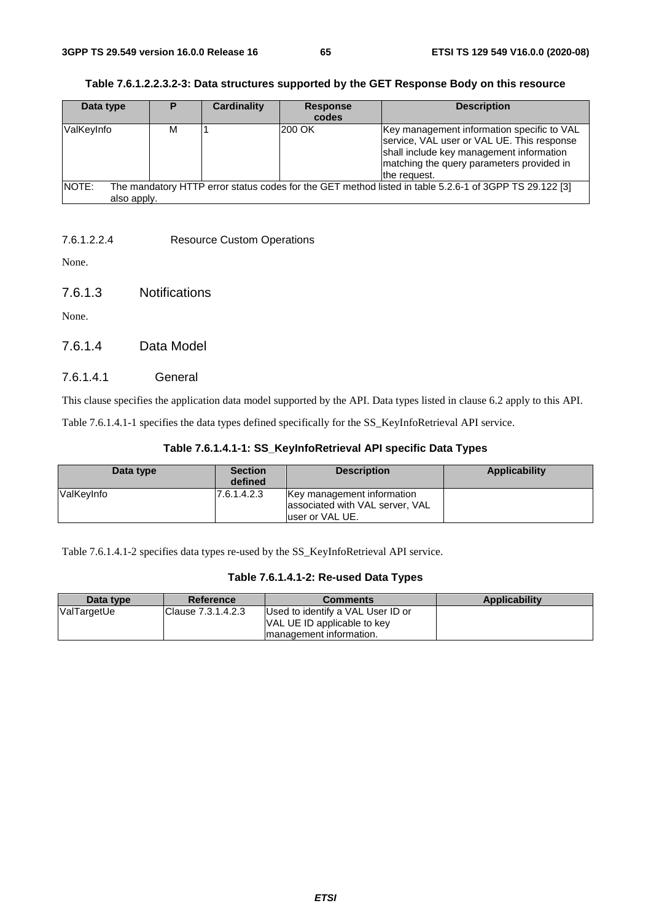**Table 7.6.1.2.2.3.2-3: Data structures supported by the GET Response Body on this resource**

| Data type | P | Cardinality | Response codes | Description |
|---|---|---|---|---|
| ValKeyInfo | M | 1 | 200 OK | Key management information specific to VAL service, VAL user or VAL UE. This response shall include key management information matching the query parameters provided in the request. |
| NOTE: The mandatory HTTP error status codes for the GET method listed in table 5.2.6-1 of 3GPP TS 29.122 [3] also apply. | | | | |

#### 7.6.1.2.2.4 Resource Custom Operations

None.

### 7.6.1.3 Notifications

None.

### 7.6.1.4 Data Model

#### 7.6.1.4.1 General

This clause specifies the application data model supported by the API. Data types listed in clause 6.2 apply to this API.

Table 7.6.1.4.1-1 specifies the data types defined specifically for the SS_KeyInfoRetrieval API service.

**Table 7.6.1.4.1-1: SS_KeyInfoRetrieval API specific Data Types**

| Data type | Section defined | Description | Applicability |
|---|---|---|---|
| ValKeyInfo | 7.6.1.4.2.3 | Key management information associated with VAL server, VAL user or VAL UE. | |

Table 7.6.1.4.1-2 specifies data types re-used by the SS_KeyInfoRetrieval API service.

**Table 7.6.1.4.1-2: Re-used Data Types**

| Data type | Reference | Comments | Applicability |
|---|---|---|---|
| ValTargetUe | Clause 7.3.1.4.2.3 | Used to identify a VAL User ID or VAL UE ID applicable to key management information. | |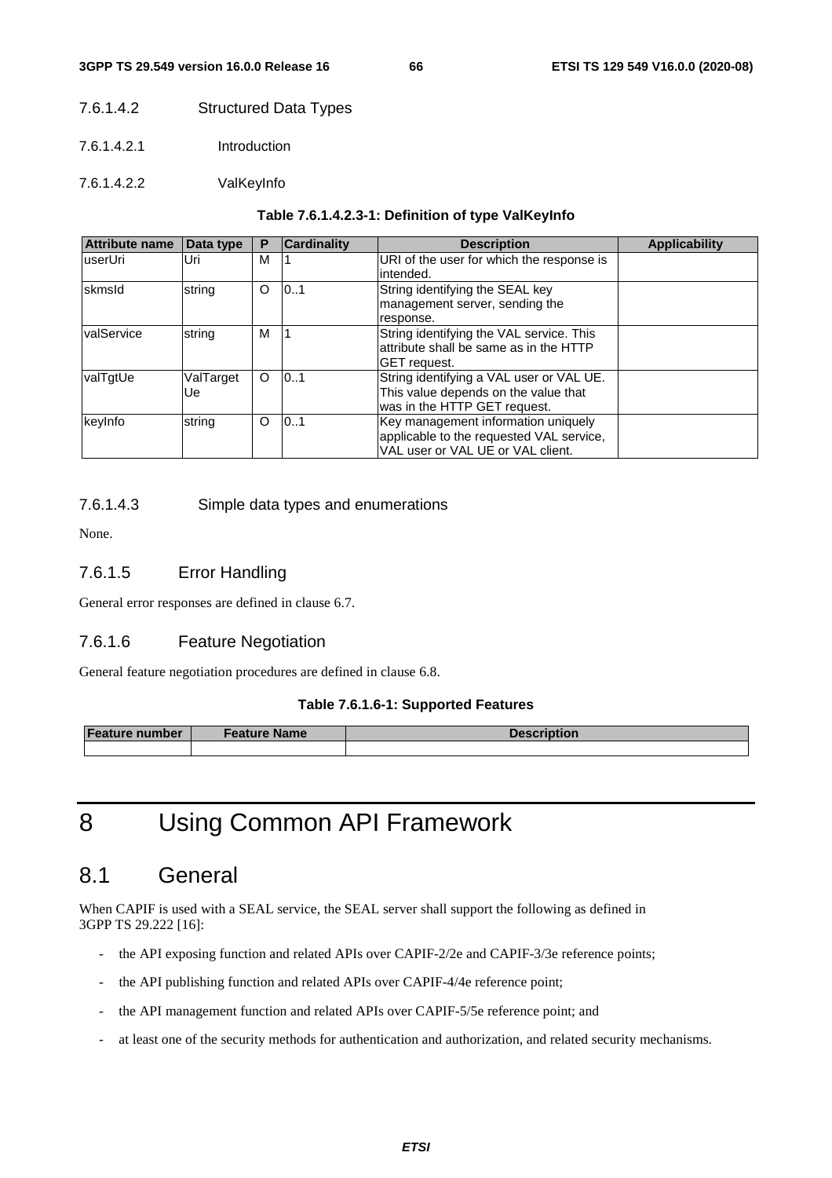#### 7.6.1.4.2 Structured Data Types

##### 7.6.1.4.2.1 Introduction

##### 7.6.1.4.2.2 ValKeyInfo

**Table 7.6.1.4.2.3-1: Definition of type ValKeyInfo**

| Attribute name | Data type | P | Cardinality | Description | Applicability |
|---|---|---|---|---|---|
| userUri | Uri | M | 1 | URI of the user for which the response is intended. | |
| skmsId | string | O | 0..1 | String identifying the SEAL key management server, sending the response. | |
| valService | string | M | 1 | String identifying the VAL service. This attribute shall be same as in the HTTP GET request. | |
| valTgtUe | ValTargetUe | O | 0..1 | String identifying a VAL user or VAL UE. This value depends on the value that was in the HTTP GET request. | |
| keyInfo | string | O | 0..1 | Key management information uniquely applicable to the requested VAL service, VAL user or VAL UE or VAL client. | |

#### 7.6.1.4.3 Simple data types and enumerations

None.

### 7.6.1.5 Error Handling

General error responses are defined in clause 6.7.

### 7.6.1.6 Feature Negotiation

General feature negotiation procedures are defined in clause 6.8.

**Table 7.6.1.6-1: Supported Features**

| Feature number | Feature Name | Description |
|---|---|---|
| | | |

# 8 Using Common API Framework

## 8.1 General

When CAPIF is used with a SEAL service, the SEAL server shall support the following as defined in 3GPP TS 29.222 [16]:

- the API exposing function and related APIs over CAPIF-2/2e and CAPIF-3/3e reference points;
- the API publishing function and related APIs over CAPIF-4/4e reference point;
- the API management function and related APIs over CAPIF-5/5e reference point; and
- at least one of the security methods for authentication and authorization, and related security mechanisms.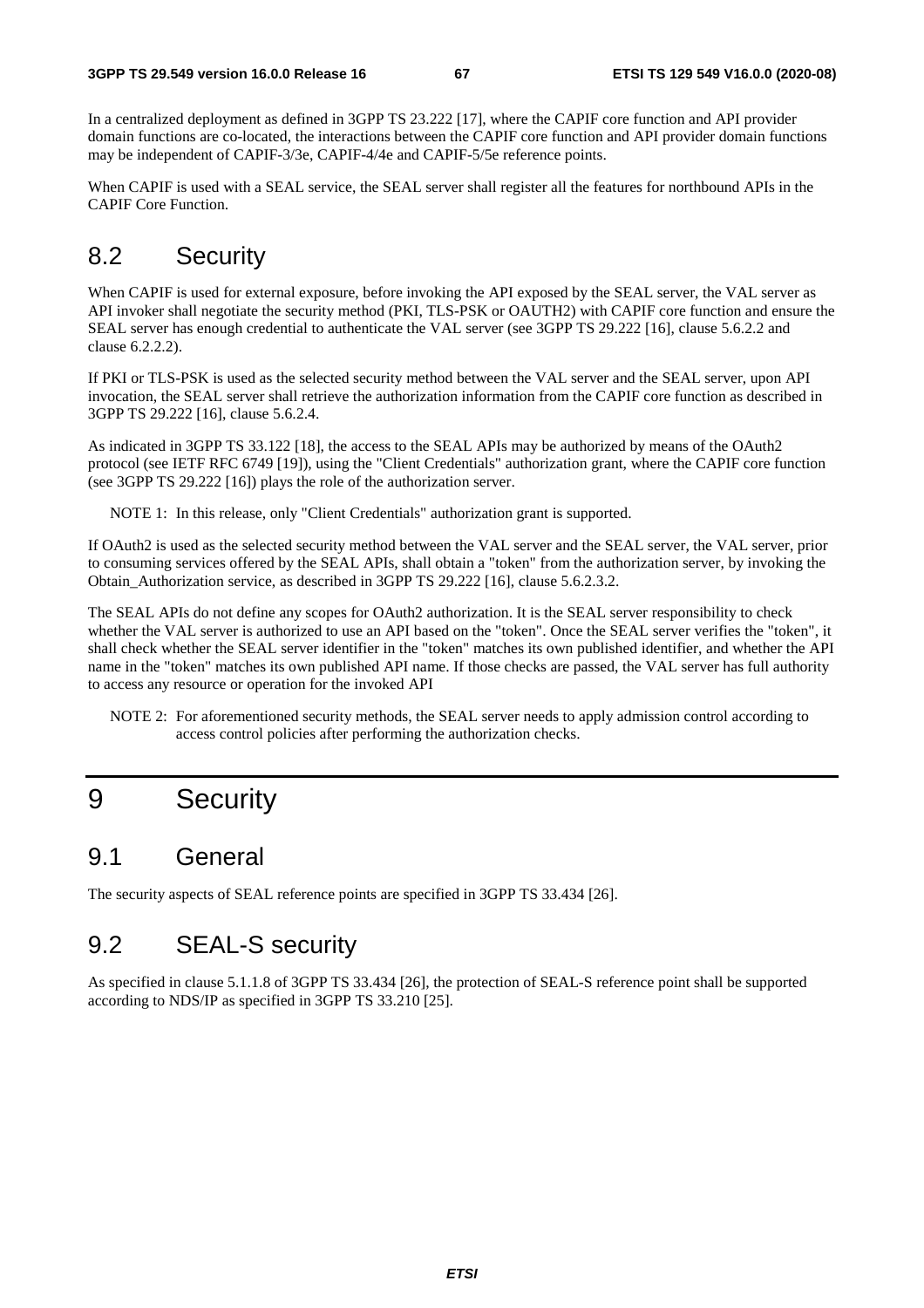In a centralized deployment as defined in 3GPP TS 23.222 [17], where the CAPIF core function and API provider domain functions are co-located, the interactions between the CAPIF core function and API provider domain functions may be independent of CAPIF-3/3e, CAPIF-4/4e and CAPIF-5/5e reference points.

When CAPIF is used with a SEAL service, the SEAL server shall register all the features for northbound APIs in the CAPIF Core Function.

## 8.2 Security

When CAPIF is used for external exposure, before invoking the API exposed by the SEAL server, the VAL server as API invoker shall negotiate the security method (PKI, TLS-PSK or OAUTH2) with CAPIF core function and ensure the SEAL server has enough credential to authenticate the VAL server (see 3GPP TS 29.222 [16], clause 5.6.2.2 and clause 6.2.2.2).

If PKI or TLS-PSK is used as the selected security method between the VAL server and the SEAL server, upon API invocation, the SEAL server shall retrieve the authorization information from the CAPIF core function as described in 3GPP TS 29.222 [16], clause 5.6.2.4.

As indicated in 3GPP TS 33.122 [18], the access to the SEAL APIs may be authorized by means of the OAuth2 protocol (see IETF RFC 6749 [19]), using the "Client Credentials" authorization grant, where the CAPIF core function (see 3GPP TS 29.222 [16]) plays the role of the authorization server.

NOTE 1: In this release, only "Client Credentials" authorization grant is supported.

If OAuth2 is used as the selected security method between the VAL server and the SEAL server, the VAL server, prior to consuming services offered by the SEAL APIs, shall obtain a "token" from the authorization server, by invoking the Obtain_Authorization service, as described in 3GPP TS 29.222 [16], clause 5.6.2.3.2.

The SEAL APIs do not define any scopes for OAuth2 authorization. It is the SEAL server responsibility to check whether the VAL server is authorized to use an API based on the "token". Once the SEAL server verifies the "token", it shall check whether the SEAL server identifier in the "token" matches its own published identifier, and whether the API name in the "token" matches its own published API name. If those checks are passed, the VAL server has full authority to access any resource or operation for the invoked API

NOTE 2: For aforementioned security methods, the SEAL server needs to apply admission control according to access control policies after performing the authorization checks.

# 9 Security

## 9.1 General

The security aspects of SEAL reference points are specified in 3GPP TS 33.434 [26].

## 9.2 SEAL-S security

As specified in clause 5.1.1.8 of 3GPP TS 33.434 [26], the protection of SEAL-S reference point shall be supported according to NDS/IP as specified in 3GPP TS 33.210 [25].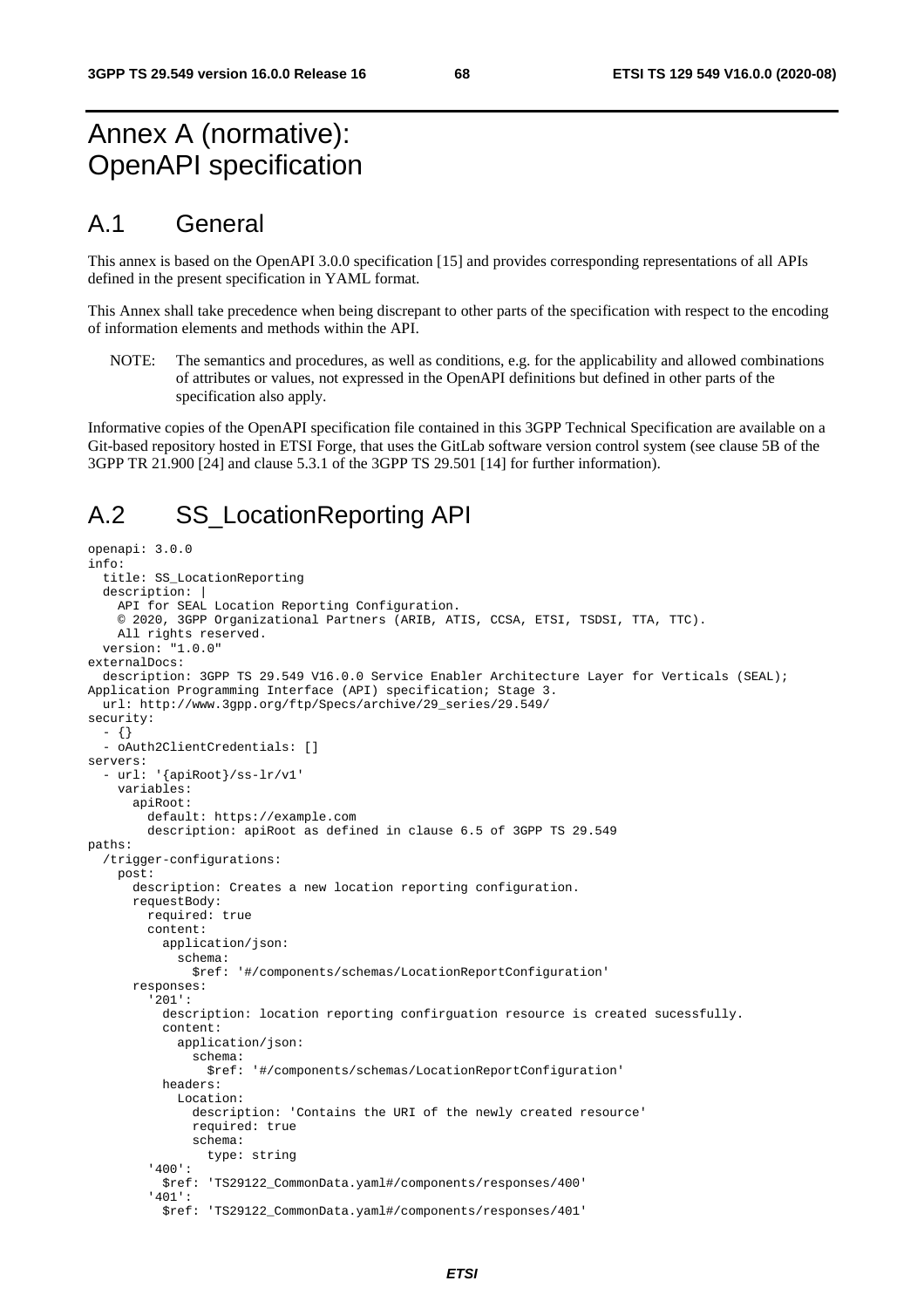# Annex A (normative): OpenAPI specification

## A.1 General

This annex is based on the OpenAPI 3.0.0 specification [15] and provides corresponding representations of all APIs defined in the present specification in YAML format.

This Annex shall take precedence when being discrepant to other parts of the specification with respect to the encoding of information elements and methods within the API.

NOTE: The semantics and procedures, as well as conditions, e.g. for the applicability and allowed combinations of attributes or values, not expressed in the OpenAPI definitions but defined in other parts of the specification also apply.

Informative copies of the OpenAPI specification file contained in this 3GPP Technical Specification are available on a Git-based repository hosted in ETSI Forge, that uses the GitLab software version control system (see clause 5B of the 3GPP TR 21.900 [24] and clause 5.3.1 of the 3GPP TS 29.501 [14] for further information).

## A.2 SS_LocationReporting API

```
openapi: 3.0.0
info:
  title: SS_LocationReporting
  description: |
    API for SEAL Location Reporting Configuration.
    © 2020, 3GPP Organizational Partners (ARIB, ATIS, CCSA, ETSI, TSDSI, TTA, TTC).
    All rights reserved.
  version: "1.0.0"
externalDocs:
  description: 3GPP TS 29.549 V16.0.0 Service Enabler Architecture Layer for Verticals (SEAL);
Application Programming Interface (API) specification; Stage 3.
  url: http://www.3gpp.org/ftp/Specs/archive/29_series/29.549/
security:
  - {}
  - oAuth2ClientCredentials: []
servers:
  - url: '{apiRoot}/ss-lr/v1'
    variables:
      apiRoot:
        default: https://example.com
        description: apiRoot as defined in clause 6.5 of 3GPP TS 29.549
paths:
  /trigger-configurations:
    post:
      description: Creates a new location reporting configuration.
      requestBody:
        required: true
        content:
          application/json:
            schema:
              $ref: '#/components/schemas/LocationReportConfiguration'
      responses:
        '201':
          description: location reporting confirguation resource is created sucessfully.
          content:
            application/json:
              schema:
                $ref: '#/components/schemas/LocationReportConfiguration'
          headers:
            Location:
              description: 'Contains the URI of the newly created resource'
              required: true
              schema:
                type: string
        '400':
          $ref: 'TS29122_CommonData.yaml#/components/responses/400'
        '401':
          $ref: 'TS29122_CommonData.yaml#/components/responses/401'
```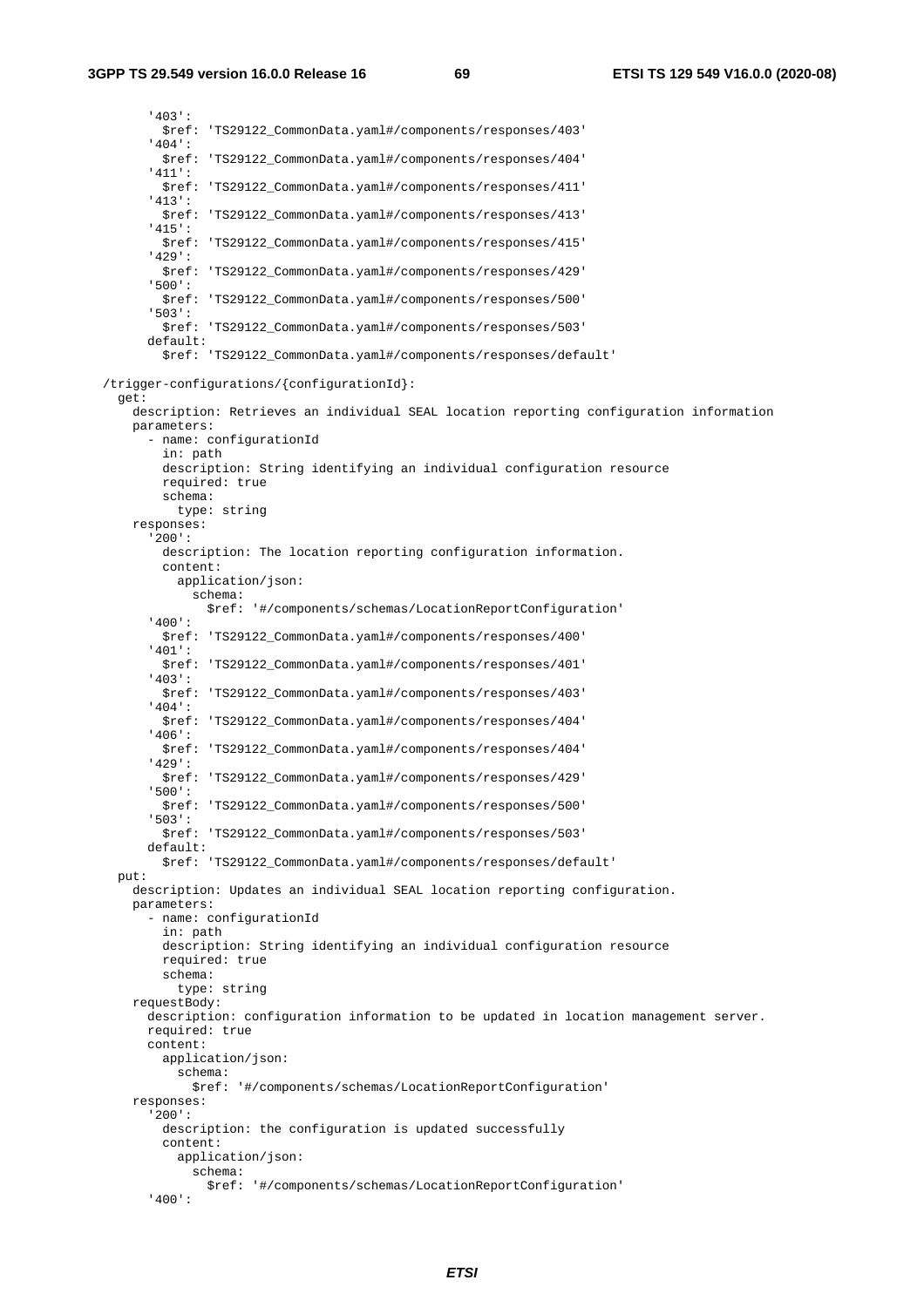```
        '403':
          $ref: 'TS29122_CommonData.yaml#/components/responses/403'
        '404':
          $ref: 'TS29122_CommonData.yaml#/components/responses/404'
        '411':
          $ref: 'TS29122_CommonData.yaml#/components/responses/411'
        '413':
          $ref: 'TS29122_CommonData.yaml#/components/responses/413'
        '415':
          $ref: 'TS29122_CommonData.yaml#/components/responses/415'
        '429':
          $ref: 'TS29122_CommonData.yaml#/components/responses/429'
        '500':
          $ref: 'TS29122_CommonData.yaml#/components/responses/500'
        '503':
          $ref: 'TS29122_CommonData.yaml#/components/responses/503'
        default:
          $ref: 'TS29122_CommonData.yaml#/components/responses/default'

  /trigger-configurations/{configurationId}:
    get:
      description: Retrieves an individual SEAL location reporting configuration information
      parameters:
        - name: configurationId
          in: path
          description: String identifying an individual configuration resource
          required: true
          schema:
            type: string
      responses:
        '200':
          description: The location reporting configuration information.
          content:
            application/json:
              schema:
                $ref: '#/components/schemas/LocationReportConfiguration'
        '400':
          $ref: 'TS29122_CommonData.yaml#/components/responses/400'
        '401':
          $ref: 'TS29122_CommonData.yaml#/components/responses/401'
        '403':
          $ref: 'TS29122_CommonData.yaml#/components/responses/403'
        '404':
          $ref: 'TS29122_CommonData.yaml#/components/responses/404'
        '406':
          $ref: 'TS29122_CommonData.yaml#/components/responses/404'
        '429':
          $ref: 'TS29122_CommonData.yaml#/components/responses/429'
        '500':
          $ref: 'TS29122_CommonData.yaml#/components/responses/500'
        '503':
          $ref: 'TS29122_CommonData.yaml#/components/responses/503'
        default:
          $ref: 'TS29122_CommonData.yaml#/components/responses/default'
    put:
      description: Updates an individual SEAL location reporting configuration.
      parameters:
        - name: configurationId
          in: path
          description: String identifying an individual configuration resource
          required: true
          schema:
            type: string
      requestBody:
        description: configuration information to be updated in location management server.
        required: true
        content:
          application/json:
            schema:
              $ref: '#/components/schemas/LocationReportConfiguration'
      responses:
        '200':
          description: the configuration is updated successfully
          content:
            application/json:
              schema:
                $ref: '#/components/schemas/LocationReportConfiguration'
        '400':
```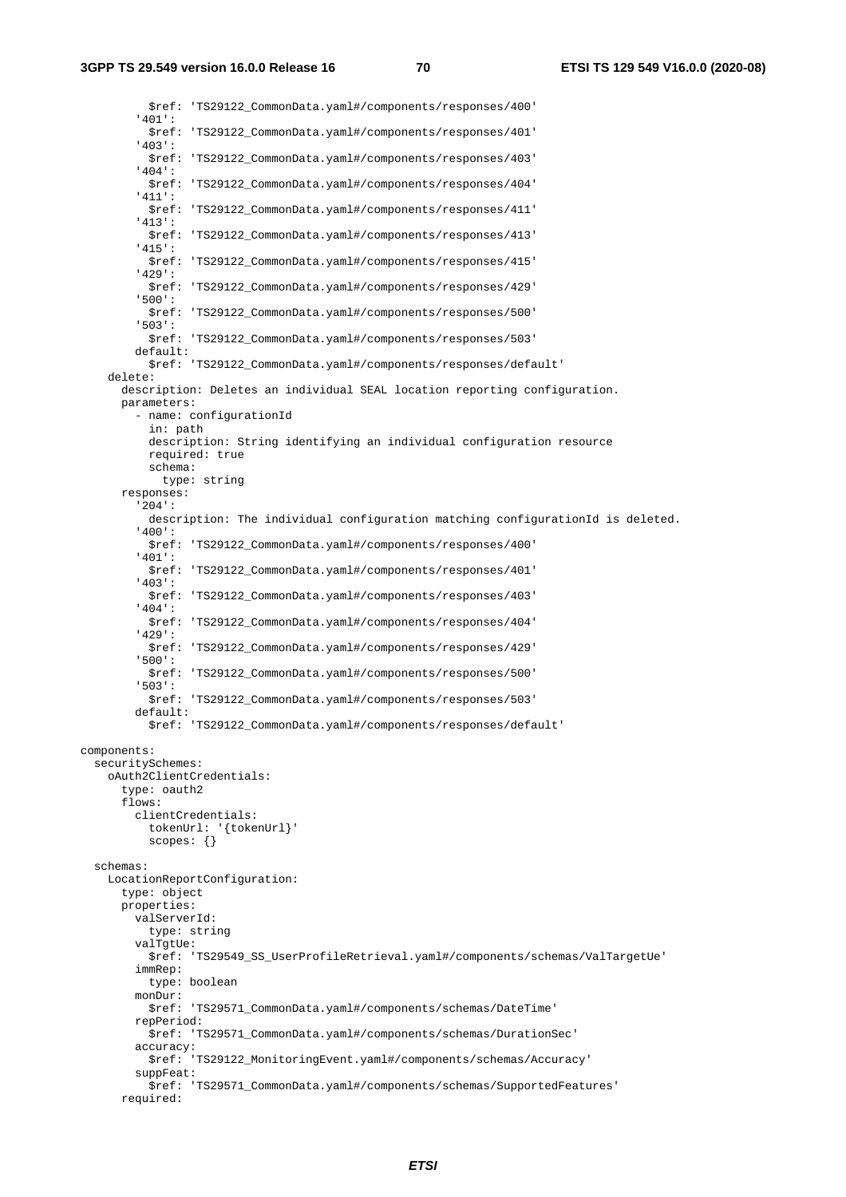```
          $ref: 'TS29122_CommonData.yaml#/components/responses/400'
        '401':
          $ref: 'TS29122_CommonData.yaml#/components/responses/401'
        '403':
          $ref: 'TS29122_CommonData.yaml#/components/responses/403'
        '404':
          $ref: 'TS29122_CommonData.yaml#/components/responses/404'
        '411':
          $ref: 'TS29122_CommonData.yaml#/components/responses/411'
        '413':
          $ref: 'TS29122_CommonData.yaml#/components/responses/413'
        '415':
          $ref: 'TS29122_CommonData.yaml#/components/responses/415'
        '429':
          $ref: 'TS29122_CommonData.yaml#/components/responses/429'
        '500':
          $ref: 'TS29122_CommonData.yaml#/components/responses/500'
        '503':
          $ref: 'TS29122_CommonData.yaml#/components/responses/503'
        default:
          $ref: 'TS29122_CommonData.yaml#/components/responses/default'
    delete:
      description: Deletes an individual SEAL location reporting configuration.
      parameters:
        - name: configurationId
          in: path
          description: String identifying an individual configuration resource
          required: true
          schema:
            type: string
      responses:
        '204':
          description: The individual configuration matching configurationId is deleted.
        '400':
          $ref: 'TS29122_CommonData.yaml#/components/responses/400'
        '401':
          $ref: 'TS29122_CommonData.yaml#/components/responses/401'
        '403':
          $ref: 'TS29122_CommonData.yaml#/components/responses/403'
        '404':
          $ref: 'TS29122_CommonData.yaml#/components/responses/404'
        '429':
          $ref: 'TS29122_CommonData.yaml#/components/responses/429'
        '500':
          $ref: 'TS29122_CommonData.yaml#/components/responses/500'
        '503':
          $ref: 'TS29122_CommonData.yaml#/components/responses/503'
        default:
          $ref: 'TS29122_CommonData.yaml#/components/responses/default'

components:
  securitySchemes:
    oAuth2ClientCredentials:
      type: oauth2
      flows:
        clientCredentials:
          tokenUrl: '{tokenUrl}'
          scopes: {}

  schemas:
    LocationReportConfiguration:
      type: object
      properties:
        valServerId:
          type: string
        valTgtUe:
          $ref: 'TS29549_SS_UserProfileRetrieval.yaml#/components/schemas/ValTargetUe'
        immRep:
          type: boolean
        monDur:
          $ref: 'TS29571_CommonData.yaml#/components/schemas/DateTime'
        repPeriod:
          $ref: 'TS29571_CommonData.yaml#/components/schemas/DurationSec'
        accuracy:
          $ref: 'TS29122_MonitoringEvent.yaml#/components/schemas/Accuracy'
        suppFeat:
          $ref: 'TS29571_CommonData.yaml#/components/schemas/SupportedFeatures'
      required:
```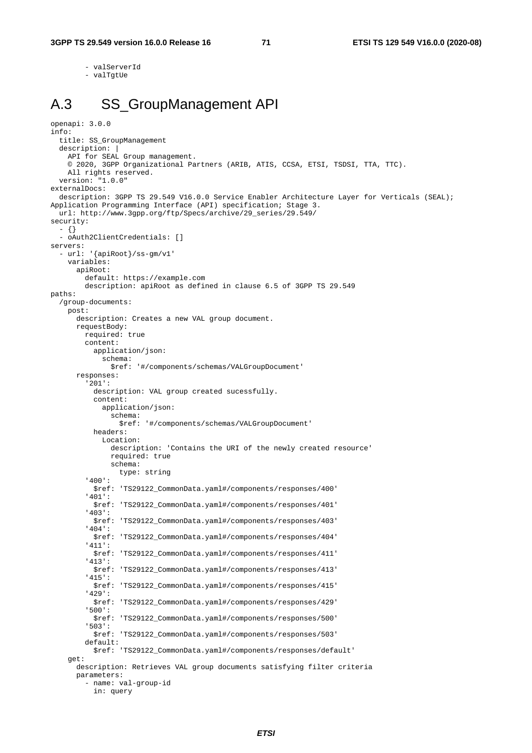```
        - valServerId
        - valTgtUe
```

# A.3 SS_GroupManagement API

```
openapi: 3.0.0
info:
  title: SS_GroupManagement
  description: |
    API for SEAL Group management.
    © 2020, 3GPP Organizational Partners (ARIB, ATIS, CCSA, ETSI, TSDSI, TTA, TTC).
    All rights reserved.
  version: "1.0.0"
externalDocs:
  description: 3GPP TS 29.549 V16.0.0 Service Enabler Architecture Layer for Verticals (SEAL); 
Application Programming Interface (API) specification; Stage 3.
  url: http://www.3gpp.org/ftp/Specs/archive/29_series/29.549/
security:
  - {}
  - oAuth2ClientCredentials: []
servers:
  - url: '{apiRoot}/ss-gm/v1'
    variables:
      apiRoot:
        default: https://example.com
        description: apiRoot as defined in clause 6.5 of 3GPP TS 29.549
paths:
  /group-documents:
    post:
      description: Creates a new VAL group document.
      requestBody:
        required: true
        content:
          application/json:
            schema:
              $ref: '#/components/schemas/VALGroupDocument'
      responses:
        '201':
          description: VAL group created sucessfully.
          content:
            application/json:
              schema:
                $ref: '#/components/schemas/VALGroupDocument'
          headers:
            Location:
              description: 'Contains the URI of the newly created resource'
              required: true
              schema:
                type: string
        '400':
          $ref: 'TS29122_CommonData.yaml#/components/responses/400'
        '401':
          $ref: 'TS29122_CommonData.yaml#/components/responses/401'
        '403':
          $ref: 'TS29122_CommonData.yaml#/components/responses/403'
        '404':
          $ref: 'TS29122_CommonData.yaml#/components/responses/404'
        '411':
          $ref: 'TS29122_CommonData.yaml#/components/responses/411'
        '413':
          $ref: 'TS29122_CommonData.yaml#/components/responses/413'
        '415':
          $ref: 'TS29122_CommonData.yaml#/components/responses/415'
        '429':
          $ref: 'TS29122_CommonData.yaml#/components/responses/429'
        '500':
          $ref: 'TS29122_CommonData.yaml#/components/responses/500'
        '503':
          $ref: 'TS29122_CommonData.yaml#/components/responses/503'
        default:
          $ref: 'TS29122_CommonData.yaml#/components/responses/default'
    get:
      description: Retrieves VAL group documents satisfying filter criteria
      parameters:
        - name: val-group-id
          in: query
```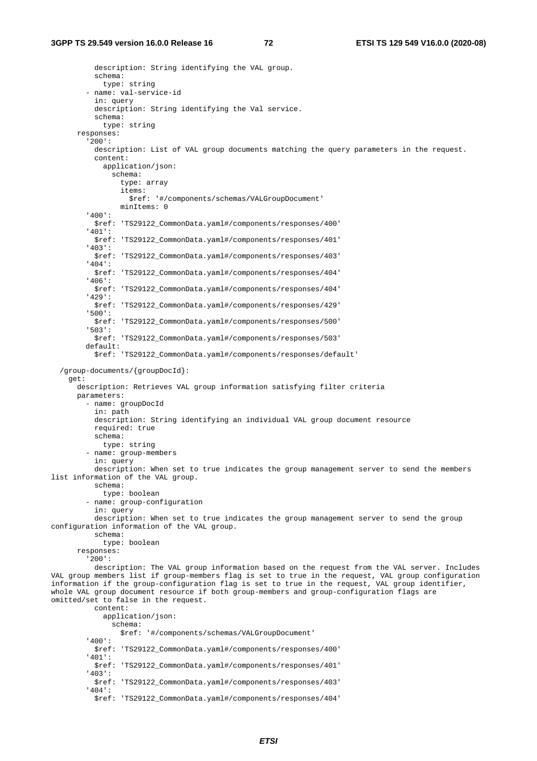```
          description: String identifying the VAL group.
          schema:
            type: string
        - name: val-service-id
          in: query
          description: String identifying the Val service.
          schema:
            type: string
      responses:
        '200':
          description: List of VAL group documents matching the query parameters in the request.
          content:
            application/json:
              schema:
                type: array
                items:
                  $ref: '#/components/schemas/VALGroupDocument'
                minItems: 0
        '400':
          $ref: 'TS29122_CommonData.yaml#/components/responses/400'
        '401':
          $ref: 'TS29122_CommonData.yaml#/components/responses/401'
        '403':
          $ref: 'TS29122_CommonData.yaml#/components/responses/403'
        '404':
          $ref: 'TS29122_CommonData.yaml#/components/responses/404'
        '406':
          $ref: 'TS29122_CommonData.yaml#/components/responses/404'
        '429':
          $ref: 'TS29122_CommonData.yaml#/components/responses/429'
        '500':
          $ref: 'TS29122_CommonData.yaml#/components/responses/500'
        '503':
          $ref: 'TS29122_CommonData.yaml#/components/responses/503'
        default:
          $ref: 'TS29122_CommonData.yaml#/components/responses/default'

  /group-documents/{groupDocId}:
    get:
      description: Retrieves VAL group information satisfying filter criteria
      parameters:
        - name: groupDocId
          in: path
          description: String identifying an individual VAL group document resource
          required: true
          schema:
            type: string
        - name: group-members
          in: query
          description: When set to true indicates the group management server to send the members
list information of the VAL group.
          schema:
            type: boolean
        - name: group-configuration
          in: query
          description: When set to true indicates the group management server to send the group
configuration information of the VAL group.
          schema:
            type: boolean
      responses:
        '200':
          description: The VAL group information based on the request from the VAL server. Includes
VAL group members list if group-members flag is set to true in the request, VAL group configuration
information if the group-configuration flag is set to true in the request, VAL group identifier,
whole VAL group document resource if both group-members and group-configuration flags are
omitted/set to false in the request.
          content:
            application/json:
              schema:
                $ref: '#/components/schemas/VALGroupDocument'
        '400':
          $ref: 'TS29122_CommonData.yaml#/components/responses/400'
        '401':
          $ref: 'TS29122_CommonData.yaml#/components/responses/401'
        '403':
          $ref: 'TS29122_CommonData.yaml#/components/responses/403'
        '404':
          $ref: 'TS29122_CommonData.yaml#/components/responses/404'
```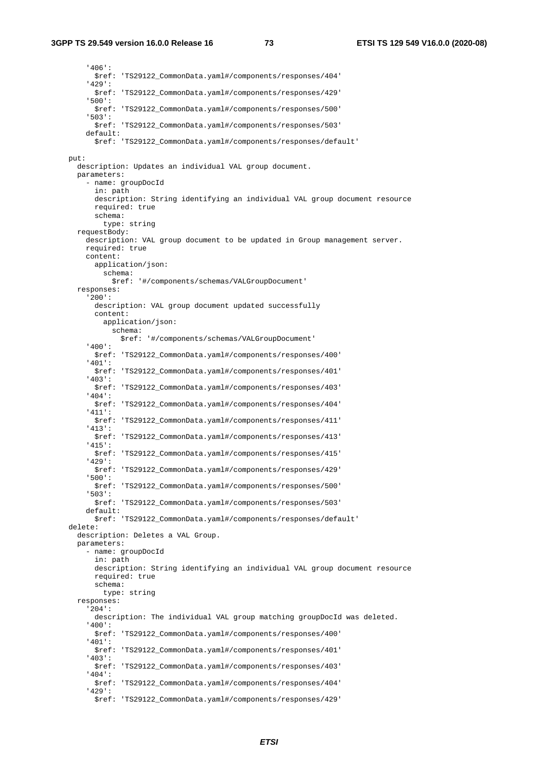```
        '406':
          $ref: 'TS29122_CommonData.yaml#/components/responses/404'
        '429':
          $ref: 'TS29122_CommonData.yaml#/components/responses/429'
        '500':
          $ref: 'TS29122_CommonData.yaml#/components/responses/500'
        '503':
          $ref: 'TS29122_CommonData.yaml#/components/responses/503'
        default:
          $ref: 'TS29122_CommonData.yaml#/components/responses/default'

    put:
      description: Updates an individual VAL group document.
      parameters:
        - name: groupDocId
          in: path
          description: String identifying an individual VAL group document resource
          required: true
          schema:
            type: string
      requestBody:
        description: VAL group document to be updated in Group management server.
        required: true
        content:
          application/json:
            schema:
              $ref: '#/components/schemas/VALGroupDocument'
      responses:
        '200':
          description: VAL group document updated successfully
          content:
            application/json:
              schema:
                $ref: '#/components/schemas/VALGroupDocument'
        '400':
          $ref: 'TS29122_CommonData.yaml#/components/responses/400'
        '401':
          $ref: 'TS29122_CommonData.yaml#/components/responses/401'
        '403':
          $ref: 'TS29122_CommonData.yaml#/components/responses/403'
        '404':
          $ref: 'TS29122_CommonData.yaml#/components/responses/404'
        '411':
          $ref: 'TS29122_CommonData.yaml#/components/responses/411'
        '413':
          $ref: 'TS29122_CommonData.yaml#/components/responses/413'
        '415':
          $ref: 'TS29122_CommonData.yaml#/components/responses/415'
        '429':
          $ref: 'TS29122_CommonData.yaml#/components/responses/429'
        '500':
          $ref: 'TS29122_CommonData.yaml#/components/responses/500'
        '503':
          $ref: 'TS29122_CommonData.yaml#/components/responses/503'
        default:
          $ref: 'TS29122_CommonData.yaml#/components/responses/default'
    delete:
      description: Deletes a VAL Group.
      parameters:
        - name: groupDocId
          in: path
          description: String identifying an individual VAL group document resource
          required: true
          schema:
            type: string
      responses:
        '204':
          description: The individual VAL group matching groupDocId was deleted.
        '400':
          $ref: 'TS29122_CommonData.yaml#/components/responses/400'
        '401':
          $ref: 'TS29122_CommonData.yaml#/components/responses/401'
        '403':
          $ref: 'TS29122_CommonData.yaml#/components/responses/403'
        '404':
          $ref: 'TS29122_CommonData.yaml#/components/responses/404'
        '429':
          $ref: 'TS29122_CommonData.yaml#/components/responses/429'
```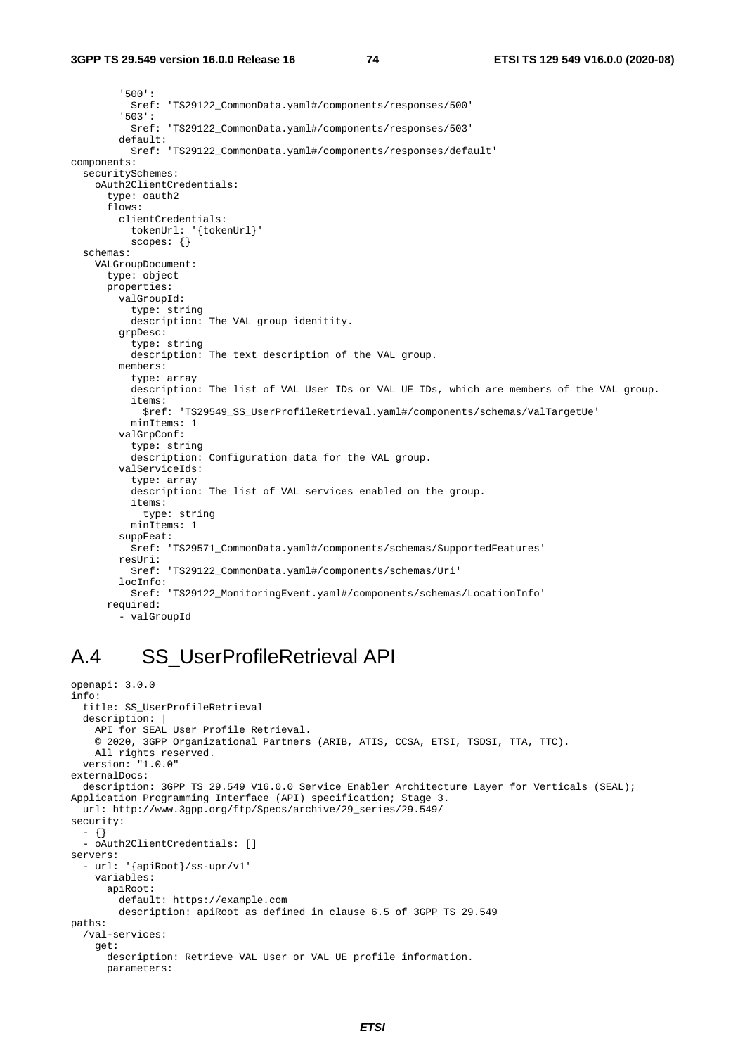```
        '500':
          $ref: 'TS29122_CommonData.yaml#/components/responses/500'
        '503':
          $ref: 'TS29122_CommonData.yaml#/components/responses/503'
        default:
          $ref: 'TS29122_CommonData.yaml#/components/responses/default'
components:
  securitySchemes:
    oAuth2ClientCredentials:
      type: oauth2
      flows:
        clientCredentials:
          tokenUrl: '{tokenUrl}'
          scopes: {}
  schemas:
    VALGroupDocument:
      type: object
      properties:
        valGroupId:
          type: string
          description: The VAL group idenitity.
        grpDesc:
          type: string
          description: The text description of the VAL group.
        members:
          type: array
          description: The list of VAL User IDs or VAL UE IDs, which are members of the VAL group.
          items:
            $ref: 'TS29549_SS_UserProfileRetrieval.yaml#/components/schemas/ValTargetUe'
          minItems: 1
        valGrpConf:
          type: string
          description: Configuration data for the VAL group.
        valServiceIds:
          type: array
          description: The list of VAL services enabled on the group.
          items:
            type: string
          minItems: 1
        suppFeat:
          $ref: 'TS29571_CommonData.yaml#/components/schemas/SupportedFeatures'
        resUri:
          $ref: 'TS29122_CommonData.yaml#/components/schemas/Uri'
        locInfo:
          $ref: 'TS29122_MonitoringEvent.yaml#/components/schemas/LocationInfo'
      required:
        - valGroupId
```

# A.4 SS_UserProfileRetrieval API

```
openapi: 3.0.0
info:
  title: SS_UserProfileRetrieval
  description: |
    API for SEAL User Profile Retrieval.
    © 2020, 3GPP Organizational Partners (ARIB, ATIS, CCSA, ETSI, TSDSI, TTA, TTC).
    All rights reserved.
  version: "1.0.0"
externalDocs:
  description: 3GPP TS 29.549 V16.0.0 Service Enabler Architecture Layer for Verticals (SEAL);
Application Programming Interface (API) specification; Stage 3.
  url: http://www.3gpp.org/ftp/Specs/archive/29_series/29.549/
security:
  - {}
  - oAuth2ClientCredentials: []
servers:
  - url: '{apiRoot}/ss-upr/v1'
    variables:
      apiRoot:
        default: https://example.com
        description: apiRoot as defined in clause 6.5 of 3GPP TS 29.549
paths:
  /val-services:
    get:
      description: Retrieve VAL User or VAL UE profile information.
      parameters:
```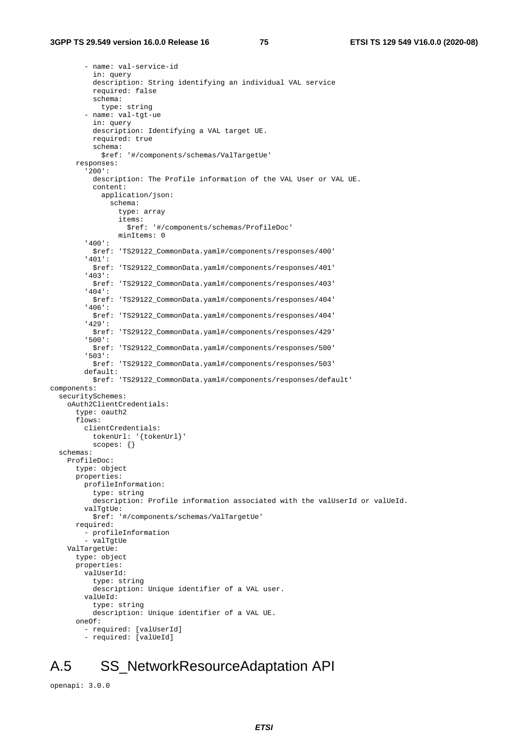```
        - name: val-service-id
          in: query
          description: String identifying an individual VAL service
          required: false
          schema:
            type: string
        - name: val-tgt-ue
          in: query
          description: Identifying a VAL target UE.
          required: true
          schema:
            $ref: '#/components/schemas/ValTargetUe'
      responses:
        '200':
          description: The Profile information of the VAL User or VAL UE.
          content:
            application/json:
              schema:
                type: array
                items:
                  $ref: '#/components/schemas/ProfileDoc'
                minItems: 0
        '400':
          $ref: 'TS29122_CommonData.yaml#/components/responses/400'
        '401':
          $ref: 'TS29122_CommonData.yaml#/components/responses/401'
        '403':
          $ref: 'TS29122_CommonData.yaml#/components/responses/403'
        '404':
          $ref: 'TS29122_CommonData.yaml#/components/responses/404'
        '406':
          $ref: 'TS29122_CommonData.yaml#/components/responses/404'
        '429':
          $ref: 'TS29122_CommonData.yaml#/components/responses/429'
        '500':
          $ref: 'TS29122_CommonData.yaml#/components/responses/500'
        '503':
          $ref: 'TS29122_CommonData.yaml#/components/responses/503'
        default:
          $ref: 'TS29122_CommonData.yaml#/components/responses/default'
components:
  securitySchemes:
    oAuth2ClientCredentials:
      type: oauth2
      flows:
        clientCredentials:
          tokenUrl: '{tokenUrl}'
          scopes: {}
  schemas:
    ProfileDoc:
      type: object
      properties:
        profileInformation:
          type: string
          description: Profile information associated with the valUserId or valUeId.
        valTgtUe:
          $ref: '#/components/schemas/ValTargetUe'
      required:
        - profileInformation
        - valTgtUe
    ValTargetUe:
      type: object
      properties:
        valUserId:
          type: string
          description: Unique identifier of a VAL user.
        valUeId:
          type: string
          description: Unique identifier of a VAL UE.
      oneOf:
        - required: [valUserId]
        - required: [valUeId]
```

# A.5 SS_NetworkResourceAdaptation API

```
openapi: 3.0.0
```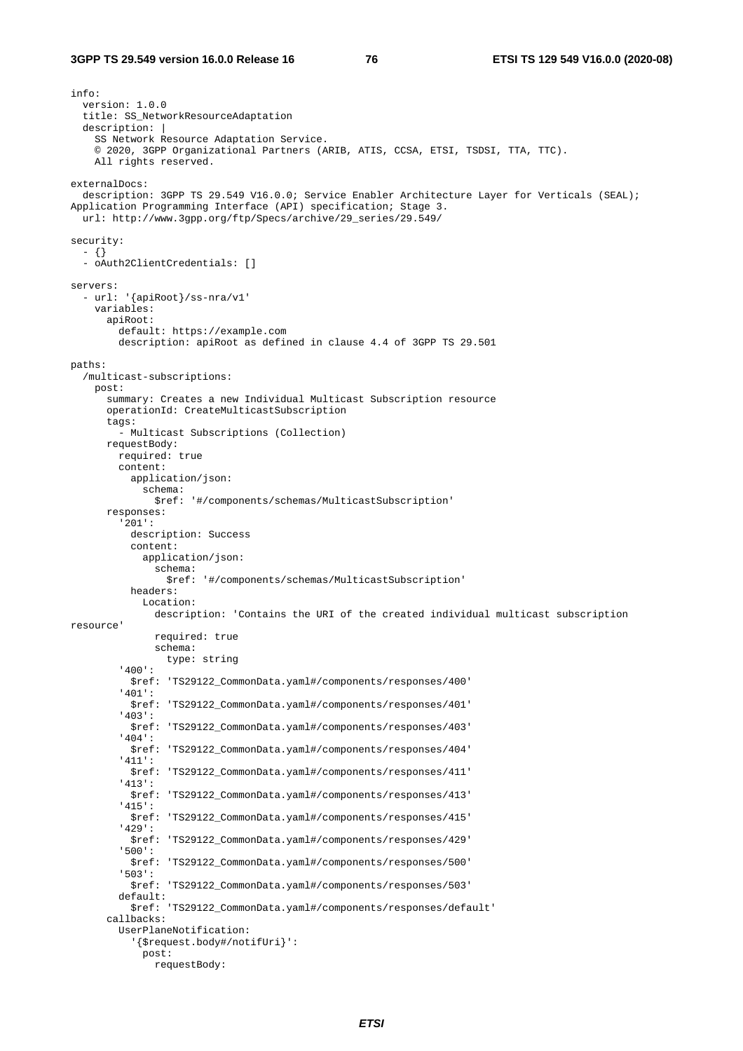```
info:
  version: 1.0.0
  title: SS_NetworkResourceAdaptation
  description: |
    SS Network Resource Adaptation Service.
    © 2020, 3GPP Organizational Partners (ARIB, ATIS, CCSA, ETSI, TSDSI, TTA, TTC).
    All rights reserved.

externalDocs:
  description: 3GPP TS 29.549 V16.0.0; Service Enabler Architecture Layer for Verticals (SEAL);
Application Programming Interface (API) specification; Stage 3.
  url: http://www.3gpp.org/ftp/Specs/archive/29_series/29.549/

security:
  - {}
  - oAuth2ClientCredentials: []

servers:
  - url: '{apiRoot}/ss-nra/v1'
    variables:
      apiRoot:
        default: https://example.com
        description: apiRoot as defined in clause 4.4 of 3GPP TS 29.501

paths:
  /multicast-subscriptions:
    post:
      summary: Creates a new Individual Multicast Subscription resource
      operationId: CreateMulticastSubscription
      tags:
        - Multicast Subscriptions (Collection)
      requestBody:
        required: true
        content:
          application/json:
            schema:
              $ref: '#/components/schemas/MulticastSubscription'
      responses:
        '201':
          description: Success
          content:
            application/json:
              schema:
                $ref: '#/components/schemas/MulticastSubscription'
          headers:
            Location:
              description: 'Contains the URI of the created individual multicast subscription
resource'
              required: true
              schema:
                type: string
        '400':
          $ref: 'TS29122_CommonData.yaml#/components/responses/400'
        '401':
          $ref: 'TS29122_CommonData.yaml#/components/responses/401'
        '403':
          $ref: 'TS29122_CommonData.yaml#/components/responses/403'
        '404':
          $ref: 'TS29122_CommonData.yaml#/components/responses/404'
        '411':
          $ref: 'TS29122_CommonData.yaml#/components/responses/411'
        '413':
          $ref: 'TS29122_CommonData.yaml#/components/responses/413'
        '415':
          $ref: 'TS29122_CommonData.yaml#/components/responses/415'
        '429':
          $ref: 'TS29122_CommonData.yaml#/components/responses/429'
        '500':
          $ref: 'TS29122_CommonData.yaml#/components/responses/500'
        '503':
          $ref: 'TS29122_CommonData.yaml#/components/responses/503'
        default:
          $ref: 'TS29122_CommonData.yaml#/components/responses/default'
      callbacks:
        UserPlaneNotification:
          '{$request.body#/notifUri}':
            post:
              requestBody:
```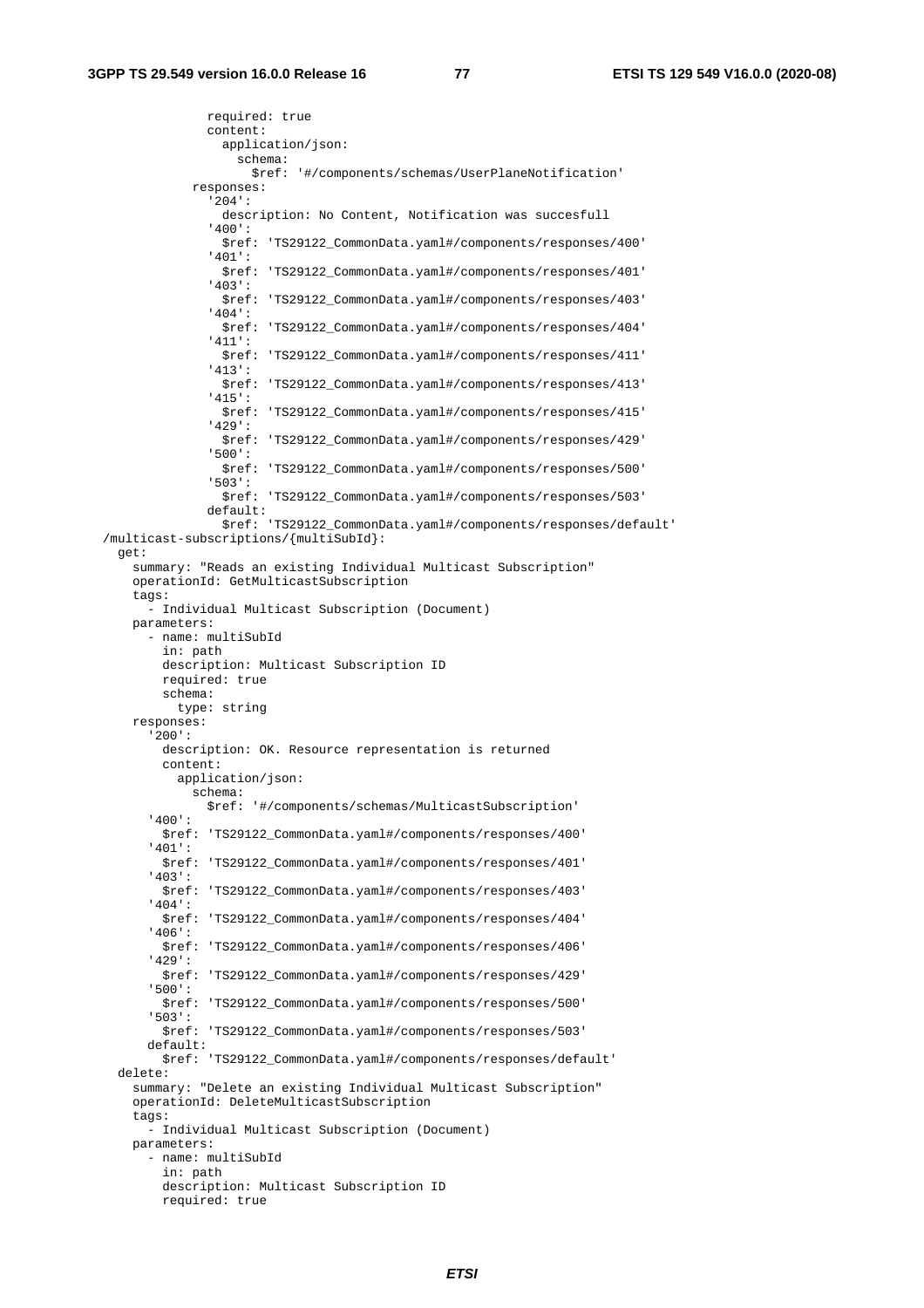```
              required: true
              content:
                application/json:
                  schema:
                    $ref: '#/components/schemas/UserPlaneNotification'
            responses:
              '204':
                description: No Content, Notification was succesfull
              '400':
                $ref: 'TS29122_CommonData.yaml#/components/responses/400'
              '401':
                $ref: 'TS29122_CommonData.yaml#/components/responses/401'
              '403':
                $ref: 'TS29122_CommonData.yaml#/components/responses/403'
              '404':
                $ref: 'TS29122_CommonData.yaml#/components/responses/404'
              '411':
                $ref: 'TS29122_CommonData.yaml#/components/responses/411'
              '413':
                $ref: 'TS29122_CommonData.yaml#/components/responses/413'
              '415':
                $ref: 'TS29122_CommonData.yaml#/components/responses/415'
              '429':
                $ref: 'TS29122_CommonData.yaml#/components/responses/429'
              '500':
                $ref: 'TS29122_CommonData.yaml#/components/responses/500'
              '503':
                $ref: 'TS29122_CommonData.yaml#/components/responses/503'
              default:
                $ref: 'TS29122_CommonData.yaml#/components/responses/default'
  /multicast-subscriptions/{multiSubId}:
    get:
      summary: "Reads an existing Individual Multicast Subscription"
      operationId: GetMulticastSubscription
      tags:
        - Individual Multicast Subscription (Document)
      parameters:
        - name: multiSubId
          in: path
          description: Multicast Subscription ID
          required: true
          schema:
            type: string
      responses:
        '200':
          description: OK. Resource representation is returned
          content:
            application/json:
              schema:
                $ref: '#/components/schemas/MulticastSubscription'
        '400':
          $ref: 'TS29122_CommonData.yaml#/components/responses/400'
        '401':
          $ref: 'TS29122_CommonData.yaml#/components/responses/401'
        '403':
          $ref: 'TS29122_CommonData.yaml#/components/responses/403'
        '404':
          $ref: 'TS29122_CommonData.yaml#/components/responses/404'
        '406':
          $ref: 'TS29122_CommonData.yaml#/components/responses/406'
        '429':
          $ref: 'TS29122_CommonData.yaml#/components/responses/429'
        '500':
          $ref: 'TS29122_CommonData.yaml#/components/responses/500'
        '503':
          $ref: 'TS29122_CommonData.yaml#/components/responses/503'
        default:
          $ref: 'TS29122_CommonData.yaml#/components/responses/default'
    delete:
      summary: "Delete an existing Individual Multicast Subscription"
      operationId: DeleteMulticastSubscription
      tags:
        - Individual Multicast Subscription (Document)
      parameters:
        - name: multiSubId
          in: path
          description: Multicast Subscription ID
          required: true
```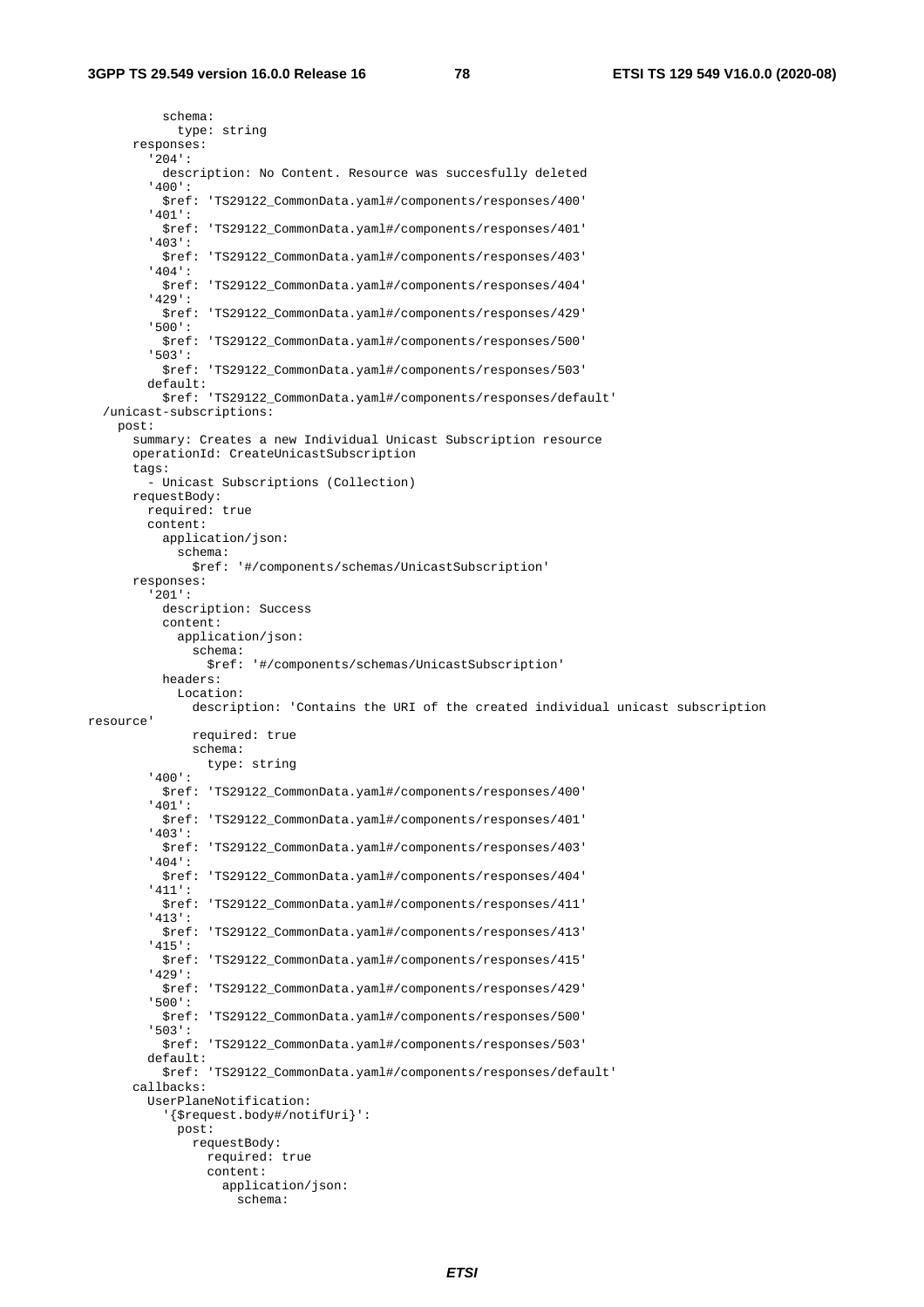```
          schema:
            type: string
      responses:
        '204':
          description: No Content. Resource was succesfully deleted
        '400':
          $ref: 'TS29122_CommonData.yaml#/components/responses/400'
        '401':
          $ref: 'TS29122_CommonData.yaml#/components/responses/401'
        '403':
          $ref: 'TS29122_CommonData.yaml#/components/responses/403'
        '404':
          $ref: 'TS29122_CommonData.yaml#/components/responses/404'
        '429':
          $ref: 'TS29122_CommonData.yaml#/components/responses/429'
        '500':
          $ref: 'TS29122_CommonData.yaml#/components/responses/500'
        '503':
          $ref: 'TS29122_CommonData.yaml#/components/responses/503'
        default:
          $ref: 'TS29122_CommonData.yaml#/components/responses/default'
  /unicast-subscriptions:
    post:
      summary: Creates a new Individual Unicast Subscription resource
      operationId: CreateUnicastSubscription
      tags:
        - Unicast Subscriptions (Collection)
      requestBody:
        required: true
        content:
          application/json:
            schema:
              $ref: '#/components/schemas/UnicastSubscription'
      responses:
        '201':
          description: Success
          content:
            application/json:
              schema:
                $ref: '#/components/schemas/UnicastSubscription'
          headers:
            Location:
              description: 'Contains the URI of the created individual unicast subscription 
resource'
              required: true
              schema:
                type: string
        '400':
          $ref: 'TS29122_CommonData.yaml#/components/responses/400'
        '401':
          $ref: 'TS29122_CommonData.yaml#/components/responses/401'
        '403':
          $ref: 'TS29122_CommonData.yaml#/components/responses/403'
        '404':
          $ref: 'TS29122_CommonData.yaml#/components/responses/404'
        '411':
          $ref: 'TS29122_CommonData.yaml#/components/responses/411'
        '413':
          $ref: 'TS29122_CommonData.yaml#/components/responses/413'
        '415':
          $ref: 'TS29122_CommonData.yaml#/components/responses/415'
        '429':
          $ref: 'TS29122_CommonData.yaml#/components/responses/429'
        '500':
          $ref: 'TS29122_CommonData.yaml#/components/responses/500'
        '503':
          $ref: 'TS29122_CommonData.yaml#/components/responses/503'
        default:
          $ref: 'TS29122_CommonData.yaml#/components/responses/default'
      callbacks:
        UserPlaneNotification:
          '{$request.body#/notifUri}':
            post:
              requestBody:
                required: true
                content:
                  application/json:
                    schema:
```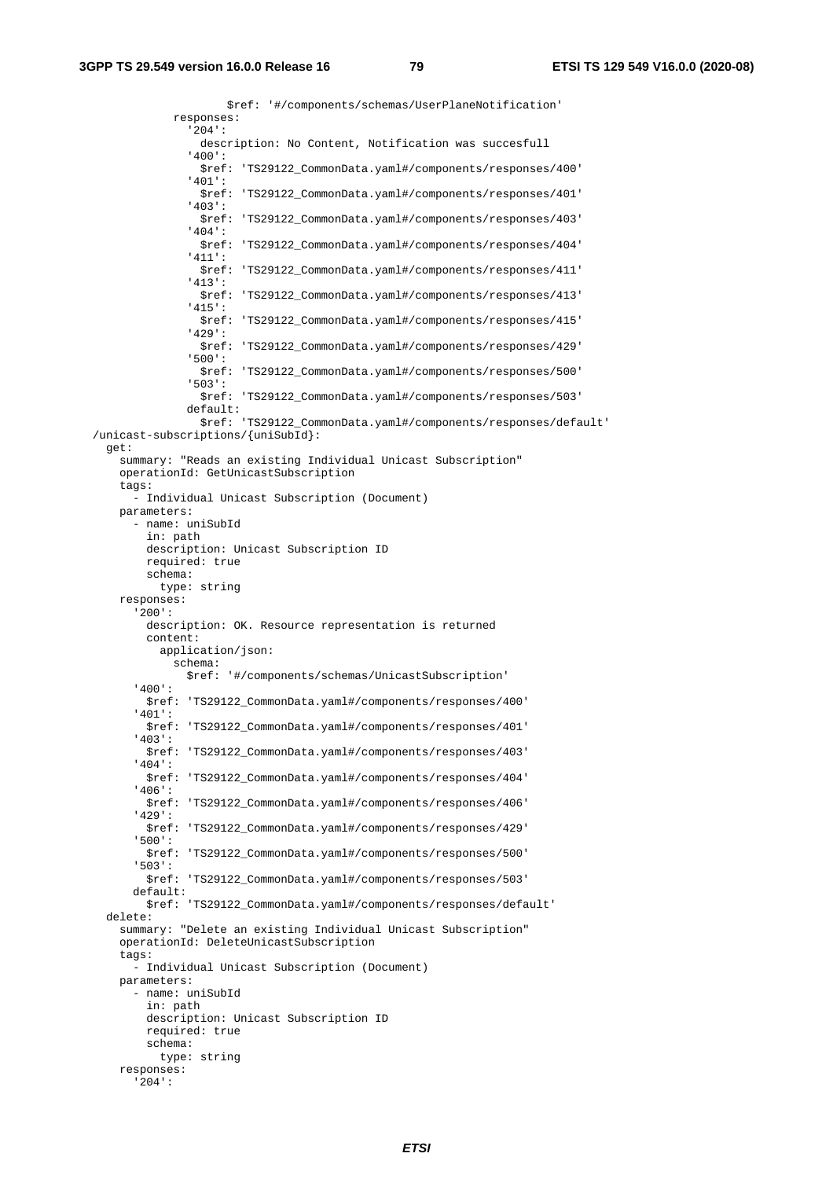```
                  $ref: '#/components/schemas/UserPlaneNotification'
          responses:
            '204':
              description: No Content, Notification was succesfull
            '400':
              $ref: 'TS29122_CommonData.yaml#/components/responses/400'
            '401':
              $ref: 'TS29122_CommonData.yaml#/components/responses/401'
            '403':
              $ref: 'TS29122_CommonData.yaml#/components/responses/403'
            '404':
              $ref: 'TS29122_CommonData.yaml#/components/responses/404'
            '411':
              $ref: 'TS29122_CommonData.yaml#/components/responses/411'
            '413':
              $ref: 'TS29122_CommonData.yaml#/components/responses/413'
            '415':
              $ref: 'TS29122_CommonData.yaml#/components/responses/415'
            '429':
              $ref: 'TS29122_CommonData.yaml#/components/responses/429'
            '500':
              $ref: 'TS29122_CommonData.yaml#/components/responses/500'
            '503':
              $ref: 'TS29122_CommonData.yaml#/components/responses/503'
            default:
              $ref: 'TS29122_CommonData.yaml#/components/responses/default'
  /unicast-subscriptions/{uniSubId}:
    get:
      summary: "Reads an existing Individual Unicast Subscription"
      operationId: GetUnicastSubscription
      tags:
        - Individual Unicast Subscription (Document)
      parameters:
        - name: uniSubId
          in: path
          description: Unicast Subscription ID
          required: true
          schema:
            type: string
      responses:
        '200':
          description: OK. Resource representation is returned
          content:
            application/json:
              schema:
                $ref: '#/components/schemas/UnicastSubscription'
        '400':
          $ref: 'TS29122_CommonData.yaml#/components/responses/400'
        '401':
          $ref: 'TS29122_CommonData.yaml#/components/responses/401'
        '403':
          $ref: 'TS29122_CommonData.yaml#/components/responses/403'
        '404':
          $ref: 'TS29122_CommonData.yaml#/components/responses/404'
        '406':
          $ref: 'TS29122_CommonData.yaml#/components/responses/406'
        '429':
          $ref: 'TS29122_CommonData.yaml#/components/responses/429'
        '500':
          $ref: 'TS29122_CommonData.yaml#/components/responses/500'
        '503':
          $ref: 'TS29122_CommonData.yaml#/components/responses/503'
        default:
          $ref: 'TS29122_CommonData.yaml#/components/responses/default'
    delete:
      summary: "Delete an existing Individual Unicast Subscription"
      operationId: DeleteUnicastSubscription
      tags:
        - Individual Unicast Subscription (Document)
      parameters:
        - name: uniSubId
          in: path
          description: Unicast Subscription ID
          required: true
          schema:
            type: string
      responses:
        '204':
```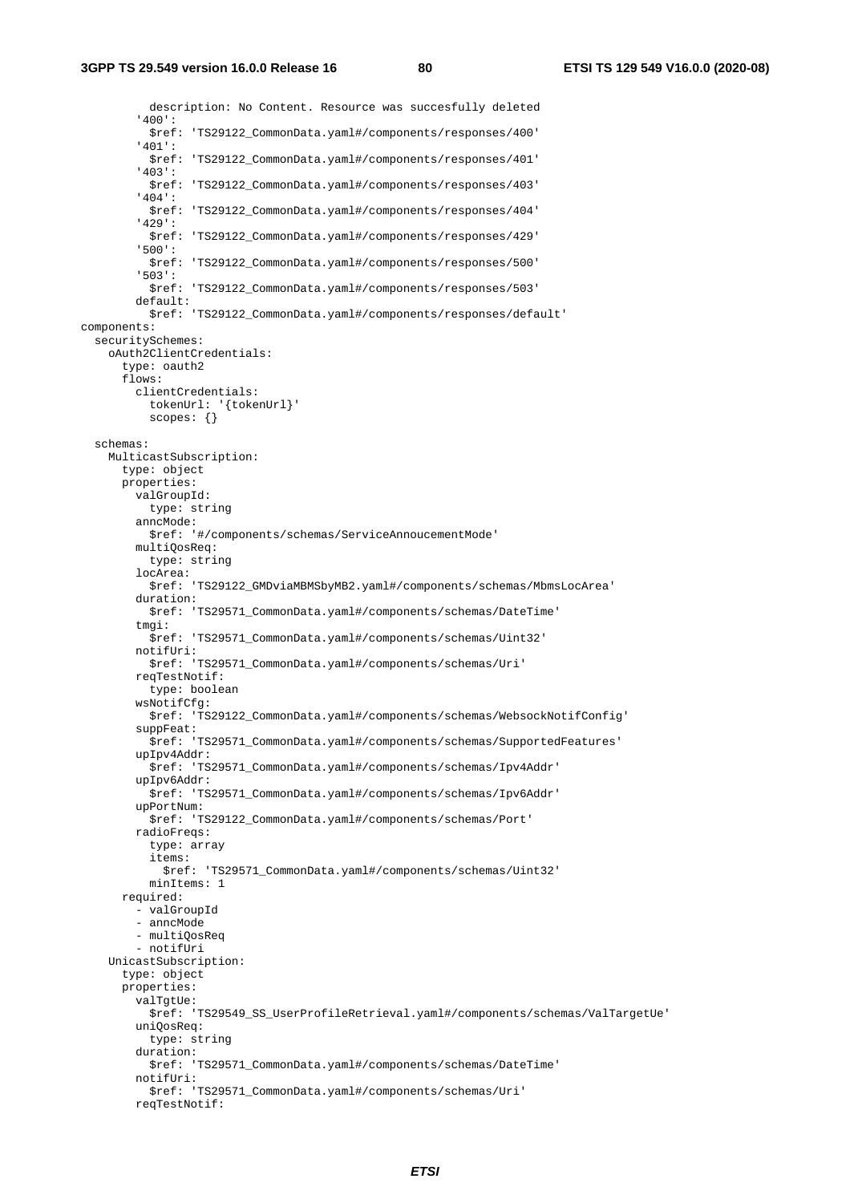```
          description: No Content. Resource was succesfully deleted
        '400':
          $ref: 'TS29122_CommonData.yaml#/components/responses/400'
        '401':
          $ref: 'TS29122_CommonData.yaml#/components/responses/401'
        '403':
          $ref: 'TS29122_CommonData.yaml#/components/responses/403'
        '404':
          $ref: 'TS29122_CommonData.yaml#/components/responses/404'
        '429':
          $ref: 'TS29122_CommonData.yaml#/components/responses/429'
        '500':
          $ref: 'TS29122_CommonData.yaml#/components/responses/500'
        '503':
          $ref: 'TS29122_CommonData.yaml#/components/responses/503'
        default:
          $ref: 'TS29122_CommonData.yaml#/components/responses/default'
components:
  securitySchemes:
    oAuth2ClientCredentials:
      type: oauth2
      flows:
        clientCredentials:
          tokenUrl: '{tokenUrl}'
          scopes: {}

  schemas:
    MulticastSubscription:
      type: object
      properties:
        valGroupId:
          type: string
        anncMode:
          $ref: '#/components/schemas/ServiceAnnoucementMode'
        multiQosReq:
          type: string
        locArea:
          $ref: 'TS29122_GMDviaMBMSbyMB2.yaml#/components/schemas/MbmsLocArea'
        duration:
          $ref: 'TS29571_CommonData.yaml#/components/schemas/DateTime'
        tmgi:
          $ref: 'TS29571_CommonData.yaml#/components/schemas/Uint32'
        notifUri:
          $ref: 'TS29571_CommonData.yaml#/components/schemas/Uri'
        reqTestNotif:
          type: boolean
        wsNotifCfg:
          $ref: 'TS29122_CommonData.yaml#/components/schemas/WebsockNotifConfig'
        suppFeat:
          $ref: 'TS29571_CommonData.yaml#/components/schemas/SupportedFeatures'
        upIpv4Addr:
          $ref: 'TS29571_CommonData.yaml#/components/schemas/Ipv4Addr'
        upIpv6Addr:
          $ref: 'TS29571_CommonData.yaml#/components/schemas/Ipv6Addr'
        upPortNum:
          $ref: 'TS29122_CommonData.yaml#/components/schemas/Port'
        radioFreqs:
          type: array
          items:
            $ref: 'TS29571_CommonData.yaml#/components/schemas/Uint32'
          minItems: 1
      required:
        - valGroupId
        - anncMode
        - multiQosReq
        - notifUri
    UnicastSubscription:
      type: object
      properties:
        valTgtUe:
          $ref: 'TS29549_SS_UserProfileRetrieval.yaml#/components/schemas/ValTargetUe'
        uniQosReq:
          type: string
        duration:
          $ref: 'TS29571_CommonData.yaml#/components/schemas/DateTime'
        notifUri:
          $ref: 'TS29571_CommonData.yaml#/components/schemas/Uri'
        reqTestNotif:
```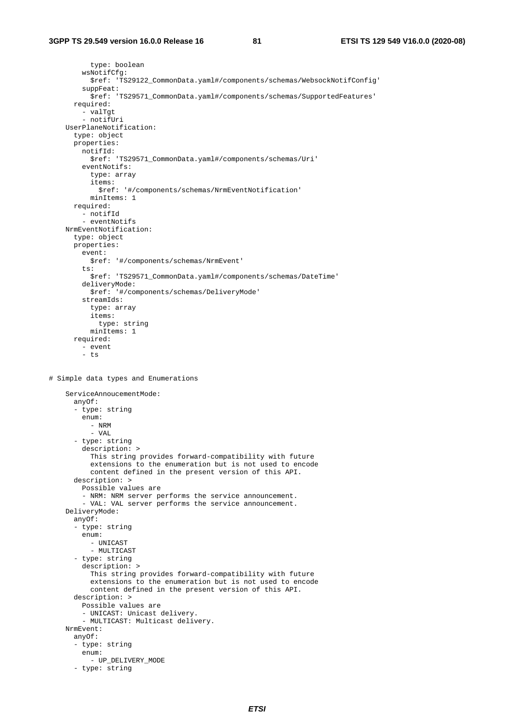```
          type: boolean
        wsNotifCfg:
          $ref: 'TS29122_CommonData.yaml#/components/schemas/WebsockNotifConfig'
        suppFeat:
          $ref: 'TS29571_CommonData.yaml#/components/schemas/SupportedFeatures'
      required:
        - valTgt
        - notifUri
    UserPlaneNotification:
      type: object
      properties:
        notifId:
          $ref: 'TS29571_CommonData.yaml#/components/schemas/Uri'
        eventNotifs:
          type: array
          items:
            $ref: '#/components/schemas/NrmEventNotification'
          minItems: 1
      required:
        - notifId
        - eventNotifs
    NrmEventNotification:
      type: object
      properties:
        event:
          $ref: '#/components/schemas/NrmEvent'
        ts:
          $ref: 'TS29571_CommonData.yaml#/components/schemas/DateTime'
        deliveryMode:
          $ref: '#/components/schemas/DeliveryMode'
        streamIds:
          type: array
          items:
            type: string
          minItems: 1
      required:
        - event
        - ts


# Simple data types and Enumerations

    ServiceAnnoucementMode:
      anyOf:
      - type: string
        enum:
          - NRM
          - VAL
      - type: string
        description: >
          This string provides forward-compatibility with future
          extensions to the enumeration but is not used to encode
          content defined in the present version of this API.
      description: >
        Possible values are
        - NRM: NRM server performs the service announcement.
        - VAL: VAL server performs the service announcement.
    DeliveryMode:
      anyOf:
      - type: string
        enum:
          - UNICAST
          - MULTICAST
      - type: string
        description: >
          This string provides forward-compatibility with future
          extensions to the enumeration but is not used to encode
          content defined in the present version of this API.
      description: >
        Possible values are
        - UNICAST: Unicast delivery.
        - MULTICAST: Multicast delivery.
    NrmEvent:
      anyOf:
      - type: string
        enum:
          - UP_DELIVERY_MODE
      - type: string
```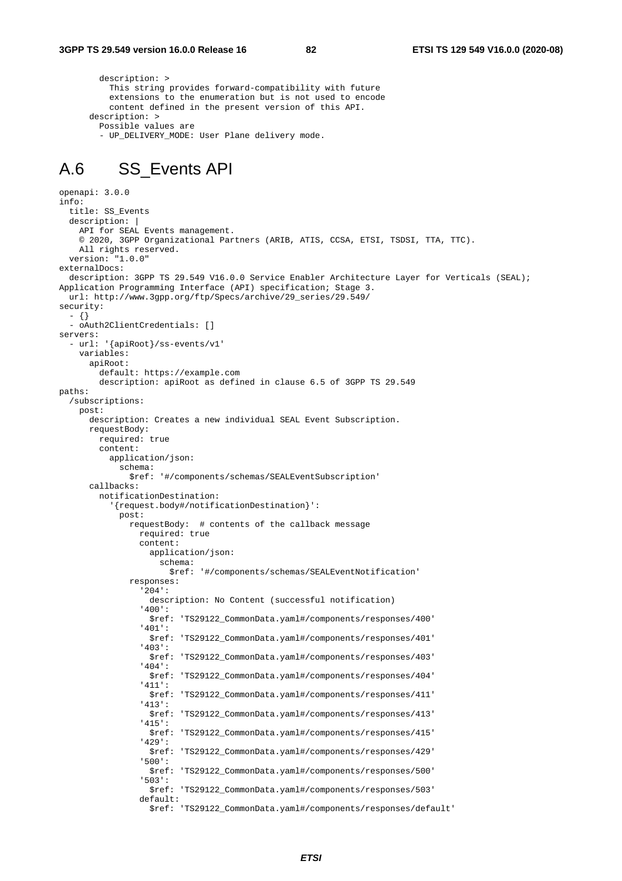```
        description: >
          This string provides forward-compatibility with future
          extensions to the enumeration but is not used to encode
          content defined in the present version of this API.
      description: >
        Possible values are
        - UP_DELIVERY_MODE: User Plane delivery mode.
```

# A.6 SS_Events API

```
openapi: 3.0.0
info:
  title: SS_Events
  description: |
    API for SEAL Events management.
    © 2020, 3GPP Organizational Partners (ARIB, ATIS, CCSA, ETSI, TSDSI, TTA, TTC).
    All rights reserved.
  version: "1.0.0"
externalDocs:
  description: 3GPP TS 29.549 V16.0.0 Service Enabler Architecture Layer for Verticals (SEAL);
Application Programming Interface (API) specification; Stage 3.
  url: http://www.3gpp.org/ftp/Specs/archive/29_series/29.549/
security:
  - {}
  - oAuth2ClientCredentials: []
servers:
  - url: '{apiRoot}/ss-events/v1'
    variables:
      apiRoot:
        default: https://example.com
        description: apiRoot as defined in clause 6.5 of 3GPP TS 29.549
paths:
  /subscriptions:
    post:
      description: Creates a new individual SEAL Event Subscription.
      requestBody:
        required: true
        content:
          application/json:
            schema:
              $ref: '#/components/schemas/SEALEventSubscription'
      callbacks:
        notificationDestination:
          '{request.body#/notificationDestination}':
            post:
              requestBody:  # contents of the callback message
                required: true
                content:
                  application/json:
                    schema:
                      $ref: '#/components/schemas/SEALEventNotification'
              responses:
                '204':
                  description: No Content (successful notification)
                '400':
                  $ref: 'TS29122_CommonData.yaml#/components/responses/400'
                '401':
                  $ref: 'TS29122_CommonData.yaml#/components/responses/401'
                '403':
                  $ref: 'TS29122_CommonData.yaml#/components/responses/403'
                '404':
                  $ref: 'TS29122_CommonData.yaml#/components/responses/404'
                '411':
                  $ref: 'TS29122_CommonData.yaml#/components/responses/411'
                '413':
                  $ref: 'TS29122_CommonData.yaml#/components/responses/413'
                '415':
                  $ref: 'TS29122_CommonData.yaml#/components/responses/415'
                '429':
                  $ref: 'TS29122_CommonData.yaml#/components/responses/429'
                '500':
                  $ref: 'TS29122_CommonData.yaml#/components/responses/500'
                '503':
                  $ref: 'TS29122_CommonData.yaml#/components/responses/503'
                default:
                  $ref: 'TS29122_CommonData.yaml#/components/responses/default'
```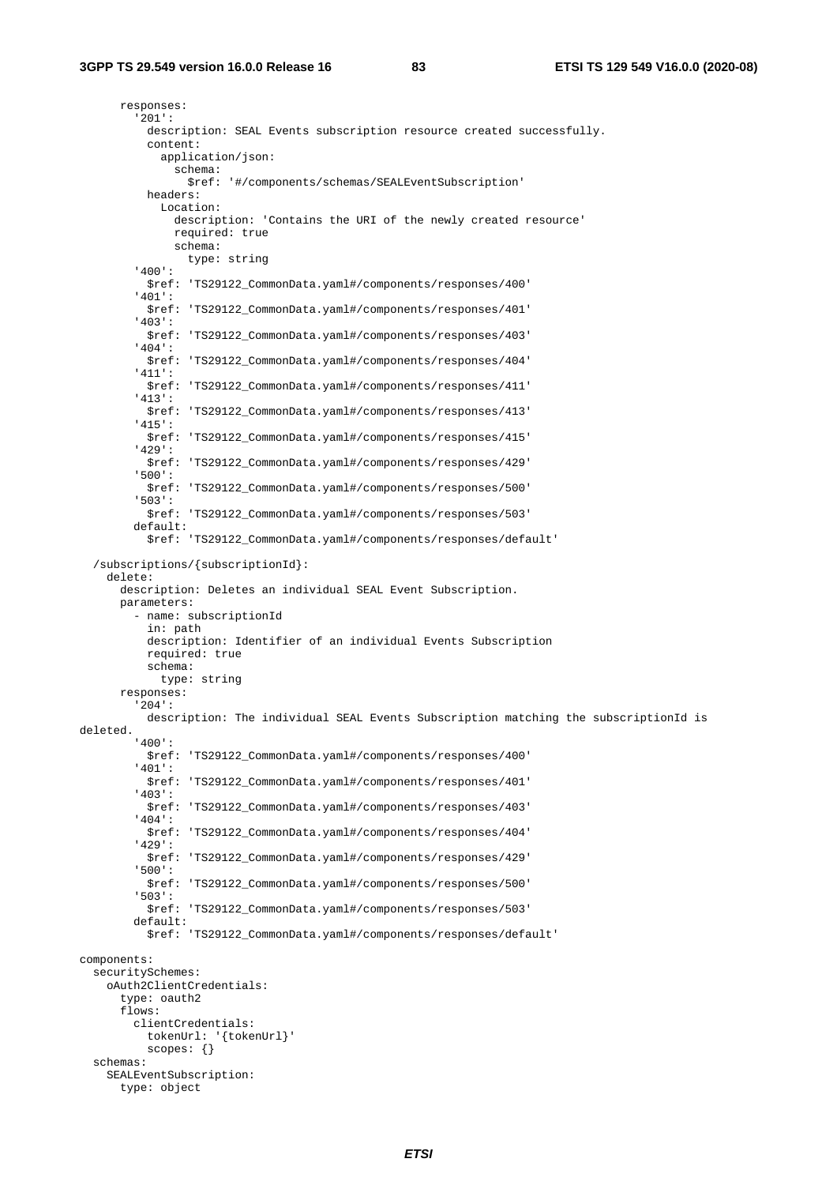```
      responses:
        '201':
          description: SEAL Events subscription resource created successfully.
          content:
            application/json:
              schema:
                $ref: '#/components/schemas/SEALEventSubscription'
          headers:
            Location:
              description: 'Contains the URI of the newly created resource'
              required: true
              schema:
                type: string
        '400':
          $ref: 'TS29122_CommonData.yaml#/components/responses/400'
        '401':
          $ref: 'TS29122_CommonData.yaml#/components/responses/401'
        '403':
          $ref: 'TS29122_CommonData.yaml#/components/responses/403'
        '404':
          $ref: 'TS29122_CommonData.yaml#/components/responses/404'
        '411':
          $ref: 'TS29122_CommonData.yaml#/components/responses/411'
        '413':
          $ref: 'TS29122_CommonData.yaml#/components/responses/413'
        '415':
          $ref: 'TS29122_CommonData.yaml#/components/responses/415'
        '429':
          $ref: 'TS29122_CommonData.yaml#/components/responses/429'
        '500':
          $ref: 'TS29122_CommonData.yaml#/components/responses/500'
        '503':
          $ref: 'TS29122_CommonData.yaml#/components/responses/503'
        default:
          $ref: 'TS29122_CommonData.yaml#/components/responses/default'

  /subscriptions/{subscriptionId}:
    delete:
      description: Deletes an individual SEAL Event Subscription.
      parameters:
        - name: subscriptionId
          in: path
          description: Identifier of an individual Events Subscription
          required: true
          schema:
            type: string
      responses:
        '204':
          description: The individual SEAL Events Subscription matching the subscriptionId is 
deleted.
        '400':
          $ref: 'TS29122_CommonData.yaml#/components/responses/400'
        '401':
          $ref: 'TS29122_CommonData.yaml#/components/responses/401'
        '403':
          $ref: 'TS29122_CommonData.yaml#/components/responses/403'
        '404':
          $ref: 'TS29122_CommonData.yaml#/components/responses/404'
        '429':
          $ref: 'TS29122_CommonData.yaml#/components/responses/429'
        '500':
          $ref: 'TS29122_CommonData.yaml#/components/responses/500'
        '503':
          $ref: 'TS29122_CommonData.yaml#/components/responses/503'
        default:
          $ref: 'TS29122_CommonData.yaml#/components/responses/default'

components:
  securitySchemes:
    oAuth2ClientCredentials:
      type: oauth2
      flows:
        clientCredentials:
          tokenUrl: '{tokenUrl}'
          scopes: {}
  schemas:
    SEALEventSubscription:
      type: object
```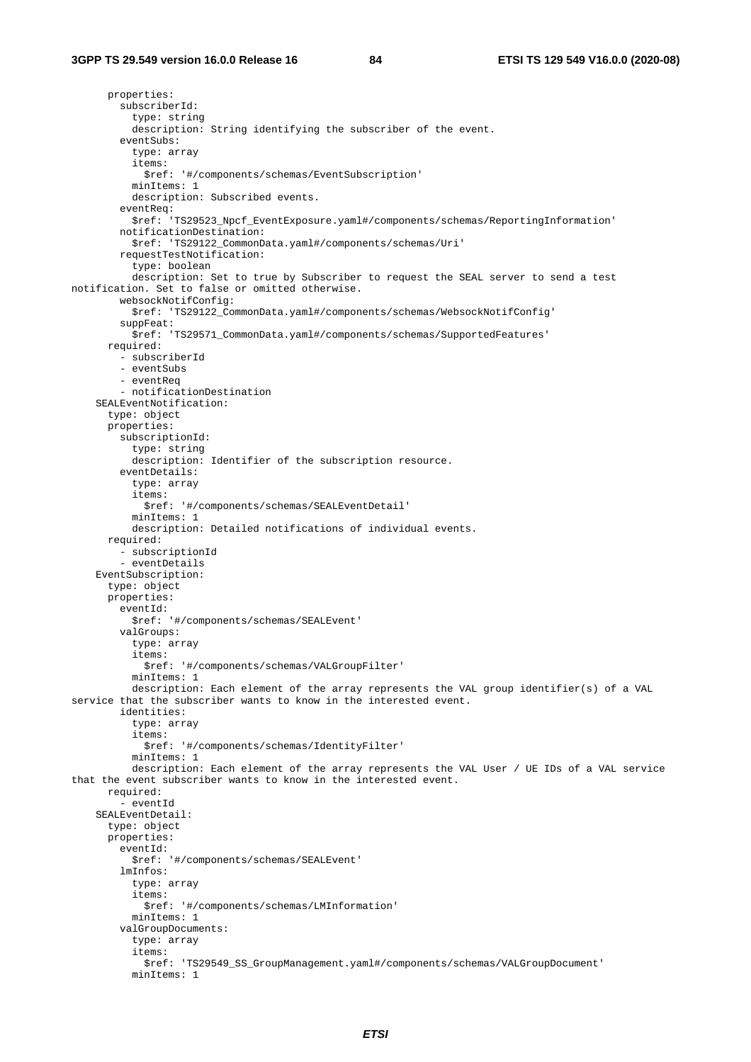```
      properties:
        subscriberId:
          type: string
          description: String identifying the subscriber of the event.
        eventSubs:
          type: array
          items:
            $ref: '#/components/schemas/EventSubscription'
          minItems: 1
          description: Subscribed events.
        eventReq:
          $ref: 'TS29523_Npcf_EventExposure.yaml#/components/schemas/ReportingInformation'
        notificationDestination:
          $ref: 'TS29122_CommonData.yaml#/components/schemas/Uri'
        requestTestNotification:
          type: boolean
          description: Set to true by Subscriber to request the SEAL server to send a test 
notification. Set to false or omitted otherwise.
        websockNotifConfig:
          $ref: 'TS29122_CommonData.yaml#/components/schemas/WebsockNotifConfig'
        suppFeat:
          $ref: 'TS29571_CommonData.yaml#/components/schemas/SupportedFeatures'
      required:
        - subscriberId
        - eventSubs
        - eventReq
        - notificationDestination
    SEALEventNotification:
      type: object
      properties:
        subscriptionId:
          type: string
          description: Identifier of the subscription resource.
        eventDetails:
          type: array
          items:
            $ref: '#/components/schemas/SEALEventDetail'
          minItems: 1
          description: Detailed notifications of individual events.
      required:
        - subscriptionId
        - eventDetails
    EventSubscription:
      type: object
      properties:
        eventId:
          $ref: '#/components/schemas/SEALEvent'
        valGroups:
          type: array
          items:
            $ref: '#/components/schemas/VALGroupFilter'
          minItems: 1
          description: Each element of the array represents the VAL group identifier(s) of a VAL 
service that the subscriber wants to know in the interested event.
        identities:
          type: array
          items:
            $ref: '#/components/schemas/IdentityFilter'
          minItems: 1
          description: Each element of the array represents the VAL User / UE IDs of a VAL service 
that the event subscriber wants to know in the interested event.
      required:
        - eventId
    SEALEventDetail:
      type: object
      properties:
        eventId:
          $ref: '#/components/schemas/SEALEvent'
        lmInfos:
          type: array
          items:
            $ref: '#/components/schemas/LMInformation'
          minItems: 1
        valGroupDocuments:
          type: array
          items:
            $ref: 'TS29549_SS_GroupManagement.yaml#/components/schemas/VALGroupDocument'
          minItems: 1
```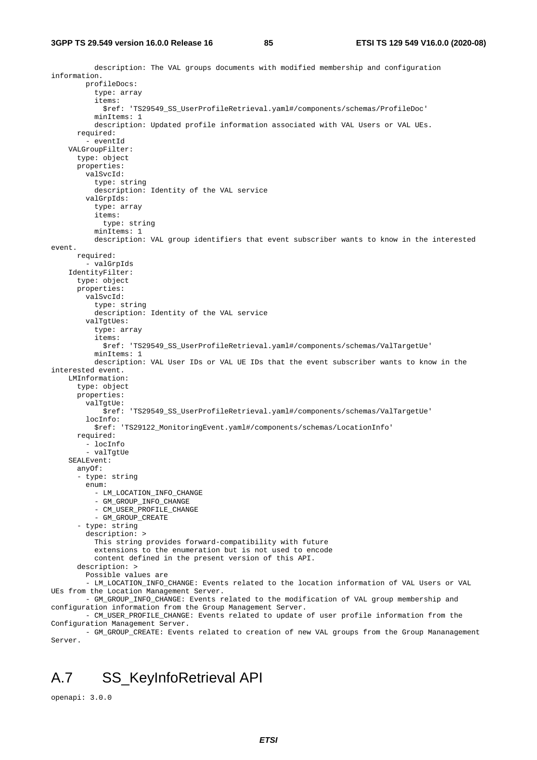```
          description: The VAL groups documents with modified membership and configuration information.
        profileDocs:
          type: array
          items:
            $ref: 'TS29549_SS_UserProfileRetrieval.yaml#/components/schemas/ProfileDoc'
          minItems: 1
          description: Updated profile information associated with VAL Users or VAL UEs.
      required:
        - eventId
    VALGroupFilter:
      type: object
      properties:
        valSvcId:
          type: string
          description: Identity of the VAL service
        valGrpIds:
          type: array
          items:
            type: string
          minItems: 1
          description: VAL group identifiers that event subscriber wants to know in the interested event.
      required:
        - valGrpIds
    IdentityFilter:
      type: object
      properties:
        valSvcId:
          type: string
          description: Identity of the VAL service
        valTgtUes:
          type: array
          items:
            $ref: 'TS29549_SS_UserProfileRetrieval.yaml#/components/schemas/ValTargetUe'
          minItems: 1
          description: VAL User IDs or VAL UE IDs that the event subscriber wants to know in the interested event.
    LMInformation:
      type: object
      properties:
        valTgtUe:
            $ref: 'TS29549_SS_UserProfileRetrieval.yaml#/components/schemas/ValTargetUe'
        locInfo:
          $ref: 'TS29122_MonitoringEvent.yaml#/components/schemas/LocationInfo'
      required:
        - locInfo
        - valTgtUe
    SEALEvent:
      anyOf:
      - type: string
        enum:
          - LM_LOCATION_INFO_CHANGE
          - GM_GROUP_INFO_CHANGE
          - CM_USER_PROFILE_CHANGE
          - GM_GROUP_CREATE
      - type: string
        description: >
          This string provides forward-compatibility with future
          extensions to the enumeration but is not used to encode
          content defined in the present version of this API.
      description: >
        Possible values are
        - LM_LOCATION_INFO_CHANGE: Events related to the location information of VAL Users or VAL UEs from the Location Management Server.
        - GM_GROUP_INFO_CHANGE: Events related to the modification of VAL group membership and configuration information from the Group Management Server.
        - CM_USER_PROFILE_CHANGE: Events related to update of user profile information from the Configuration Management Server.
        - GM_GROUP_CREATE: Events related to creation of new VAL groups from the Group Mananagement Server.
```

# A.7 SS_KeyInfoRetrieval API

```
openapi: 3.0.0
```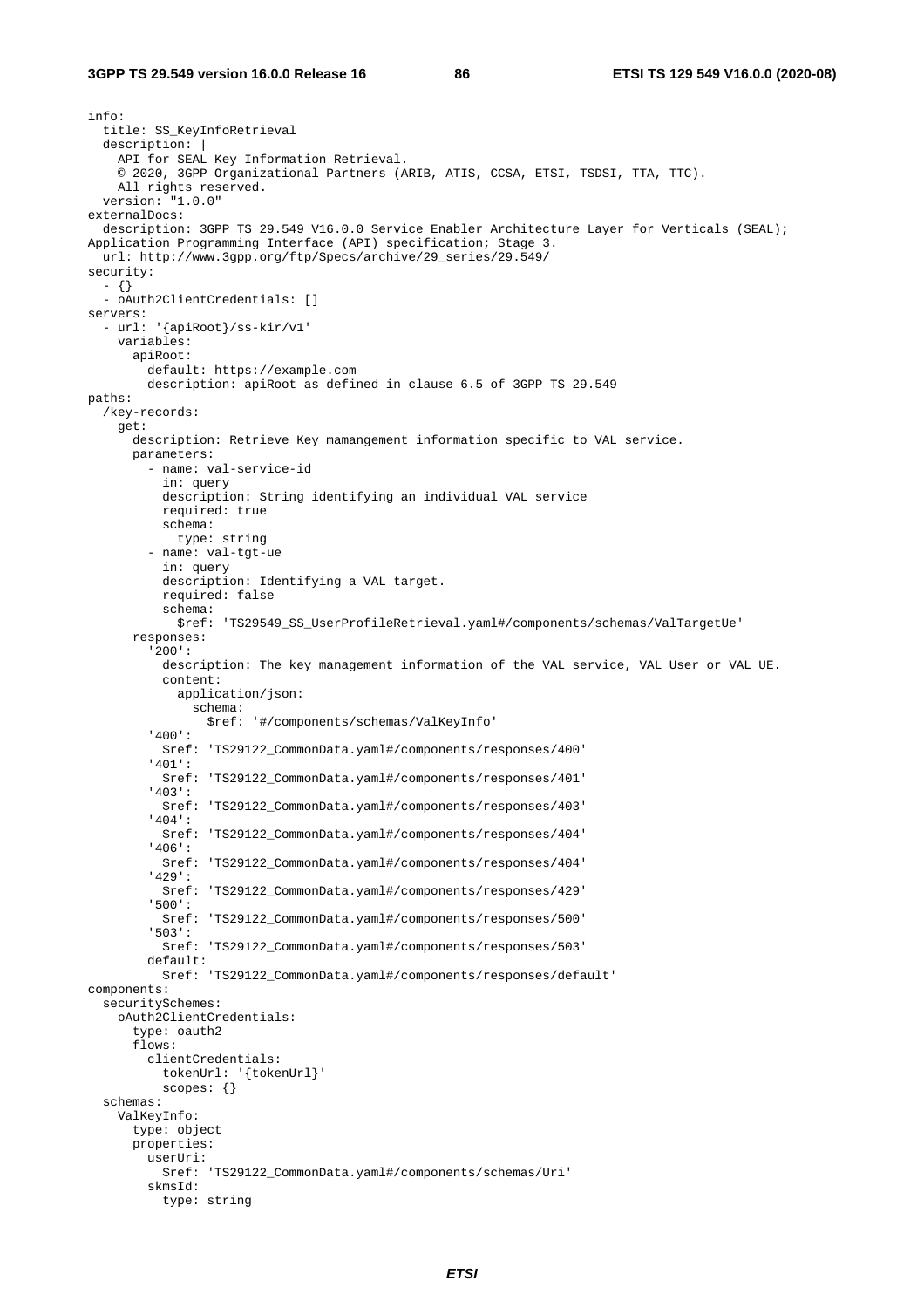```
info:
  title: SS_KeyInfoRetrieval
  description: |
    API for SEAL Key Information Retrieval.
    © 2020, 3GPP Organizational Partners (ARIB, ATIS, CCSA, ETSI, TSDSI, TTA, TTC).
    All rights reserved.
  version: "1.0.0"
externalDocs:
  description: 3GPP TS 29.549 V16.0.0 Service Enabler Architecture Layer for Verticals (SEAL);
Application Programming Interface (API) specification; Stage 3.
  url: http://www.3gpp.org/ftp/Specs/archive/29_series/29.549/
security:
  - {}
  - oAuth2ClientCredentials: []
servers:
  - url: '{apiRoot}/ss-kir/v1'
    variables:
      apiRoot:
        default: https://example.com
        description: apiRoot as defined in clause 6.5 of 3GPP TS 29.549
paths:
  /key-records:
    get:
      description: Retrieve Key mamangement information specific to VAL service.
      parameters:
        - name: val-service-id
          in: query
          description: String identifying an individual VAL service
          required: true
          schema:
            type: string
        - name: val-tgt-ue
          in: query
          description: Identifying a VAL target.
          required: false
          schema:
            $ref: 'TS29549_SS_UserProfileRetrieval.yaml#/components/schemas/ValTargetUe'
      responses:
        '200':
          description: The key management information of the VAL service, VAL User or VAL UE.
          content:
            application/json:
              schema:
                $ref: '#/components/schemas/ValKeyInfo'
        '400':
          $ref: 'TS29122_CommonData.yaml#/components/responses/400'
        '401':
          $ref: 'TS29122_CommonData.yaml#/components/responses/401'
        '403':
          $ref: 'TS29122_CommonData.yaml#/components/responses/403'
        '404':
          $ref: 'TS29122_CommonData.yaml#/components/responses/404'
        '406':
          $ref: 'TS29122_CommonData.yaml#/components/responses/404'
        '429':
          $ref: 'TS29122_CommonData.yaml#/components/responses/429'
        '500':
          $ref: 'TS29122_CommonData.yaml#/components/responses/500'
        '503':
          $ref: 'TS29122_CommonData.yaml#/components/responses/503'
        default:
          $ref: 'TS29122_CommonData.yaml#/components/responses/default'
components:
  securitySchemes:
    oAuth2ClientCredentials:
      type: oauth2
      flows:
        clientCredentials:
          tokenUrl: '{tokenUrl}'
          scopes: {}
  schemas:
    ValKeyInfo:
      type: object
      properties:
        userUri:
          $ref: 'TS29122_CommonData.yaml#/components/schemas/Uri'
        skmsId:
          type: string
```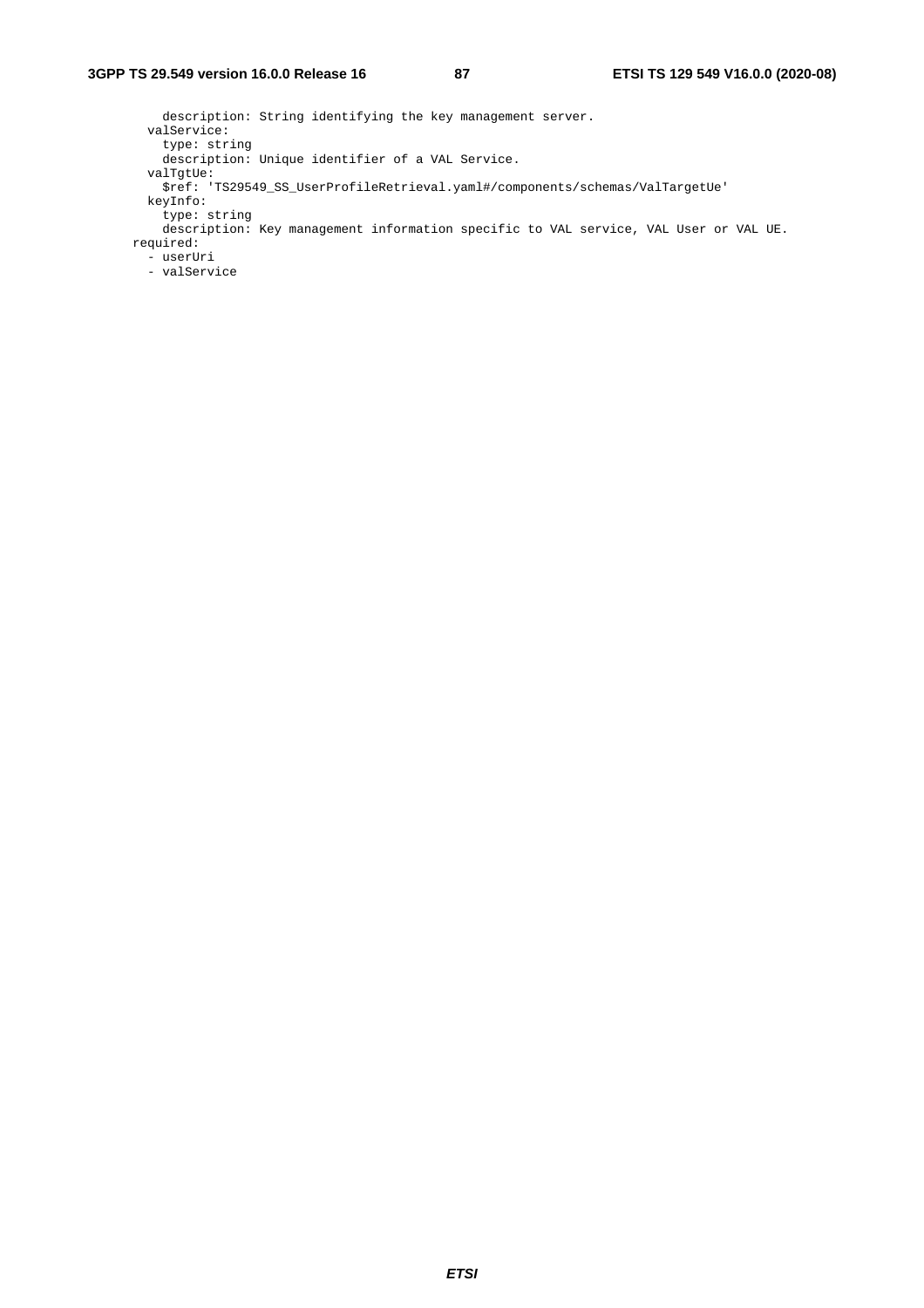```
          description: String identifying the key management server.
        valService:
          type: string
          description: Unique identifier of a VAL Service.
        valTgtUe:
          $ref: 'TS29549_SS_UserProfileRetrieval.yaml#/components/schemas/ValTargetUe'
        keyInfo:
          type: string
          description: Key management information specific to VAL service, VAL User or VAL UE.
      required:
        - userUri
        - valService
```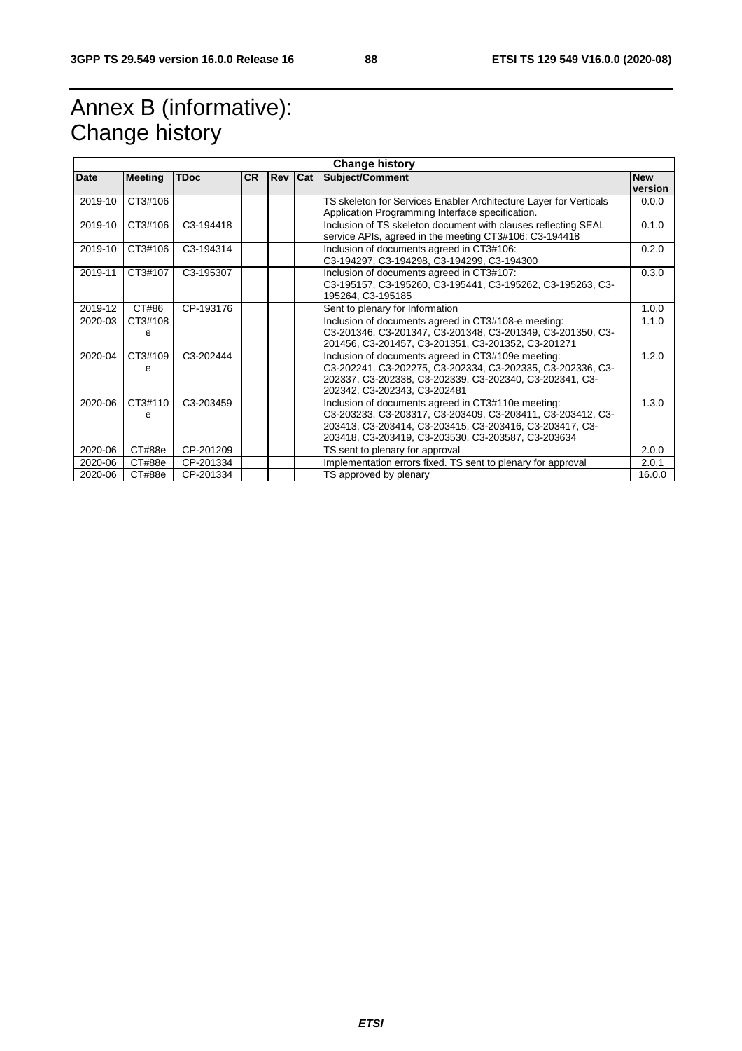# Annex B (informative): Change history

| Change history | | | | | | | |
|---|---|---|---|---|---|---|---|
| **Date** | **Meeting** | **TDoc** | **CR** | **Rev** | **Cat** | **Subject/Comment** | **New version** |
| 2019-10 | CT3#106 | | | | | TS skeleton for Services Enabler Architecture Layer for Verticals Application Programming Interface specification. | 0.0.0 |
| 2019-10 | CT3#106 | C3-194418 | | | | Inclusion of TS skeleton document with clauses reflecting SEAL service APIs, agreed in the meeting CT3#106: C3-194418 | 0.1.0 |
| 2019-10 | CT3#106 | C3-194314 | | | | Inclusion of documents agreed in CT3#106: C3-194297, C3-194298, C3-194299, C3-194300 | 0.2.0 |
| 2019-11 | CT3#107 | C3-195307 | | | | Inclusion of documents agreed in CT3#107: C3-195157, C3-195260, C3-195441, C3-195262, C3-195263, C3-195264, C3-195185 | 0.3.0 |
| 2019-12 | CT#86 | CP-193176 | | | | Sent to plenary for Information | 1.0.0 |
| 2020-03 | CT3#108e | | | | | Inclusion of documents agreed in CT3#108-e meeting: C3-201346, C3-201347, C3-201348, C3-201349, C3-201350, C3-201456, C3-201457, C3-201351, C3-201352, C3-201271 | 1.1.0 |
| 2020-04 | CT3#109e | C3-202444 | | | | Inclusion of documents agreed in CT3#109e meeting: C3-202241, C3-202275, C3-202334, C3-202335, C3-202336, C3-202337, C3-202338, C3-202339, C3-202340, C3-202341, C3-202342, C3-202343, C3-202481 | 1.2.0 |
| 2020-06 | CT3#110e | C3-203459 | | | | Inclusion of documents agreed in CT3#110e meeting: C3-203233, C3-203317, C3-203409, C3-203411, C3-203412, C3-203413, C3-203414, C3-203415, C3-203416, C3-203417, C3-203418, C3-203419, C3-203530, C3-203587, C3-203634 | 1.3.0 |
| 2020-06 | CT#88e | CP-201209 | | | | TS sent to plenary for approval | 2.0.0 |
| 2020-06 | CT#88e | CP-201334 | | | | Implementation errors fixed. TS sent to plenary for approval | 2.0.1 |
| 2020-06 | CT#88e | CP-201334 | | | | TS approved by plenary | 16.0.0 |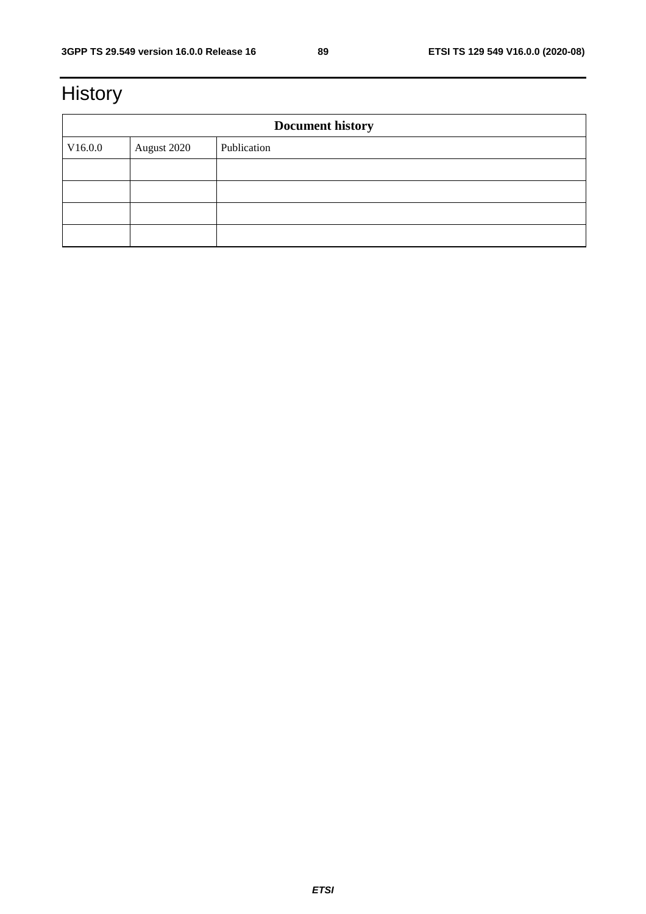# History

| Document history | | |
|---|---|---|
| V16.0.0 | August 2020 | Publication |
| | | |
| | | |
| | | |
| | | |